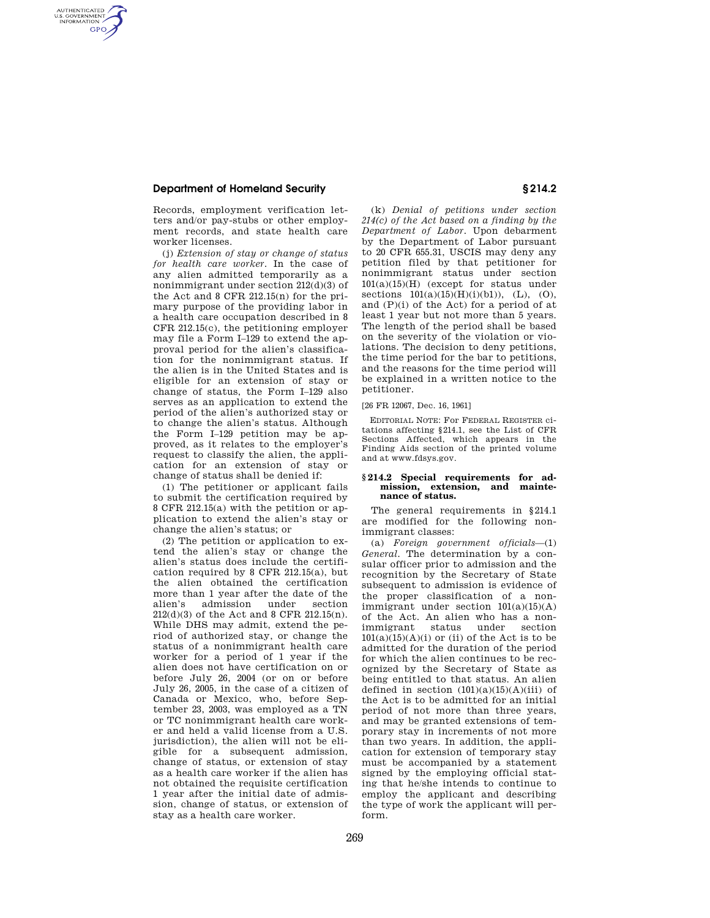Records, employment verification letters and/or pay-stubs or other employment records, and state health care worker licenses.

(j) *Extension of stay or change of status for health care worker.* In the case of any alien admitted temporarily as a nonimmigrant under section 212(d)(3) of the Act and 8 CFR 212.15(n) for the primary purpose of the providing labor in a health care occupation described in 8 CFR 212.15(c), the petitioning employer may file a Form I–129 to extend the approval period for the alien's classification for the nonimmigrant status. If the alien is in the United States and is eligible for an extension of stay or change of status, the Form I–129 also serves as an application to extend the period of the alien's authorized stay or to change the alien's status. Although the Form I–129 petition may be approved, as it relates to the employer's request to classify the alien, the application for an extension of stay or change of status shall be denied if:

(1) The petitioner or applicant fails to submit the certification required by 8 CFR 212.15(a) with the petition or application to extend the alien's stay or change the alien's status; or

(2) The petition or application to extend the alien's stay or change the alien's status does include the certification required by 8 CFR 212.15(a), but the alien obtained the certification more than 1 year after the date of the alien's admission under section 212(d)(3) of the Act and 8 CFR 212.15(n). While DHS may admit, extend the period of authorized stay, or change the status of a nonimmigrant health care worker for a period of 1 year if the alien does not have certification on or before July 26, 2004 (or on or before July 26, 2005, in the case of a citizen of Canada or Mexico, who, before September 23, 2003, was employed as a TN or TC nonimmigrant health care worker and held a valid license from a U.S. jurisdiction), the alien will not be eligible for a subsequent admission, change of status, or extension of stay as a health care worker if the alien has not obtained the requisite certification 1 year after the initial date of admission, change of status, or extension of stay as a health care worker.

(k) *Denial of petitions under section 214(c) of the Act based on a finding by the Department of Labor.* Upon debarment by the Department of Labor pursuant to 20 CFR 655.31, USCIS may deny any petition filed by that petitioner for nonimmigrant status under section 101(a)(15)(H) (except for status under sections 101(a)(15)(H)(i)(b1)), (L), (O), and (P)(i) of the Act) for a period of at least 1 year but not more than 5 years. The length of the period shall be based on the severity of the violation or violations. The decision to deny petitions, the time period for the bar to petitions, and the reasons for the time period will be explained in a written notice to the petitioner.

[26 FR 12067, Dec. 16, 1961]

EDITORIAL NOTE: For FEDERAL REGISTER citations affecting §214.1, see the List of CFR Sections Affected, which appears in the Finding Aids section of the printed volume and at www.fdsys.gov.

### §214.2 Special requirements for admission, extension, and maintenance of status.

The general requirements in §214.1 are modified for the following nonimmigrant classes:

(a) *Foreign government officials*—(1) *General.* The determination by a consular officer prior to admission and the recognition by the Secretary of State subsequent to admission is evidence of the proper classification of a nonimmigrant under section 101(a)(15)(A) of the Act. An alien who has a nonimmigrant status under section 101(a)(15)(A)(i) or (ii) of the Act is to be admitted for the duration of the period for which the alien continues to be recognized by the Secretary of State as being entitled to that status. An alien defined in section (101)(a)(15)(A)(iii) of the Act is to be admitted for an initial period of not more than three years, and may be granted extensions of temporary stay in increments of not more than two years. In addition, the application for extension of temporary stay must be accompanied by a statement signed by the employing official stating that he/she intends to continue to employ the applicant and describing the type of work the applicant will perform.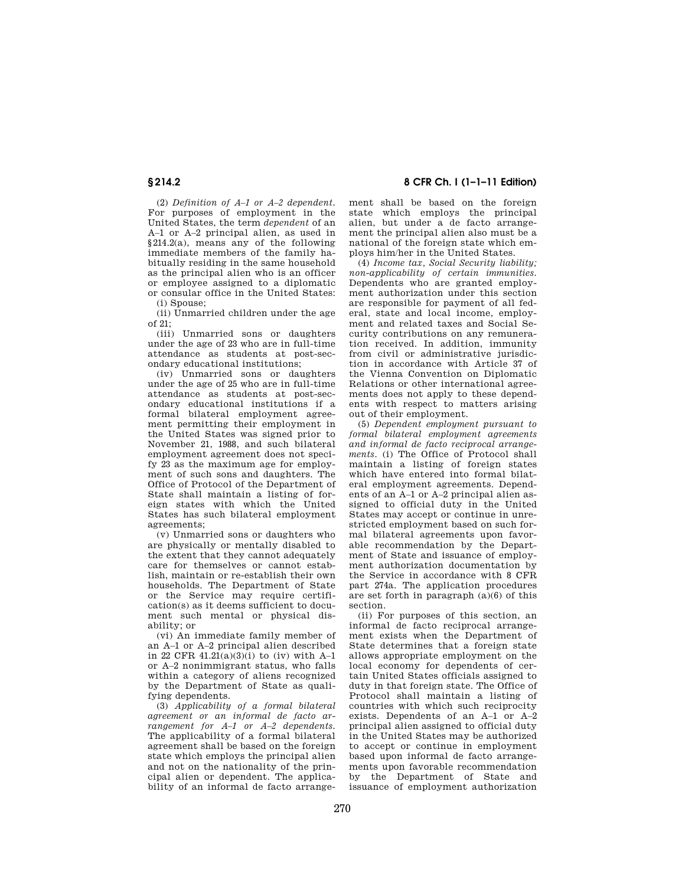(2) *Definition of A–1 or A–2 dependent.* For purposes of employment in the United States, the term *dependent* of an A–1 or A–2 principal alien, as used in §214.2(a), means any of the following immediate members of the family habitually residing in the same household as the principal alien who is an officer or employee assigned to a diplomatic or consular office in the United States:

(i) Spouse;

(ii) Unmarried children under the age of 21;

(iii) Unmarried sons or daughters under the age of 23 who are in full-time attendance as students at post-secondary educational institutions;

(iv) Unmarried sons or daughters under the age of 25 who are in full-time attendance as students at post-secondary educational institutions if a formal bilateral employment agreement permitting their employment in the United States was signed prior to November 21, 1988, and such bilateral employment agreement does not specify 23 as the maximum age for employment of such sons and daughters. The Office of Protocol of the Department of State shall maintain a listing of foreign states with which the United States has such bilateral employment agreements;

(v) Unmarried sons or daughters who are physically or mentally disabled to the extent that they cannot adequately care for themselves or cannot establish, maintain or re-establish their own households. The Department of State or the Service may require certification(s) as it deems sufficient to document such mental or physical disability; or

(vi) An immediate family member of an A–1 or A–2 principal alien described in 22 CFR 41.21(a)(3)(i) to (iv) with A–1 or A–2 nonimmigrant status, who falls within a category of aliens recognized by the Department of State as qualifying dependents.

(3) *Applicability of a formal bilateral agreement or an informal de facto arrangement for A–1 or A–2 dependents.* The applicability of a formal bilateral agreement shall be based on the foreign state which employs the principal alien and not on the nationality of the principal alien or dependent. The applicability of an informal de facto arrangement shall be based on the foreign state which employs the principal alien, but under a de facto arrangement the principal alien also must be a national of the foreign state which employs him/her in the United States.

(4) *Income tax, Social Security liability; non-applicability of certain immunities.* Dependents who are granted employment authorization under this section are responsible for payment of all federal, state and local income, employment and related taxes and Social Security contributions on any remuneration received. In addition, immunity from civil or administrative jurisdiction in accordance with Article 37 of the Vienna Convention on Diplomatic Relations or other international agreements does not apply to these dependents with respect to matters arising out of their employment.

(5) *Dependent employment pursuant to formal bilateral employment agreements and informal de facto reciprocal arrangements.* (i) The Office of Protocol shall maintain a listing of foreign states which have entered into formal bilateral employment agreements. Dependents of an A–1 or A–2 principal alien assigned to official duty in the United States may accept or continue in unrestricted employment based on such formal bilateral agreements upon favorable recommendation by the Department of State and issuance of employment authorization documentation by the Service in accordance with 8 CFR part 274a. The application procedures are set forth in paragraph (a)(6) of this section.

(ii) For purposes of this section, an informal de facto reciprocal arrangement exists when the Department of State determines that a foreign state allows appropriate employment on the local economy for dependents of certain United States officials assigned to duty in that foreign state. The Office of Protocol shall maintain a listing of countries with which such reciprocity exists. Dependents of an A–1 or A–2 principal alien assigned to official duty in the United States may be authorized to accept or continue in employment based upon informal de facto arrangements upon favorable recommendation by the Department of State and issuance of employment authorization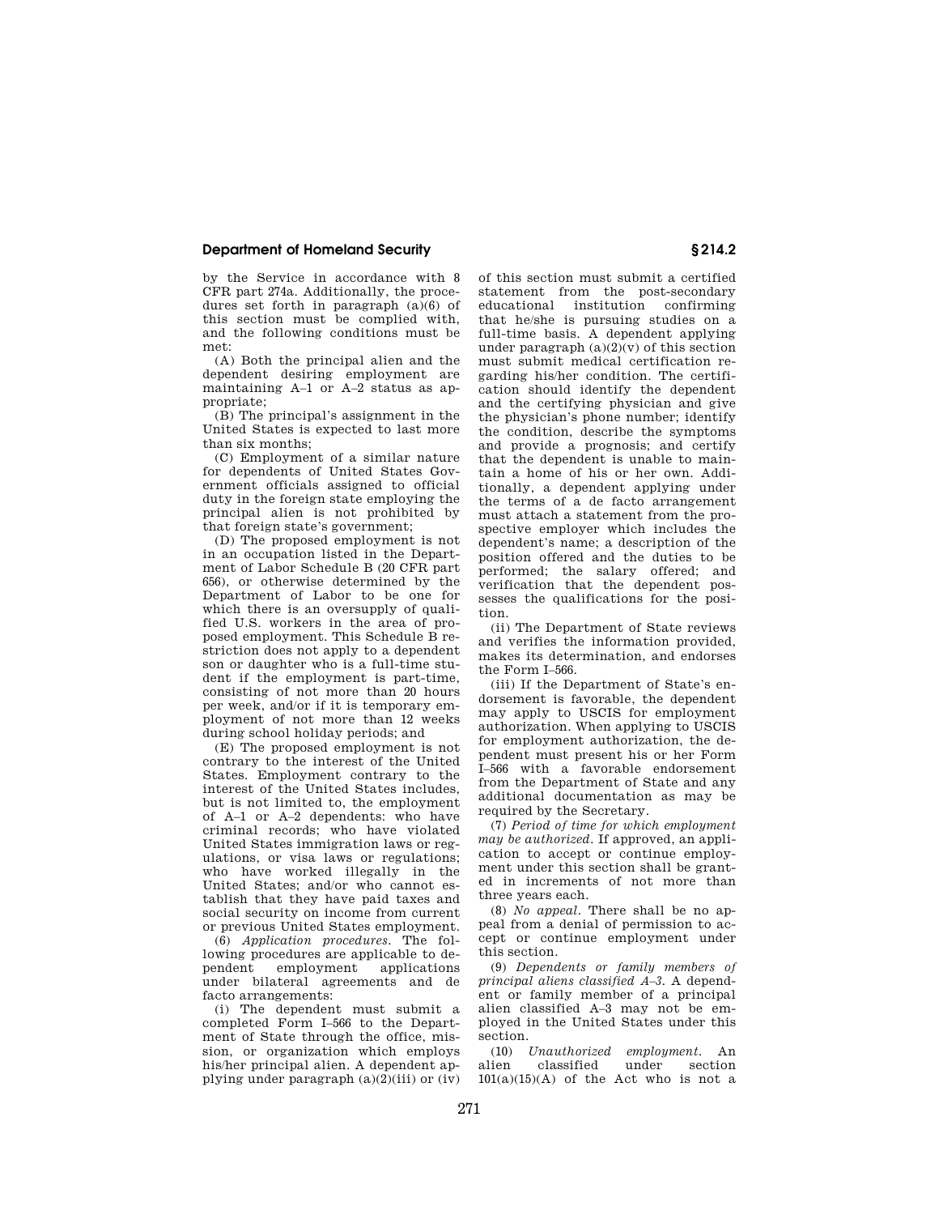by the Service in accordance with 8 CFR part 274a. Additionally, the procedures set forth in paragraph (a)(6) of this section must be complied with, and the following conditions must be met:

(A) Both the principal alien and the dependent desiring employment are maintaining A–1 or A–2 status as appropriate;

(B) The principal's assignment in the United States is expected to last more than six months;

(C) Employment of a similar nature for dependents of United States Government officials assigned to official duty in the foreign state employing the principal alien is not prohibited by that foreign state's government;

(D) The proposed employment is not in an occupation listed in the Department of Labor Schedule B (20 CFR part 656), or otherwise determined by the Department of Labor to be one for which there is an oversupply of qualified U.S. workers in the area of proposed employment. This Schedule B restriction does not apply to a dependent son or daughter who is a full-time student if the employment is part-time, consisting of not more than 20 hours per week, and/or if it is temporary employment of not more than 12 weeks during school holiday periods; and

(E) The proposed employment is not contrary to the interest of the United States. Employment contrary to the interest of the United States includes, but is not limited to, the employment of A–1 or A–2 dependents: who have criminal records; who have violated United States immigration laws or regulations, or visa laws or regulations; who have worked illegally in the United States; and/or who cannot establish that they have paid taxes and social security on income from current or previous United States employment.

(6) *Application procedures.* The following procedures are applicable to dependent employment applications under bilateral agreements and de facto arrangements:

(i) The dependent must submit a completed Form I–566 to the Department of State through the office, mission, or organization which employs his/her principal alien. A dependent applying under paragraph (a)(2)(iii) or (iv) of this section must submit a certified statement from the post-secondary educational institution confirming that he/she is pursuing studies on a full-time basis. A dependent applying under paragraph (a)(2)(v) of this section must submit medical certification regarding his/her condition. The certification should identify the dependent and the certifying physician and give the physician's phone number; identify the condition, describe the symptoms and provide a prognosis; and certify that the dependent is unable to maintain a home of his or her own. Additionally, a dependent applying under the terms of a de facto arrangement must attach a statement from the prospective employer which includes the dependent's name; a description of the position offered and the duties to be performed; the salary offered; and verification that the dependent possesses the qualifications for the position.

(ii) The Department of State reviews and verifies the information provided, makes its determination, and endorses the Form I–566.

(iii) If the Department of State's endorsement is favorable, the dependent may apply to USCIS for employment authorization. When applying to USCIS for employment authorization, the dependent must present his or her Form I–566 with a favorable endorsement from the Department of State and any additional documentation as may be required by the Secretary.

(7) *Period of time for which employment may be authorized.* If approved, an application to accept or continue employment under this section shall be granted in increments of not more than three years each.

(8) *No appeal.* There shall be no appeal from a denial of permission to accept or continue employment under this section.

(9) *Dependents or family members of principal aliens classified A–3.* A dependent or family member of a principal alien classified A–3 may not be employed in the United States under this section.

(10) *Unauthorized employment.* An alien classified under section 101(a)(15)(A) of the Act who is not a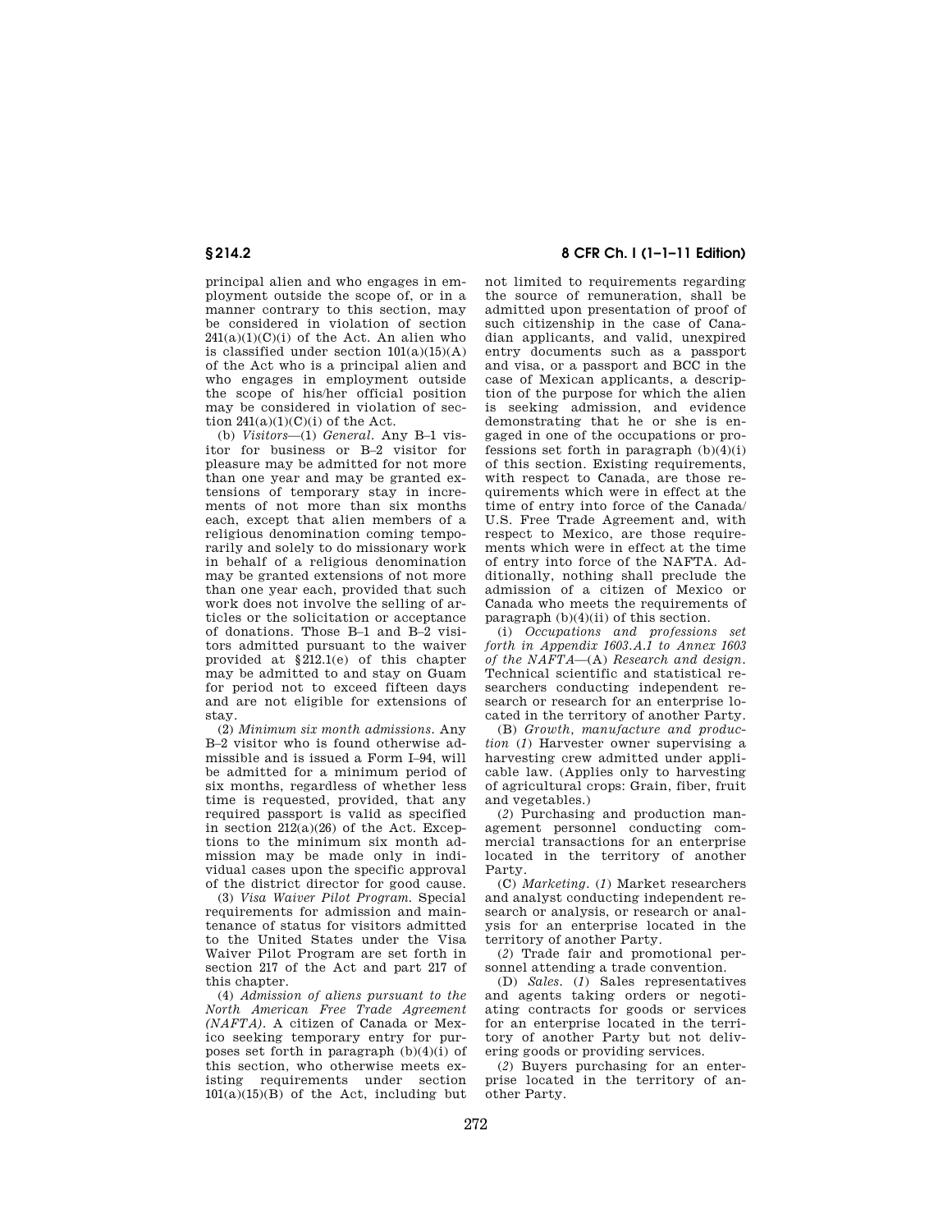principal alien and who engages in employment outside the scope of, or in a manner contrary to this section, may be considered in violation of section 241(a)(1)(C)(i) of the Act. An alien who is classified under section 101(a)(15)(A) of the Act who is a principal alien and who engages in employment outside the scope of his/her official position may be considered in violation of section 241(a)(1)(C)(i) of the Act.

(b) *Visitors*—(1) *General.* Any B–1 visitor for business or B–2 visitor for pleasure may be admitted for not more than one year and may be granted extensions of temporary stay in increments of not more than six months each, except that alien members of a religious denomination coming temporarily and solely to do missionary work in behalf of a religious denomination may be granted extensions of not more than one year each, provided that such work does not involve the selling of articles or the solicitation or acceptance of donations. Those B–1 and B–2 visitors admitted pursuant to the waiver provided at §212.1(e) of this chapter may be admitted to and stay on Guam for period not to exceed fifteen days and are not eligible for extensions of stay.

(2) *Minimum six month admissions.* Any B–2 visitor who is found otherwise admissible and is issued a Form I–94, will be admitted for a minimum period of six months, regardless of whether less time is requested, provided, that any required passport is valid as specified in section 212(a)(26) of the Act. Exceptions to the minimum six month admission may be made only in individual cases upon the specific approval of the district director for good cause.

(3) *Visa Waiver Pilot Program.* Special requirements for admission and maintenance of status for visitors admitted to the United States under the Visa Waiver Pilot Program are set forth in section 217 of the Act and part 217 of this chapter.

(4) *Admission of aliens pursuant to the North American Free Trade Agreement (NAFTA).* A citizen of Canada or Mexico seeking temporary entry for purposes set forth in paragraph (b)(4)(i) of this section, who otherwise meets existing requirements under section 101(a)(15)(B) of the Act, including but not limited to requirements regarding the source of remuneration, shall be admitted upon presentation of proof of such citizenship in the case of Canadian applicants, and valid, unexpired entry documents such as a passport and visa, or a passport and BCC in the case of Mexican applicants, a description of the purpose for which the alien is seeking admission, and evidence demonstrating that he or she is engaged in one of the occupations or professions set forth in paragraph (b)(4)(i) of this section. Existing requirements, with respect to Canada, are those requirements which were in effect at the time of entry into force of the Canada/U.S. Free Trade Agreement and, with respect to Mexico, are those requirements which were in effect at the time of entry into force of the NAFTA. Additionally, nothing shall preclude the admission of a citizen of Mexico or Canada who meets the requirements of paragraph (b)(4)(ii) of this section.

(i) *Occupations and professions set forth in Appendix 1603.A.1 to Annex 1603 of the NAFTA*—(A) *Research and design.* Technical scientific and statistical researchers conducting independent research or research for an enterprise located in the territory of another Party.

(B) *Growth, manufacture and production* (*1*) Harvester owner supervising a harvesting crew admitted under applicable law. (Applies only to harvesting of agricultural crops: Grain, fiber, fruit and vegetables.)

(*2*) Purchasing and production management personnel conducting commercial transactions for an enterprise located in the territory of another Party.

(C) *Marketing.* (*1*) Market researchers and analyst conducting independent research or analysis, or research or analysis for an enterprise located in the territory of another Party.

(*2*) Trade fair and promotional personnel attending a trade convention.

(D) *Sales.* (*1*) Sales representatives and agents taking orders or negotiating contracts for goods or services for an enterprise located in the territory of another Party but not delivering goods or providing services.

(*2*) Buyers purchasing for an enterprise located in the territory of another Party.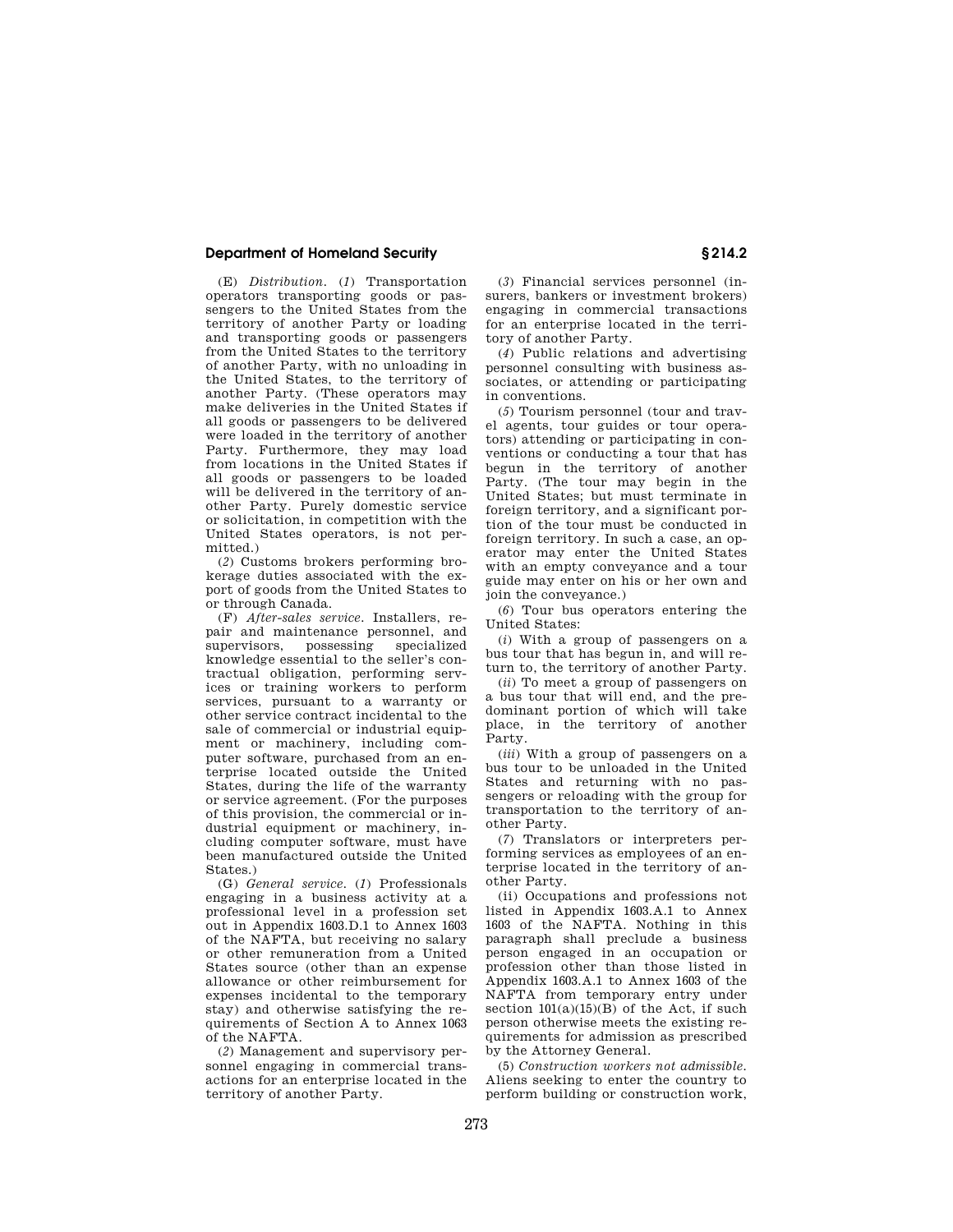(E) *Distribution.* (*1*) Transportation operators transporting goods or passengers to the United States from the territory of another Party or loading and transporting goods or passengers from the United States to the territory of another Party, with no unloading in the United States, to the territory of another Party. (These operators may make deliveries in the United States if all goods or passengers to be delivered were loaded in the territory of another Party. Furthermore, they may load from locations in the United States if all goods or passengers to be loaded will be delivered in the territory of another Party. Purely domestic service or solicitation, in competition with the United States operators, is not permitted.)

(*2*) Customs brokers performing brokerage duties associated with the export of goods from the United States to or through Canada.

(F) *After-sales service.* Installers, repair and maintenance personnel, and supervisors, possessing specialized knowledge essential to the seller's contractual obligation, performing services or training workers to perform services, pursuant to a warranty or other service contract incidental to the sale of commercial or industrial equipment or machinery, including computer software, purchased from an enterprise located outside the United States, during the life of the warranty or service agreement. (For the purposes of this provision, the commercial or industrial equipment or machinery, including computer software, must have been manufactured outside the United States.)

(G) *General service.* (*1*) Professionals engaging in a business activity at a professional level in a profession set out in Appendix 1603.D.1 to Annex 1603 of the NAFTA, but receiving no salary or other remuneration from a United States source (other than an expense allowance or other reimbursement for expenses incidental to the temporary stay) and otherwise satisfying the requirements of Section A to Annex 1063 of the NAFTA.

(*2*) Management and supervisory personnel engaging in commercial transactions for an enterprise located in the territory of another Party.

(*3*) Financial services personnel (insurers, bankers or investment brokers) engaging in commercial transactions for an enterprise located in the territory of another Party.

(*4*) Public relations and advertising personnel consulting with business associates, or attending or participating in conventions.

(*5*) Tourism personnel (tour and travel agents, tour guides or tour operators) attending or participating in conventions or conducting a tour that has begun in the territory of another Party. (The tour may begin in the United States; but must terminate in foreign territory, and a significant portion of the tour must be conducted in foreign territory. In such a case, an operator may enter the United States with an empty conveyance and a tour guide may enter on his or her own and join the conveyance.)

(*6*) Tour bus operators entering the United States:

(*i*) With a group of passengers on a bus tour that has begun in, and will return to, the territory of another Party.

(*ii*) To meet a group of passengers on a bus tour that will end, and the predominant portion of which will take place, in the territory of another Party.

(*iii*) With a group of passengers on a bus tour to be unloaded in the United States and returning with no passengers or reloading with the group for transportation to the territory of another Party.

(*7*) Translators or interpreters performing services as employees of an enterprise located in the territory of another Party.

(ii) Occupations and professions not listed in Appendix 1603.A.1 to Annex 1603 of the NAFTA. Nothing in this paragraph shall preclude a business person engaged in an occupation or profession other than those listed in Appendix 1603.A.1 to Annex 1603 of the NAFTA from temporary entry under section 101(a)(15)(B) of the Act, if such person otherwise meets the existing requirements for admission as prescribed by the Attorney General.

(5) *Construction workers not admissible.* Aliens seeking to enter the country to perform building or construction work,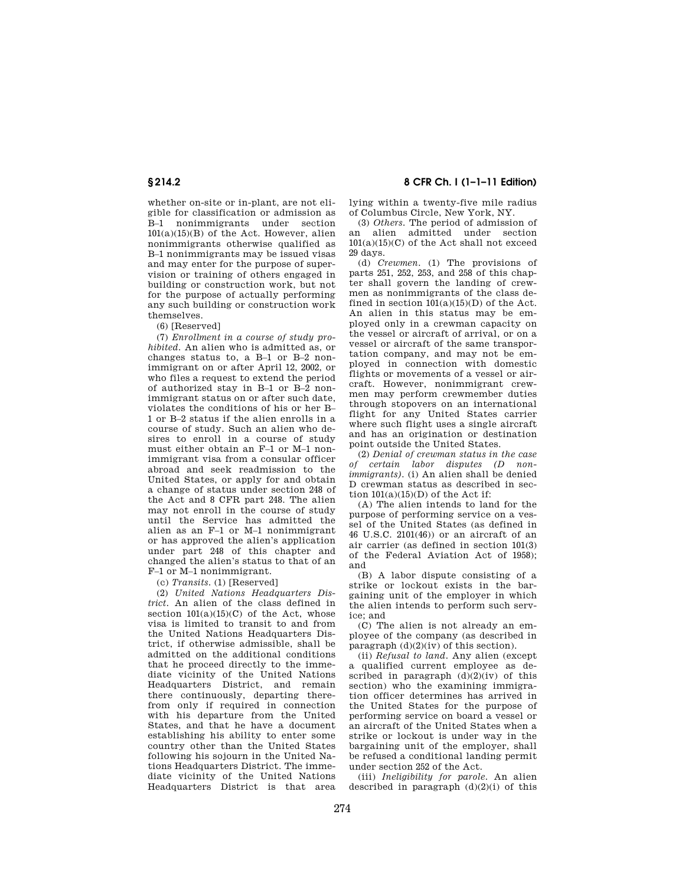whether on-site or in-plant, are not eligible for classification or admission as B–1 nonimmigrants under section 101(a)(15)(B) of the Act. However, alien nonimmigrants otherwise qualified as B–1 nonimmigrants may be issued visas and may enter for the purpose of supervision or training of others engaged in building or construction work, but not for the purpose of actually performing any such building or construction work themselves.

(6) [Reserved]

(7) *Enrollment in a course of study prohibited.* An alien who is admitted as, or changes status to, a B–1 or B–2 nonimmigrant on or after April 12, 2002, or who files a request to extend the period of authorized stay in B–1 or B–2 nonimmigrant status on or after such date, violates the conditions of his or her B–1 or B–2 status if the alien enrolls in a course of study. Such an alien who desires to enroll in a course of study must either obtain an F–1 or M–1 nonimmigrant visa from a consular officer abroad and seek readmission to the United States, or apply for and obtain a change of status under section 248 of the Act and 8 CFR part 248. The alien may not enroll in the course of study until the Service has admitted the alien as an F–1 or M–1 nonimmigrant or has approved the alien's application under part 248 of this chapter and changed the alien's status to that of an F–1 or M–1 nonimmigrant.

(c) *Transits.* (1) [Reserved]

(2) *United Nations Headquarters District.* An alien of the class defined in section 101(a)(15)(C) of the Act, whose visa is limited to transit to and from the United Nations Headquarters District, if otherwise admissible, shall be admitted on the additional conditions that he proceed directly to the immediate vicinity of the United Nations Headquarters District, and remain there continuously, departing therefrom only if required in connection with his departure from the United States, and that he have a document establishing his ability to enter some country other than the United States following his sojourn in the United Nations Headquarters District. The immediate vicinity of the United Nations Headquarters District is that area lying within a twenty-five mile radius of Columbus Circle, New York, NY.

(3) *Others.* The period of admission of an alien admitted under section 101(a)(15)(C) of the Act shall not exceed 29 days.

(d) *Crewmen.* (1) The provisions of parts 251, 252, 253, and 258 of this chapter shall govern the landing of crewmen as nonimmigrants of the class defined in section 101(a)(15)(D) of the Act. An alien in this status may be employed only in a crewman capacity on the vessel or aircraft of arrival, or on a vessel or aircraft of the same transportation company, and may not be employed in connection with domestic flights or movements of a vessel or aircraft. However, nonimmigrant crewmen may perform crewmember duties through stopovers on an international flight for any United States carrier where such flight uses a single aircraft and has an origination or destination point outside the United States.

(2) *Denial of crewman status in the case of certain labor disputes (D nonimmigrants).* (i) An alien shall be denied D crewman status as described in section 101(a)(15)(D) of the Act if:

(A) The alien intends to land for the purpose of performing service on a vessel of the United States (as defined in 46 U.S.C. 2101(46)) or an aircraft of an air carrier (as defined in section 101(3) of the Federal Aviation Act of 1958); and

(B) A labor dispute consisting of a strike or lockout exists in the bargaining unit of the employer in which the alien intends to perform such service; and

(C) The alien is not already an employee of the company (as described in paragraph (d)(2)(iv) of this section).

(ii) *Refusal to land.* Any alien (except a qualified current employee as described in paragraph (d)(2)(iv) of this section) who the examining immigration officer determines has arrived in the United States for the purpose of performing service on board a vessel or an aircraft of the United States when a strike or lockout is under way in the bargaining unit of the employer, shall be refused a conditional landing permit under section 252 of the Act.

(iii) *Ineligibility for parole.* An alien described in paragraph (d)(2)(i) of this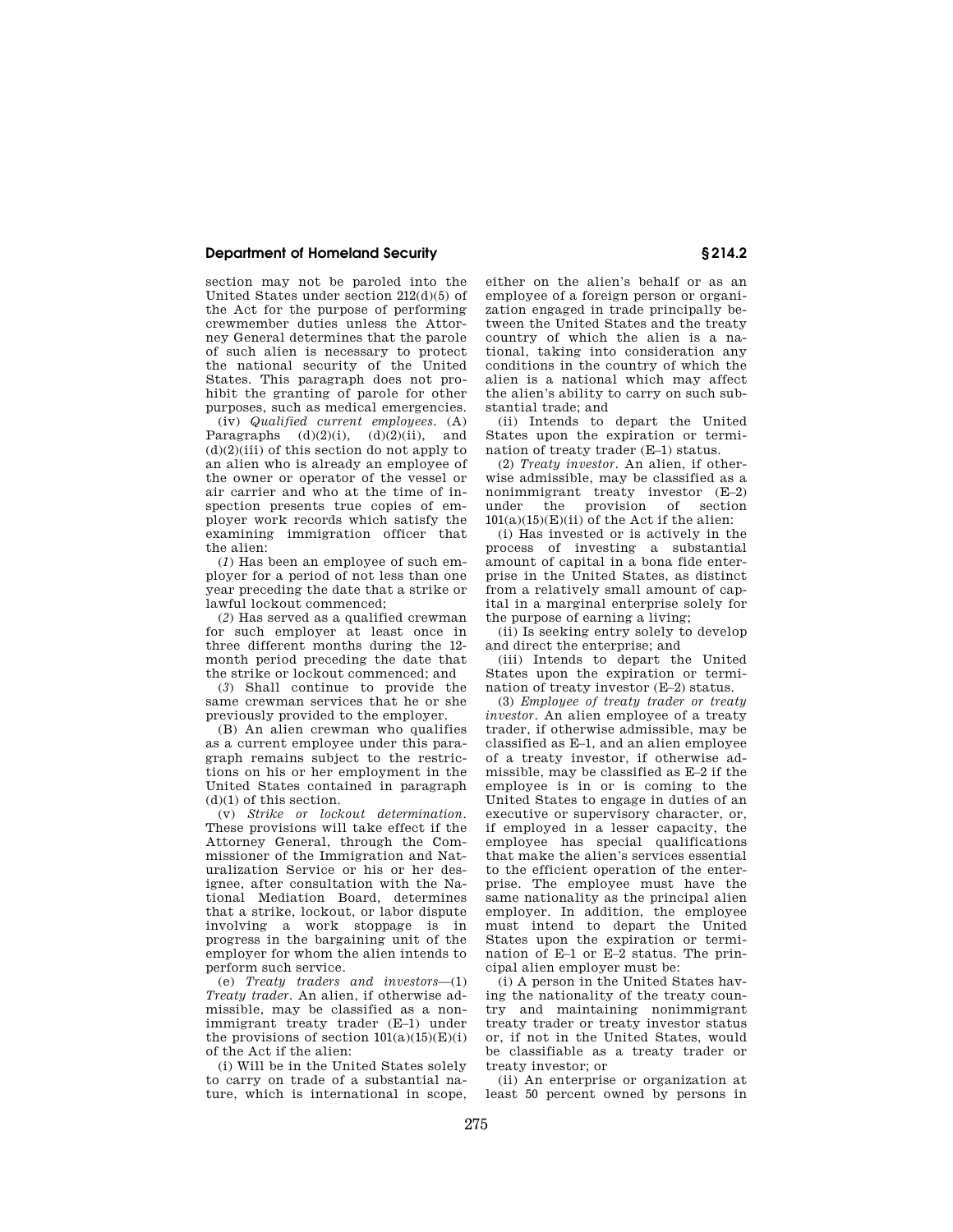section may not be paroled into the United States under section 212(d)(5) of the Act for the purpose of performing crewmember duties unless the Attorney General determines that the parole of such alien is necessary to protect the national security of the United States. This paragraph does not prohibit the granting of parole for other purposes, such as medical emergencies.

(iv) *Qualified current employees*. (A) Paragraphs (d)(2)(i), (d)(2)(ii), and (d)(2)(iii) of this section do not apply to an alien who is already an employee of the owner or operator of the vessel or air carrier and who at the time of inspection presents true copies of employer work records which satisfy the examining immigration officer that the alien:

(*1*) Has been an employee of such employer for a period of not less than one year preceding the date that a strike or lawful lockout commenced;

(*2*) Has served as a qualified crewman for such employer at least once in three different months during the 12-month period preceding the date that the strike or lockout commenced; and

(*3*) Shall continue to provide the same crewman services that he or she previously provided to the employer.

(B) An alien crewman who qualifies as a current employee under this paragraph remains subject to the restrictions on his or her employment in the United States contained in paragraph (d)(1) of this section.

(v) *Strike or lockout determination*. These provisions will take effect if the Attorney General, through the Commissioner of the Immigration and Naturalization Service or his or her designee, after consultation with the National Mediation Board, determines that a strike, lockout, or labor dispute involving a work stoppage is in progress in the bargaining unit of the employer for whom the alien intends to perform such service.

(e) *Treaty traders and investors*—(1) *Treaty trader*. An alien, if otherwise admissible, may be classified as a nonimmigrant treaty trader (E–1) under the provisions of section 101(a)(15)(E)(i) of the Act if the alien:

(i) Will be in the United States solely to carry on trade of a substantial nature, which is international in scope, either on the alien's behalf or as an employee of a foreign person or organization engaged in trade principally between the United States and the treaty country of which the alien is a national, taking into consideration any conditions in the country of which the alien is a national which may affect the alien's ability to carry on such substantial trade; and

(ii) Intends to depart the United States upon the expiration or termination of treaty trader (E–1) status.

(2) *Treaty investor*. An alien, if otherwise admissible, may be classified as a nonimmigrant treaty investor (E–2) under the provision of section 101(a)(15)(E)(ii) of the Act if the alien:

(i) Has invested or is actively in the process of investing a substantial amount of capital in a bona fide enterprise in the United States, as distinct from a relatively small amount of capital in a marginal enterprise solely for the purpose of earning a living;

(ii) Is seeking entry solely to develop and direct the enterprise; and

(iii) Intends to depart the United States upon the expiration or termination of treaty investor (E–2) status.

(3) *Employee of treaty trader or treaty investor*. An alien employee of a treaty trader, if otherwise admissible, may be classified as E–1, and an alien employee of a treaty investor, if otherwise admissible, may be classified as E–2 if the employee is in or is coming to the United States to engage in duties of an executive or supervisory character, or, if employed in a lesser capacity, the employee has special qualifications that make the alien's services essential to the efficient operation of the enterprise. The employee must have the same nationality as the principal alien employer. In addition, the employee must intend to depart the United States upon the expiration or termination of E–1 or E–2 status. The principal alien employer must be:

(i) A person in the United States having the nationality of the treaty country and maintaining nonimmigrant treaty trader or treaty investor status or, if not in the United States, would be classifiable as a treaty trader or treaty investor; or

(ii) An enterprise or organization at least 50 percent owned by persons in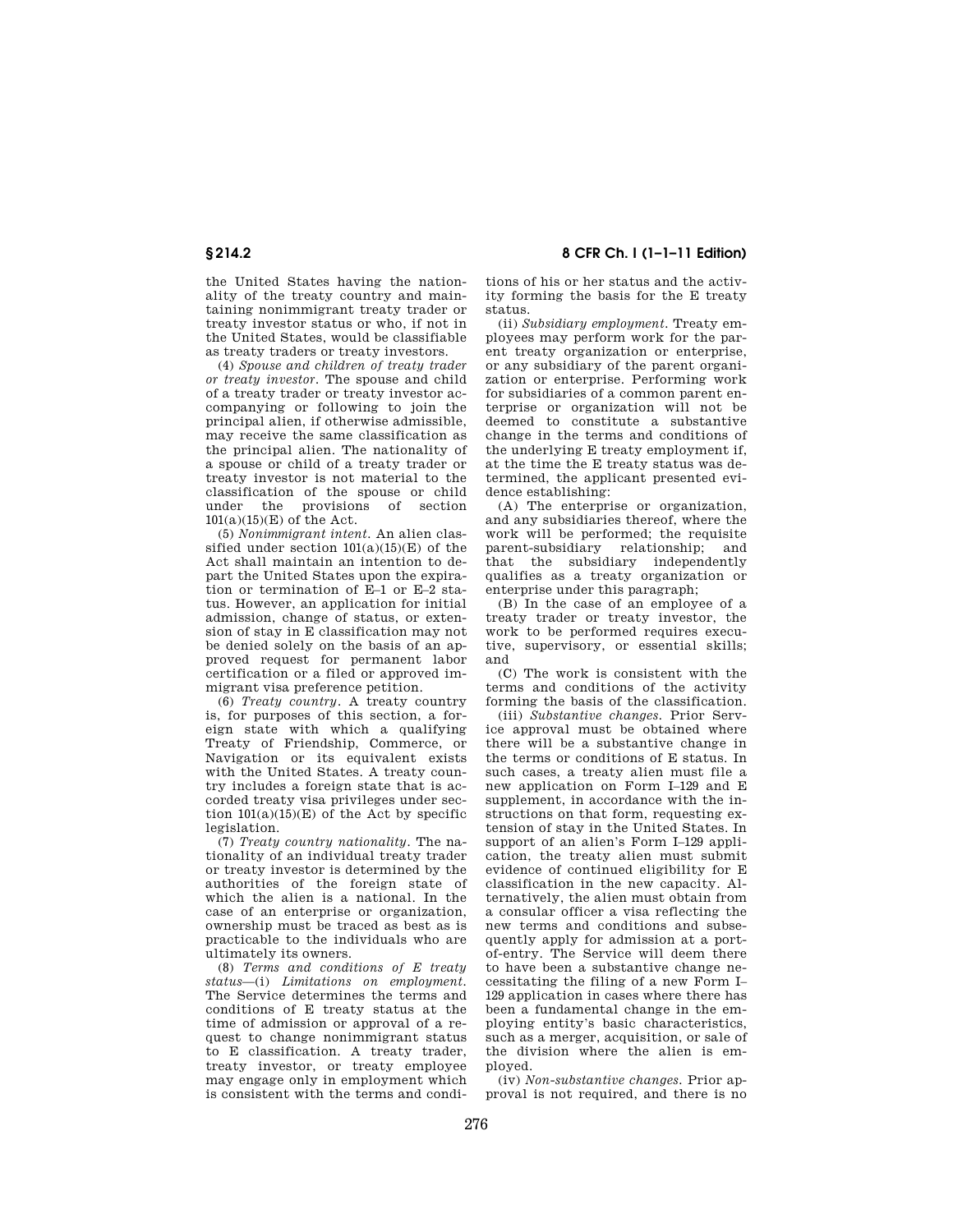the United States having the nationality of the treaty country and maintaining nonimmigrant treaty trader or treaty investor status or who, if not in the United States, would be classifiable as treaty traders or treaty investors.

(4) *Spouse and children of treaty trader or treaty investor*. The spouse and child of a treaty trader or treaty investor accompanying or following to join the principal alien, if otherwise admissible, may receive the same classification as the principal alien. The nationality of a spouse or child of a treaty trader or treaty investor is not material to the classification of the spouse or child under the provisions of section 101(a)(15)(E) of the Act.

(5) *Nonimmigrant intent*. An alien classified under section 101(a)(15)(E) of the Act shall maintain an intention to depart the United States upon the expiration or termination of E–1 or E–2 status. However, an application for initial admission, change of status, or extension of stay in E classification may not be denied solely on the basis of an approved request for permanent labor certification or a filed or approved immigrant visa preference petition.

(6) *Treaty country*. A treaty country is, for purposes of this section, a foreign state with which a qualifying Treaty of Friendship, Commerce, or Navigation or its equivalent exists with the United States. A treaty country includes a foreign state that is accorded treaty visa privileges under section 101(a)(15)(E) of the Act by specific legislation.

(7) *Treaty country nationality*. The nationality of an individual treaty trader or treaty investor is determined by the authorities of the foreign state of which the alien is a national. In the case of an enterprise or organization, ownership must be traced as best as is practicable to the individuals who are ultimately its owners.

(8) *Terms and conditions of E treaty status*—(i) *Limitations on employment*. The Service determines the terms and conditions of E treaty status at the time of admission or approval of a request to change nonimmigrant status to E classification. A treaty trader, treaty investor, or treaty employee may engage only in employment which is consistent with the terms and conditions of his or her status and the activity forming the basis for the E treaty status.

(ii) *Subsidiary employment*. Treaty employees may perform work for the parent treaty organization or enterprise, or any subsidiary of the parent organization or enterprise. Performing work for subsidiaries of a common parent enterprise or organization will not be deemed to constitute a substantive change in the terms and conditions of the underlying E treaty employment if, at the time the E treaty status was determined, the applicant presented evidence establishing:

(A) The enterprise or organization, and any subsidiaries thereof, where the work will be performed; the requisite parent-subsidiary relationship; and that the subsidiary independently qualifies as a treaty organization or enterprise under this paragraph;

(B) In the case of an employee of a treaty trader or treaty investor, the work to be performed requires executive, supervisory, or essential skills; and

(C) The work is consistent with the terms and conditions of the activity forming the basis of the classification.

(iii) *Substantive changes*. Prior Service approval must be obtained where there will be a substantive change in the terms or conditions of E status. In such cases, a treaty alien must file a new application on Form I–129 and E supplement, in accordance with the instructions on that form, requesting extension of stay in the United States. In support of an alien's Form I–129 application, the treaty alien must submit evidence of continued eligibility for E classification in the new capacity. Alternatively, the alien must obtain from a consular officer a visa reflecting the new terms and conditions and subsequently apply for admission at a port-of-entry. The Service will deem there to have been a substantive change necessitating the filing of a new Form I–129 application in cases where there has been a fundamental change in the employing entity's basic characteristics, such as a merger, acquisition, or sale of the division where the alien is employed.

(iv) *Non-substantive changes*. Prior approval is not required, and there is no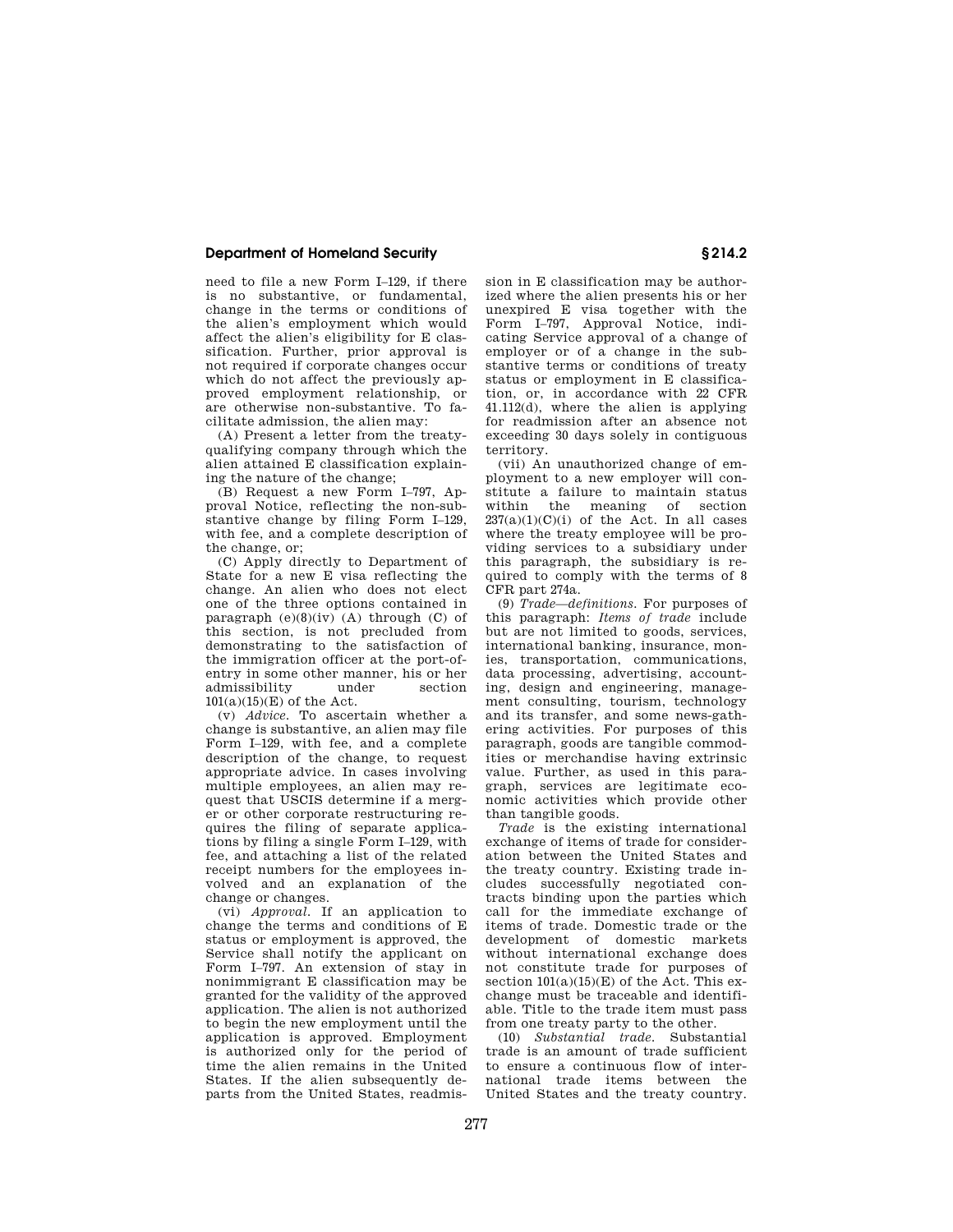need to file a new Form I–129, if there is no substantive, or fundamental, change in the terms or conditions of the alien's employment which would affect the alien's eligibility for E classification. Further, prior approval is not required if corporate changes occur which do not affect the previously approved employment relationship, or are otherwise non-substantive. To facilitate admission, the alien may:

(A) Present a letter from the treaty-qualifying company through which the alien attained E classification explaining the nature of the change;

(B) Request a new Form I–797, Approval Notice, reflecting the non-substantive change by filing Form I–129, with fee, and a complete description of the change, or;

(C) Apply directly to Department of State for a new E visa reflecting the change. An alien who does not elect one of the three options contained in paragraph (e)(8)(iv) (A) through (C) of this section, is not precluded from demonstrating to the satisfaction of the immigration officer at the port-of-entry in some other manner, his or her admissibility under section 101(a)(15)(E) of the Act.

(v) *Advice.* To ascertain whether a change is substantive, an alien may file Form I–129, with fee, and a complete description of the change, to request appropriate advice. In cases involving multiple employees, an alien may request that USCIS determine if a merger or other corporate restructuring requires the filing of separate applications by filing a single Form I–129, with fee, and attaching a list of the related receipt numbers for the employees involved and an explanation of the change or changes.

(vi) *Approval.* If an application to change the terms and conditions of E status or employment is approved, the Service shall notify the applicant on Form I–797. An extension of stay in nonimmigrant E classification may be granted for the validity of the approved application. The alien is not authorized to begin the new employment until the application is approved. Employment is authorized only for the period of time the alien remains in the United States. If the alien subsequently departs from the United States, readmission in E classification may be authorized where the alien presents his or her unexpired E visa together with the Form I–797, Approval Notice, indicating Service approval of a change of employer or of a change in the substantive terms or conditions of treaty status or employment in E classification, or, in accordance with 22 CFR 41.112(d), where the alien is applying for readmission after an absence not exceeding 30 days solely in contiguous territory.

(vii) An unauthorized change of employment to a new employer will constitute a failure to maintain status within the meaning of section 237(a)(1)(C)(i) of the Act. In all cases where the treaty employee will be providing services to a subsidiary under this paragraph, the subsidiary is required to comply with the terms of 8 CFR part 274a.

(9) *Trade—definitions.* For purposes of this paragraph: *Items of trade* include but are not limited to goods, services, international banking, insurance, monies, transportation, communications, data processing, advertising, accounting, design and engineering, management consulting, tourism, technology and its transfer, and some news-gathering activities. For purposes of this paragraph, goods are tangible commodities or merchandise having extrinsic value. Further, as used in this paragraph, services are legitimate economic activities which provide other than tangible goods.

*Trade* is the existing international exchange of items of trade for consideration between the United States and the treaty country. Existing trade includes successfully negotiated contracts binding upon the parties which call for the immediate exchange of items of trade. Domestic trade or the development of domestic markets without international exchange does not constitute trade for purposes of section 101(a)(15)(E) of the Act. This exchange must be traceable and identifiable. Title to the trade item must pass from one treaty party to the other.

(10) *Substantial trade.* Substantial trade is an amount of trade sufficient to ensure a continuous flow of international trade items between the United States and the treaty country.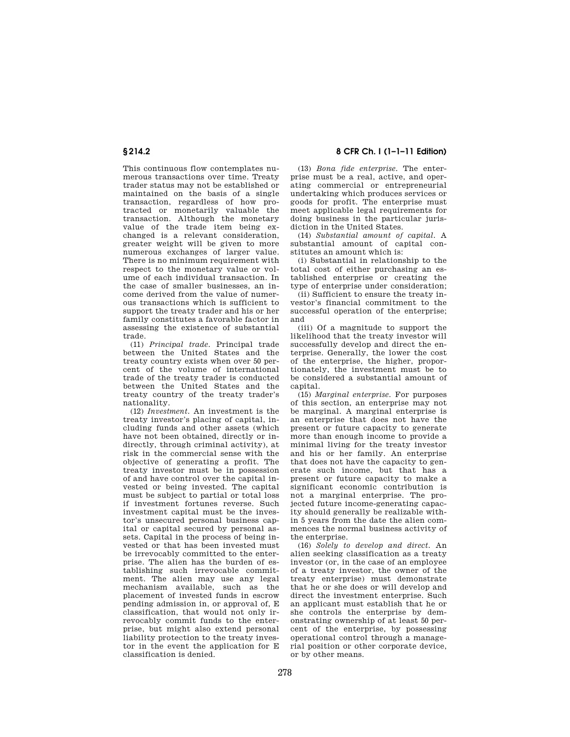This continuous flow contemplates numerous transactions over time. Treaty trader status may not be established or maintained on the basis of a single transaction, regardless of how protracted or monetarily valuable the transaction. Although the monetary value of the trade item being exchanged is a relevant consideration, greater weight will be given to more numerous exchanges of larger value. There is no minimum requirement with respect to the monetary value or volume of each individual transaction. In the case of smaller businesses, an income derived from the value of numerous transactions which is sufficient to support the treaty trader and his or her family constitutes a favorable factor in assessing the existence of substantial trade.

(11) *Principal trade.* Principal trade between the United States and the treaty country exists when over 50 percent of the volume of international trade of the treaty trader is conducted between the United States and the treaty country of the treaty trader's nationality.

(12) *Investment.* An investment is the treaty investor's placing of capital, including funds and other assets (which have not been obtained, directly or indirectly, through criminal activity), at risk in the commercial sense with the objective of generating a profit. The treaty investor must be in possession of and have control over the capital invested or being invested. The capital must be subject to partial or total loss if investment fortunes reverse. Such investment capital must be the investor's unsecured personal business capital or capital secured by personal assets. Capital in the process of being invested or that has been invested must be irrevocably committed to the enterprise. The alien has the burden of establishing such irrevocable commitment. The alien may use any legal mechanism available, such as the placement of invested funds in escrow pending admission in, or approval of, E classification, that would not only irrevocably commit funds to the enterprise, but might also extend personal liability protection to the treaty investor in the event the application for E classification is denied.

(13) *Bona fide enterprise.* The enterprise must be a real, active, and operating commercial or entrepreneurial undertaking which produces services or goods for profit. The enterprise must meet applicable legal requirements for doing business in the particular jurisdiction in the United States.

(14) *Substantial amount of capital.* A substantial amount of capital constitutes an amount which is:

(i) Substantial in relationship to the total cost of either purchasing an established enterprise or creating the type of enterprise under consideration;

(ii) Sufficient to ensure the treaty investor's financial commitment to the successful operation of the enterprise; and

(iii) Of a magnitude to support the likelihood that the treaty investor will successfully develop and direct the enterprise. Generally, the lower the cost of the enterprise, the higher, proportionately, the investment must be to be considered a substantial amount of capital.

(15) *Marginal enterprise.* For purposes of this section, an enterprise may not be marginal. A marginal enterprise is an enterprise that does not have the present or future capacity to generate more than enough income to provide a minimal living for the treaty investor and his or her family. An enterprise that does not have the capacity to generate such income, but that has a present or future capacity to make a significant economic contribution is not a marginal enterprise. The projected future income-generating capacity should generally be realizable within 5 years from the date the alien commences the normal business activity of the enterprise.

(16) *Solely to develop and direct.* An alien seeking classification as a treaty investor (or, in the case of an employee of a treaty investor, the owner of the treaty enterprise) must demonstrate that he or she does or will develop and direct the investment enterprise. Such an applicant must establish that he or she controls the enterprise by demonstrating ownership of at least 50 percent of the enterprise, by possessing operational control through a managerial position or other corporate device, or by other means.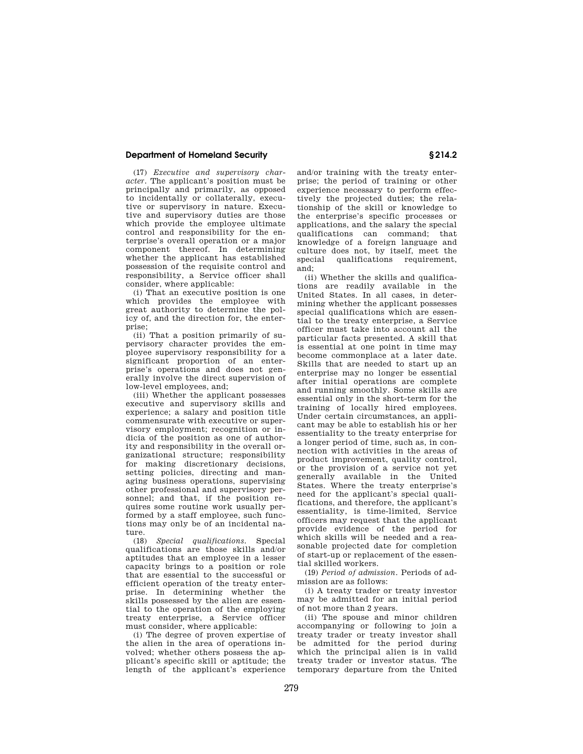(17) *Executive and supervisory character*. The applicant's position must be principally and primarily, as opposed to incidentally or collaterally, executive or supervisory in nature. Executive and supervisory duties are those which provide the employee ultimate control and responsibility for the enterprise's overall operation or a major component thereof. In determining whether the applicant has established possession of the requisite control and responsibility, a Service officer shall consider, where applicable:

(i) That an executive position is one which provides the employee with great authority to determine the policy of, and the direction for, the enterprise;

(ii) That a position primarily of supervisory character provides the employee supervisory responsibility for a significant proportion of an enterprise's operations and does not generally involve the direct supervision of low-level employees, and;

(iii) Whether the applicant possesses executive and supervisory skills and experience; a salary and position title commensurate with executive or supervisory employment; recognition or indicia of the position as one of authority and responsibility in the overall organizational structure; responsibility for making discretionary decisions, setting policies, directing and managing business operations, supervising other professional and supervisory personnel; and that, if the position requires some routine work usually performed by a staff employee, such functions may only be of an incidental nature.

(18) *Special qualifications*. Special qualifications are those skills and/or aptitudes that an employee in a lesser capacity brings to a position or role that are essential to the successful or efficient operation of the treaty enterprise. In determining whether the skills possessed by the alien are essential to the operation of the employing treaty enterprise, a Service officer must consider, where applicable:

(i) The degree of proven expertise of the alien in the area of operations involved; whether others possess the applicant's specific skill or aptitude; the length of the applicant's experience and/or training with the treaty enterprise; the period of training or other experience necessary to perform effectively the projected duties; the relationship of the skill or knowledge to the enterprise's specific processes or applications, and the salary the special qualifications can command; that knowledge of a foreign language and culture does not, by itself, meet the special qualifications requirement, and;

(ii) Whether the skills and qualifications are readily available in the United States. In all cases, in determining whether the applicant possesses special qualifications which are essential to the treaty enterprise, a Service officer must take into account all the particular facts presented. A skill that is essential at one point in time may become commonplace at a later date. Skills that are needed to start up an enterprise may no longer be essential after initial operations are complete and running smoothly. Some skills are essential only in the short-term for the training of locally hired employees. Under certain circumstances, an applicant may be able to establish his or her essentiality to the treaty enterprise for a longer period of time, such as, in connection with activities in the areas of product improvement, quality control, or the provision of a service not yet generally available in the United States. Where the treaty enterprise's need for the applicant's special qualifications, and therefore, the applicant's essentiality, is time-limited, Service officers may request that the applicant provide evidence of the period for which skills will be needed and a reasonable projected date for completion of start-up or replacement of the essential skilled workers.

(19) *Period of admission*. Periods of admission are as follows:

(i) A treaty trader or treaty investor may be admitted for an initial period of not more than 2 years.

(ii) The spouse and minor children accompanying or following to join a treaty trader or treaty investor shall be admitted for the period during which the principal alien is in valid treaty trader or investor status. The temporary departure from the United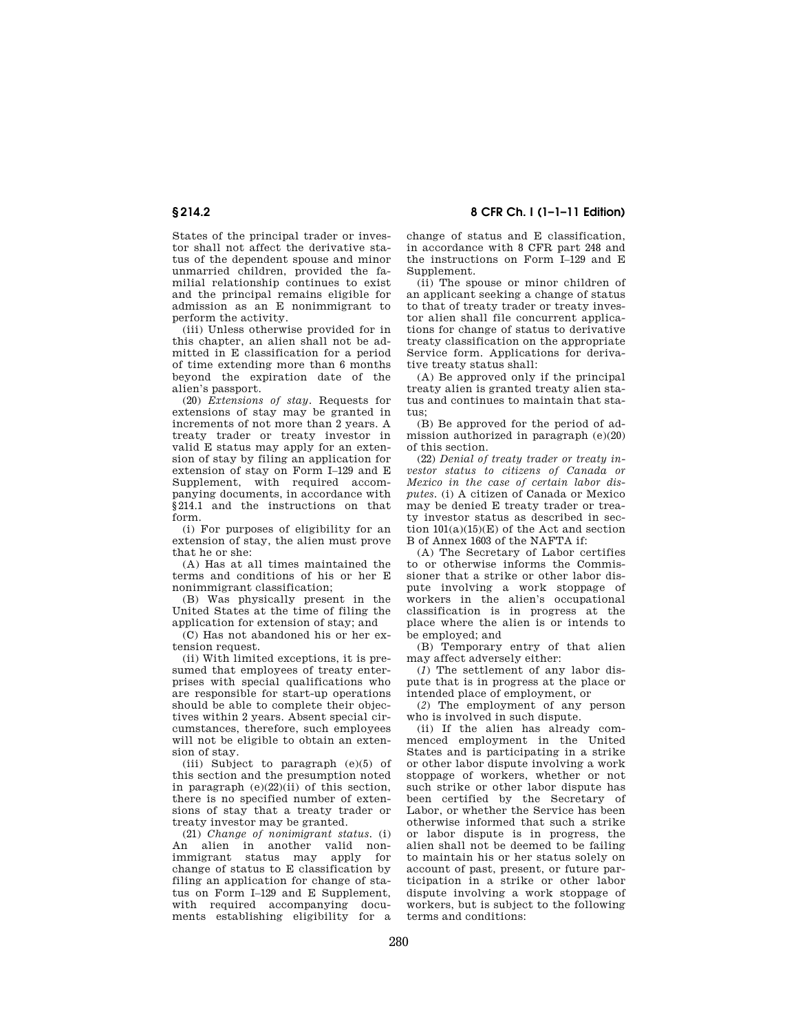States of the principal trader or investor shall not affect the derivative status of the dependent spouse and minor unmarried children, provided the familial relationship continues to exist and the principal remains eligible for admission as an E nonimmigrant to perform the activity.

(iii) Unless otherwise provided for in this chapter, an alien shall not be admitted in E classification for a period of time extending more than 6 months beyond the expiration date of the alien's passport.

(20) *Extensions of stay.* Requests for extensions of stay may be granted in increments of not more than 2 years. A treaty trader or treaty investor in valid E status may apply for an extension of stay by filing an application for extension of stay on Form I–129 and E Supplement, with required accompanying documents, in accordance with §214.1 and the instructions on that form.

(i) For purposes of eligibility for an extension of stay, the alien must prove that he or she:

(A) Has at all times maintained the terms and conditions of his or her E nonimmigrant classification;

(B) Was physically present in the United States at the time of filing the application for extension of stay; and

(C) Has not abandoned his or her extension request.

(ii) With limited exceptions, it is presumed that employees of treaty enterprises with special qualifications who are responsible for start-up operations should be able to complete their objectives within 2 years. Absent special circumstances, therefore, such employees will not be eligible to obtain an extension of stay.

(iii) Subject to paragraph (e)(5) of this section and the presumption noted in paragraph (e)(22)(ii) of this section, there is no specified number of extensions of stay that a treaty trader or treaty investor may be granted.

(21) *Change of nonimmigrant status.* (i) An alien in another valid nonimmigrant status may apply for change of status to E classification by filing an application for change of status on Form I–129 and E Supplement, with required accompanying documents establishing eligibility for a change of status and E classification, in accordance with 8 CFR part 248 and the instructions on Form I–129 and E Supplement.

(ii) The spouse or minor children of an applicant seeking a change of status to that of treaty trader or treaty investor alien shall file concurrent applications for change of status to derivative treaty classification on the appropriate Service form. Applications for derivative treaty status shall:

(A) Be approved only if the principal treaty alien is granted treaty alien status and continues to maintain that status;

(B) Be approved for the period of admission authorized in paragraph (e)(20) of this section.

(22) *Denial of treaty trader or treaty investor status to citizens of Canada or Mexico in the case of certain labor disputes.* (i) A citizen of Canada or Mexico may be denied E treaty trader or treaty investor status as described in section 101(a)(15)(E) of the Act and section B of Annex 1603 of the NAFTA if:

(A) The Secretary of Labor certifies to or otherwise informs the Commissioner that a strike or other labor dispute involving a work stoppage of workers in the alien's occupational classification is in progress at the place where the alien is or intends to be employed; and

(B) Temporary entry of that alien may affect adversely either:

(*1*) The settlement of any labor dispute that is in progress at the place or intended place of employment, or

(*2*) The employment of any person who is involved in such dispute.

(ii) If the alien has already commenced employment in the United States and is participating in a strike or other labor dispute involving a work stoppage of workers, whether or not such strike or other labor dispute has been certified by the Secretary of Labor, or whether the Service has been otherwise informed that such a strike or labor dispute is in progress, the alien shall not be deemed to be failing to maintain his or her status solely on account of past, present, or future participation in a strike or other labor dispute involving a work stoppage of workers, but is subject to the following terms and conditions: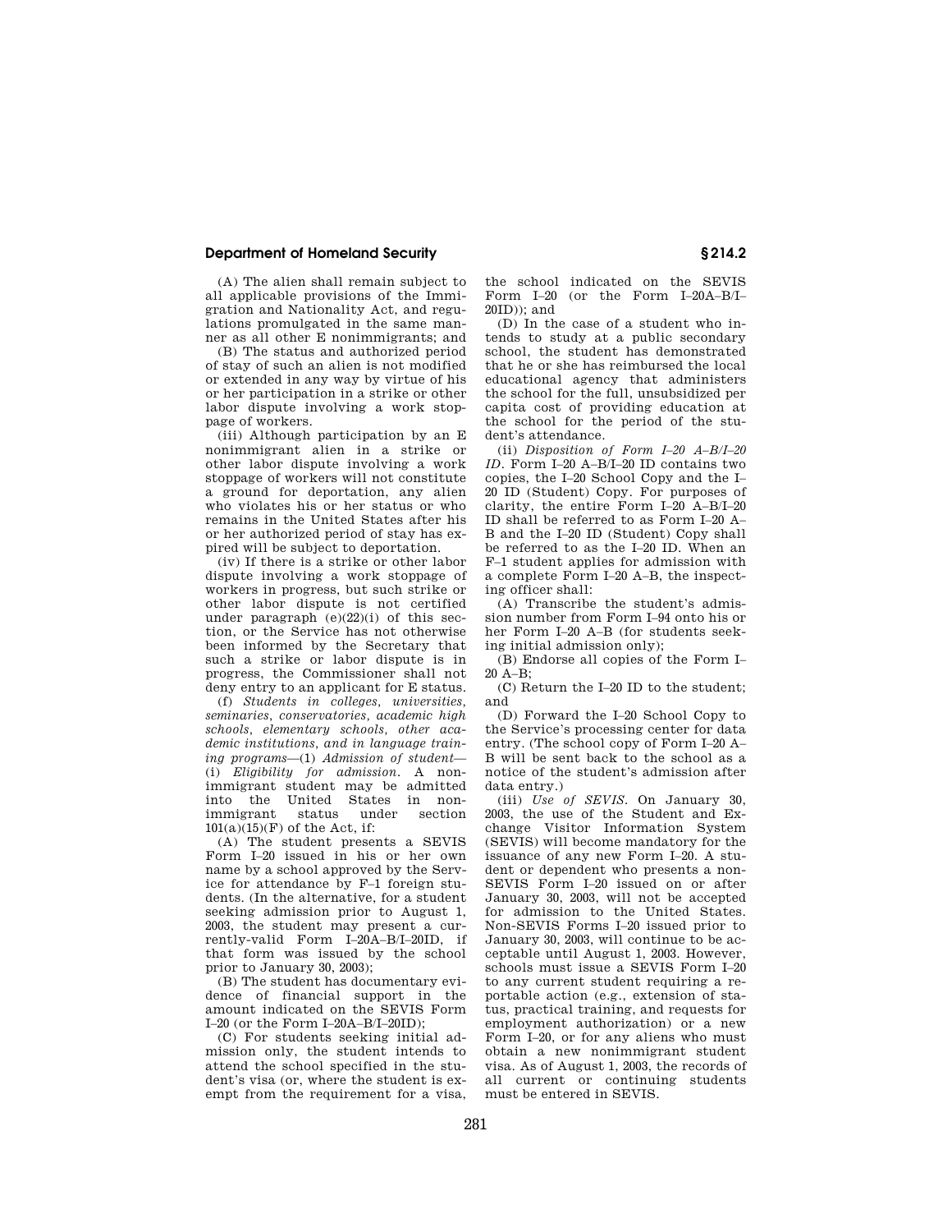(A) The alien shall remain subject to all applicable provisions of the Immigration and Nationality Act, and regulations promulgated in the same manner as all other E nonimmigrants; and

(B) The status and authorized period of stay of such an alien is not modified or extended in any way by virtue of his or her participation in a strike or other labor dispute involving a work stoppage of workers.

(iii) Although participation by an E nonimmigrant alien in a strike or other labor dispute involving a work stoppage of workers will not constitute a ground for deportation, any alien who violates his or her status or who remains in the United States after his or her authorized period of stay has expired will be subject to deportation.

(iv) If there is a strike or other labor dispute involving a work stoppage of workers in progress, but such strike or other labor dispute is not certified under paragraph (e)(22)(i) of this section, or the Service has not otherwise been informed by the Secretary that such a strike or labor dispute is in progress, the Commissioner shall not deny entry to an applicant for E status.

(f) *Students in colleges, universities, seminaries, conservatories, academic high schools, elementary schools, other academic institutions, and in language training programs*—(1) *Admission of student*—(i) *Eligibility for admission.* A nonimmigrant student may be admitted into the United States in nonimmigrant status under section 101(a)(15)(F) of the Act, if:

(A) The student presents a SEVIS Form I–20 issued in his or her own name by a school approved by the Service for attendance by F–1 foreign students. (In the alternative, for a student seeking admission prior to August 1, 2003, the student may present a currently-valid Form I–20A–B/I–20ID, if that form was issued by the school prior to January 30, 2003);

(B) The student has documentary evidence of financial support in the amount indicated on the SEVIS Form I–20 (or the Form I–20A–B/I–20ID);

(C) For students seeking initial admission only, the student intends to attend the school specified in the student's visa (or, where the student is exempt from the requirement for a visa, the school indicated on the SEVIS Form I–20 (or the Form I–20A–B/I–20ID)); and

(D) In the case of a student who intends to study at a public secondary school, the student has demonstrated that he or she has reimbursed the local educational agency that administers the school for the full, unsubsidized per capita cost of providing education at the school for the period of the student's attendance.

(ii) *Disposition of Form I–20 A–B/I–20 ID.* Form I–20 A–B/I–20 ID contains two copies, the I–20 School Copy and the I–20 ID (Student) Copy. For purposes of clarity, the entire Form I–20 A–B/I–20 ID shall be referred to as Form I–20 A–B and the I–20 ID (Student) Copy shall be referred to as the I–20 ID. When an F–1 student applies for admission with a complete Form I–20 A–B, the inspecting officer shall:

(A) Transcribe the student's admission number from Form I–94 onto his or her Form I–20 A–B (for students seeking initial admission only);

(B) Endorse all copies of the Form I–20 A–B;

(C) Return the I–20 ID to the student; and

(D) Forward the I–20 School Copy to the Service's processing center for data entry. (The school copy of Form I–20 A–B will be sent back to the school as a notice of the student's admission after data entry.)

(iii) *Use of SEVIS.* On January 30, 2003, the use of the Student and Exchange Visitor Information System (SEVIS) will become mandatory for the issuance of any new Form I–20. A student or dependent who presents a non-SEVIS Form I–20 issued on or after January 30, 2003, will not be accepted for admission to the United States. Non-SEVIS Forms I–20 issued prior to January 30, 2003, will continue to be acceptable until August 1, 2003. However, schools must issue a SEVIS Form I–20 to any current student requiring a reportable action (e.g., extension of status, practical training, and requests for employment authorization) or a new Form I–20, or for any aliens who must obtain a new nonimmigrant student visa. As of August 1, 2003, the records of all current or continuing students must be entered in SEVIS.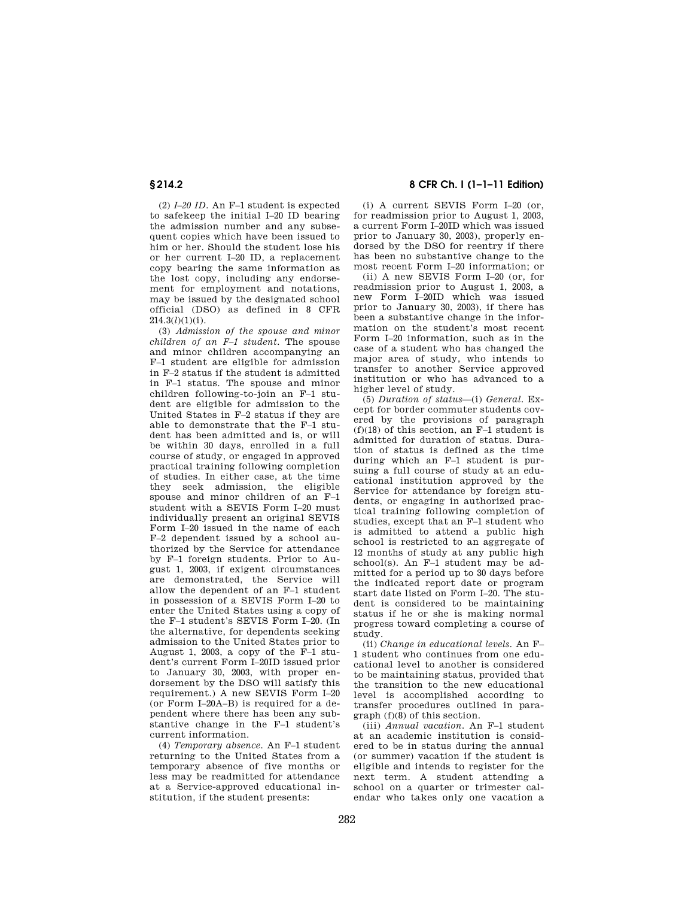(2) *I–20 ID*. An F–1 student is expected to safekeep the initial I–20 ID bearing the admission number and any subsequent copies which have been issued to him or her. Should the student lose his or her current I–20 ID, a replacement copy bearing the same information as the lost copy, including any endorsement for employment and notations, may be issued by the designated school official (DSO) as defined in 8 CFR 214.3(*l*)(1)(i).

(3) *Admission of the spouse and minor children of an F–1 student*. The spouse and minor children accompanying an F–1 student are eligible for admission in F–2 status if the student is admitted in F–1 status. The spouse and minor children following-to-join an F–1 student are eligible for admission to the United States in F–2 status if they are able to demonstrate that the F–1 student has been admitted and is, or will be within 30 days, enrolled in a full course of study, or engaged in approved practical training following completion of studies. In either case, at the time they seek admission, the eligible spouse and minor children of an F–1 student with a SEVIS Form I–20 must individually present an original SEVIS Form I–20 issued in the name of each F–2 dependent issued by a school authorized by the Service for attendance by F–1 foreign students. Prior to August 1, 2003, if exigent circumstances are demonstrated, the Service will allow the dependent of an F–1 student in possession of a SEVIS Form I–20 to enter the United States using a copy of the F–1 student's SEVIS Form I–20. (In the alternative, for dependents seeking admission to the United States prior to August 1, 2003, a copy of the F–1 student's current Form I–20ID issued prior to January 30, 2003, with proper endorsement by the DSO will satisfy this requirement.) A new SEVIS Form I–20 (or Form I–20A–B) is required for a dependent where there has been any substantive change in the F–1 student's current information.

(4) *Temporary absence*. An F–1 student returning to the United States from a temporary absence of five months or less may be readmitted for attendance at a Service-approved educational institution, if the student presents:

(i) A current SEVIS Form I–20 (or, for readmission prior to August 1, 2003, a current Form I–20ID which was issued prior to January 30, 2003), properly endorsed by the DSO for reentry if there has been no substantive change to the most recent Form I–20 information; or

(ii) A new SEVIS Form I–20 (or, for readmission prior to August 1, 2003, a new Form I–20ID which was issued prior to January 30, 2003), if there has been a substantive change in the information on the student's most recent Form I–20 information, such as in the case of a student who has changed the major area of study, who intends to transfer to another Service approved institution or who has advanced to a higher level of study.

(5) *Duration of status*—(i) *General*. Except for border commuter students covered by the provisions of paragraph (f)(18) of this section, an F–1 student is admitted for duration of status. Duration of status is defined as the time during which an F–1 student is pursuing a full course of study at an educational institution approved by the Service for attendance by foreign students, or engaging in authorized practical training following completion of studies, except that an F–1 student who is admitted to attend a public high school is restricted to an aggregate of 12 months of study at any public high school(s). An F–1 student may be admitted for a period up to 30 days before the indicated report date or program start date listed on Form I–20. The student is considered to be maintaining status if he or she is making normal progress toward completing a course of study.

(ii) *Change in educational levels*. An F–1 student who continues from one educational level to another is considered to be maintaining status, provided that the transition to the new educational level is accomplished according to transfer procedures outlined in paragraph (f)(8) of this section.

(iii) *Annual vacation*. An F–1 student at an academic institution is considered to be in status during the annual (or summer) vacation if the student is eligible and intends to register for the next term. A student attending a school on a quarter or trimester calendar who takes only one vacation a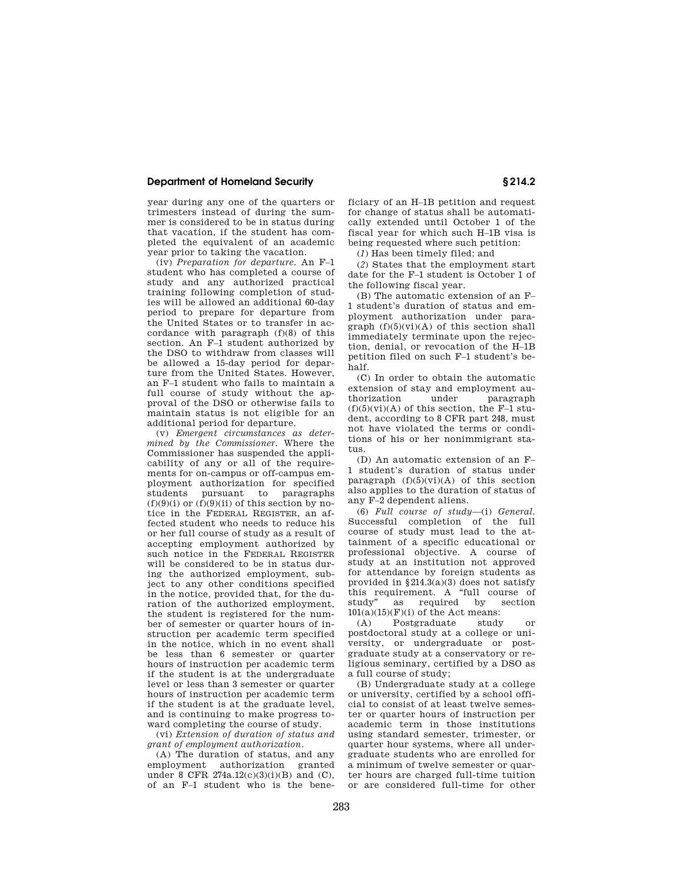year during any one of the quarters or trimesters instead of during the summer is considered to be in status during that vacation, if the student has completed the equivalent of an academic year prior to taking the vacation.

(iv) *Preparation for departure.* An F–1 student who has completed a course of study and any authorized practical training following completion of studies will be allowed an additional 60-day period to prepare for departure from the United States or to transfer in accordance with paragraph (f)(8) of this section. An F–1 student authorized by the DSO to withdraw from classes will be allowed a 15-day period for departure from the United States. However, an F–1 student who fails to maintain a full course of study without the approval of the DSO or otherwise fails to maintain status is not eligible for an additional period for departure.

(v) *Emergent circumstances as determined by the Commissioner.* Where the Commissioner has suspended the applicability of any or all of the requirements for on-campus or off-campus employment authorization for specified students pursuant to paragraphs (f)(9)(i) or (f)(9)(ii) of this section by notice in the FEDERAL REGISTER, an affected student who needs to reduce his or her full course of study as a result of accepting employment authorized by such notice in the FEDERAL REGISTER will be considered to be in status during the authorized employment, subject to any other conditions specified in the notice, provided that, for the duration of the authorized employment, the student is registered for the number of semester or quarter hours of instruction per academic term specified in the notice, which in no event shall be less than 6 semester or quarter hours of instruction per academic term if the student is at the undergraduate level or less than 3 semester or quarter hours of instruction per academic term if the student is at the graduate level, and is continuing to make progress toward completing the course of study.

(vi) *Extension of duration of status and grant of employment authorization.*

(A) The duration of status, and any employment authorization granted under 8 CFR 274a.12(c)(3)(i)(B) and (C), of an F–1 student who is the beneficiary of an H–1B petition and request for change of status shall be automatically extended until October 1 of the fiscal year for which such H–1B visa is being requested where such petition:

(*1*) Has been timely filed; and

(*2*) States that the employment start date for the F–1 student is October 1 of the following fiscal year.

(B) The automatic extension of an F–1 student's duration of status and employment authorization under paragraph (f)(5)(vi)(A) of this section shall immediately terminate upon the rejection, denial, or revocation of the H–1B petition filed on such F–1 student's behalf.

(C) In order to obtain the automatic extension of stay and employment authorization under paragraph (f)(5)(vi)(A) of this section, the F–1 student, according to 8 CFR part 248, must not have violated the terms or conditions of his or her nonimmigrant status.

(D) An automatic extension of an F–1 student's duration of status under paragraph (f)(5)(vi)(A) of this section also applies to the duration of status of any F–2 dependent aliens.

(6) *Full course of study*—(i) *General.* Successful completion of the full course of study must lead to the attainment of a specific educational or professional objective. A course of study at an institution not approved for attendance by foreign students as provided in §214.3(a)(3) does not satisfy this requirement. A "full course of study" as required by section 101(a)(15)(F)(i) of the Act means:

(A) Postgraduate study or postdoctoral study at a college or university, or undergraduate or postgraduate study at a conservatory or religious seminary, certified by a DSO as a full course of study;

(B) Undergraduate study at a college or university, certified by a school official to consist of at least twelve semester or quarter hours of instruction per academic term in those institutions using standard semester, trimester, or quarter hour systems, where all undergraduate students who are enrolled for a minimum of twelve semester or quarter hours are charged full-time tuition or are considered full-time for other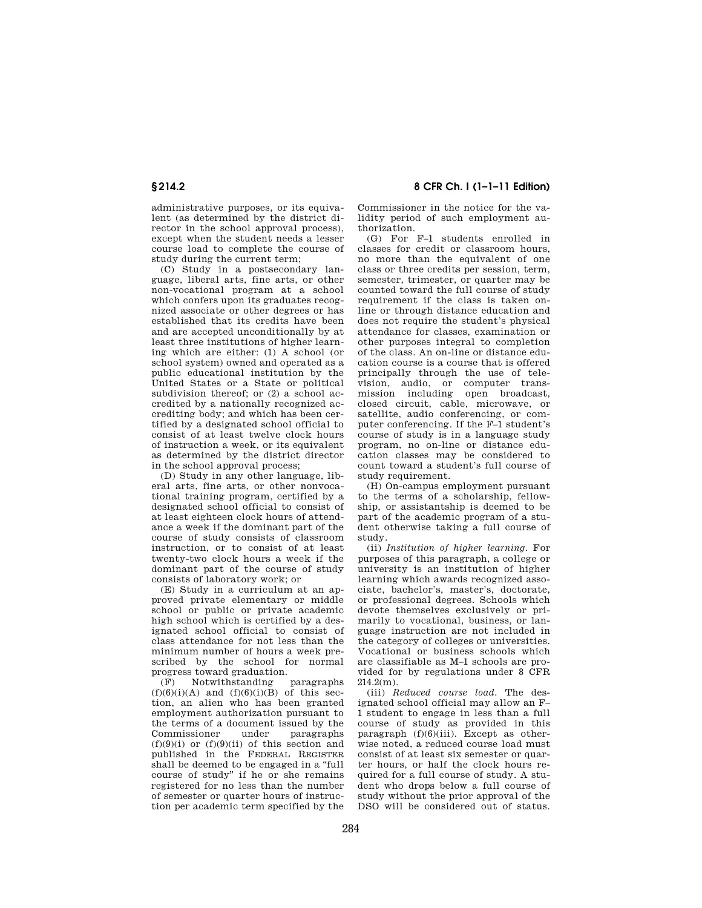administrative purposes, or its equivalent (as determined by the district director in the school approval process), except when the student needs a lesser course load to complete the course of study during the current term;

(C) Study in a postsecondary language, liberal arts, fine arts, or other non-vocational program at a school which confers upon its graduates recognized associate or other degrees or has established that its credits have been and are accepted unconditionally by at least three institutions of higher learning which are either: (1) A school (or school system) owned and operated as a public educational institution by the United States or a State or political subdivision thereof; or (2) a school accredited by a nationally recognized accrediting body; and which has been certified by a designated school official to consist of at least twelve clock hours of instruction a week, or its equivalent as determined by the district director in the school approval process;

(D) Study in any other language, liberal arts, fine arts, or other nonvocational training program, certified by a designated school official to consist of at least eighteen clock hours of attendance a week if the dominant part of the course of study consists of classroom instruction, or to consist of at least twenty-two clock hours a week if the dominant part of the course of study consists of laboratory work; or

(E) Study in a curriculum at an approved private elementary or middle school or public or private academic high school which is certified by a designated school official to consist of class attendance for not less than the minimum number of hours a week prescribed by the school for normal progress toward graduation.

(F) Notwithstanding paragraphs (f)(6)(i)(A) and (f)(6)(i)(B) of this section, an alien who has been granted employment authorization pursuant to the terms of a document issued by the Commissioner under paragraphs (f)(9)(i) or (f)(9)(ii) of this section and published in the FEDERAL REGISTER shall be deemed to be engaged in a "full course of study" if he or she remains registered for no less than the number of semester or quarter hours of instruction per academic term specified by the Commissioner in the notice for the validity period of such employment authorization.

(G) For F–1 students enrolled in classes for credit or classroom hours, no more than the equivalent of one class or three credits per session, term, semester, trimester, or quarter may be counted toward the full course of study requirement if the class is taken on-line or through distance education and does not require the student's physical attendance for classes, examination or other purposes integral to completion of the class. An on-line or distance education course is a course that is offered principally through the use of television, audio, or computer transmission including open broadcast, closed circuit, cable, microwave, or satellite, audio conferencing, or computer conferencing. If the F–1 student's course of study is in a language study program, no on-line or distance education classes may be considered to count toward a student's full course of study requirement.

(H) On-campus employment pursuant to the terms of a scholarship, fellowship, or assistantship is deemed to be part of the academic program of a student otherwise taking a full course of study.

(ii) *Institution of higher learning.* For purposes of this paragraph, a college or university is an institution of higher learning which awards recognized associate, bachelor's, master's, doctorate, or professional degrees. Schools which devote themselves exclusively or primarily to vocational, business, or language instruction are not included in the category of colleges or universities. Vocational or business schools which are classifiable as M–1 schools are provided for by regulations under 8 CFR 214.2(m).

(iii) *Reduced course load.* The designated school official may allow an F–1 student to engage in less than a full course of study as provided in this paragraph (f)(6)(iii). Except as otherwise noted, a reduced course load must consist of at least six semester or quarter hours, or half the clock hours required for a full course of study. A student who drops below a full course of study without the prior approval of the DSO will be considered out of status.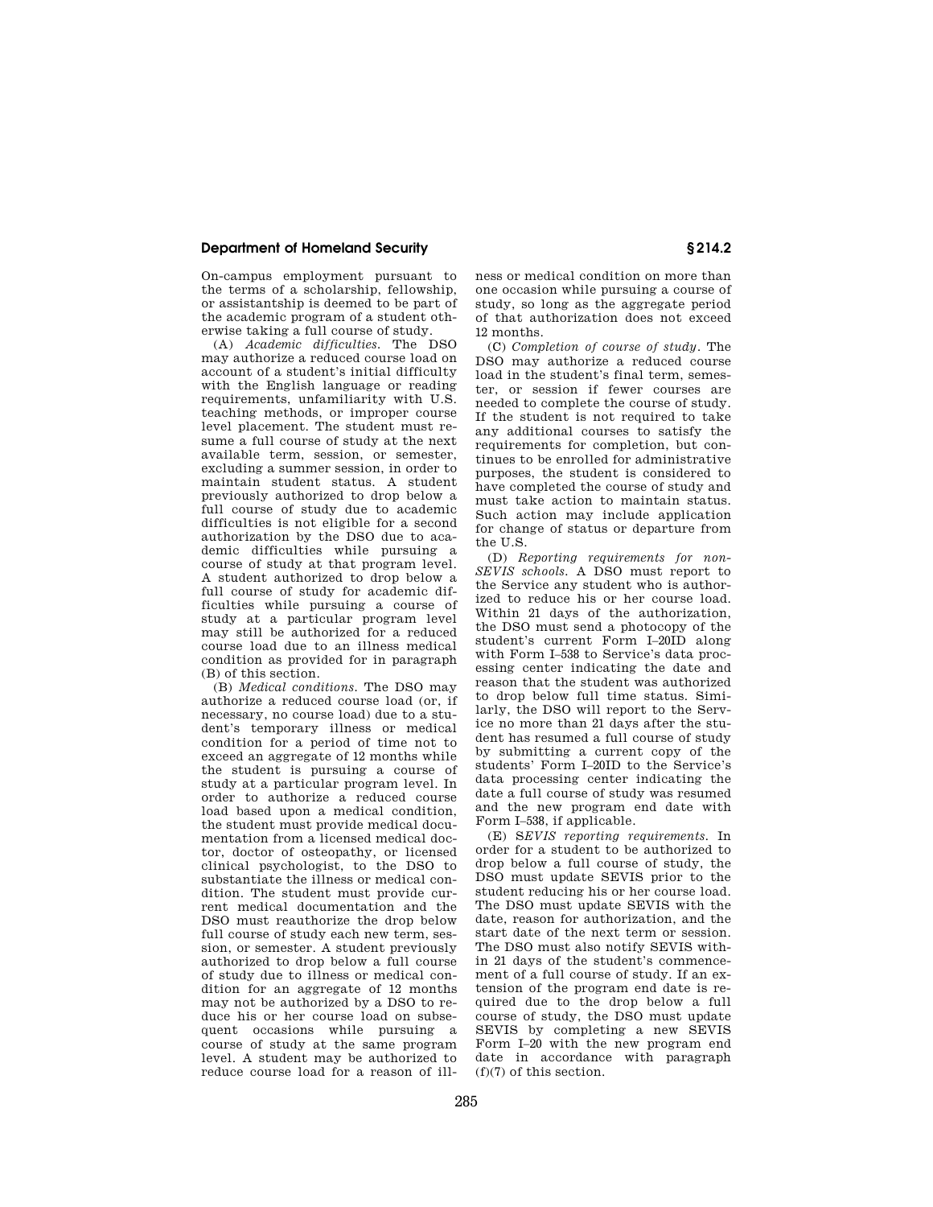On-campus employment pursuant to the terms of a scholarship, fellowship, or assistantship is deemed to be part of the academic program of a student otherwise taking a full course of study.

(A) *Academic difficulties*. The DSO may authorize a reduced course load on account of a student's initial difficulty with the English language or reading requirements, unfamiliarity with U.S. teaching methods, or improper course level placement. The student must resume a full course of study at the next available term, session, or semester, excluding a summer session, in order to maintain student status. A student previously authorized to drop below a full course of study due to academic difficulties is not eligible for a second authorization by the DSO due to academic difficulties while pursuing a course of study at that program level. A student authorized to drop below a full course of study for academic difficulties while pursuing a course of study at a particular program level may still be authorized for a reduced course load due to an illness medical condition as provided for in paragraph (B) of this section.

(B) *Medical conditions*. The DSO may authorize a reduced course load (or, if necessary, no course load) due to a student's temporary illness or medical condition for a period of time not to exceed an aggregate of 12 months while the student is pursuing a course of study at a particular program level. In order to authorize a reduced course load based upon a medical condition, the student must provide medical documentation from a licensed medical doctor, doctor of osteopathy, or licensed clinical psychologist, to the DSO to substantiate the illness or medical condition. The student must provide current medical documentation and the DSO must reauthorize the drop below full course of study each new term, session, or semester. A student previously authorized to drop below a full course of study due to illness or medical condition for an aggregate of 12 months may not be authorized by a DSO to reduce his or her course load on subsequent occasions while pursuing a course of study at the same program level. A student may be authorized to reduce course load for a reason of illness or medical condition on more than one occasion while pursuing a course of study, so long as the aggregate period of that authorization does not exceed 12 months.

(C) *Completion of course of study*. The DSO may authorize a reduced course load in the student's final term, semester, or session if fewer courses are needed to complete the course of study. If the student is not required to take any additional courses to satisfy the requirements for completion, but continues to be enrolled for administrative purposes, the student is considered to have completed the course of study and must take action to maintain status. Such action may include application for change of status or departure from the U.S.

(D) *Reporting requirements for non-SEVIS schools*. A DSO must report to the Service any student who is authorized to reduce his or her course load. Within 21 days of the authorization, the DSO must send a photocopy of the student's current Form I–20ID along with Form I–538 to Service's data processing center indicating the date and reason that the student was authorized to drop below full time status. Similarly, the DSO will report to the Service no more than 21 days after the student has resumed a full course of study by submitting a current copy of the students' Form I–20ID to the Service's data processing center indicating the date a full course of study was resumed and the new program end date with Form I–538, if applicable.

(E) *SEVIS reporting requirements*. In order for a student to be authorized to drop below a full course of study, the DSO must update SEVIS prior to the student reducing his or her course load. The DSO must update SEVIS with the date, reason for authorization, and the start date of the next term or session. The DSO must also notify SEVIS within 21 days of the student's commencement of a full course of study. If an extension of the program end date is required due to the drop below a full course of study, the DSO must update SEVIS by completing a new SEVIS Form I–20 with the new program end date in accordance with paragraph (f)(7) of this section.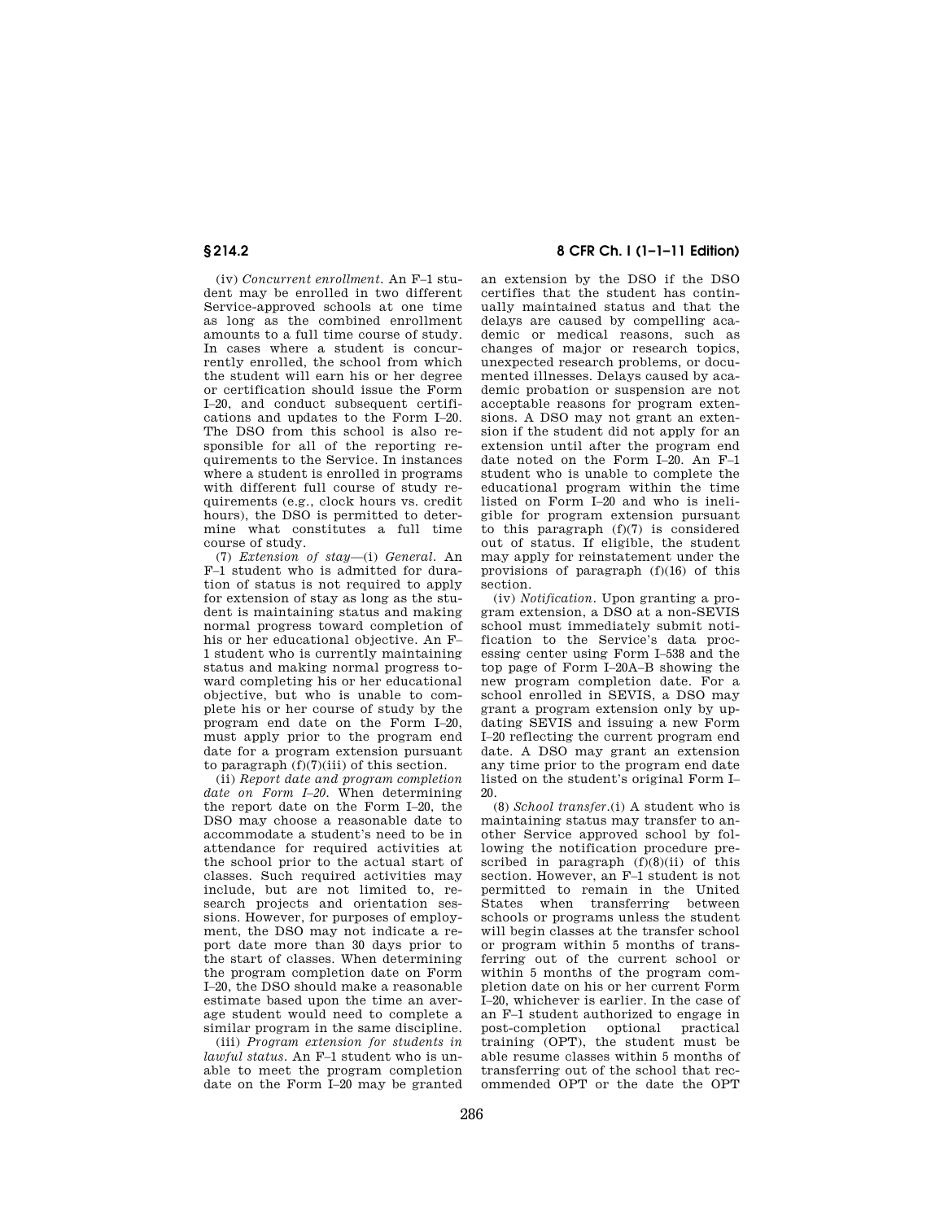(iv) *Concurrent enrollment*. An F–1 student may be enrolled in two different Service-approved schools at one time as long as the combined enrollment amounts to a full time course of study. In cases where a student is concurrently enrolled, the school from which the student will earn his or her degree or certification should issue the Form I–20, and conduct subsequent certifications and updates to the Form I–20. The DSO from this school is also responsible for all of the reporting requirements to the Service. In instances where a student is enrolled in programs with different full course of study requirements (e.g., clock hours vs. credit hours), the DSO is permitted to determine what constitutes a full time course of study.

(7) *Extension of stay*—(i) *General*. An F–1 student who is admitted for duration of status is not required to apply for extension of stay as long as the student is maintaining status and making normal progress toward completion of his or her educational objective. An F–1 student who is currently maintaining status and making normal progress toward completing his or her educational objective, but who is unable to complete his or her course of study by the program end date on the Form I–20, must apply prior to the program end date for a program extension pursuant to paragraph (f)(7)(iii) of this section.

(ii) *Report date and program completion date on Form I–20*. When determining the report date on the Form I–20, the DSO may choose a reasonable date to accommodate a student's need to be in attendance for required activities at the school prior to the actual start of classes. Such required activities may include, but are not limited to, research projects and orientation sessions. However, for purposes of employment, the DSO may not indicate a report date more than 30 days prior to the start of classes. When determining the program completion date on Form I–20, the DSO should make a reasonable estimate based upon the time an average student would need to complete a similar program in the same discipline.

(iii) *Program extension for students in lawful status*. An F–1 student who is unable to meet the program completion date on the Form I–20 may be granted an extension by the DSO if the DSO certifies that the student has continually maintained status and that the delays are caused by compelling academic or medical reasons, such as changes of major or research topics, unexpected research problems, or documented illnesses. Delays caused by academic probation or suspension are not acceptable reasons for program extensions. A DSO may not grant an extension if the student did not apply for an extension until after the program end date noted on the Form I–20. An F–1 student who is unable to complete the educational program within the time listed on Form I–20 and who is ineligible for program extension pursuant to this paragraph (f)(7) is considered out of status. If eligible, the student may apply for reinstatement under the provisions of paragraph (f)(16) of this section.

(iv) *Notification*. Upon granting a program extension, a DSO at a non-SEVIS school must immediately submit notification to the Service's data processing center using Form I–538 and the top page of Form I–20A–B showing the new program completion date. For a school enrolled in SEVIS, a DSO may grant a program extension only by updating SEVIS and issuing a new Form I–20 reflecting the current program end date. A DSO may grant an extension any time prior to the program end date listed on the student's original Form I–20.

(8) *School transfer*.(i) A student who is maintaining status may transfer to another Service approved school by following the notification procedure prescribed in paragraph (f)(8)(ii) of this section. However, an F–1 student is not permitted to remain in the United States when transferring between schools or programs unless the student will begin classes at the transfer school or program within 5 months of transferring out of the current school or within 5 months of the program completion date on his or her current Form I–20, whichever is earlier. In the case of an F–1 student authorized to engage in post-completion optional practical training (OPT), the student must be able resume classes within 5 months of transferring out of the school that recommended OPT or the date the OPT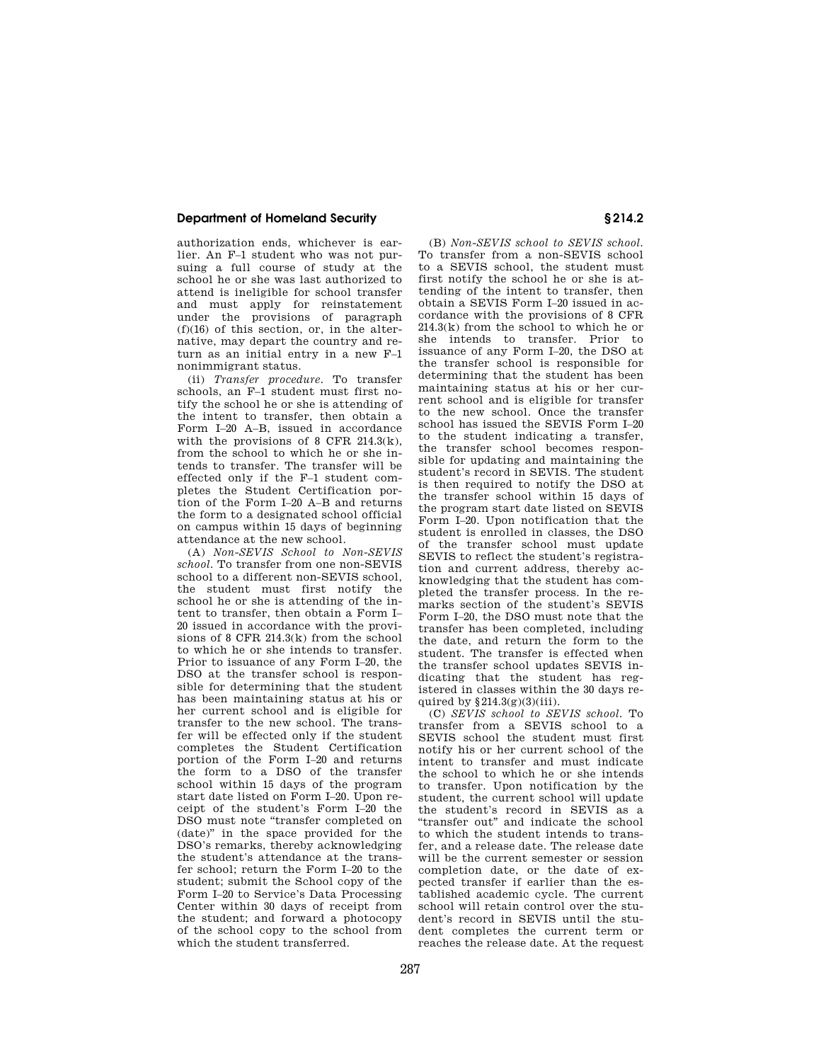authorization ends, whichever is earlier. An F–1 student who was not pursuing a full course of study at the school he or she was last authorized to attend is ineligible for school transfer and must apply for reinstatement under the provisions of paragraph (f)(16) of this section, or, in the alternative, may depart the country and return as an initial entry in a new F–1 nonimmigrant status.

(ii) *Transfer procedure.* To transfer schools, an F–1 student must first notify the school he or she is attending of the intent to transfer, then obtain a Form I–20 A–B, issued in accordance with the provisions of 8 CFR 214.3(k), from the school to which he or she intends to transfer. The transfer will be effected only if the F–1 student completes the Student Certification portion of the Form I–20 A–B and returns the form to a designated school official on campus within 15 days of beginning attendance at the new school.

(A) *Non-SEVIS School to Non-SEVIS school.* To transfer from one non-SEVIS school to a different non-SEVIS school, the student must first notify the school he or she is attending of the intent to transfer, then obtain a Form I–20 issued in accordance with the provisions of 8 CFR 214.3(k) from the school to which he or she intends to transfer. Prior to issuance of any Form I–20, the DSO at the transfer school is responsible for determining that the student has been maintaining status at his or her current school and is eligible for transfer to the new school. The transfer will be effected only if the student completes the Student Certification portion of the Form I–20 and returns the form to a DSO of the transfer school within 15 days of the program start date listed on Form I–20. Upon receipt of the student's Form I–20 the DSO must note "transfer completed on (date)" in the space provided for the DSO's remarks, thereby acknowledging the student's attendance at the transfer school; return the Form I–20 to the student; submit the School copy of the Form I–20 to Service's Data Processing Center within 30 days of receipt from the student; and forward a photocopy of the school copy to the school from which the student transferred.

(B) *Non-SEVIS school to SEVIS school.* To transfer from a non-SEVIS school to a SEVIS school, the student must first notify the school he or she is attending of the intent to transfer, then obtain a SEVIS Form I–20 issued in accordance with the provisions of 8 CFR 214.3(k) from the school to which he or she intends to transfer. Prior to issuance of any Form I–20, the DSO at the transfer school is responsible for determining that the student has been maintaining status at his or her current school and is eligible for transfer to the new school. Once the transfer school has issued the SEVIS Form I–20 to the student indicating a transfer, the transfer school becomes responsible for updating and maintaining the student's record in SEVIS. The student is then required to notify the DSO at the transfer school within 15 days of the program start date listed on SEVIS Form I–20. Upon notification that the student is enrolled in classes, the DSO of the transfer school must update SEVIS to reflect the student's registration and current address, thereby acknowledging that the student has completed the transfer process. In the remarks section of the student's SEVIS Form I–20, the DSO must note that the transfer has been completed, including the date, and return the form to the student. The transfer is effected when the transfer school updates SEVIS indicating that the student has registered in classes within the 30 days required by §214.3(g)(3)(iii).

(C) *SEVIS school to SEVIS school.* To transfer from a SEVIS school to a SEVIS school the student must first notify his or her current school of the intent to transfer and must indicate the school to which he or she intends to transfer. Upon notification by the student, the current school will update the student's record in SEVIS as a "transfer out" and indicate the school to which the student intends to transfer, and a release date. The release date will be the current semester or session completion date, or the date of expected transfer if earlier than the established academic cycle. The current school will retain control over the student's record in SEVIS until the student completes the current term or reaches the release date. At the request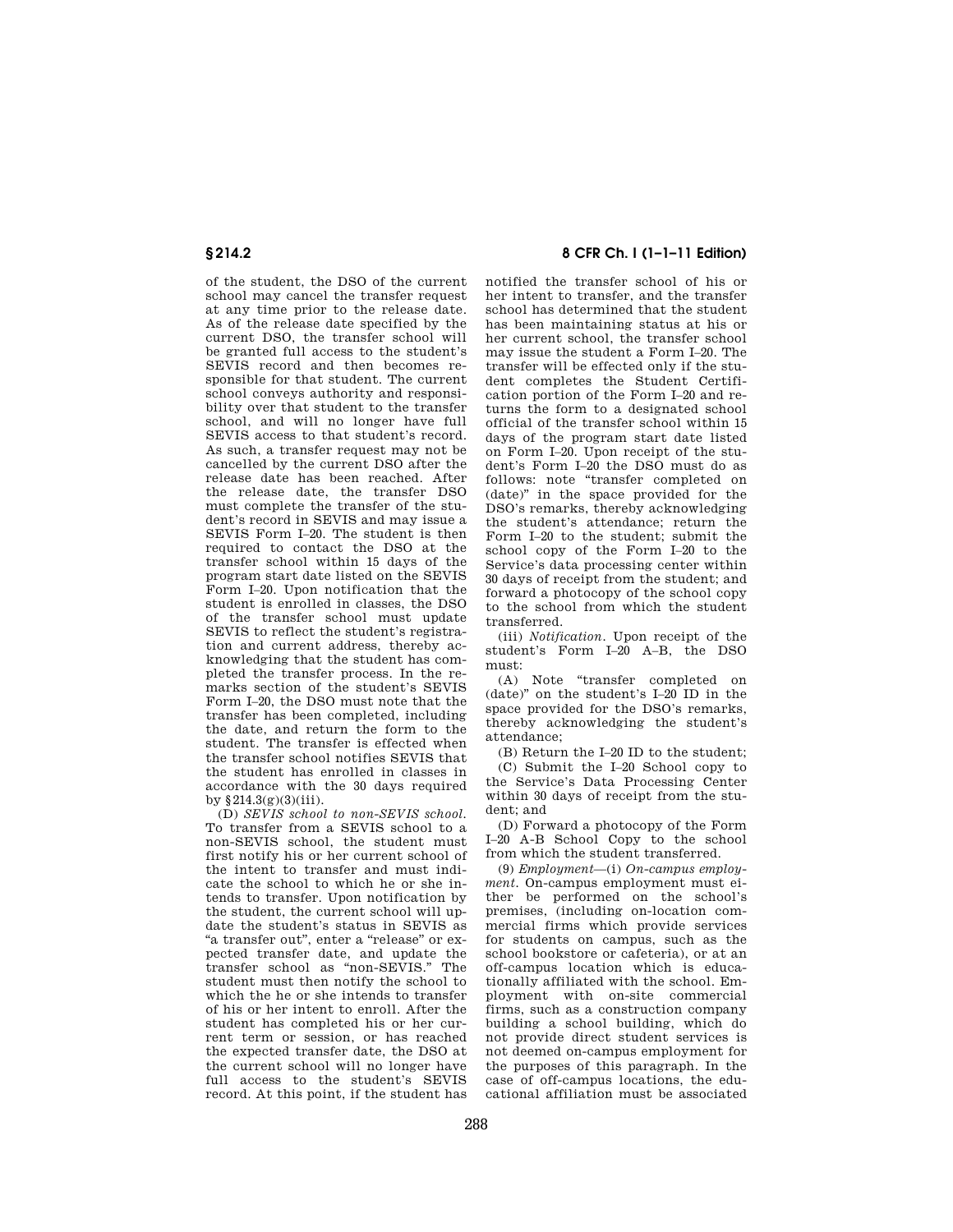of the student, the DSO of the current school may cancel the transfer request at any time prior to the release date. As of the release date specified by the current DSO, the transfer school will be granted full access to the student's SEVIS record and then becomes responsible for that student. The current school conveys authority and responsibility over that student to the transfer school, and will no longer have full SEVIS access to that student's record. As such, a transfer request may not be cancelled by the current DSO after the release date has been reached. After the release date, the transfer DSO must complete the transfer of the student's record in SEVIS and may issue a SEVIS Form I–20. The student is then required to contact the DSO at the transfer school within 15 days of the program start date listed on the SEVIS Form I–20. Upon notification that the student is enrolled in classes, the DSO of the transfer school must update SEVIS to reflect the student's registration and current address, thereby acknowledging that the student has completed the transfer process. In the remarks section of the student's SEVIS Form I–20, the DSO must note that the transfer has been completed, including the date, and return the form to the student. The transfer is effected when the transfer school notifies SEVIS that the student has enrolled in classes in accordance with the 30 days required by §214.3(g)(3)(iii).

(D) *SEVIS school to non-SEVIS school.* To transfer from a SEVIS school to a non-SEVIS school, the student must first notify his or her current school of the intent to transfer and must indicate the school to which he or she intends to transfer. Upon notification by the student, the current school will update the student's status in SEVIS as "a transfer out", enter a "release" or expected transfer date, and update the transfer school as "non-SEVIS." The student must then notify the school to which the he or she intends to transfer of his or her intent to enroll. After the student has completed his or her current term or session, or has reached the expected transfer date, the DSO at the current school will no longer have full access to the student's SEVIS record. At this point, if the student has notified the transfer school of his or her intent to transfer, and the transfer school has determined that the student has been maintaining status at his or her current school, the transfer school may issue the student a Form I–20. The transfer will be effected only if the student completes the Student Certification portion of the Form I–20 and returns the form to a designated school official of the transfer school within 15 days of the program start date listed on Form I–20. Upon receipt of the student's Form I–20 the DSO must do as follows: note "transfer completed on (date)" in the space provided for the DSO's remarks, thereby acknowledging the student's attendance; return the Form I–20 to the student; submit the school copy of the Form I–20 to the Service's data processing center within 30 days of receipt from the student; and forward a photocopy of the school copy to the school from which the student transferred.

(iii) *Notification.* Upon receipt of the student's Form I–20 A–B, the DSO must:

(A) Note "transfer completed on (date)" on the student's I–20 ID in the space provided for the DSO's remarks, thereby acknowledging the student's attendance;

(B) Return the I–20 ID to the student;

(C) Submit the I–20 School copy to the Service's Data Processing Center within 30 days of receipt from the student; and

(D) Forward a photocopy of the Form I–20 A-B School Copy to the school from which the student transferred.

(9) *Employment*—(i) *On-campus employment.* On-campus employment must either be performed on the school's premises, (including on-location commercial firms which provide services for students on campus, such as the school bookstore or cafeteria), or at an off-campus location which is educationally affiliated with the school. Employment with on-site commercial firms, such as a construction company building a school building, which do not provide direct student services is not deemed on-campus employment for the purposes of this paragraph. In the case of off-campus locations, the educational affiliation must be associated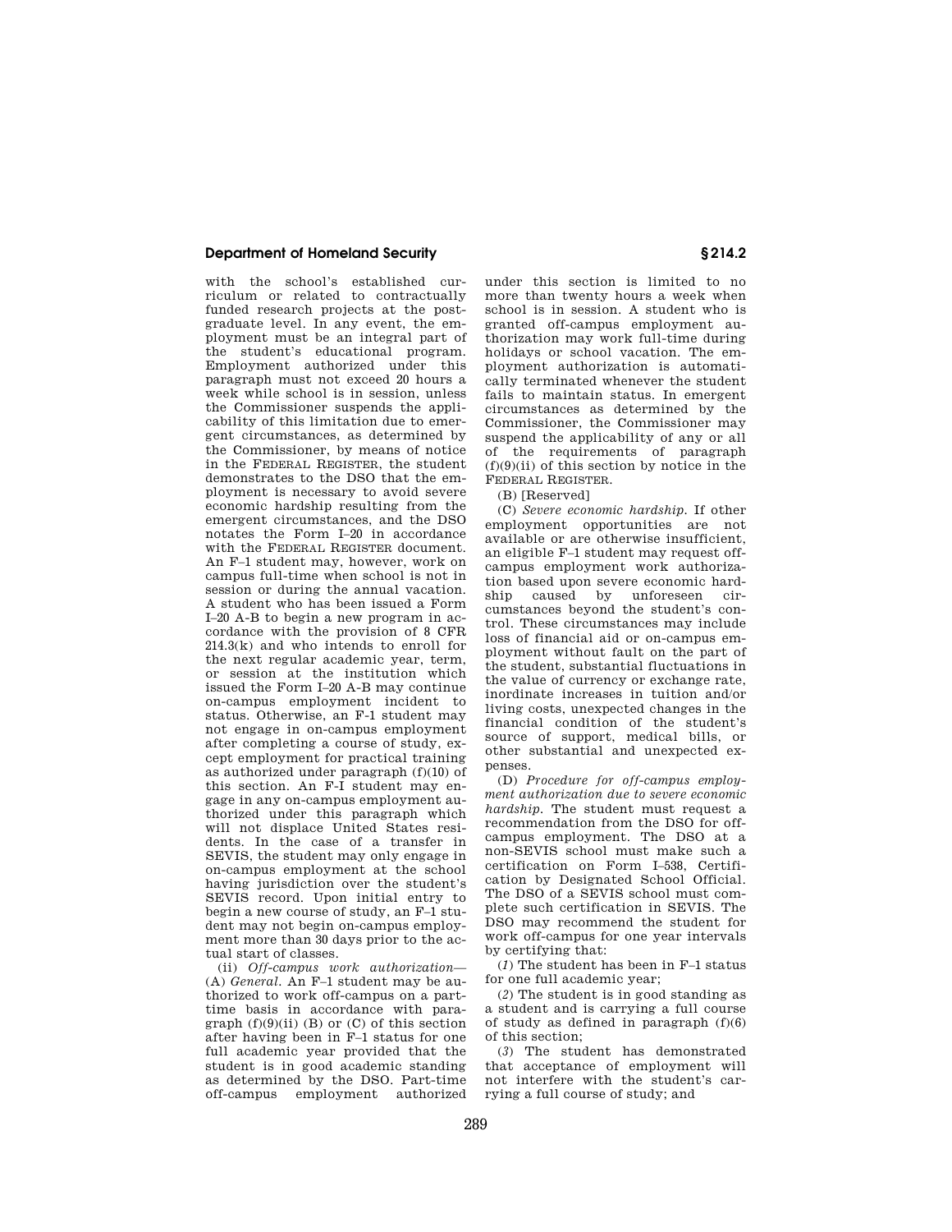with the school's established curriculum or related to contractually funded research projects at the postgraduate level. In any event, the employment must be an integral part of the student's educational program. Employment authorized under this paragraph must not exceed 20 hours a week while school is in session, unless the Commissioner suspends the applicability of this limitation due to emergent circumstances, as determined by the Commissioner, by means of notice in the FEDERAL REGISTER, the student demonstrates to the DSO that the employment is necessary to avoid severe economic hardship resulting from the emergent circumstances, and the DSO notates the Form I–20 in accordance with the FEDERAL REGISTER document. An F–1 student may, however, work on campus full-time when school is not in session or during the annual vacation. A student who has been issued a Form I–20 A-B to begin a new program in accordance with the provision of 8 CFR 214.3(k) and who intends to enroll for the next regular academic year, term, or session at the institution which issued the Form I–20 A-B may continue on-campus employment incident to status. Otherwise, an F-1 student may not engage in on-campus employment after completing a course of study, except employment for practical training as authorized under paragraph (f)(10) of this section. An F-I student may engage in any on-campus employment authorized under this paragraph which will not displace United States residents. In the case of a transfer in SEVIS, the student may only engage in on-campus employment at the school having jurisdiction over the student's SEVIS record. Upon initial entry to begin a new course of study, an F–1 student may not begin on-campus employment more than 30 days prior to the actual start of classes.

(ii) *Off-campus work authorization*—(A) *General.* An F–1 student may be authorized to work off-campus on a part-time basis in accordance with paragraph (f)(9)(ii) (B) or (C) of this section after having been in F–1 status for one full academic year provided that the student is in good academic standing as determined by the DSO. Part-time off-campus employment authorized under this section is limited to no more than twenty hours a week when school is in session. A student who is granted off-campus employment authorization may work full-time during holidays or school vacation. The employment authorization is automatically terminated whenever the student fails to maintain status. In emergent circumstances as determined by the Commissioner, the Commissioner may suspend the applicability of any or all of the requirements of paragraph (f)(9)(ii) of this section by notice in the FEDERAL REGISTER.

(B) [Reserved]

(C) *Severe economic hardship.* If other employment opportunities are not available or are otherwise insufficient, an eligible F–1 student may request off-campus employment work authorization based upon severe economic hardship caused by unforeseen circumstances beyond the student's control. These circumstances may include loss of financial aid or on-campus employment without fault on the part of the student, substantial fluctuations in the value of currency or exchange rate, inordinate increases in tuition and/or living costs, unexpected changes in the financial condition of the student's source of support, medical bills, or other substantial and unexpected expenses.

(D) *Procedure for off-campus employment authorization due to severe economic hardship.* The student must request a recommendation from the DSO for off-campus employment. The DSO at a non-SEVIS school must make such a certification on Form I–538, Certification by Designated School Official. The DSO of a SEVIS school must complete such certification in SEVIS. The DSO may recommend the student for work off-campus for one year intervals by certifying that:

(*1*) The student has been in F–1 status for one full academic year;

(*2*) The student is in good standing as a student and is carrying a full course of study as defined in paragraph (f)(6) of this section;

(*3*) The student has demonstrated that acceptance of employment will not interfere with the student's carrying a full course of study; and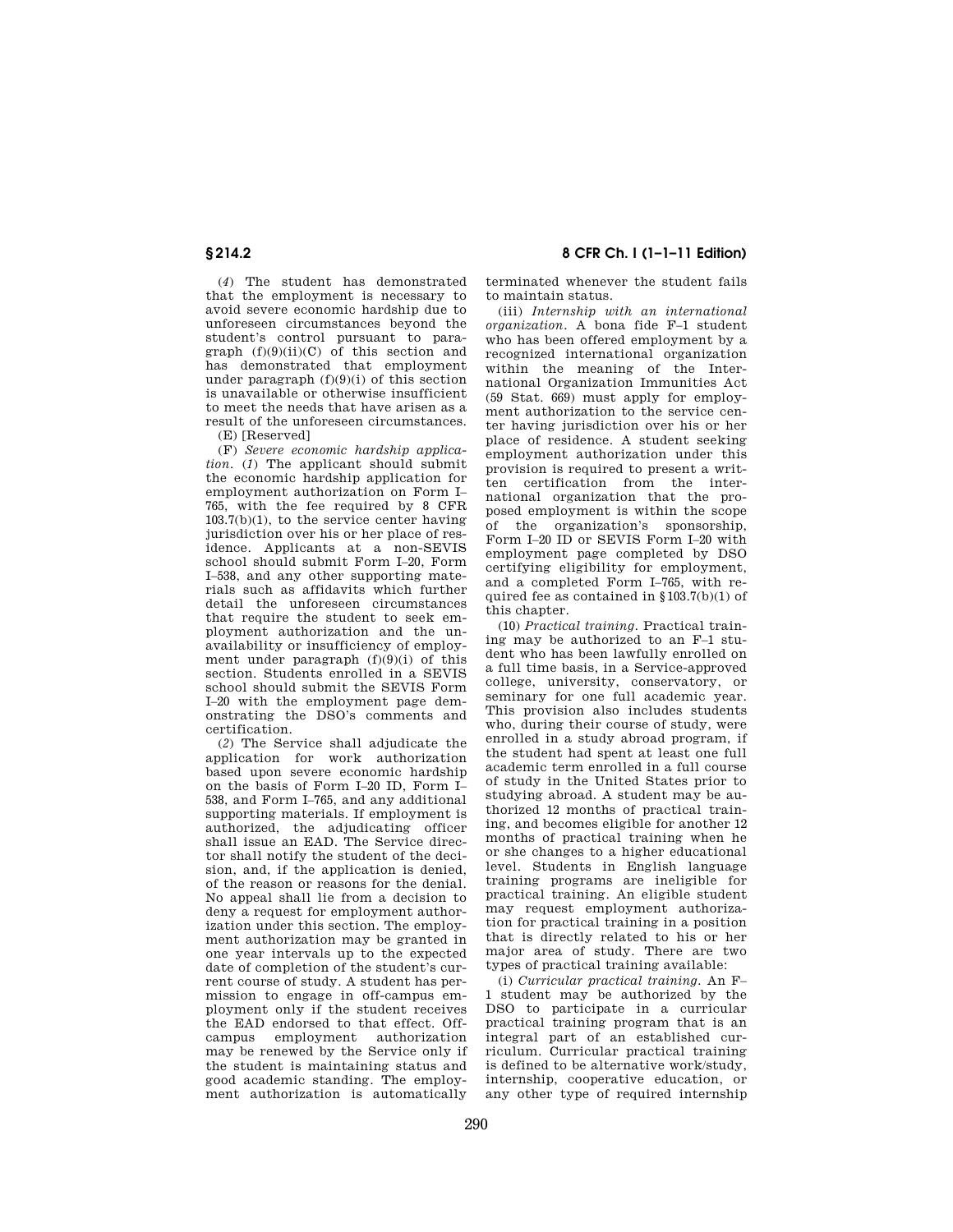(*4*) The student has demonstrated that the employment is necessary to avoid severe economic hardship due to unforeseen circumstances beyond the student's control pursuant to paragraph (f)(9)(ii)(C) of this section and has demonstrated that employment under paragraph (f)(9)(i) of this section is unavailable or otherwise insufficient to meet the needs that have arisen as a result of the unforeseen circumstances.

(E) [Reserved]

(F) *Severe economic hardship application.* (*1*) The applicant should submit the economic hardship application for employment authorization on Form I–765, with the fee required by 8 CFR 103.7(b)(1), to the service center having jurisdiction over his or her place of residence. Applicants at a non-SEVIS school should submit Form I–20, Form I–538, and any other supporting materials such as affidavits which further detail the unforeseen circumstances that require the student to seek employment authorization and the unavailability or insufficiency of employment under paragraph (f)(9)(i) of this section. Students enrolled in a SEVIS school should submit the SEVIS Form I–20 with the employment page demonstrating the DSO's comments and certification.

(*2*) The Service shall adjudicate the application for work authorization based upon severe economic hardship on the basis of Form I–20 ID, Form I–538, and Form I–765, and any additional supporting materials. If employment is authorized, the adjudicating officer shall issue an EAD. The Service director shall notify the student of the decision, and, if the application is denied, of the reason or reasons for the denial. No appeal shall lie from a decision to deny a request for employment authorization under this section. The employment authorization may be granted in one year intervals up to the expected date of completion of the student's current course of study. A student has permission to engage in off-campus employment only if the student receives the EAD endorsed to that effect. Off-campus employment authorization may be renewed by the Service only if the student is maintaining status and good academic standing. The employment authorization is automatically terminated whenever the student fails to maintain status.

(iii) *Internship with an international organization.* A bona fide F–1 student who has been offered employment by a recognized international organization within the meaning of the International Organization Immunities Act (59 Stat. 669) must apply for employment authorization to the service center having jurisdiction over his or her place of residence. A student seeking employment authorization under this provision is required to present a written certification from the international organization that the proposed employment is within the scope of the organization's sponsorship, Form I–20 ID or SEVIS Form I–20 with employment page completed by DSO certifying eligibility for employment, and a completed Form I–765, with required fee as contained in §103.7(b)(1) of this chapter.

(10) *Practical training.* Practical training may be authorized to an F–1 student who has been lawfully enrolled on a full time basis, in a Service-approved college, university, conservatory, or seminary for one full academic year. This provision also includes students who, during their course of study, were enrolled in a study abroad program, if the student had spent at least one full academic term enrolled in a full course of study in the United States prior to studying abroad. A student may be authorized 12 months of practical training, and becomes eligible for another 12 months of practical training when he or she changes to a higher educational level. Students in English language training programs are ineligible for practical training. An eligible student may request employment authorization for practical training in a position that is directly related to his or her major area of study. There are two types of practical training available:

(i) *Curricular practical training.* An F–1 student may be authorized by the DSO to participate in a curricular practical training program that is an integral part of an established curriculum. Curricular practical training is defined to be alternative work/study, internship, cooperative education, or any other type of required internship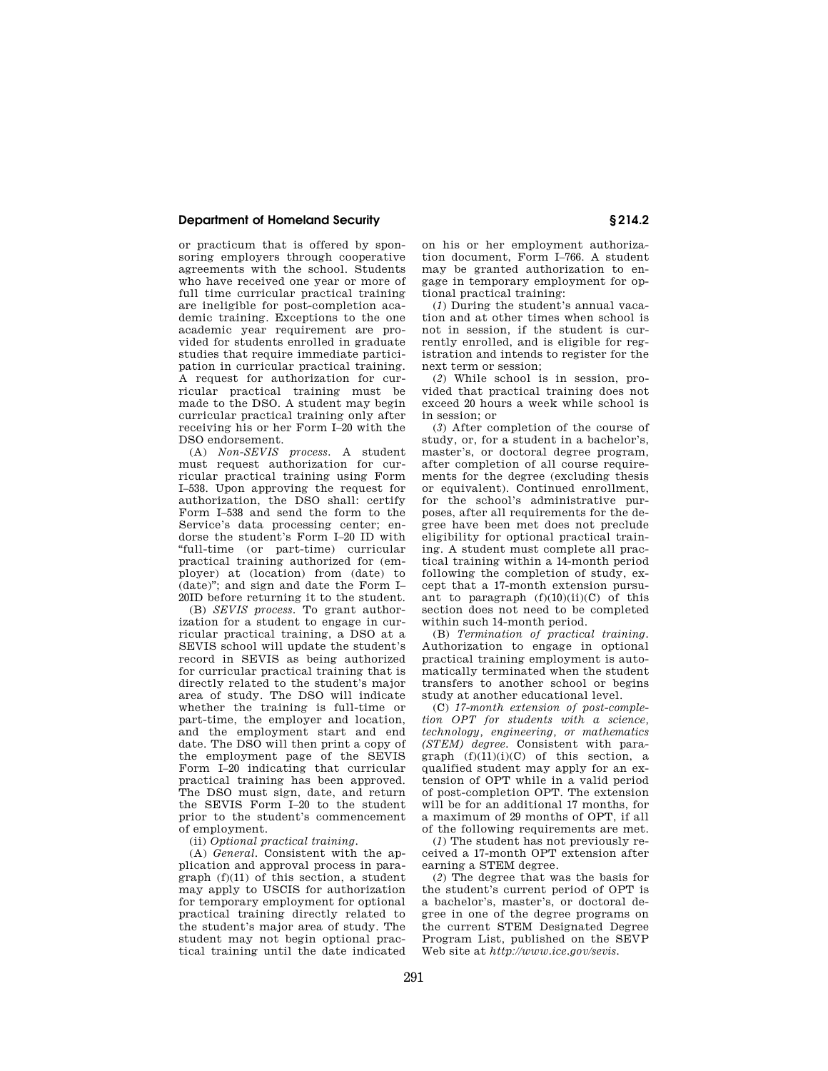or practicum that is offered by sponsoring employers through cooperative agreements with the school. Students who have received one year or more of full time curricular practical training are ineligible for post-completion academic training. Exceptions to the one academic year requirement are provided for students enrolled in graduate studies that require immediate participation in curricular practical training. A request for authorization for curricular practical training must be made to the DSO. A student may begin curricular practical training only after receiving his or her Form I–20 with the DSO endorsement.

(A) *Non-SEVIS process.* A student must request authorization for curricular practical training using Form I–538. Upon approving the request for authorization, the DSO shall: certify Form I–538 and send the form to the Service's data processing center; endorse the student's Form I–20 ID with "full-time (or part-time) curricular practical training authorized for (employer) at (location) from (date) to (date)"; and sign and date the Form I–20ID before returning it to the student.

(B) *SEVIS process.* To grant authorization for a student to engage in curricular practical training, a DSO at a SEVIS school will update the student's record in SEVIS as being authorized for curricular practical training that is directly related to the student's major area of study. The DSO will indicate whether the training is full-time or part-time, the employer and location, and the employment start and end date. The DSO will then print a copy of the employment page of the SEVIS Form I–20 indicating that curricular practical training has been approved. The DSO must sign, date, and return the SEVIS Form I–20 to the student prior to the student's commencement of employment.

(ii) *Optional practical training.*

(A) *General.* Consistent with the application and approval process in paragraph (f)(11) of this section, a student may apply to USCIS for authorization for temporary employment for optional practical training directly related to the student's major area of study. The student may not begin optional practical training until the date indicated on his or her employment authorization document, Form I–766. A student may be granted authorization to engage in temporary employment for optional practical training:

(*1*) During the student's annual vacation and at other times when school is not in session, if the student is currently enrolled, and is eligible for registration and intends to register for the next term or session;

(*2*) While school is in session, provided that practical training does not exceed 20 hours a week while school is in session; or

(*3*) After completion of the course of study, or, for a student in a bachelor's, master's, or doctoral degree program, after completion of all course requirements for the degree (excluding thesis or equivalent). Continued enrollment, for the school's administrative purposes, after all requirements for the degree have been met does not preclude eligibility for optional practical training. A student must complete all practical training within a 14-month period following the completion of study, except that a 17-month extension pursuant to paragraph (f)(10)(ii)(C) of this section does not need to be completed within such 14-month period.

(B) *Termination of practical training.* Authorization to engage in optional practical training employment is automatically terminated when the student transfers to another school or begins study at another educational level.

(C) *17-month extension of post-completion OPT for students with a science, technology, engineering, or mathematics (STEM) degree.* Consistent with paragraph (f)(11)(i)(C) of this section, a qualified student may apply for an extension of OPT while in a valid period of post-completion OPT. The extension will be for an additional 17 months, for a maximum of 29 months of OPT, if all of the following requirements are met.

(*1*) The student has not previously received a 17-month OPT extension after earning a STEM degree.

(*2*) The degree that was the basis for the student's current period of OPT is a bachelor's, master's, or doctoral degree in one of the degree programs on the current STEM Designated Degree Program List, published on the SEVP Web site at *http://www.ice.gov/sevis.*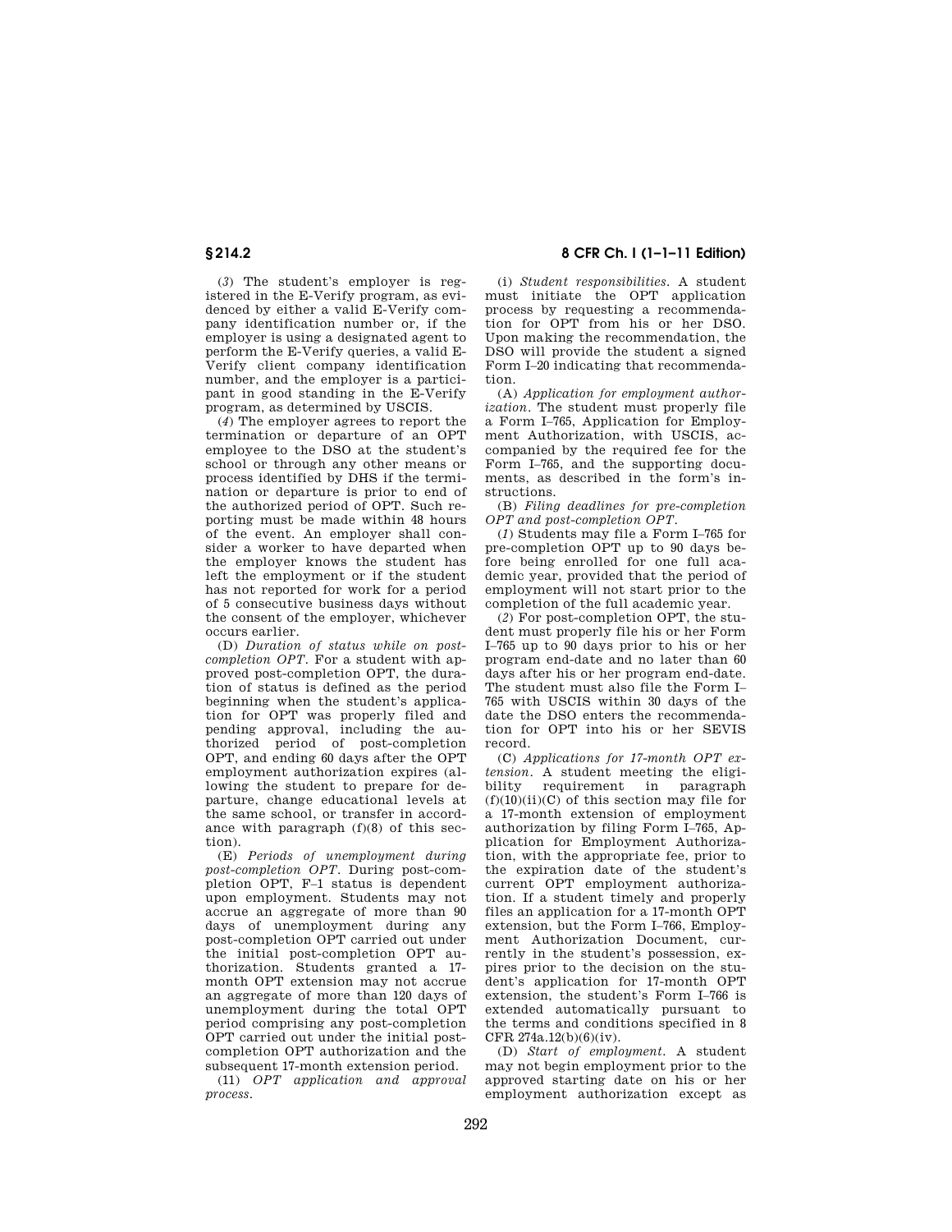(*3*) The student's employer is registered in the E-Verify program, as evidenced by either a valid E-Verify company identification number or, if the employer is using a designated agent to perform the E-Verify queries, a valid E-Verify client company identification number, and the employer is a participant in good standing in the E-Verify program, as determined by USCIS.

(*4*) The employer agrees to report the termination or departure of an OPT employee to the DSO at the student's school or through any other means or process identified by DHS if the termination or departure is prior to end of the authorized period of OPT. Such reporting must be made within 48 hours of the event. An employer shall consider a worker to have departed when the employer knows the student has left the employment or if the student has not reported for work for a period of 5 consecutive business days without the consent of the employer, whichever occurs earlier.

(D) *Duration of status while on post-completion OPT*. For a student with approved post-completion OPT, the duration of status is defined as the period beginning when the student's application for OPT was properly filed and pending approval, including the authorized period of post-completion OPT, and ending 60 days after the OPT employment authorization expires (allowing the student to prepare for departure, change educational levels at the same school, or transfer in accordance with paragraph (f)(8) of this section).

(E) *Periods of unemployment during post-completion OPT*. During post-completion OPT, F–1 status is dependent upon employment. Students may not accrue an aggregate of more than 90 days of unemployment during any post-completion OPT carried out under the initial post-completion OPT authorization. Students granted a 17-month OPT extension may not accrue an aggregate of more than 120 days of unemployment during the total OPT period comprising any post-completion OPT carried out under the initial post-completion OPT authorization and the subsequent 17-month extension period.

(11) *OPT application and approval process*.

(i) *Student responsibilities*. A student must initiate the OPT application process by requesting a recommendation for OPT from his or her DSO. Upon making the recommendation, the DSO will provide the student a signed Form I–20 indicating that recommendation.

(A) *Application for employment authorization*. The student must properly file a Form I–765, Application for Employment Authorization, with USCIS, accompanied by the required fee for the Form I–765, and the supporting documents, as described in the form's instructions.

(B) *Filing deadlines for pre-completion OPT and post-completion OPT*.

(*1*) Students may file a Form I–765 for pre-completion OPT up to 90 days before being enrolled for one full academic year, provided that the period of employment will not start prior to the completion of the full academic year.

(*2*) For post-completion OPT, the student must properly file his or her Form I–765 up to 90 days prior to his or her program end-date and no later than 60 days after his or her program end-date. The student must also file the Form I–765 with USCIS within 30 days of the date the DSO enters the recommendation for OPT into his or her SEVIS record.

(C) *Applications for 17-month OPT extension*. A student meeting the eligibility requirement in paragraph (f)(10)(ii)(C) of this section may file for a 17-month extension of employment authorization by filing Form I–765, Application for Employment Authorization, with the appropriate fee, prior to the expiration date of the student's current OPT employment authorization. If a student timely and properly files an application for a 17-month OPT extension, but the Form I–766, Employment Authorization Document, currently in the student's possession, expires prior to the decision on the student's application for 17-month OPT extension, the student's Form I–766 is extended automatically pursuant to the terms and conditions specified in 8 CFR 274a.12(b)(6)(iv).

(D) *Start of employment*. A student may not begin employment prior to the approved starting date on his or her employment authorization except as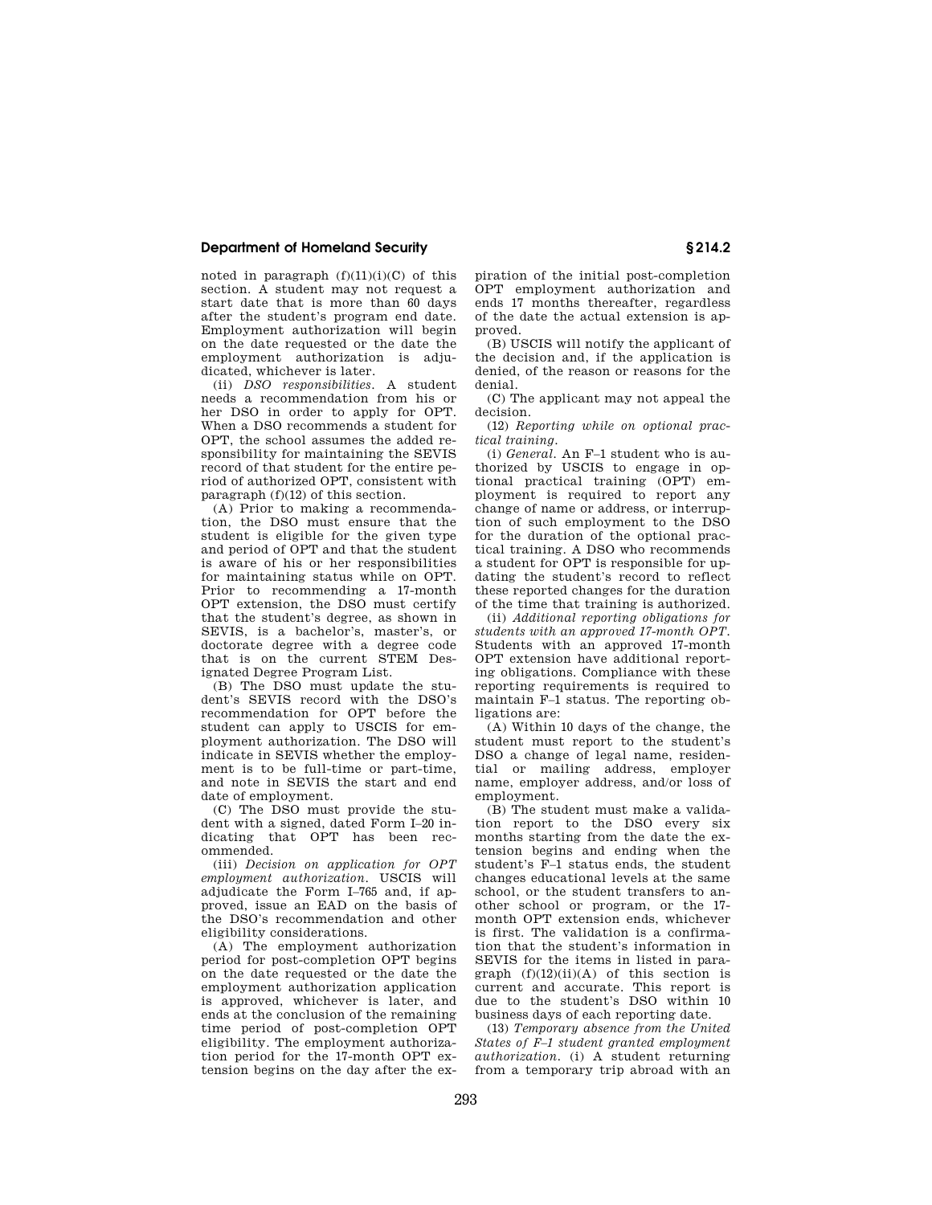noted in paragraph (f)(11)(i)(C) of this section. A student may not request a start date that is more than 60 days after the student's program end date. Employment authorization will begin on the date requested or the date the employment authorization is adjudicated, whichever is later.

(ii) *DSO responsibilities.* A student needs a recommendation from his or her DSO in order to apply for OPT. When a DSO recommends a student for OPT, the school assumes the added responsibility for maintaining the SEVIS record of that student for the entire period of authorized OPT, consistent with paragraph (f)(12) of this section.

(A) Prior to making a recommendation, the DSO must ensure that the student is eligible for the given type and period of OPT and that the student is aware of his or her responsibilities for maintaining status while on OPT. Prior to recommending a 17-month OPT extension, the DSO must certify that the student's degree, as shown in SEVIS, is a bachelor's, master's, or doctorate degree with a degree code that is on the current STEM Designated Degree Program List.

(B) The DSO must update the student's SEVIS record with the DSO's recommendation for OPT before the student can apply to USCIS for employment authorization. The DSO will indicate in SEVIS whether the employment is to be full-time or part-time, and note in SEVIS the start and end date of employment.

(C) The DSO must provide the student with a signed, dated Form I–20 indicating that OPT has been recommended.

(iii) *Decision on application for OPT employment authorization.* USCIS will adjudicate the Form I–765 and, if approved, issue an EAD on the basis of the DSO's recommendation and other eligibility considerations.

(A) The employment authorization period for post-completion OPT begins on the date requested or the date the employment authorization application is approved, whichever is later, and ends at the conclusion of the remaining time period of post-completion OPT eligibility. The employment authorization period for the 17-month OPT extension begins on the day after the expiration of the initial post-completion OPT employment authorization and ends 17 months thereafter, regardless of the date the actual extension is approved.

(B) USCIS will notify the applicant of the decision and, if the application is denied, of the reason or reasons for the denial.

(C) The applicant may not appeal the decision.

(12) *Reporting while on optional practical training.*

(i) *General.* An F–1 student who is authorized by USCIS to engage in optional practical training (OPT) employment is required to report any change of name or address, or interruption of such employment to the DSO for the duration of the optional practical training. A DSO who recommends a student for OPT is responsible for updating the student's record to reflect these reported changes for the duration of the time that training is authorized.

(ii) *Additional reporting obligations for students with an approved 17-month OPT.* Students with an approved 17-month OPT extension have additional reporting obligations. Compliance with these reporting requirements is required to maintain F–1 status. The reporting obligations are:

(A) Within 10 days of the change, the student must report to the student's DSO a change of legal name, residential or mailing address, employer name, employer address, and/or loss of employment.

(B) The student must make a validation report to the DSO every six months starting from the date the extension begins and ending when the student's F–1 status ends, the student changes educational levels at the same school, or the student transfers to another school or program, or the 17-month OPT extension ends, whichever is first. The validation is a confirmation that the student's information in SEVIS for the items in listed in paragraph (f)(12)(ii)(A) of this section is current and accurate. This report is due to the student's DSO within 10 business days of each reporting date.

(13) *Temporary absence from the United States of F–1 student granted employment authorization.* (i) A student returning from a temporary trip abroad with an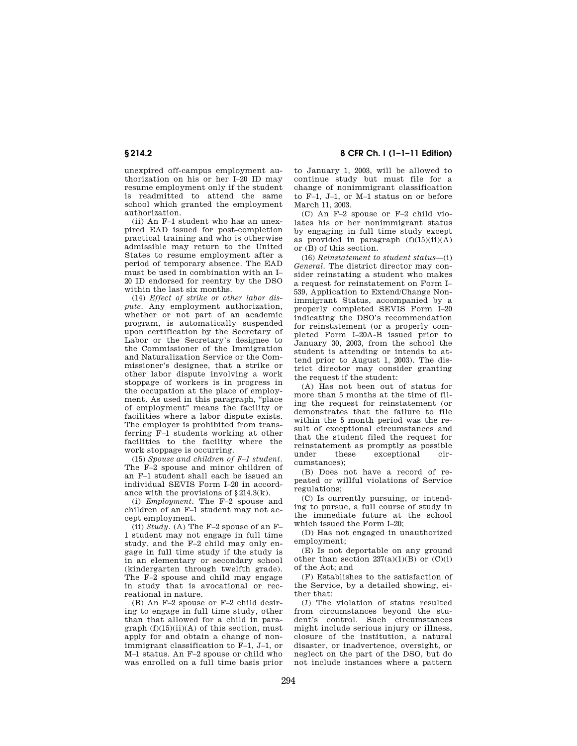unexpired off-campus employment authorization on his or her I–20 ID may resume employment only if the student is readmitted to attend the same school which granted the employment authorization.

(ii) An F–1 student who has an unexpired EAD issued for post-completion practical training and who is otherwise admissible may return to the United States to resume employment after a period of temporary absence. The EAD must be used in combination with an I–20 ID endorsed for reentry by the DSO within the last six months.

(14) *Effect of strike or other labor dispute.* Any employment authorization, whether or not part of an academic program, is automatically suspended upon certification by the Secretary of Labor or the Secretary's designee to the Commissioner of the Immigration and Naturalization Service or the Commissioner's designee, that a strike or other labor dispute involving a work stoppage of workers is in progress in the occupation at the place of employment. As used in this paragraph, "place of employment" means the facility or facilities where a labor dispute exists. The employer is prohibited from transferring F–1 students working at other facilities to the facility where the work stoppage is occurring.

(15) *Spouse and children of F–1 student.* The F–2 spouse and minor children of an F–1 student shall each be issued an individual SEVIS Form I–20 in accordance with the provisions of §214.3(k).

(i) *Employment.* The F–2 spouse and children of an F–1 student may not accept employment.

(ii) *Study.* (A) The F–2 spouse of an F–1 student may not engage in full time study, and the F–2 child may only engage in full time study if the study is in an elementary or secondary school (kindergarten through twelfth grade). The F–2 spouse and child may engage in study that is avocational or recreational in nature.

(B) An F–2 spouse or F–2 child desiring to engage in full time study, other than that allowed for a child in paragraph (f)(15)(ii)(A) of this section, must apply for and obtain a change of nonimmigrant classification to F–1, J–1, or M–1 status. An F–2 spouse or child who was enrolled on a full time basis prior to January 1, 2003, will be allowed to continue study but must file for a change of nonimmigrant classification to F–1, J–1, or M–1 status on or before March 11, 2003.

(C) An F–2 spouse or F–2 child violates his or her nonimmigrant status by engaging in full time study except as provided in paragraph (f)(15)(ii)(A) or (B) of this section.

(16) *Reinstatement to student status*—(i) *General.* The district director may consider reinstating a student who makes a request for reinstatement on Form I–539, Application to Extend/Change Nonimmigrant Status, accompanied by a properly completed SEVIS Form I–20 indicating the DSO's recommendation for reinstatement (or a properly completed Form I–20A-B issued prior to January 30, 2003, from the school the student is attending or intends to attend prior to August 1, 2003). The district director may consider granting the request if the student:

(A) Has not been out of status for more than 5 months at the time of filing the request for reinstatement (or demonstrates that the failure to file within the 5 month period was the result of exceptional circumstances and that the student filed the request for reinstatement as promptly as possible under these exceptional circumstances);

(B) Does not have a record of repeated or willful violations of Service regulations;

(C) Is currently pursuing, or intending to pursue, a full course of study in the immediate future at the school which issued the Form I–20;

(D) Has not engaged in unauthorized employment;

(E) Is not deportable on any ground other than section 237(a)(1)(B) or (C)(i) of the Act; and

(F) Establishes to the satisfaction of the Service, by a detailed showing, either that:

(*1*) The violation of status resulted from circumstances beyond the student's control. Such circumstances might include serious injury or illness, closure of the institution, a natural disaster, or inadvertence, oversight, or neglect on the part of the DSO, but do not include instances where a pattern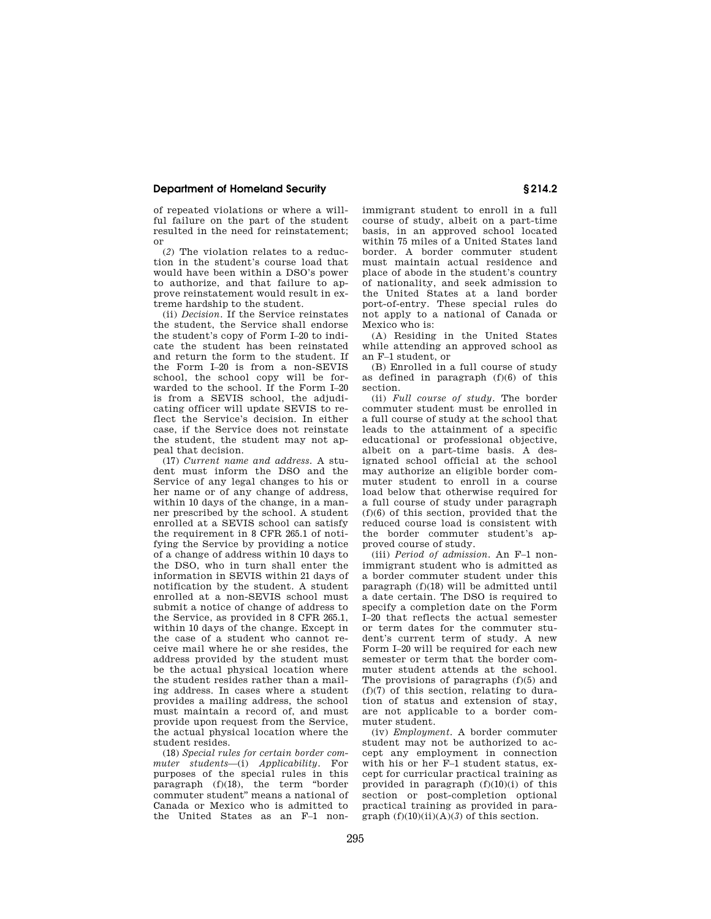of repeated violations or where a willful failure on the part of the student resulted in the need for reinstatement; or

(*2*) The violation relates to a reduction in the student's course load that would have been within a DSO's power to authorize, and that failure to approve reinstatement would result in extreme hardship to the student.

(ii) *Decision.* If the Service reinstates the student, the Service shall endorse the student's copy of Form I–20 to indicate the student has been reinstated and return the form to the student. If the Form I–20 is from a non-SEVIS school, the school copy will be forwarded to the school. If the Form I–20 is from a SEVIS school, the adjudicating officer will update SEVIS to reflect the Service's decision. In either case, if the Service does not reinstate the student, the student may not appeal that decision.

(17) *Current name and address.* A student must inform the DSO and the Service of any legal changes to his or her name or of any change of address, within 10 days of the change, in a manner prescribed by the school. A student enrolled at a SEVIS school can satisfy the requirement in 8 CFR 265.1 of notifying the Service by providing a notice of a change of address within 10 days to the DSO, who in turn shall enter the information in SEVIS within 21 days of notification by the student. A student enrolled at a non-SEVIS school must submit a notice of change of address to the Service, as provided in 8 CFR 265.1, within 10 days of the change. Except in the case of a student who cannot receive mail where he or she resides, the address provided by the student must be the actual physical location where the student resides rather than a mailing address. In cases where a student provides a mailing address, the school must maintain a record of, and must provide upon request from the Service, the actual physical location where the student resides.

(18) *Special rules for certain border commuter students*—(i) *Applicability.* For purposes of the special rules in this paragraph (f)(18), the term "border commuter student" means a national of Canada or Mexico who is admitted to the United States as an F–1 nonimmigrant student to enroll in a full course of study, albeit on a part-time basis, in an approved school located within 75 miles of a United States land border. A border commuter student must maintain actual residence and place of abode in the student's country of nationality, and seek admission to the United States at a land border port-of-entry. These special rules do not apply to a national of Canada or Mexico who is:

(A) Residing in the United States while attending an approved school as an F–1 student, or

(B) Enrolled in a full course of study as defined in paragraph (f)(6) of this section.

(ii) *Full course of study.* The border commuter student must be enrolled in a full course of study at the school that leads to the attainment of a specific educational or professional objective, albeit on a part-time basis. A designated school official at the school may authorize an eligible border commuter student to enroll in a course load below that otherwise required for a full course of study under paragraph (f)(6) of this section, provided that the reduced course load is consistent with the border commuter student's approved course of study.

(iii) *Period of admission.* An F–1 nonimmigrant student who is admitted as a border commuter student under this paragraph (f)(18) will be admitted until a date certain. The DSO is required to specify a completion date on the Form I–20 that reflects the actual semester or term dates for the commuter student's current term of study. A new Form I–20 will be required for each new semester or term that the border commuter student attends at the school. The provisions of paragraphs (f)(5) and (f)(7) of this section, relating to duration of status and extension of stay, are not applicable to a border commuter student.

(iv) *Employment.* A border commuter student may not be authorized to accept any employment in connection with his or her F–1 student status, except for curricular practical training as provided in paragraph (f)(10)(i) of this section or post-completion optional practical training as provided in paragraph (f)(10)(ii)(A)(*3*) of this section.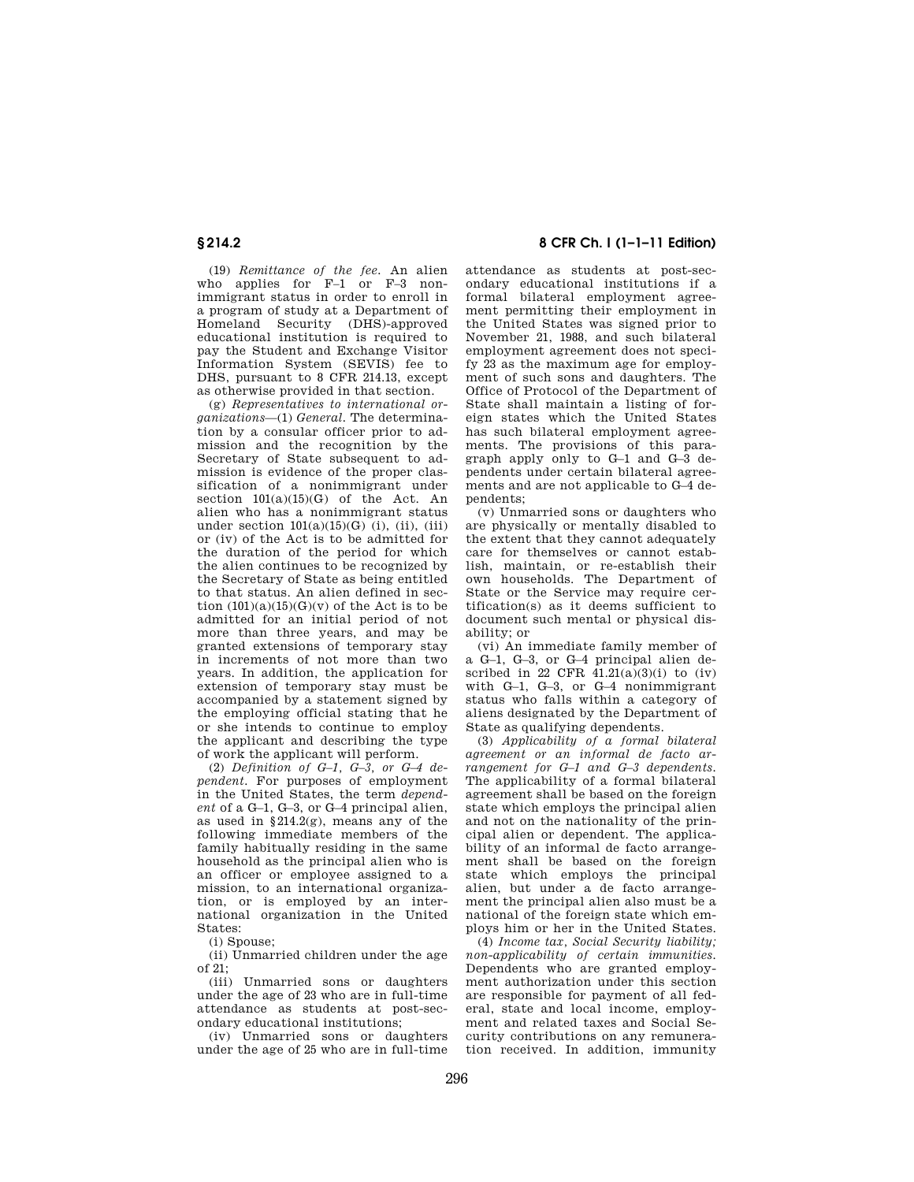(19) *Remittance of the fee.* An alien who applies for F–1 or F–3 nonimmigrant status in order to enroll in a program of study at a Department of Homeland Security (DHS)-approved educational institution is required to pay the Student and Exchange Visitor Information System (SEVIS) fee to DHS, pursuant to 8 CFR 214.13, except as otherwise provided in that section.

(g) *Representatives to international organizations*—(1) *General.* The determination by a consular officer prior to admission and the recognition by the Secretary of State subsequent to admission is evidence of the proper classification of a nonimmigrant under section 101(a)(15)(G) of the Act. An alien who has a nonimmigrant status under section 101(a)(15)(G) (i), (ii), (iii) or (iv) of the Act is to be admitted for the duration of the period for which the alien continues to be recognized by the Secretary of State as being entitled to that status. An alien defined in section (101)(a)(15)(G)(v) of the Act is to be admitted for an initial period of not more than three years, and may be granted extensions of temporary stay in increments of not more than two years. In addition, the application for extension of temporary stay must be accompanied by a statement signed by the employing official stating that he or she intends to continue to employ the applicant and describing the type of work the applicant will perform.

(2) *Definition of G–1, G–3, or G–4 dependent.* For purposes of employment in the United States, the term *dependent* of a G–1, G–3, or G–4 principal alien, as used in §214.2(g), means any of the following immediate members of the family habitually residing in the same household as the principal alien who is an officer or employee assigned to a mission, to an international organization, or is employed by an international organization in the United States:

(i) Spouse;

(ii) Unmarried children under the age of 21;

(iii) Unmarried sons or daughters under the age of 23 who are in full-time attendance as students at post-secondary educational institutions;

(iv) Unmarried sons or daughters under the age of 25 who are in full-time attendance as students at post-secondary educational institutions if a formal bilateral employment agreement permitting their employment in the United States was signed prior to November 21, 1988, and such bilateral employment agreement does not specify 23 as the maximum age for employment of such sons and daughters. The Office of Protocol of the Department of State shall maintain a listing of foreign states which the United States has such bilateral employment agreements. The provisions of this paragraph apply only to G–1 and G–3 dependents under certain bilateral agreements and are not applicable to G–4 dependents;

(v) Unmarried sons or daughters who are physically or mentally disabled to the extent that they cannot adequately care for themselves or cannot establish, maintain, or re-establish their own households. The Department of State or the Service may require certification(s) as it deems sufficient to document such mental or physical disability; or

(vi) An immediate family member of a G–1, G–3, or G–4 principal alien described in 22 CFR 41.21(a)(3)(i) to (iv) with G–1, G–3, or G–4 nonimmigrant status who falls within a category of aliens designated by the Department of State as qualifying dependents.

(3) *Applicability of a formal bilateral agreement or an informal de facto arrangement for G–1 and G–3 dependents.* The applicability of a formal bilateral agreement shall be based on the foreign state which employs the principal alien and not on the nationality of the principal alien or dependent. The applicability of an informal de facto arrangement shall be based on the foreign state which employs the principal alien, but under a de facto arrangement the principal alien also must be a national of the foreign state which employs him or her in the United States.

(4) *Income tax, Social Security liability; non-applicability of certain immunities.* Dependents who are granted employment authorization under this section are responsible for payment of all federal, state and local income, employment and related taxes and Social Security contributions on any remuneration received. In addition, immunity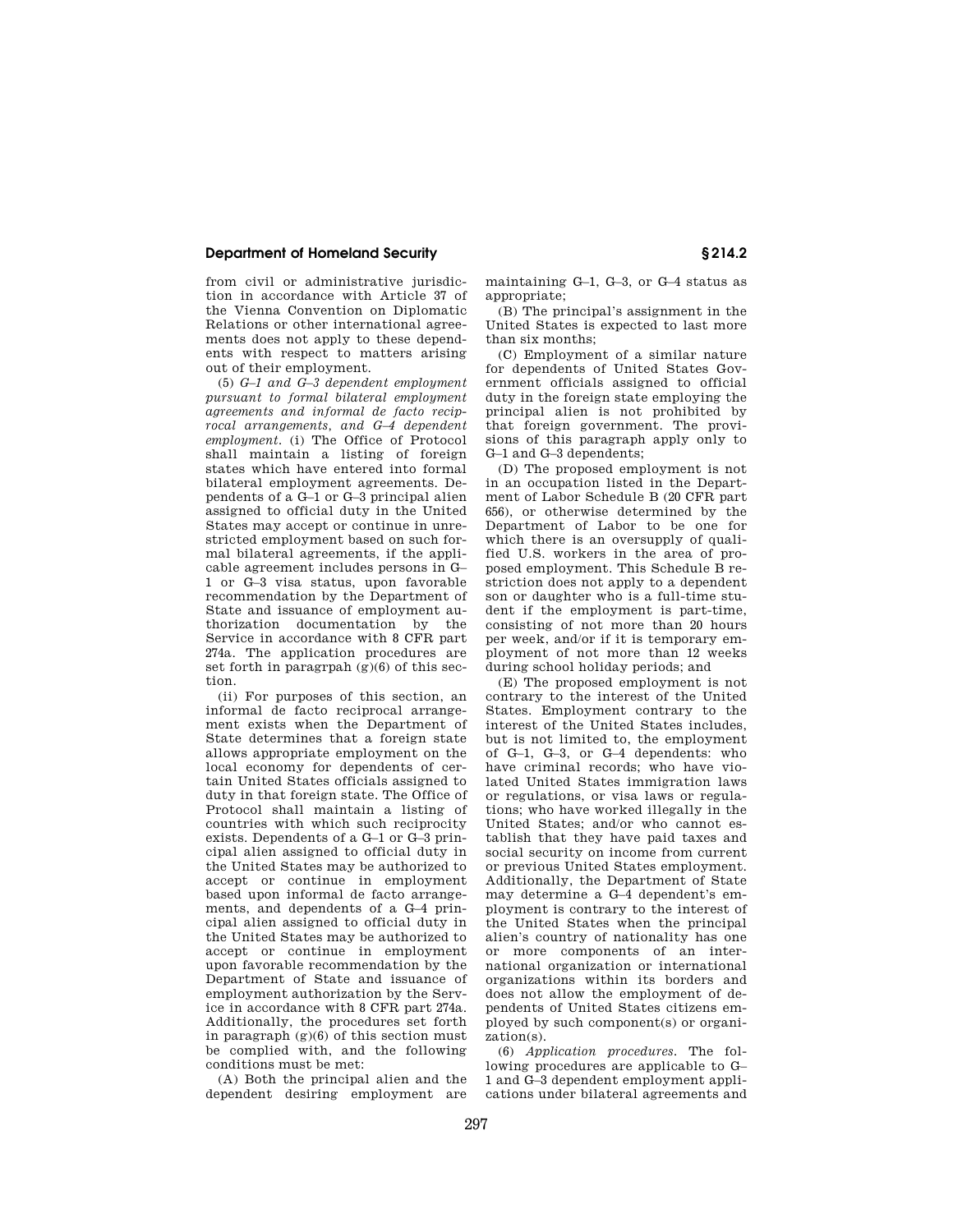from civil or administrative jurisdiction in accordance with Article 37 of the Vienna Convention on Diplomatic Relations or other international agreements does not apply to these dependents with respect to matters arising out of their employment.

(5) *G–1 and G–3 dependent employment pursuant to formal bilateral employment agreements and informal de facto reciprocal arrangements, and G–4 dependent employment.* (i) The Office of Protocol shall maintain a listing of foreign states which have entered into formal bilateral employment agreements. Dependents of a G–1 or G–3 principal alien assigned to official duty in the United States may accept or continue in unrestricted employment based on such formal bilateral agreements, if the applicable agreement includes persons in G–1 or G–3 visa status, upon favorable recommendation by the Department of State and issuance of employment authorization documentation by the Service in accordance with 8 CFR part 274a. The application procedures are set forth in paragrpah (g)(6) of this section.

(ii) For purposes of this section, an informal de facto reciprocal arrangement exists when the Department of State determines that a foreign state allows appropriate employment on the local economy for dependents of certain United States officials assigned to duty in that foreign state. The Office of Protocol shall maintain a listing of countries with which such reciprocity exists. Dependents of a G–1 or G–3 principal alien assigned to official duty in the United States may be authorized to accept or continue in employment based upon informal de facto arrangements, and dependents of a G–4 principal alien assigned to official duty in the United States may be authorized to accept or continue in employment upon favorable recommendation by the Department of State and issuance of employment authorization by the Service in accordance with 8 CFR part 274a. Additionally, the procedures set forth in paragraph (g)(6) of this section must be complied with, and the following conditions must be met:

(A) Both the principal alien and the dependent desiring employment are maintaining G–1, G–3, or G–4 status as appropriate;

(B) The principal's assignment in the United States is expected to last more than six months;

(C) Employment of a similar nature for dependents of United States Government officials assigned to official duty in the foreign state employing the principal alien is not prohibited by that foreign government. The provisions of this paragraph apply only to G–1 and G–3 dependents;

(D) The proposed employment is not in an occupation listed in the Department of Labor Schedule B (20 CFR part 656), or otherwise determined by the Department of Labor to be one for which there is an oversupply of qualified U.S. workers in the area of proposed employment. This Schedule B restriction does not apply to a dependent son or daughter who is a full-time student if the employment is part-time, consisting of not more than 20 hours per week, and/or if it is temporary employment of not more than 12 weeks during school holiday periods; and

(E) The proposed employment is not contrary to the interest of the United States. Employment contrary to the interest of the United States includes, but is not limited to, the employment of G–1, G–3, or G–4 dependents: who have criminal records; who have violated United States immigration laws or regulations, or visa laws or regulations; who have worked illegally in the United States; and/or who cannot establish that they have paid taxes and social security on income from current or previous United States employment. Additionally, the Department of State may determine a G–4 dependent's employment is contrary to the interest of the United States when the principal alien's country of nationality has one or more components of an international organization or international organizations within its borders and does not allow the employment of dependents of United States citizens employed by such component(s) or organization(s).

(6) *Application procedures.* The following procedures are applicable to G–1 and G–3 dependent employment applications under bilateral agreements and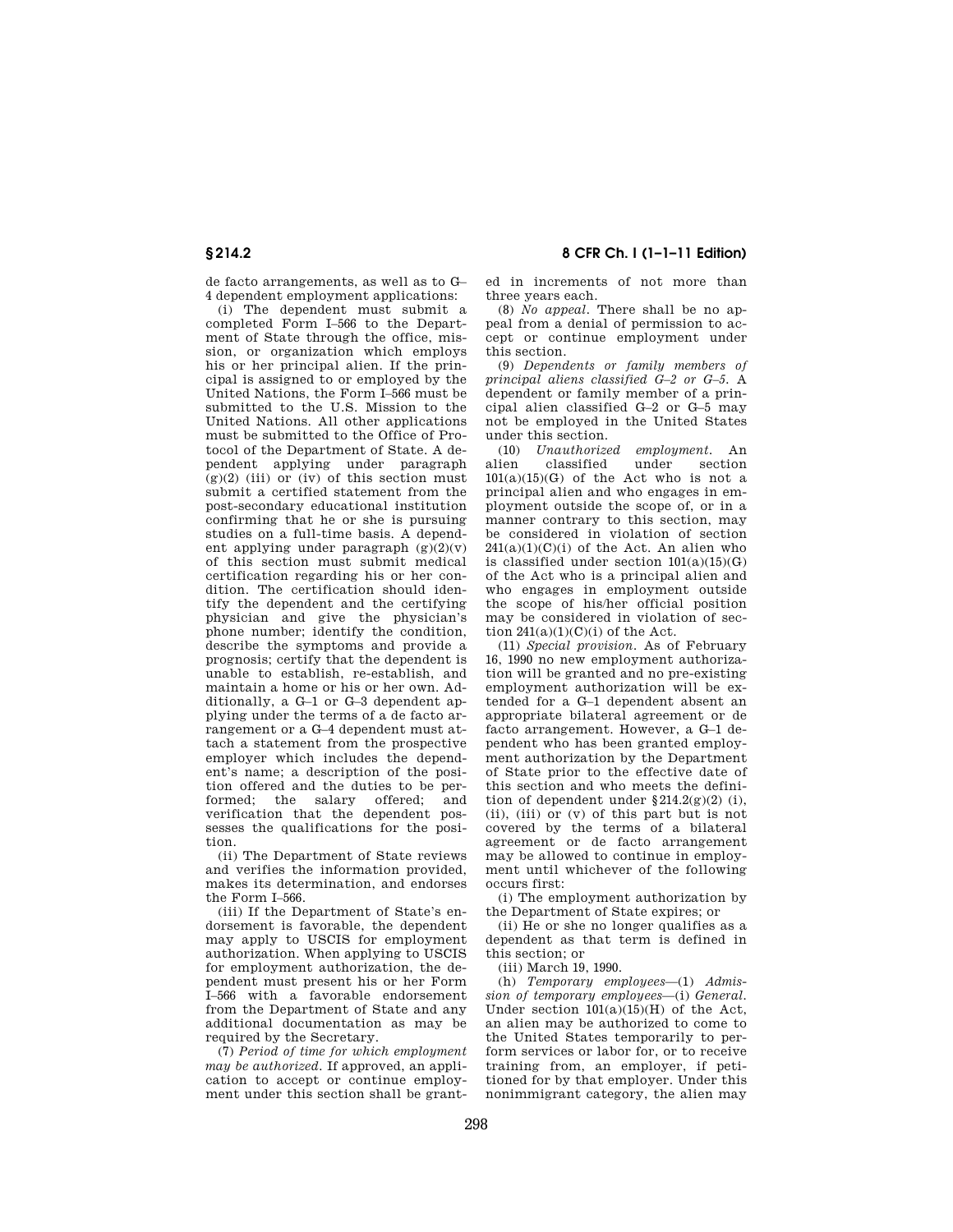de facto arrangements, as well as to G–4 dependent employment applications:

(i) The dependent must submit a completed Form I–566 to the Department of State through the office, mission, or organization which employs his or her principal alien. If the principal is assigned to or employed by the United Nations, the Form I–566 must be submitted to the U.S. Mission to the United Nations. All other applications must be submitted to the Office of Protocol of the Department of State. A dependent applying under paragraph (g)(2) (iii) or (iv) of this section must submit a certified statement from the post-secondary educational institution confirming that he or she is pursuing studies on a full-time basis. A dependent applying under paragraph (g)(2)(v) of this section must submit medical certification regarding his or her condition. The certification should identify the dependent and the certifying physician and give the physician's phone number; identify the condition, describe the symptoms and provide a prognosis; certify that the dependent is unable to establish, re-establish, and maintain a home or his or her own. Additionally, a G–1 or G–3 dependent applying under the terms of a de facto arrangement or a G–4 dependent must attach a statement from the prospective employer which includes the dependent's name; a description of the position offered and the duties to be performed; the salary offered; and verification that the dependent possesses the qualifications for the position.

(ii) The Department of State reviews and verifies the information provided, makes its determination, and endorses the Form I–566.

(iii) If the Department of State's endorsement is favorable, the dependent may apply to USCIS for employment authorization. When applying to USCIS for employment authorization, the dependent must present his or her Form I–566 with a favorable endorsement from the Department of State and any additional documentation as may be required by the Secretary.

(7) *Period of time for which employment may be authorized.* If approved, an application to accept or continue employment under this section shall be granted in increments of not more than three years each.

(8) *No appeal.* There shall be no appeal from a denial of permission to accept or continue employment under this section.

(9) *Dependents or family members of principal aliens classified G–2 or G–5.* A dependent or family member of a principal alien classified G–2 or G–5 may not be employed in the United States under this section.

(10) *Unauthorized employment.* An alien classified under section 101(a)(15)(G) of the Act who is not a principal alien and who engages in employment outside the scope of, or in a manner contrary to this section, may be considered in violation of section 241(a)(1)(C)(i) of the Act. An alien who is classified under section 101(a)(15)(G) of the Act who is a principal alien and who engages in employment outside the scope of his/her official position may be considered in violation of section 241(a)(1)(C)(i) of the Act.

(11) *Special provision.* As of February 16, 1990 no new employment authorization will be granted and no pre-existing employment authorization will be extended for a G–1 dependent absent an appropriate bilateral agreement or de facto arrangement. However, a G–1 dependent who has been granted employment authorization by the Department of State prior to the effective date of this section and who meets the definition of dependent under §214.2(g)(2) (i), (ii), (iii) or (v) of this part but is not covered by the terms of a bilateral agreement or de facto arrangement may be allowed to continue in employment until whichever of the following occurs first:

(i) The employment authorization by the Department of State expires; or

(ii) He or she no longer qualifies as a dependent as that term is defined in this section; or

(iii) March 19, 1990.

(h) *Temporary employees*—(1) *Admission of temporary employees*—(i) *General.* Under section 101(a)(15)(H) of the Act, an alien may be authorized to come to the United States temporarily to perform services or labor for, or to receive training from, an employer, if petitioned for by that employer. Under this nonimmigrant category, the alien may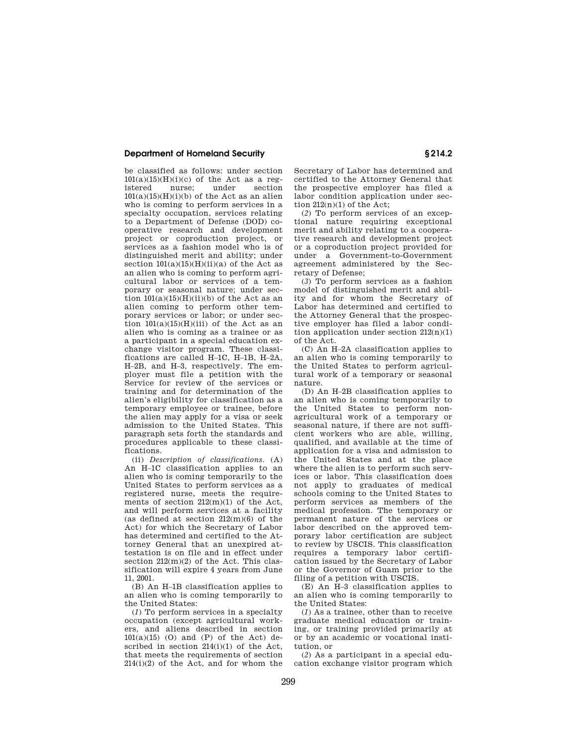be classified as follows: under section 101(a)(15)(H)(i)(c) of the Act as a registered nurse; under section 101(a)(15)(H)(i)(b) of the Act as an alien who is coming to perform services in a specialty occupation, services relating to a Department of Defense (DOD) cooperative research and development project or coproduction project, or services as a fashion model who is of distinguished merit and ability; under section 101(a)(15)(H)(ii)(a) of the Act as an alien who is coming to perform agricultural labor or services of a temporary or seasonal nature; under section 101(a)(15)(H)(ii)(b) of the Act as an alien coming to perform other temporary services or labor; or under section 101(a)(15)(H)(iii) of the Act as an alien who is coming as a trainee or as a participant in a special education exchange visitor program. These classifications are called H–1C, H–1B, H–2A, H–2B, and H–3, respectively. The employer must file a petition with the Service for review of the services or training and for determination of the alien's eligibility for classification as a temporary employee or trainee, before the alien may apply for a visa or seek admission to the United States. This paragraph sets forth the standards and procedures applicable to these classifications.

(ii) *Description of classifications.* (A) An H–1C classification applies to an alien who is coming temporarily to the United States to perform services as a registered nurse, meets the requirements of section 212(m)(1) of the Act, and will perform services at a facility (as defined at section 212(m)(6) of the Act) for which the Secretary of Labor has determined and certified to the Attorney General that an unexpired attestation is on file and in effect under section 212(m)(2) of the Act. This classification will expire 4 years from June 11, 2001.

(B) An H–1B classification applies to an alien who is coming temporarily to the United States:

(*1*) To perform services in a specialty occupation (except agricultural workers, and aliens described in section 101(a)(15) (O) and (P) of the Act) described in section 214(i)(1) of the Act, that meets the requirements of section 214(i)(2) of the Act, and for whom the Secretary of Labor has determined and certified to the Attorney General that the prospective employer has filed a labor condition application under section 212(n)(1) of the Act;

(*2*) To perform services of an exceptional nature requiring exceptional merit and ability relating to a cooperative research and development project or a coproduction project provided for under a Government-to-Government agreement administered by the Secretary of Defense;

(*3*) To perform services as a fashion model of distinguished merit and ability and for whom the Secretary of Labor has determined and certified to the Attorney General that the prospective employer has filed a labor condition application under section 212(n)(1) of the Act.

(C) An H–2A classification applies to an alien who is coming temporarily to the United States to perform agricultural work of a temporary or seasonal nature.

(D) An H–2B classification applies to an alien who is coming temporarily to the United States to perform nonagricultural work of a temporary or seasonal nature, if there are not sufficient workers who are able, willing, qualified, and available at the time of application for a visa and admission to the United States and at the place where the alien is to perform such services or labor. This classification does not apply to graduates of medical schools coming to the United States to perform services as members of the medical profession. The temporary or permanent nature of the services or labor described on the approved temporary labor certification are subject to review by USCIS. This classification requires a temporary labor certification issued by the Secretary of Labor or the Governor of Guam prior to the filing of a petition with USCIS.

(E) An H–3 classification applies to an alien who is coming temporarily to the United States:

(*1*) As a trainee, other than to receive graduate medical education or training, or training provided primarily at or by an academic or vocational institution, or

(*2*) As a participant in a special education exchange visitor program which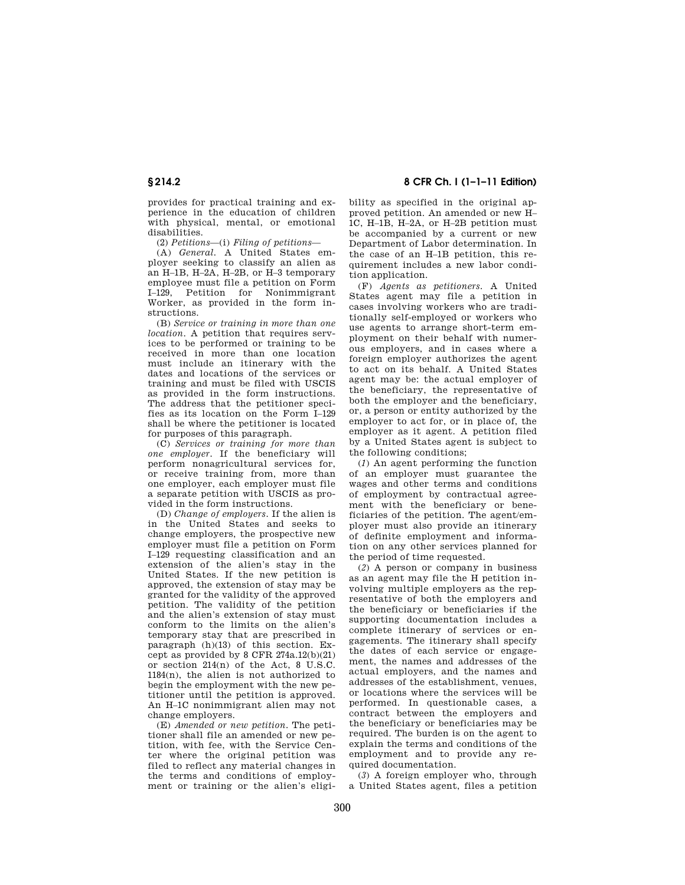provides for practical training and experience in the education of children with physical, mental, or emotional disabilities.

(2) *Petitions*—(i) *Filing of petitions*—

(A) *General.* A United States employer seeking to classify an alien as an H–1B, H–2A, H–2B, or H–3 temporary employee must file a petition on Form I–129, Petition for Nonimmigrant Worker, as provided in the form instructions.

(B) *Service or training in more than one location.* A petition that requires services to be performed or training to be received in more than one location must include an itinerary with the dates and locations of the services or training and must be filed with USCIS as provided in the form instructions. The address that the petitioner specifies as its location on the Form I–129 shall be where the petitioner is located for purposes of this paragraph.

(C) *Services or training for more than one employer.* If the beneficiary will perform nonagricultural services for, or receive training from, more than one employer, each employer must file a separate petition with USCIS as provided in the form instructions.

(D) *Change of employers.* If the alien is in the United States and seeks to change employers, the prospective new employer must file a petition on Form I–129 requesting classification and an extension of the alien's stay in the United States. If the new petition is approved, the extension of stay may be granted for the validity of the approved petition. The validity of the petition and the alien's extension of stay must conform to the limits on the alien's temporary stay that are prescribed in paragraph (h)(13) of this section. Except as provided by 8 CFR 274a.12(b)(21) or section 214(n) of the Act, 8 U.S.C. 1184(n), the alien is not authorized to begin the employment with the new petitioner until the petition is approved. An H–1C nonimmigrant alien may not change employers.

(E) *Amended or new petition.* The petitioner shall file an amended or new petition, with fee, with the Service Center where the original petition was filed to reflect any material changes in the terms and conditions of employment or training or the alien's eligibility as specified in the original approved petition. An amended or new H–1C, H–1B, H–2A, or H–2B petition must be accompanied by a current or new Department of Labor determination. In the case of an H–1B petition, this requirement includes a new labor condition application.

(F) *Agents as petitioners.* A United States agent may file a petition in cases involving workers who are traditionally self-employed or workers who use agents to arrange short-term employment on their behalf with numerous employers, and in cases where a foreign employer authorizes the agent to act on its behalf. A United States agent may be: the actual employer of the beneficiary, the representative of both the employer and the beneficiary, or, a person or entity authorized by the employer to act for, or in place of, the employer as it agent. A petition filed by a United States agent is subject to the following conditions;

(*1*) An agent performing the function of an employer must guarantee the wages and other terms and conditions of employment by contractual agreement with the beneficiary or beneficiaries of the petition. The agent/employer must also provide an itinerary of definite employment and information on any other services planned for the period of time requested.

(*2*) A person or company in business as an agent may file the H petition involving multiple employers as the representative of both the employers and the beneficiary or beneficiaries if the supporting documentation includes a complete itinerary of services or engagements. The itinerary shall specify the dates of each service or engagement, the names and addresses of the actual employers, and the names and addresses of the establishment, venues, or locations where the services will be performed. In questionable cases, a contract between the employers and the beneficiary or beneficiaries may be required. The burden is on the agent to explain the terms and conditions of the employment and to provide any required documentation.

(*3*) A foreign employer who, through a United States agent, files a petition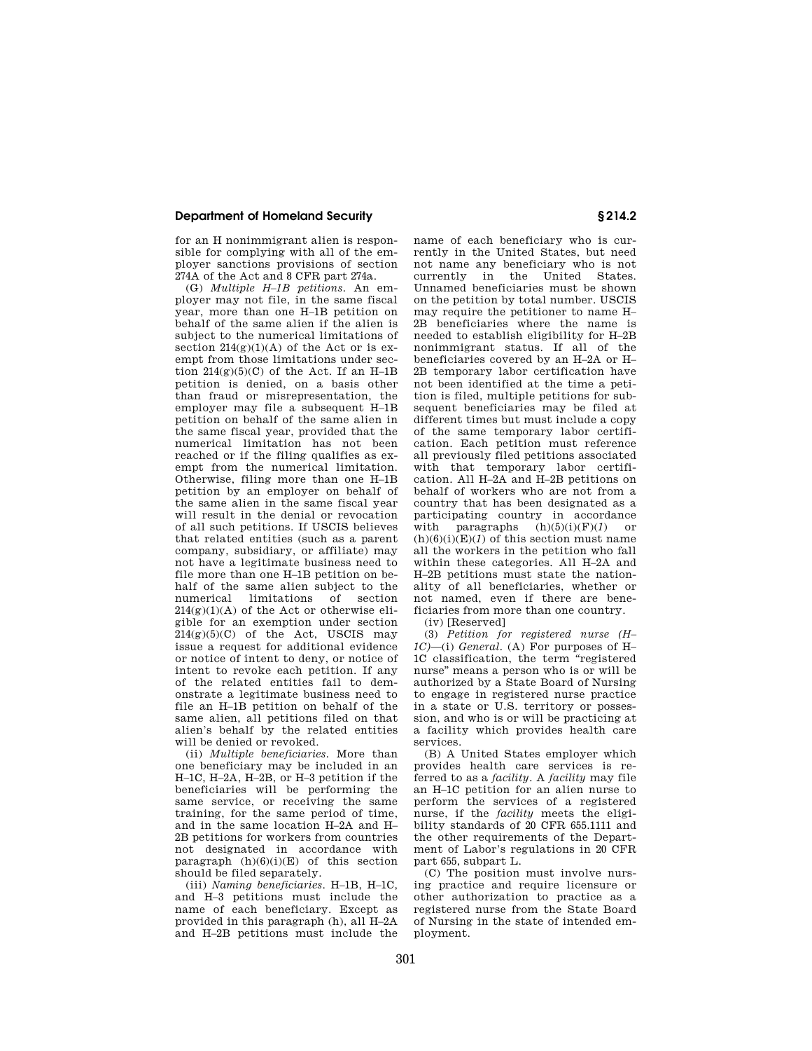for an H nonimmigrant alien is responsible for complying with all of the employer sanctions provisions of section 274A of the Act and 8 CFR part 274a.

(G) *Multiple H–1B petitions.* An employer may not file, in the same fiscal year, more than one H–1B petition on behalf of the same alien if the alien is subject to the numerical limitations of section 214(g)(1)(A) of the Act or is exempt from those limitations under section 214(g)(5)(C) of the Act. If an H–1B petition is denied, on a basis other than fraud or misrepresentation, the employer may file a subsequent H–1B petition on behalf of the same alien in the same fiscal year, provided that the numerical limitation has not been reached or if the filing qualifies as exempt from the numerical limitation. Otherwise, filing more than one H–1B petition by an employer on behalf of the same alien in the same fiscal year will result in the denial or revocation of all such petitions. If USCIS believes that related entities (such as a parent company, subsidiary, or affiliate) may not have a legitimate business need to file more than one H–1B petition on behalf of the same alien subject to the numerical limitations of section 214(g)(1)(A) of the Act or otherwise eligible for an exemption under section 214(g)(5)(C) of the Act, USCIS may issue a request for additional evidence or notice of intent to deny, or notice of intent to revoke each petition. If any of the related entities fail to demonstrate a legitimate business need to file an H–1B petition on behalf of the same alien, all petitions filed on that alien's behalf by the related entities will be denied or revoked.

(ii) *Multiple beneficiaries.* More than one beneficiary may be included in an H–1C, H–2A, H–2B, or H–3 petition if the beneficiaries will be performing the same service, or receiving the same training, for the same period of time, and in the same location H–2A and H–2B petitions for workers from countries not designated in accordance with paragraph (h)(6)(i)(E) of this section should be filed separately.

(iii) *Naming beneficiaries.* H–1B, H–1C, and H–3 petitions must include the name of each beneficiary. Except as provided in this paragraph (h), all H–2A and H–2B petitions must include the name of each beneficiary who is currently in the United States, but need not name any beneficiary who is not currently in the United States. Unnamed beneficiaries must be shown on the petition by total number. USCIS may require the petitioner to name H–2B beneficiaries where the name is needed to establish eligibility for H–2B nonimmigrant status. If all of the beneficiaries covered by an H–2A or H–2B temporary labor certification have not been identified at the time a petition is filed, multiple petitions for subsequent beneficiaries may be filed at different times but must include a copy of the same temporary labor certification. Each petition must reference all previously filed petitions associated with that temporary labor certification. All H–2A and H–2B petitions on behalf of workers who are not from a country that has been designated as a participating country in accordance with paragraphs (h)(5)(i)(F)(*1*) or (h)(6)(i)(E)(*1*) of this section must name all the workers in the petition who fall within these categories. All H–2A and H–2B petitions must state the nationality of all beneficiaries, whether or not named, even if there are beneficiaries from more than one country.

(iv) [Reserved]

(3) *Petition for registered nurse (H–1C)*—(i) *General.* (A) For purposes of H–1C classification, the term "registered nurse" means a person who is or will be authorized by a State Board of Nursing to engage in registered nurse practice in a state or U.S. territory or possession, and who is or will be practicing at a facility which provides health care services.

(B) A United States employer which provides health care services is referred to as a *facility*. A *facility* may file an H–1C petition for an alien nurse to perform the services of a registered nurse, if the *facility* meets the eligibility standards of 20 CFR 655.1111 and the other requirements of the Department of Labor's regulations in 20 CFR part 655, subpart L.

(C) The position must involve nursing practice and require licensure or other authorization to practice as a registered nurse from the State Board of Nursing in the state of intended employment.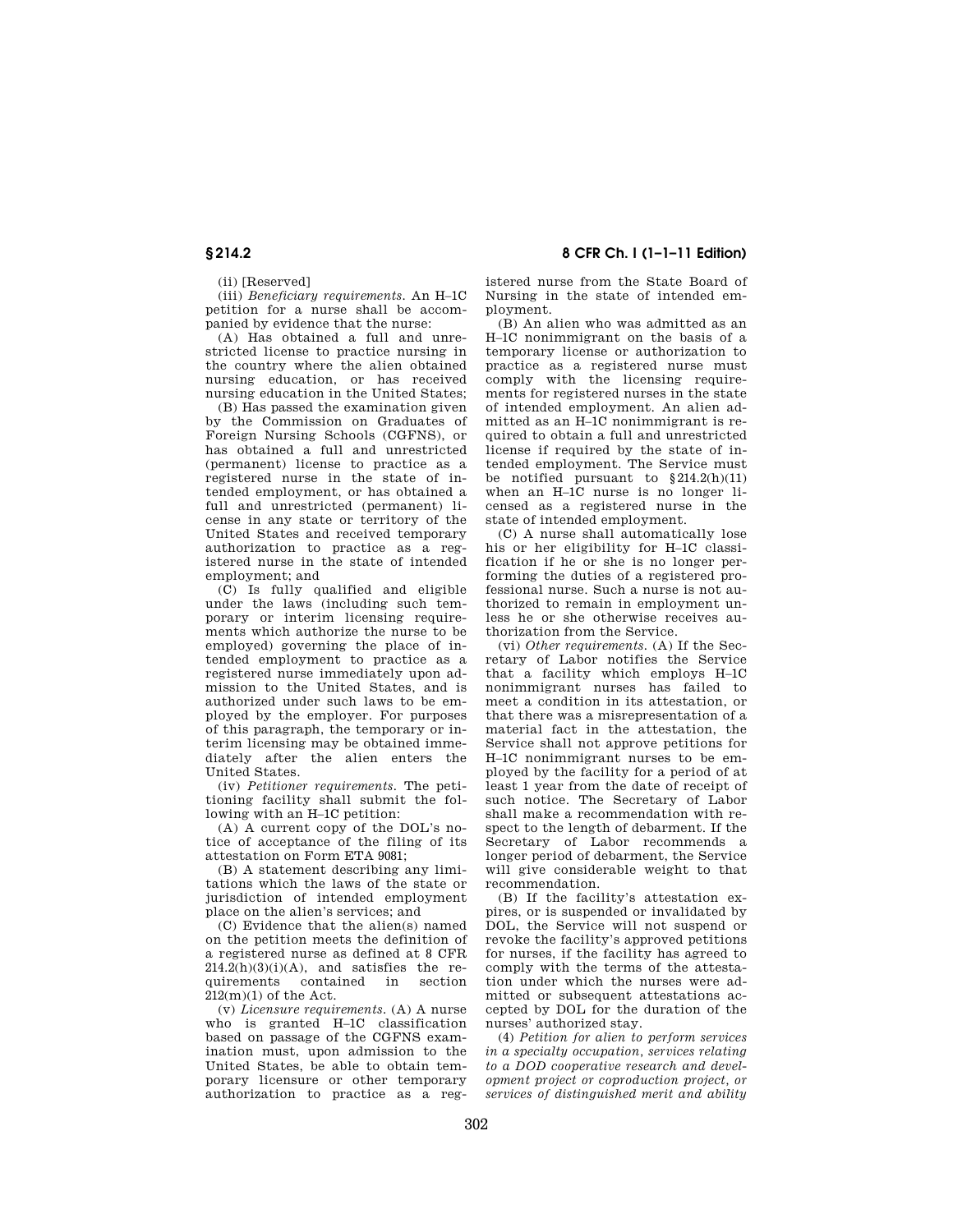(ii) [Reserved]

(iii) *Beneficiary requirements.* An H–1C petition for a nurse shall be accompanied by evidence that the nurse:

(A) Has obtained a full and unrestricted license to practice nursing in the country where the alien obtained nursing education, or has received nursing education in the United States;

(B) Has passed the examination given by the Commission on Graduates of Foreign Nursing Schools (CGFNS), or has obtained a full and unrestricted (permanent) license to practice as a registered nurse in the state of intended employment, or has obtained a full and unrestricted (permanent) license in any state or territory of the United States and received temporary authorization to practice as a registered nurse in the state of intended employment; and

(C) Is fully qualified and eligible under the laws (including such temporary or interim licensing requirements which authorize the nurse to be employed) governing the place of intended employment to practice as a registered nurse immediately upon admission to the United States, and is authorized under such laws to be employed by the employer. For purposes of this paragraph, the temporary or interim licensing may be obtained immediately after the alien enters the United States.

(iv) *Petitioner requirements.* The petitioning facility shall submit the following with an H–1C petition:

(A) A current copy of the DOL's notice of acceptance of the filing of its attestation on Form ETA 9081;

(B) A statement describing any limitations which the laws of the state or jurisdiction of intended employment place on the alien's services; and

(C) Evidence that the alien(s) named on the petition meets the definition of a registered nurse as defined at 8 CFR 214.2(h)(3)(i)(A), and satisfies the requirements contained in section 212(m)(1) of the Act.

(v) *Licensure requirements.* (A) A nurse who is granted H–1C classification based on passage of the CGFNS examination must, upon admission to the United States, be able to obtain temporary licensure or other temporary authorization to practice as a registered nurse from the State Board of Nursing in the state of intended employment.

(B) An alien who was admitted as an H–1C nonimmigrant on the basis of a temporary license or authorization to practice as a registered nurse must comply with the licensing requirements for registered nurses in the state of intended employment. An alien admitted as an H–1C nonimmigrant is required to obtain a full and unrestricted license if required by the state of intended employment. The Service must be notified pursuant to §214.2(h)(11) when an H–1C nurse is no longer licensed as a registered nurse in the state of intended employment.

(C) A nurse shall automatically lose his or her eligibility for H–1C classification if he or she is no longer performing the duties of a registered professional nurse. Such a nurse is not authorized to remain in employment unless he or she otherwise receives authorization from the Service.

(vi) *Other requirements.* (A) If the Secretary of Labor notifies the Service that a facility which employs H–1C nonimmigrant nurses has failed to meet a condition in its attestation, or that there was a misrepresentation of a material fact in the attestation, the Service shall not approve petitions for H–1C nonimmigrant nurses to be employed by the facility for a period of at least 1 year from the date of receipt of such notice. The Secretary of Labor shall make a recommendation with respect to the length of debarment. If the Secretary of Labor recommends a longer period of debarment, the Service will give considerable weight to that recommendation.

(B) If the facility's attestation expires, or is suspended or invalidated by DOL, the Service will not suspend or revoke the facility's approved petitions for nurses, if the facility has agreed to comply with the terms of the attestation under which the nurses were admitted or subsequent attestations accepted by DOL for the duration of the nurses' authorized stay.

(4) *Petition for alien to perform services in a specialty occupation, services relating to a DOD cooperative research and development project or coproduction project, or services of distinguished merit and ability*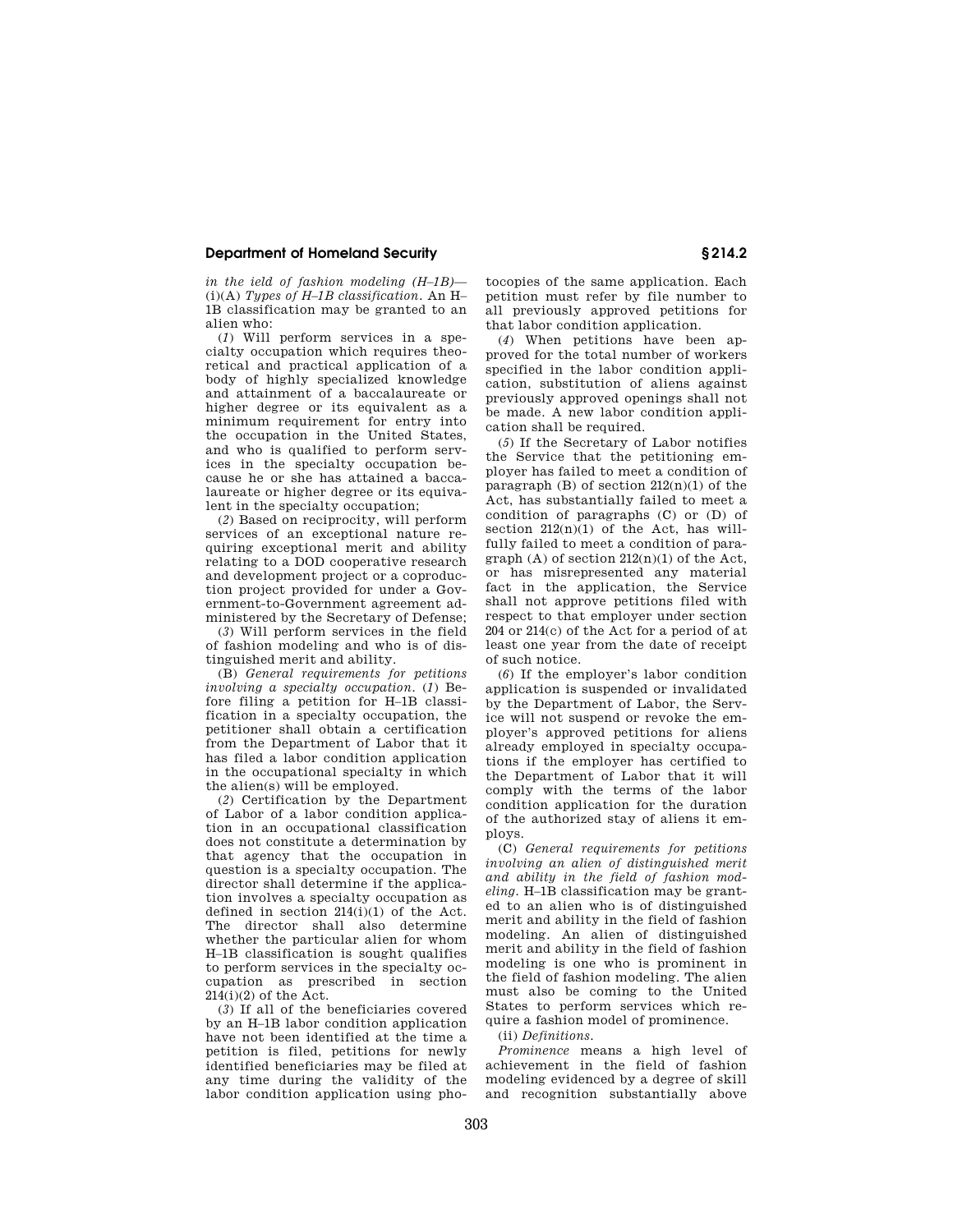*in the ield of fashion modeling (H–1B)*—(i)(A) *Types of H–1B classification.* An H–1B classification may be granted to an alien who:

(*1*) Will perform services in a specialty occupation which requires theoretical and practical application of a body of highly specialized knowledge and attainment of a baccalaureate or higher degree or its equivalent as a minimum requirement for entry into the occupation in the United States, and who is qualified to perform services in the specialty occupation because he or she has attained a baccalaureate or higher degree or its equivalent in the specialty occupation;

(*2*) Based on reciprocity, will perform services of an exceptional nature requiring exceptional merit and ability relating to a DOD cooperative research and development project or a coproduction project provided for under a Government-to-Government agreement administered by the Secretary of Defense;

(*3*) Will perform services in the field of fashion modeling and who is of distinguished merit and ability.

(B) *General requirements for petitions involving a specialty occupation.* (*1*) Before filing a petition for H–1B classification in a specialty occupation, the petitioner shall obtain a certification from the Department of Labor that it has filed a labor condition application in the occupational specialty in which the alien(s) will be employed.

(*2*) Certification by the Department of Labor of a labor condition application in an occupational classification does not constitute a determination by that agency that the occupation in question is a specialty occupation. The director shall determine if the application involves a specialty occupation as defined in section 214(i)(1) of the Act. The director shall also determine whether the particular alien for whom H–1B classification is sought qualifies to perform services in the specialty occupation as prescribed in section 214(i)(2) of the Act.

(*3*) If all of the beneficiaries covered by an H–1B labor condition application have not been identified at the time a petition is filed, petitions for newly identified beneficiaries may be filed at any time during the validity of the labor condition application using photocopies of the same application. Each petition must refer by file number to all previously approved petitions for that labor condition application.

(*4*) When petitions have been approved for the total number of workers specified in the labor condition application, substitution of aliens against previously approved openings shall not be made. A new labor condition application shall be required.

(*5*) If the Secretary of Labor notifies the Service that the petitioning employer has failed to meet a condition of paragraph (B) of section 212(n)(1) of the Act, has substantially failed to meet a condition of paragraphs (C) or (D) of section 212(n)(1) of the Act, has willfully failed to meet a condition of paragraph (A) of section 212(n)(1) of the Act, or has misrepresented any material fact in the application, the Service shall not approve petitions filed with respect to that employer under section 204 or 214(c) of the Act for a period of at least one year from the date of receipt of such notice.

(*6*) If the employer's labor condition application is suspended or invalidated by the Department of Labor, the Service will not suspend or revoke the employer's approved petitions for aliens already employed in specialty occupations if the employer has certified to the Department of Labor that it will comply with the terms of the labor condition application for the duration of the authorized stay of aliens it employs.

(C) *General requirements for petitions involving an alien of distinguished merit and ability in the field of fashion modeling.* H–1B classification may be granted to an alien who is of distinguished merit and ability in the field of fashion modeling. An alien of distinguished merit and ability in the field of fashion modeling is one who is prominent in the field of fashion modeling. The alien must also be coming to the United States to perform services which require a fashion model of prominence.

(ii) *Definitions.*

*Prominence* means a high level of achievement in the field of fashion modeling evidenced by a degree of skill and recognition substantially above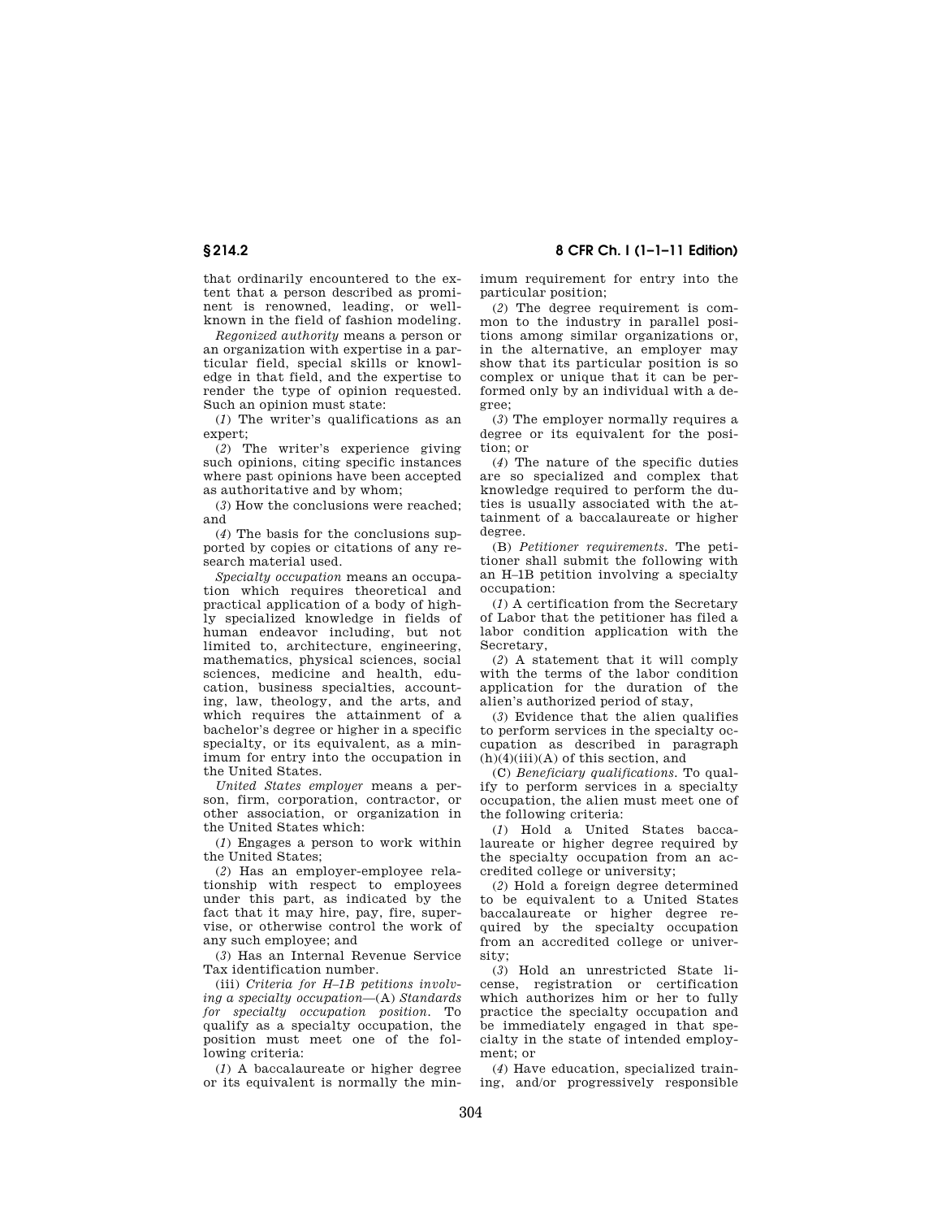that ordinarily encountered to the extent that a person described as prominent is renowned, leading, or well-known in the field of fashion modeling.

*Regonized authority* means a person or an organization with expertise in a particular field, special skills or knowledge in that field, and the expertise to render the type of opinion requested. Such an opinion must state:

(*1*) The writer's qualifications as an expert;

(*2*) The writer's experience giving such opinions, citing specific instances where past opinions have been accepted as authoritative and by whom;

(*3*) How the conclusions were reached; and

(*4*) The basis for the conclusions supported by copies or citations of any research material used.

*Specialty occupation* means an occupation which requires theoretical and practical application of a body of highly specialized knowledge in fields of human endeavor including, but not limited to, architecture, engineering, mathematics, physical sciences, social sciences, medicine and health, education, business specialties, accounting, law, theology, and the arts, and which requires the attainment of a bachelor's degree or higher in a specific specialty, or its equivalent, as a minimum for entry into the occupation in the United States.

*United States employer* means a person, firm, corporation, contractor, or other association, or organization in the United States which:

(*1*) Engages a person to work within the United States;

(*2*) Has an employer-employee relationship with respect to employees under this part, as indicated by the fact that it may hire, pay, fire, supervise, or otherwise control the work of any such employee; and

(*3*) Has an Internal Revenue Service Tax identification number.

(iii) *Criteria for H–1B petitions involving a specialty occupation*—(A) *Standards for specialty occupation position.* To qualify as a specialty occupation, the position must meet one of the following criteria:

(*1*) A baccalaureate or higher degree or its equivalent is normally the minimum requirement for entry into the particular position;

(*2*) The degree requirement is common to the industry in parallel positions among similar organizations or, in the alternative, an employer may show that its particular position is so complex or unique that it can be performed only by an individual with a degree;

(*3*) The employer normally requires a degree or its equivalent for the position; or

(*4*) The nature of the specific duties are so specialized and complex that knowledge required to perform the duties is usually associated with the attainment of a baccalaureate or higher degree.

(B) *Petitioner requirements.* The petitioner shall submit the following with an H–1B petition involving a specialty occupation:

(*1*) A certification from the Secretary of Labor that the petitioner has filed a labor condition application with the Secretary,

(*2*) A statement that it will comply with the terms of the labor condition application for the duration of the alien's authorized period of stay,

(*3*) Evidence that the alien qualifies to perform services in the specialty occupation as described in paragraph (h)(4)(iii)(A) of this section, and

(C) *Beneficiary qualifications.* To qualify to perform services in a specialty occupation, the alien must meet one of the following criteria:

(*1*) Hold a United States baccalaureate or higher degree required by the specialty occupation from an accredited college or university;

(*2*) Hold a foreign degree determined to be equivalent to a United States baccalaureate or higher degree required by the specialty occupation from an accredited college or university;

(*3*) Hold an unrestricted State license, registration or certification which authorizes him or her to fully practice the specialty occupation and be immediately engaged in that specialty in the state of intended employment; or

(*4*) Have education, specialized training, and/or progressively responsible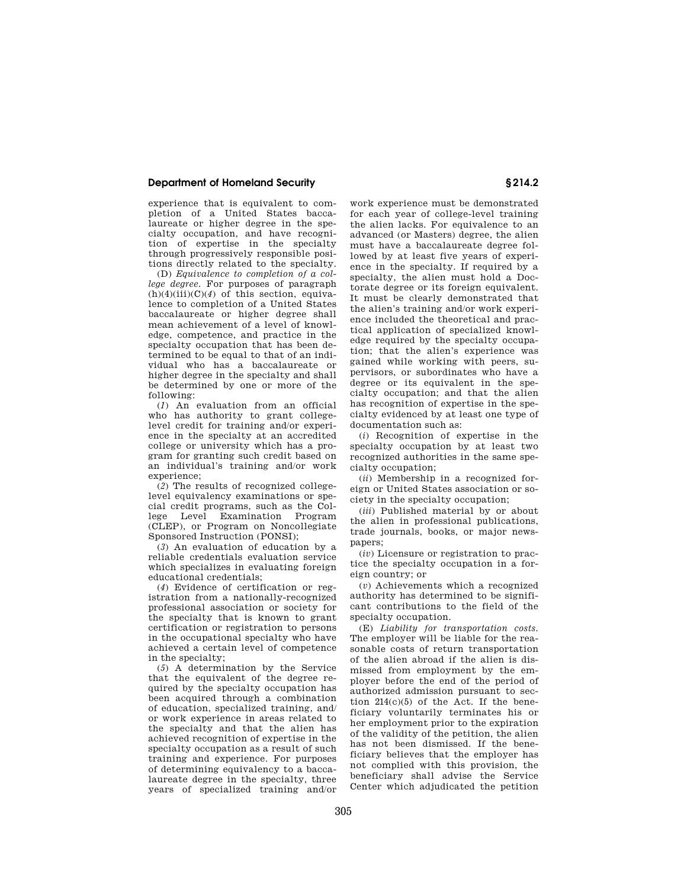experience that is equivalent to completion of a United States baccalaureate or higher degree in the specialty occupation, and have recognition of expertise in the specialty through progressively responsible positions directly related to the specialty.

(D) *Equivalence to completion of a college degree.* For purposes of paragraph (h)(4)(iii)(C)(*4*) of this section, equivalence to completion of a United States baccalaureate or higher degree shall mean achievement of a level of knowledge, competence, and practice in the specialty occupation that has been determined to be equal to that of an individual who has a baccalaureate or higher degree in the specialty and shall be determined by one or more of the following:

(*1*) An evaluation from an official who has authority to grant college-level credit for training and/or experience in the specialty at an accredited college or university which has a program for granting such credit based on an individual's training and/or work experience;

(*2*) The results of recognized college-level equivalency examinations or special credit programs, such as the College Level Examination Program (CLEP), or Program on Noncollegiate Sponsored Instruction (PONSI);

(*3*) An evaluation of education by a reliable credentials evaluation service which specializes in evaluating foreign educational credentials;

(*4*) Evidence of certification or registration from a nationally-recognized professional association or society for the specialty that is known to grant certification or registration to persons in the occupational specialty who have achieved a certain level of competence in the specialty;

(*5*) A determination by the Service that the equivalent of the degree required by the specialty occupation has been acquired through a combination of education, specialized training, and/or work experience in areas related to the specialty and that the alien has achieved recognition of expertise in the specialty occupation as a result of such training and experience. For purposes of determining equivalency to a baccalaureate degree in the specialty, three years of specialized training and/or work experience must be demonstrated for each year of college-level training the alien lacks. For equivalence to an advanced (or Masters) degree, the alien must have a baccalaureate degree followed by at least five years of experience in the specialty. If required by a specialty, the alien must hold a Doctorate degree or its foreign equivalent. It must be clearly demonstrated that the alien's training and/or work experience included the theoretical and practical application of specialized knowledge required by the specialty occupation; that the alien's experience was gained while working with peers, supervisors, or subordinates who have a degree or its equivalent in the specialty occupation; and that the alien has recognition of expertise in the specialty evidenced by at least one type of documentation such as:

(*i*) Recognition of expertise in the specialty occupation by at least two recognized authorities in the same specialty occupation;

(*ii*) Membership in a recognized foreign or United States association or society in the specialty occupation;

(*iii*) Published material by or about the alien in professional publications, trade journals, books, or major newspapers;

(*iv*) Licensure or registration to practice the specialty occupation in a foreign country; or

(*v*) Achievements which a recognized authority has determined to be significant contributions to the field of the specialty occupation.

(E) *Liability for transportation costs.* The employer will be liable for the reasonable costs of return transportation of the alien abroad if the alien is dismissed from employment by the employer before the end of the period of authorized admission pursuant to section 214(c)(5) of the Act. If the beneficiary voluntarily terminates his or her employment prior to the expiration of the validity of the petition, the alien has not been dismissed. If the beneficiary believes that the employer has not complied with this provision, the beneficiary shall advise the Service Center which adjudicated the petition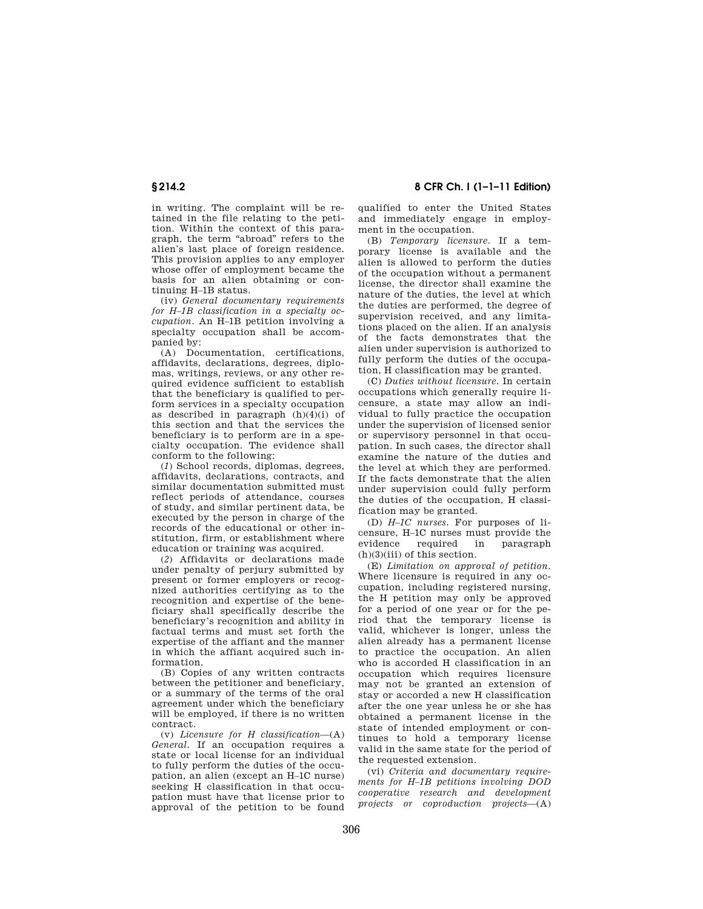in writing. The complaint will be retained in the file relating to the petition. Within the context of this paragraph, the term "abroad" refers to the alien's last place of foreign residence. This provision applies to any employer whose offer of employment became the basis for an alien obtaining or continuing H–1B status.

(iv) *General documentary requirements for H–1B classification in a specialty occupation.* An H–1B petition involving a specialty occupation shall be accompanied by:

(A) Documentation, certifications, affidavits, declarations, degrees, diplomas, writings, reviews, or any other required evidence sufficient to establish that the beneficiary is qualified to perform services in a specialty occupation as described in paragraph (h)(4)(i) of this section and that the services the beneficiary is to perform are in a specialty occupation. The evidence shall conform to the following:

(*1*) School records, diplomas, degrees, affidavits, declarations, contracts, and similar documentation submitted must reflect periods of attendance, courses of study, and similar pertinent data, be executed by the person in charge of the records of the educational or other institution, firm, or establishment where education or training was acquired.

(*2*) Affidavits or declarations made under penalty of perjury submitted by present or former employers or recognized authorities certifying as to the recognition and expertise of the beneficiary shall specifically describe the beneficiary's recognition and ability in factual terms and must set forth the expertise of the affiant and the manner in which the affiant acquired such information.

(B) Copies of any written contracts between the petitioner and beneficiary, or a summary of the terms of the oral agreement under which the beneficiary will be employed, if there is no written contract.

(v) *Licensure for H classification*—(A) *General.* If an occupation requires a state or local license for an individual to fully perform the duties of the occupation, an alien (except an H–1C nurse) seeking H classification in that occupation must have that license prior to approval of the petition to be found qualified to enter the United States and immediately engage in employment in the occupation.

(B) *Temporary licensure.* If a temporary license is available and the alien is allowed to perform the duties of the occupation without a permanent license, the director shall examine the nature of the duties, the level at which the duties are performed, the degree of supervision received, and any limitations placed on the alien. If an analysis of the facts demonstrates that the alien under supervision is authorized to fully perform the duties of the occupation, H classification may be granted.

(C) *Duties without licensure.* In certain occupations which generally require licensure, a state may allow an individual to fully practice the occupation under the supervision of licensed senior or supervisory personnel in that occupation. In such cases, the director shall examine the nature of the duties and the level at which they are performed. If the facts demonstrate that the alien under supervision could fully perform the duties of the occupation, H classification may be granted.

(D) *H–1C nurses.* For purposes of licensure, H–1C nurses must provide the evidence required in paragraph (h)(3)(iii) of this section.

(E) *Limitation on approval of petition.* Where licensure is required in any occupation, including registered nursing, the H petition may only be approved for a period of one year or for the period that the temporary license is valid, whichever is longer, unless the alien already has a permanent license to practice the occupation. An alien who is accorded H classification in an occupation which requires licensure may not be granted an extension of stay or accorded a new H classification after the one year unless he or she has obtained a permanent license in the state of intended employment or continues to hold a temporary license valid in the same state for the period of the requested extension.

(vi) *Criteria and documentary requirements for H–1B petitions involving DOD cooperative research and development projects or coproduction projects*—(A)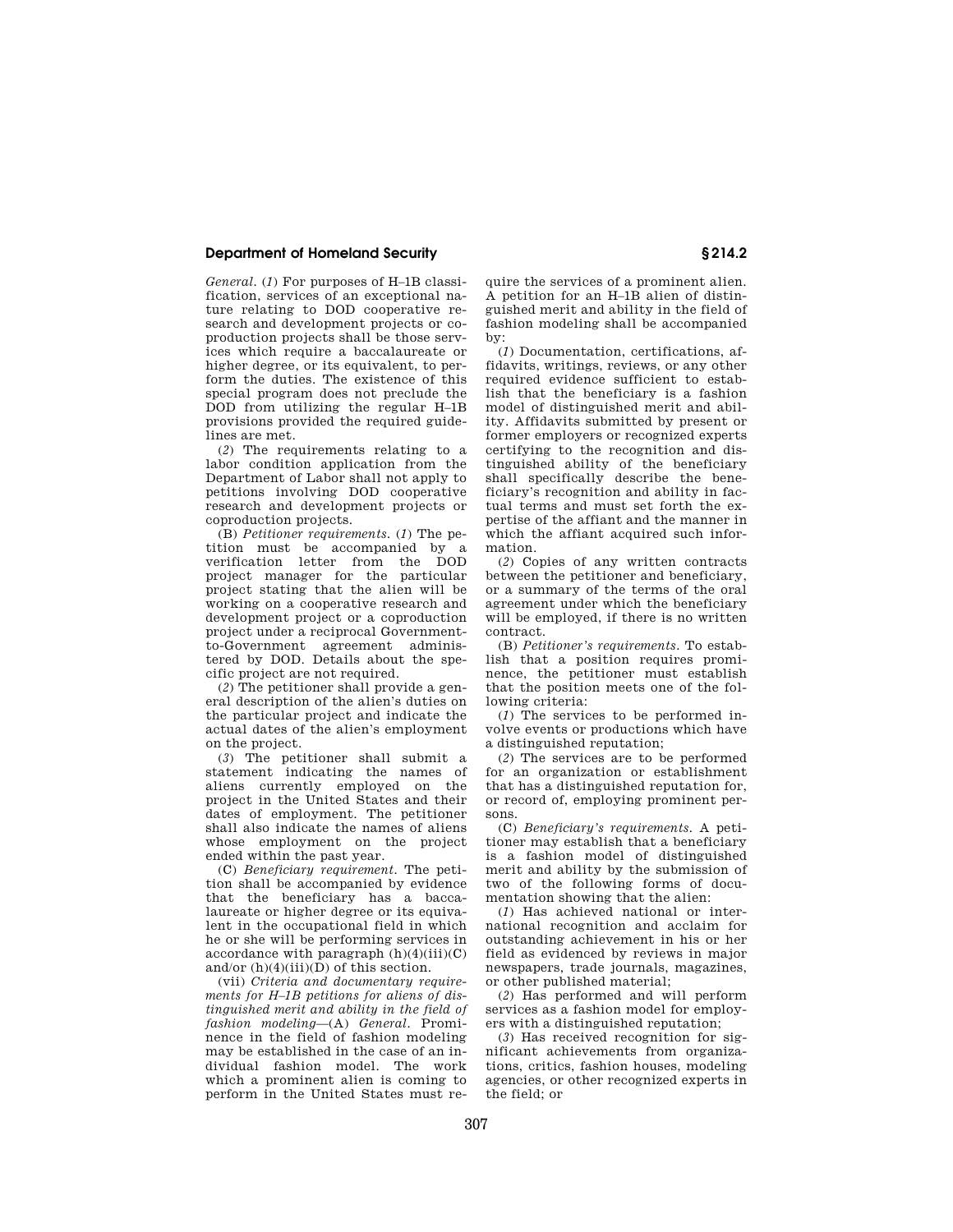*General.* (*1*) For purposes of H–1B classification, services of an exceptional nature relating to DOD cooperative research and development projects or coproduction projects shall be those services which require a baccalaureate or higher degree, or its equivalent, to perform the duties. The existence of this special program does not preclude the DOD from utilizing the regular H–1B provisions provided the required guidelines are met.

(*2*) The requirements relating to a labor condition application from the Department of Labor shall not apply to petitions involving DOD cooperative research and development projects or coproduction projects.

(B) *Petitioner requirements.* (*1*) The petition must be accompanied by a verification letter from the DOD project manager for the particular project stating that the alien will be working on a cooperative research and development project or a coproduction project under a reciprocal Government-to-Government agreement administered by DOD. Details about the specific project are not required.

(*2*) The petitioner shall provide a general description of the alien's duties on the particular project and indicate the actual dates of the alien's employment on the project.

(*3*) The petitioner shall submit a statement indicating the names of aliens currently employed on the project in the United States and their dates of employment. The petitioner shall also indicate the names of aliens whose employment on the project ended within the past year.

(C) *Beneficiary requirement.* The petition shall be accompanied by evidence that the beneficiary has a baccalaureate or higher degree or its equivalent in the occupational field in which he or she will be performing services in accordance with paragraph (h)(4)(iii)(C) and/or (h)(4)(iii)(D) of this section.

(vii) *Criteria and documentary requirements for H–1B petitions for aliens of distinguished merit and ability in the field of fashion modeling*—(A) *General.* Prominence in the field of fashion modeling may be established in the case of an individual fashion model. The work which a prominent alien is coming to perform in the United States must require the services of a prominent alien. A petition for an H–1B alien of distinguished merit and ability in the field of fashion modeling shall be accompanied by:

(*1*) Documentation, certifications, affidavits, writings, reviews, or any other required evidence sufficient to establish that the beneficiary is a fashion model of distinguished merit and ability. Affidavits submitted by present or former employers or recognized experts certifying to the recognition and distinguished ability of the beneficiary shall specifically describe the beneficiary's recognition and ability in factual terms and must set forth the expertise of the affiant and the manner in which the affiant acquired such information.

(*2*) Copies of any written contracts between the petitioner and beneficiary, or a summary of the terms of the oral agreement under which the beneficiary will be employed, if there is no written contract.

(B) *Petitioner's requirements.* To establish that a position requires prominence, the petitioner must establish that the position meets one of the following criteria:

(*1*) The services to be performed involve events or productions which have a distinguished reputation;

(*2*) The services are to be performed for an organization or establishment that has a distinguished reputation for, or record of, employing prominent persons.

(C) *Beneficiary's requirements.* A petitioner may establish that a beneficiary is a fashion model of distinguished merit and ability by the submission of two of the following forms of documentation showing that the alien:

(*1*) Has achieved national or international recognition and acclaim for outstanding achievement in his or her field as evidenced by reviews in major newspapers, trade journals, magazines, or other published material;

(*2*) Has performed and will perform services as a fashion model for employers with a distinguished reputation;

(*3*) Has received recognition for significant achievements from organizations, critics, fashion houses, modeling agencies, or other recognized experts in the field; or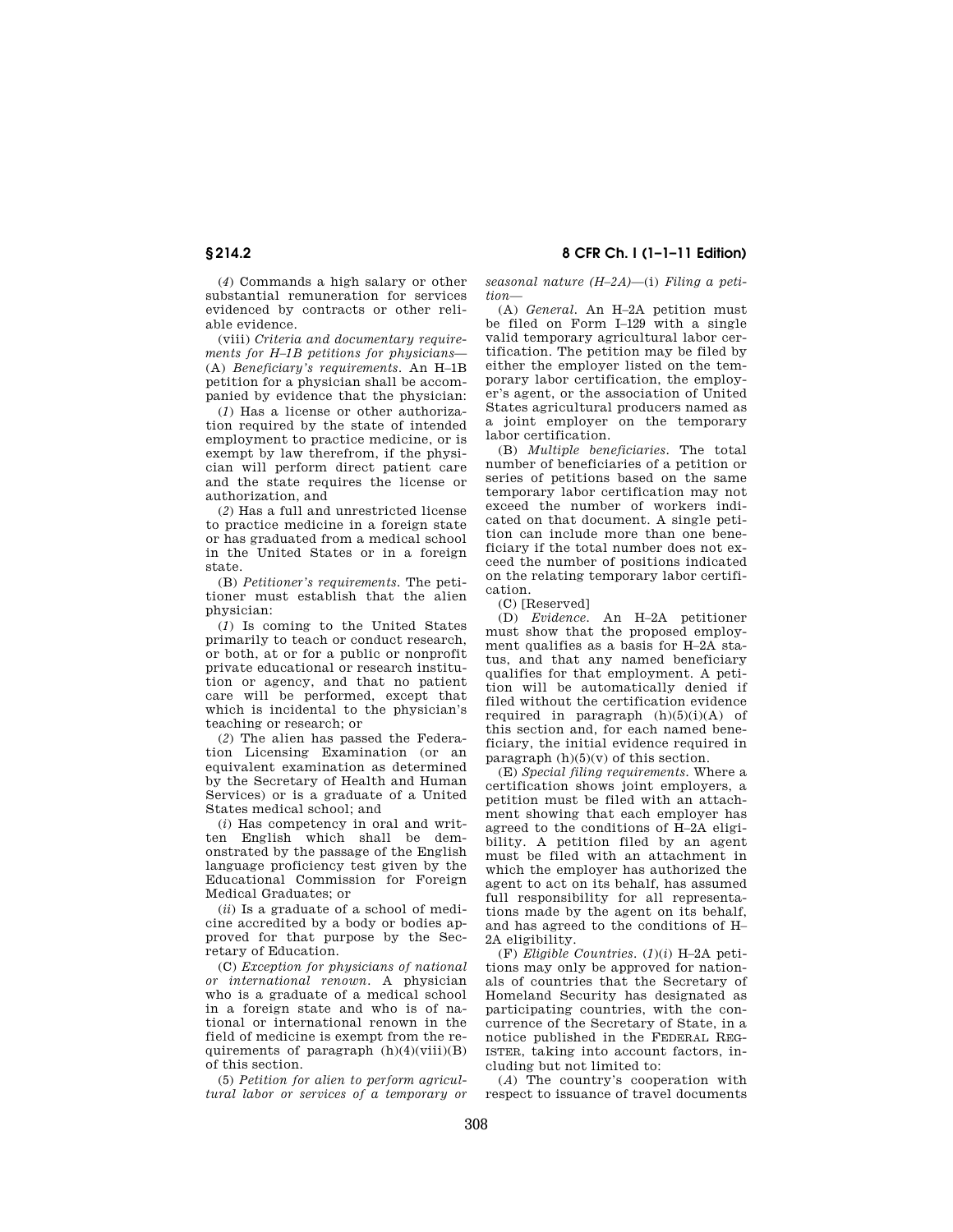(*4*) Commands a high salary or other substantial remuneration for services evidenced by contracts or other reliable evidence.

(viii) *Criteria and documentary requirements for H–1B petitions for physicians*—(A) *Beneficiary's requirements.* An H–1B petition for a physician shall be accompanied by evidence that the physician:

(*1*) Has a license or other authorization required by the state of intended employment to practice medicine, or is exempt by law therefrom, if the physician will perform direct patient care and the state requires the license or authorization, and

(*2*) Has a full and unrestricted license to practice medicine in a foreign state or has graduated from a medical school in the United States or in a foreign state.

(B) *Petitioner's requirements.* The petitioner must establish that the alien physician:

(*1*) Is coming to the United States primarily to teach or conduct research, or both, at or for a public or nonprofit private educational or research institution or agency, and that no patient care will be performed, except that which is incidental to the physician's teaching or research; or

(*2*) The alien has passed the Federation Licensing Examination (or an equivalent examination as determined by the Secretary of Health and Human Services) or is a graduate of a United States medical school; and

(*i*) Has competency in oral and written English which shall be demonstrated by the passage of the English language proficiency test given by the Educational Commission for Foreign Medical Graduates; or

(*ii*) Is a graduate of a school of medicine accredited by a body or bodies approved for that purpose by the Secretary of Education.

(C) *Exception for physicians of national or international renown.* A physician who is a graduate of a medical school in a foreign state and who is of national or international renown in the field of medicine is exempt from the requirements of paragraph (h)(4)(viii)(B) of this section.

(5) *Petition for alien to perform agricultural labor or services of a temporary or seasonal nature (H–2A)*—(i) *Filing a petition*—

(A) *General.* An H–2A petition must be filed on Form I–129 with a single valid temporary agricultural labor certification. The petition may be filed by either the employer listed on the temporary labor certification, the employer's agent, or the association of United States agricultural producers named as a joint employer on the temporary labor certification.

(B) *Multiple beneficiaries.* The total number of beneficiaries of a petition or series of petitions based on the same temporary labor certification may not exceed the number of workers indicated on that document. A single petition can include more than one beneficiary if the total number does not exceed the number of positions indicated on the relating temporary labor certification.

(C) [Reserved]

(D) *Evidence.* An H–2A petitioner must show that the proposed employment qualifies as a basis for H–2A status, and that any named beneficiary qualifies for that employment. A petition will be automatically denied if filed without the certification evidence required in paragraph (h)(5)(i)(A) of this section and, for each named beneficiary, the initial evidence required in paragraph (h)(5)(v) of this section.

(E) *Special filing requirements.* Where a certification shows joint employers, a petition must be filed with an attachment showing that each employer has agreed to the conditions of H–2A eligibility. A petition filed by an agent must be filed with an attachment in which the employer has authorized the agent to act on its behalf, has assumed full responsibility for all representations made by the agent on its behalf, and has agreed to the conditions of H–2A eligibility.

(F) *Eligible Countries.* (*1*)(*i*) H–2A petitions may only be approved for nationals of countries that the Secretary of Homeland Security has designated as participating countries, with the concurrence of the Secretary of State, in a notice published in the FEDERAL REGISTER, taking into account factors, including but not limited to:

(*A*) The country's cooperation with respect to issuance of travel documents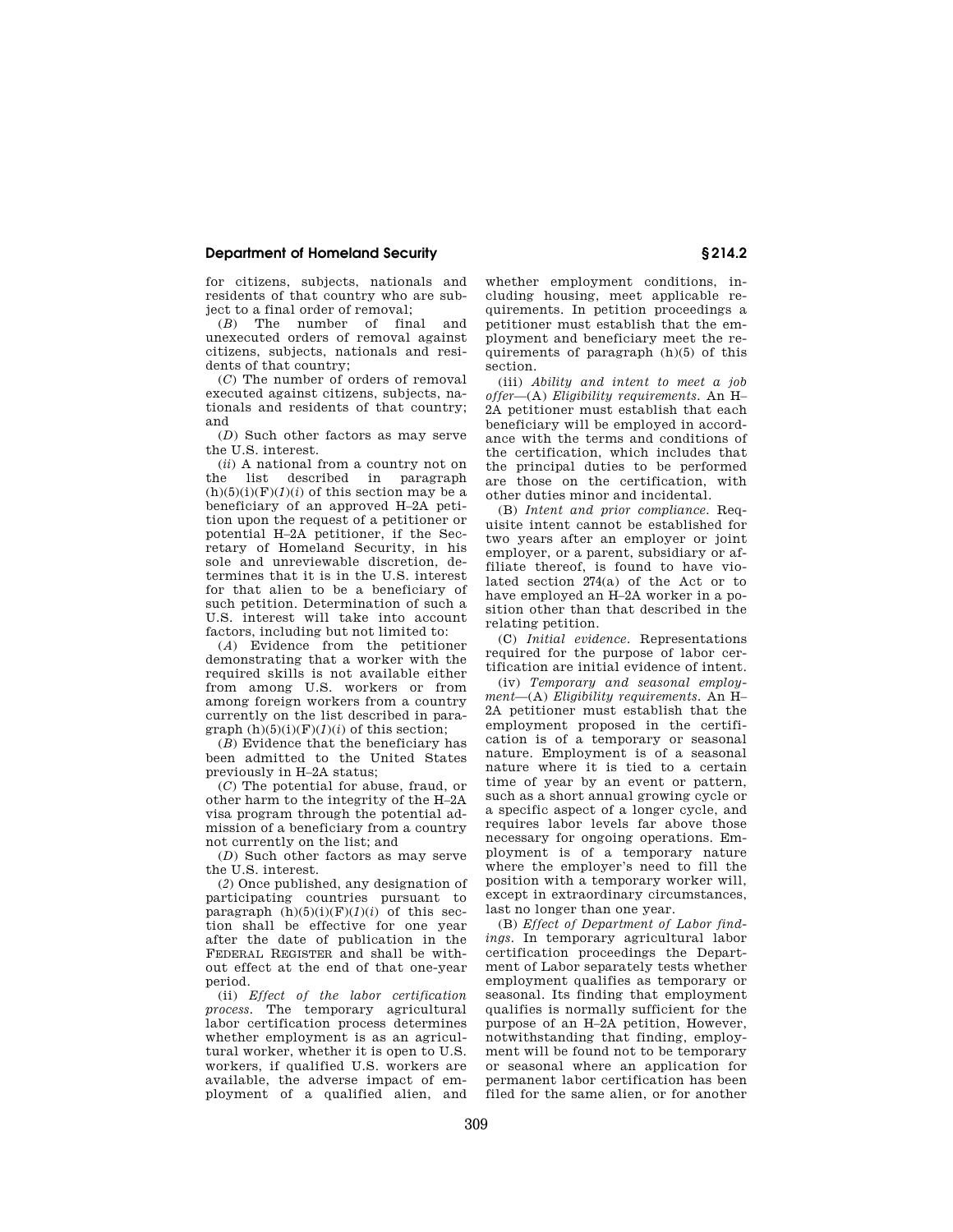for citizens, subjects, nationals and residents of that country who are subject to a final order of removal;

(*B*) The number of final and unexecuted orders of removal against citizens, subjects, nationals and residents of that country;

(*C*) The number of orders of removal executed against citizens, subjects, nationals and residents of that country; and

(*D*) Such other factors as may serve the U.S. interest.

(*ii*) A national from a country not on the list described in paragraph (h)(5)(i)(F)(*1*)(*i*) of this section may be a beneficiary of an approved H–2A petition upon the request of a petitioner or potential H–2A petitioner, if the Secretary of Homeland Security, in his sole and unreviewable discretion, determines that it is in the U.S. interest for that alien to be a beneficiary of such petition. Determination of such a U.S. interest will take into account factors, including but not limited to:

(*A*) Evidence from the petitioner demonstrating that a worker with the required skills is not available either from among U.S. workers or from among foreign workers from a country currently on the list described in paragraph (h)(5)(i)(F)(*1*)(*i*) of this section;

(*B*) Evidence that the beneficiary has been admitted to the United States previously in H–2A status;

(*C*) The potential for abuse, fraud, or other harm to the integrity of the H–2A visa program through the potential admission of a beneficiary from a country not currently on the list; and

(*D*) Such other factors as may serve the U.S. interest.

(*2*) Once published, any designation of participating countries pursuant to paragraph (h)(5)(i)(F)(*1*)(*i*) of this section shall be effective for one year after the date of publication in the FEDERAL REGISTER and shall be without effect at the end of that one-year period.

(ii) *Effect of the labor certification process.* The temporary agricultural labor certification process determines whether employment is as an agricultural worker, whether it is open to U.S. workers, if qualified U.S. workers are available, the adverse impact of employment of a qualified alien, and whether employment conditions, including housing, meet applicable requirements. In petition proceedings a petitioner must establish that the employment and beneficiary meet the requirements of paragraph (h)(5) of this section.

(iii) *Ability and intent to meet a job offer*—(A) *Eligibility requirements.* An H–2A petitioner must establish that each beneficiary will be employed in accordance with the terms and conditions of the certification, which includes that the principal duties to be performed are those on the certification, with other duties minor and incidental.

(B) *Intent and prior compliance.* Requisite intent cannot be established for two years after an employer or joint employer, or a parent, subsidiary or affiliate thereof, is found to have violated section 274(a) of the Act or to have employed an H–2A worker in a position other than that described in the relating petition.

(C) *Initial evidence.* Representations required for the purpose of labor certification are initial evidence of intent.

(iv) *Temporary and seasonal employment*—(A) *Eligibility requirements.* An H–2A petitioner must establish that the employment proposed in the certification is of a temporary or seasonal nature. Employment is of a seasonal nature where it is tied to a certain time of year by an event or pattern, such as a short annual growing cycle or a specific aspect of a longer cycle, and requires labor levels far above those necessary for ongoing operations. Employment is of a temporary nature where the employer's need to fill the position with a temporary worker will, except in extraordinary circumstances, last no longer than one year.

(B) *Effect of Department of Labor findings.* In temporary agricultural labor certification proceedings the Department of Labor separately tests whether employment qualifies as temporary or seasonal. Its finding that employment qualifies is normally sufficient for the purpose of an H–2A petition, However, notwithstanding that finding, employment will be found not to be temporary or seasonal where an application for permanent labor certification has been filed for the same alien, or for another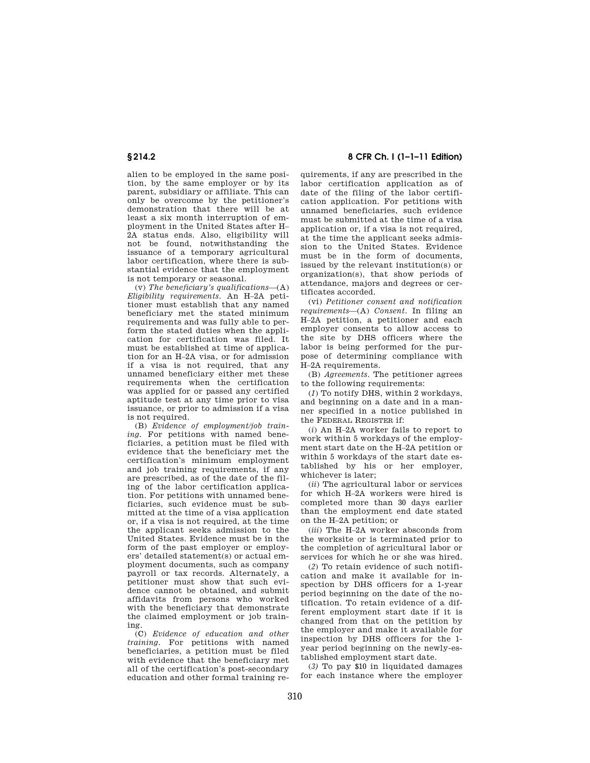alien to be employed in the same position, by the same employer or by its parent, subsidiary or affiliate. This can only be overcome by the petitioner's demonstration that there will be at least a six month interruption of employment in the United States after H–2A status ends. Also, eligibility will not be found, notwithstanding the issuance of a temporary agricultural labor certification, where there is substantial evidence that the employment is not temporary or seasonal.

(v) *The beneficiary's qualifications*—(A) *Eligibility requirements.* An H–2A petitioner must establish that any named beneficiary met the stated minimum requirements and was fully able to perform the stated duties when the application for certification was filed. It must be established at time of application for an H–2A visa, or for admission if a visa is not required, that any unnamed beneficiary either met these requirements when the certification was applied for or passed any certified aptitude test at any time prior to visa issuance, or prior to admission if a visa is not required.

(B) *Evidence of employment/job training.* For petitions with named beneficiaries, a petition must be filed with evidence that the beneficiary met the certification's minimum employment and job training requirements, if any are prescribed, as of the date of the filing of the labor certification application. For petitions with unnamed beneficiaries, such evidence must be submitted at the time of a visa application or, if a visa is not required, at the time the applicant seeks admission to the United States. Evidence must be in the form of the past employer or employers' detailed statement(s) or actual employment documents, such as company payroll or tax records. Alternately, a petitioner must show that such evidence cannot be obtained, and submit affidavits from persons who worked with the beneficiary that demonstrate the claimed employment or job training.

(C) *Evidence of education and other training.* For petitions with named beneficiaries, a petition must be filed with evidence that the beneficiary met all of the certification's post-secondary education and other formal training requirements, if any are prescribed in the labor certification application as of date of the filing of the labor certification application. For petitions with unnamed beneficiaries, such evidence must be submitted at the time of a visa application or, if a visa is not required, at the time the applicant seeks admission to the United States. Evidence must be in the form of documents, issued by the relevant institution(s) or organization(s), that show periods of attendance, majors and degrees or certificates accorded.

(vi) *Petitioner consent and notification requirements*—(A) *Consent.* In filing an H–2A petition, a petitioner and each employer consents to allow access to the site by DHS officers where the labor is being performed for the purpose of determining compliance with H–2A requirements.

(B) *Agreements.* The petitioner agrees to the following requirements:

(*1*) To notify DHS, within 2 workdays, and beginning on a date and in a manner specified in a notice published in the FEDERAL REGISTER if:

(*i*) An H–2A worker fails to report to work within 5 workdays of the employment start date on the H–2A petition or within 5 workdays of the start date established by his or her employer, whichever is later;

(*ii*) The agricultural labor or services for which H–2A workers were hired is completed more than 30 days earlier than the employment end date stated on the H–2A petition; or

(*iii*) The H–2A worker absconds from the worksite or is terminated prior to the completion of agricultural labor or services for which he or she was hired.

(*2*) To retain evidence of such notification and make it available for inspection by DHS officers for a 1-year period beginning on the date of the notification. To retain evidence of a different employment start date if it is changed from that on the petition by the employer and make it available for inspection by DHS officers for the 1-year period beginning on the newly-established employment start date.

(*3*) To pay $10 in liquidated damages for each instance where the employer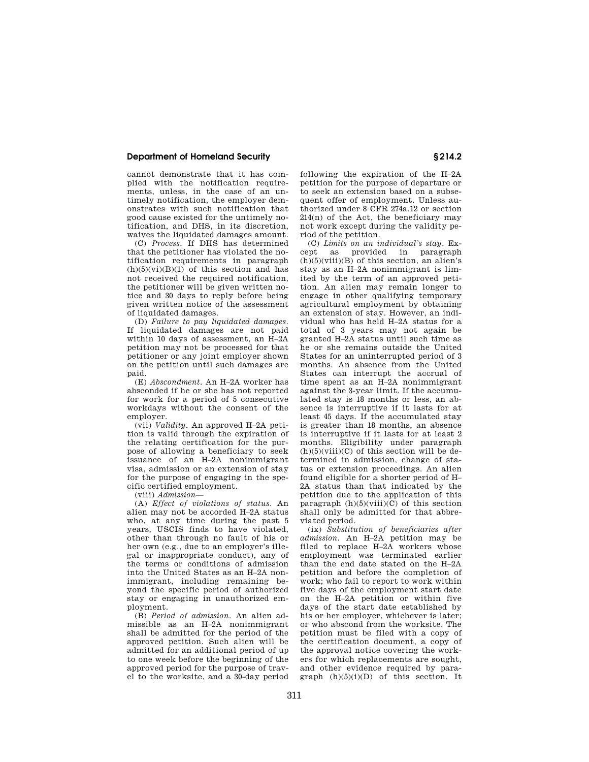cannot demonstrate that it has complied with the notification requirements, unless, in the case of an untimely notification, the employer demonstrates with such notification that good cause existed for the untimely notification, and DHS, in its discretion, waives the liquidated damages amount.

(C) *Process.* If DHS has determined that the petitioner has violated the notification requirements in paragraph (h)(5)(vi)(B)(*1*) of this section and has not received the required notification, the petitioner will be given written notice and 30 days to reply before being given written notice of the assessment of liquidated damages.

(D) *Failure to pay liquidated damages.* If liquidated damages are not paid within 10 days of assessment, an H–2A petition may not be processed for that petitioner or any joint employer shown on the petition until such damages are paid.

(E) *Abscondment.* An H–2A worker has absconded if he or she has not reported for work for a period of 5 consecutive workdays without the consent of the employer.

(vii) *Validity.* An approved H–2A petition is valid through the expiration of the relating certification for the purpose of allowing a beneficiary to seek issuance of an H–2A nonimmigrant visa, admission or an extension of stay for the purpose of engaging in the specific certified employment.

(viii) *Admission*—

(A) *Effect of violations of status.* An alien may not be accorded H–2A status who, at any time during the past 5 years, USCIS finds to have violated, other than through no fault of his or her own (e.g., due to an employer's illegal or inappropriate conduct), any of the terms or conditions of admission into the United States as an H–2A nonimmigrant, including remaining beyond the specific period of authorized stay or engaging in unauthorized employment.

(B) *Period of admission.* An alien admissible as an H–2A nonimmigrant shall be admitted for the period of the approved petition. Such alien will be admitted for an additional period of up to one week before the beginning of the approved period for the purpose of travel to the worksite, and a 30-day period following the expiration of the H–2A petition for the purpose of departure or to seek an extension based on a subsequent offer of employment. Unless authorized under 8 CFR 274a.12 or section 214(n) of the Act, the beneficiary may not work except during the validity period of the petition.

(C) *Limits on an individual's stay.* Except as provided in paragraph (h)(5)(viii)(B) of this section, an alien's stay as an H–2A nonimmigrant is limited by the term of an approved petition. An alien may remain longer to engage in other qualifying temporary agricultural employment by obtaining an extension of stay. However, an individual who has held H–2A status for a total of 3 years may not again be granted H–2A status until such time as he or she remains outside the United States for an uninterrupted period of 3 months. An absence from the United States can interrupt the accrual of time spent as an H–2A nonimmigrant against the 3-year limit. If the accumulated stay is 18 months or less, an absence is interruptive if it lasts for at least 45 days. If the accumulated stay is greater than 18 months, an absence is interruptive if it lasts for at least 2 months. Eligibility under paragraph (h)(5)(viii)(C) of this section will be determined in admission, change of status or extension proceedings. An alien found eligible for a shorter period of H–2A status than that indicated by the petition due to the application of this paragraph (h)(5)(viii)(C) of this section shall only be admitted for that abbreviated period.

(ix) *Substitution of beneficiaries after admission.* An H–2A petition may be filed to replace H–2A workers whose employment was terminated earlier than the end date stated on the H–2A petition and before the completion of work; who fail to report to work within five days of the employment start date on the H–2A petition or within five days of the start date established by his or her employer, whichever is later; or who abscond from the worksite. The petition must be filed with a copy of the certification document, a copy of the approval notice covering the workers for which replacements are sought, and other evidence required by paragraph (h)(5)(i)(D) of this section. It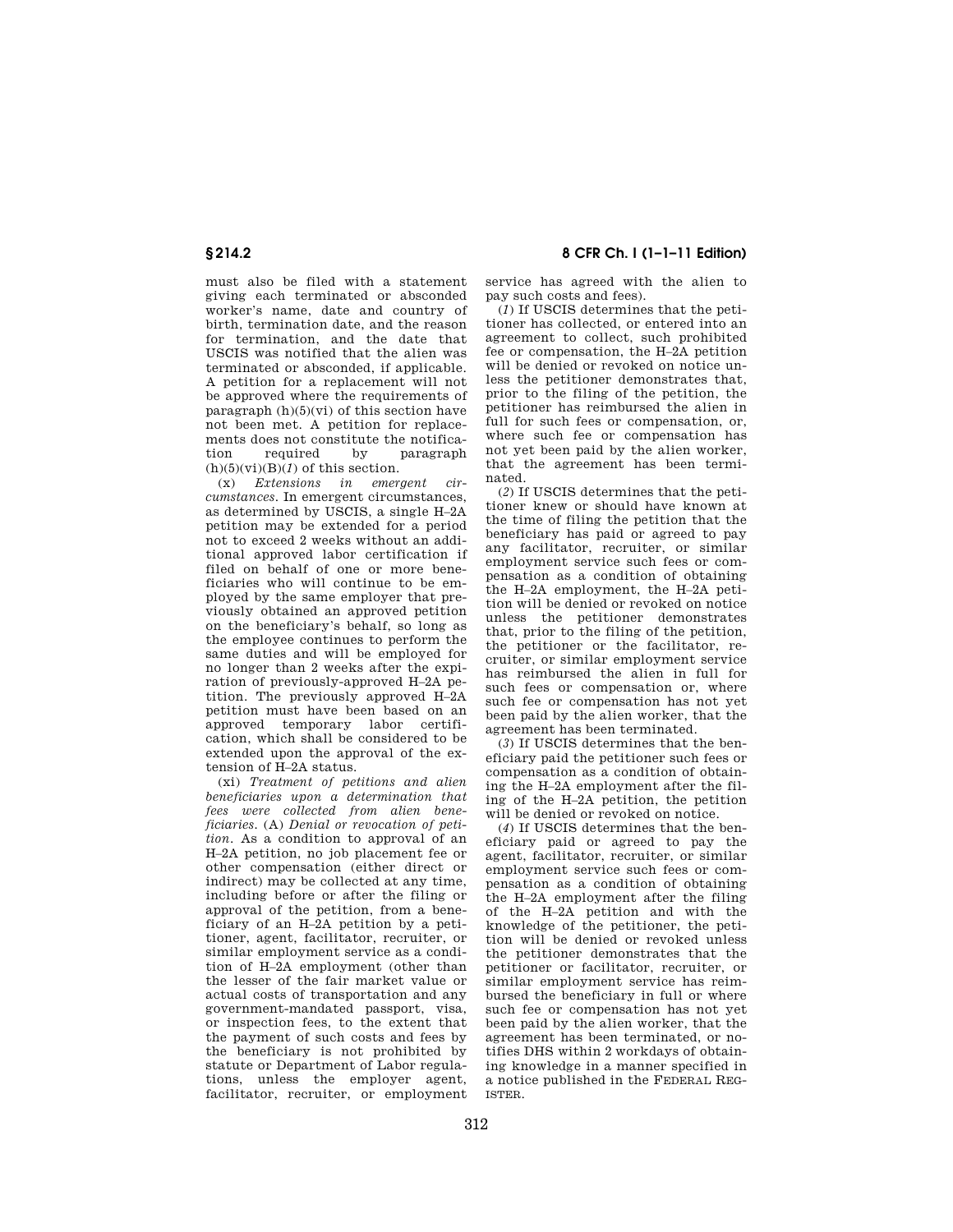must also be filed with a statement giving each terminated or absconded worker's name, date and country of birth, termination date, and the reason for termination, and the date that USCIS was notified that the alien was terminated or absconded, if applicable. A petition for a replacement will not be approved where the requirements of paragraph (h)(5)(vi) of this section have not been met. A petition for replacements does not constitute the notification required by paragraph (h)(5)(vi)(B)(*1*) of this section.

(x) *Extensions in emergent circumstances.* In emergent circumstances, as determined by USCIS, a single H–2A petition may be extended for a period not to exceed 2 weeks without an additional approved labor certification if filed on behalf of one or more beneficiaries who will continue to be employed by the same employer that previously obtained an approved petition on the beneficiary's behalf, so long as the employee continues to perform the same duties and will be employed for no longer than 2 weeks after the expiration of previously-approved H–2A petition. The previously approved H–2A petition must have been based on an approved temporary labor certification, which shall be considered to be extended upon the approval of the extension of H–2A status.

(xi) *Treatment of petitions and alien beneficiaries upon a determination that fees were collected from alien beneficiaries.* (A) *Denial or revocation of petition.* As a condition to approval of an H–2A petition, no job placement fee or other compensation (either direct or indirect) may be collected at any time, including before or after the filing or approval of the petition, from a beneficiary of an H–2A petition by a petitioner, agent, facilitator, recruiter, or similar employment service as a condition of H–2A employment (other than the lesser of the fair market value or actual costs of transportation and any government-mandated passport, visa, or inspection fees, to the extent that the payment of such costs and fees by the beneficiary is not prohibited by statute or Department of Labor regulations, unless the employer agent, facilitator, recruiter, or employment service has agreed with the alien to pay such costs and fees).

(*1*) If USCIS determines that the petitioner has collected, or entered into an agreement to collect, such prohibited fee or compensation, the H–2A petition will be denied or revoked on notice unless the petitioner demonstrates that, prior to the filing of the petition, the petitioner has reimbursed the alien in full for such fees or compensation, or, where such fee or compensation has not yet been paid by the alien worker, that the agreement has been terminated.

(*2*) If USCIS determines that the petitioner knew or should have known at the time of filing the petition that the beneficiary has paid or agreed to pay any facilitator, recruiter, or similar employment service such fees or compensation as a condition of obtaining the H–2A employment, the H–2A petition will be denied or revoked on notice unless the petitioner demonstrates that, prior to the filing of the petition, the petitioner or the facilitator, recruiter, or similar employment service has reimbursed the alien in full for such fees or compensation or, where such fee or compensation has not yet been paid by the alien worker, that the agreement has been terminated.

(*3*) If USCIS determines that the beneficiary paid the petitioner such fees or compensation as a condition of obtaining the H–2A employment after the filing of the H–2A petition, the petition will be denied or revoked on notice.

(*4*) If USCIS determines that the beneficiary paid or agreed to pay the agent, facilitator, recruiter, or similar employment service such fees or compensation as a condition of obtaining the H–2A employment after the filing of the H–2A petition and with the knowledge of the petitioner, the petition will be denied or revoked unless the petitioner demonstrates that the petitioner or facilitator, recruiter, or similar employment service has reimbursed the beneficiary in full or where such fee or compensation has not yet been paid by the alien worker, that the agreement has been terminated, or notifies DHS within 2 workdays of obtaining knowledge in a manner specified in a notice published in the FEDERAL REGISTER.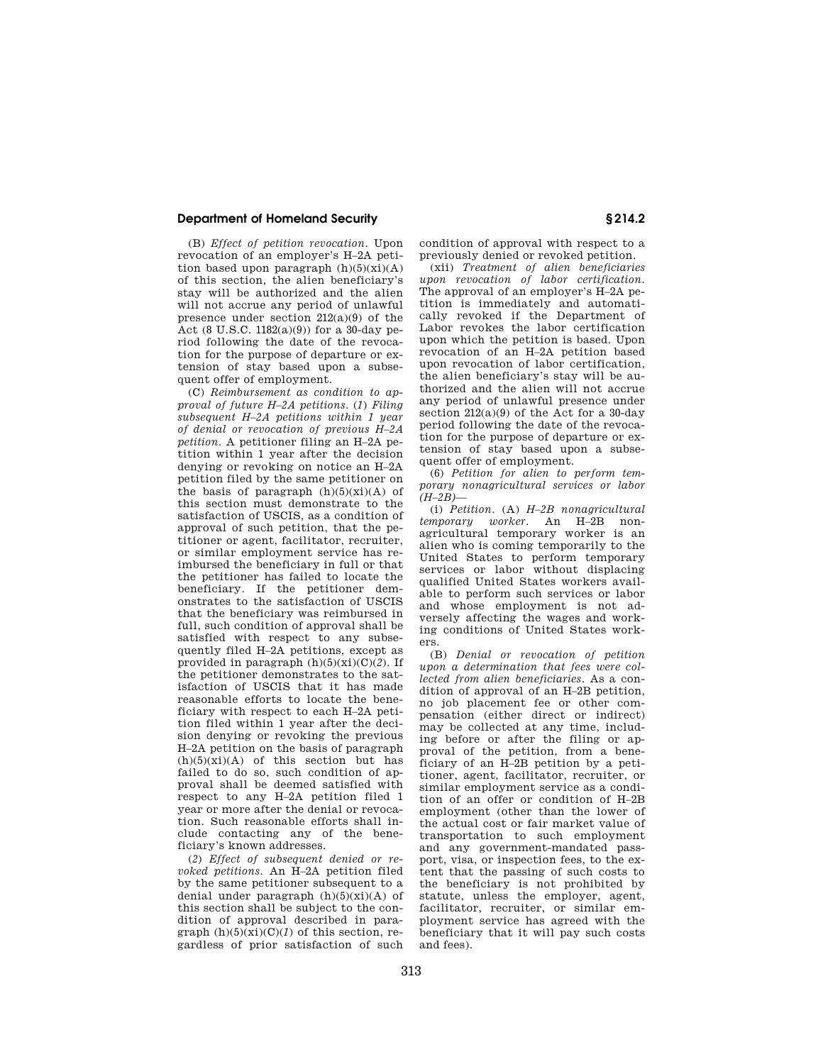(B) *Effect of petition revocation.* Upon revocation of an employer's H–2A petition based upon paragraph (h)(5)(xi)(A) of this section, the alien beneficiary's stay will be authorized and the alien will not accrue any period of unlawful presence under section 212(a)(9) of the Act (8 U.S.C. 1182(a)(9)) for a 30-day period following the date of the revocation for the purpose of departure or extension of stay based upon a subsequent offer of employment.

(C) *Reimbursement as condition to approval of future H–2A petitions.* (*1*) *Filing subsequent H–2A petitions within 1 year of denial or revocation of previous H–2A petition.* A petitioner filing an H–2A petition within 1 year after the decision denying or revoking on notice an H–2A petition filed by the same petitioner on the basis of paragraph (h)(5)(xi)(A) of this section must demonstrate to the satisfaction of USCIS, as a condition of approval of such petition, that the petitioner or agent, facilitator, recruiter, or similar employment service has reimbursed the beneficiary in full or that the petitioner has failed to locate the beneficiary. If the petitioner demonstrates to the satisfaction of USCIS that the beneficiary was reimbursed in full, such condition of approval shall be satisfied with respect to any subsequently filed H–2A petitions, except as provided in paragraph (h)(5)(xi)(C)(*2*). If the petitioner demonstrates to the satisfaction of USCIS that it has made reasonable efforts to locate the beneficiary with respect to each H–2A petition filed within 1 year after the decision denying or revoking the previous H–2A petition on the basis of paragraph (h)(5)(xi)(A) of this section but has failed to do so, such condition of approval shall be deemed satisfied with respect to any H–2A petition filed 1 year or more after the denial or revocation. Such reasonable efforts shall include contacting any of the beneficiary's known addresses.

(*2*) *Effect of subsequent denied or revoked petitions.* An H–2A petition filed by the same petitioner subsequent to a denial under paragraph (h)(5)(xi)(A) of this section shall be subject to the condition of approval described in paragraph (h)(5)(xi)(C)(*1*) of this section, regardless of prior satisfaction of such condition of approval with respect to a previously denied or revoked petition.

(xii) *Treatment of alien beneficiaries upon revocation of labor certification.* The approval of an employer's H–2A petition is immediately and automatically revoked if the Department of Labor revokes the labor certification upon which the petition is based. Upon revocation of an H–2A petition based upon revocation of labor certification, the alien beneficiary's stay will be authorized and the alien will not accrue any period of unlawful presence under section 212(a)(9) of the Act for a 30-day period following the date of the revocation for the purpose of departure or extension of stay based upon a subsequent offer of employment.

(6) *Petition for alien to perform temporary nonagricultural services or labor (H–2B)*—

(i) *Petition.* (A) *H–2B nonagricultural temporary worker.* An H–2B nonagricultural temporary worker is an alien who is coming temporarily to the United States to perform temporary services or labor without displacing qualified United States workers available to perform such services or labor and whose employment is not adversely affecting the wages and working conditions of United States workers.

(B) *Denial or revocation of petition upon a determination that fees were collected from alien beneficiaries.* As a condition of approval of an H–2B petition, no job placement fee or other compensation (either direct or indirect) may be collected at any time, including before or after the filing or approval of the petition, from a beneficiary of an H–2B petition by a petitioner, agent, facilitator, recruiter, or similar employment service as a condition of an offer or condition of H–2B employment (other than the lower of the actual cost or fair market value of transportation to such employment and any government-mandated passport, visa, or inspection fees, to the extent that the passing of such costs to the beneficiary is not prohibited by statute, unless the employer, agent, facilitator, recruiter, or similar employment service has agreed with the beneficiary that it will pay such costs and fees).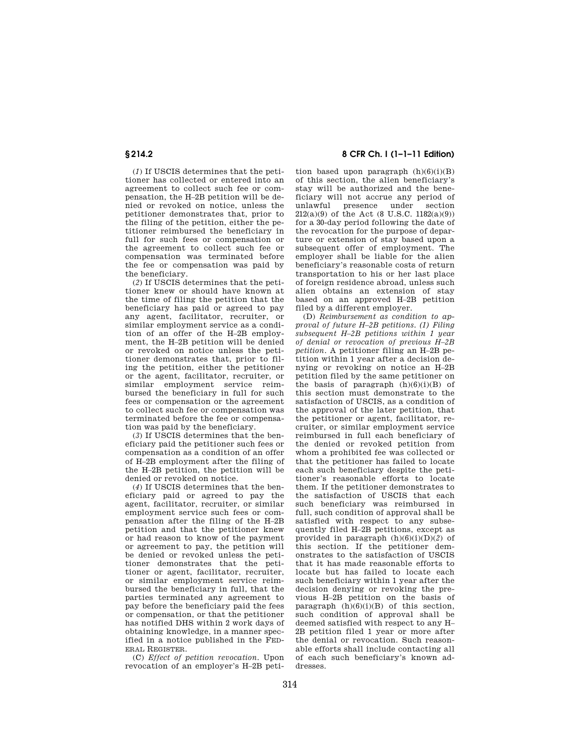(*1*) If USCIS determines that the petitioner has collected or entered into an agreement to collect such fee or compensation, the H–2B petition will be denied or revoked on notice, unless the petitioner demonstrates that, prior to the filing of the petition, either the petitioner reimbursed the beneficiary in full for such fees or compensation or the agreement to collect such fee or compensation was terminated before the fee or compensation was paid by the beneficiary.

(*2*) If USCIS determines that the petitioner knew or should have known at the time of filing the petition that the beneficiary has paid or agreed to pay any agent, facilitator, recruiter, or similar employment service as a condition of an offer of the H–2B employment, the H–2B petition will be denied or revoked on notice unless the petitioner demonstrates that, prior to filing the petition, either the petitioner or the agent, facilitator, recruiter, or similar employment service reimbursed the beneficiary in full for such fees or compensation or the agreement to collect such fee or compensation was terminated before the fee or compensation was paid by the beneficiary.

(*3*) If USCIS determines that the beneficiary paid the petitioner such fees or compensation as a condition of an offer of H–2B employment after the filing of the H–2B petition, the petition will be denied or revoked on notice.

(*4*) If USCIS determines that the beneficiary paid or agreed to pay the agent, facilitator, recruiter, or similar employment service such fees or compensation after the filing of the H–2B petition and that the petitioner knew or had reason to know of the payment or agreement to pay, the petition will be denied or revoked unless the petitioner demonstrates that the petitioner or agent, facilitator, recruiter, or similar employment service reimbursed the beneficiary in full, that the parties terminated any agreement to pay before the beneficiary paid the fees or compensation, or that the petitioner has notified DHS within 2 work days of obtaining knowledge, in a manner specified in a notice published in the FEDERAL REGISTER.

(C) *Effect of petition revocation.* Upon revocation of an employer's H–2B petition based upon paragraph (h)(6)(i)(B) of this section, the alien beneficiary's stay will be authorized and the beneficiary will not accrue any period of unlawful presence under section 212(a)(9) of the Act (8 U.S.C. 1182(a)(9)) for a 30-day period following the date of the revocation for the purpose of departure or extension of stay based upon a subsequent offer of employment. The employer shall be liable for the alien beneficiary's reasonable costs of return transportation to his or her last place of foreign residence abroad, unless such alien obtains an extension of stay based on an approved H–2B petition filed by a different employer.

(D) *Reimbursement as condition to approval of future H–2B petitions. (1) Filing subsequent H–2B petitions within 1 year of denial or revocation of previous H–2B petition.* A petitioner filing an H–2B petition within 1 year after a decision denying or revoking on notice an H–2B petition filed by the same petitioner on the basis of paragraph (h)(6)(i)(B) of this section must demonstrate to the satisfaction of USCIS, as a condition of the approval of the later petition, that the petitioner or agent, facilitator, recruiter, or similar employment service reimbursed in full each beneficiary of the denied or revoked petition from whom a prohibited fee was collected or that the petitioner has failed to locate each such beneficiary despite the petitioner's reasonable efforts to locate them. If the petitioner demonstrates to the satisfaction of USCIS that each such beneficiary was reimbursed in full, such condition of approval shall be satisfied with respect to any subsequently filed H–2B petitions, except as provided in paragraph (h)(6)(i)(D)(*2*) of this section. If the petitioner demonstrates to the satisfaction of USCIS that it has made reasonable efforts to locate but has failed to locate each such beneficiary within 1 year after the decision denying or revoking the previous H–2B petition on the basis of paragraph (h)(6)(i)(B) of this section, such condition of approval shall be deemed satisfied with respect to any H–2B petition filed 1 year or more after the denial or revocation. Such reasonable efforts shall include contacting all of each such beneficiary's known addresses.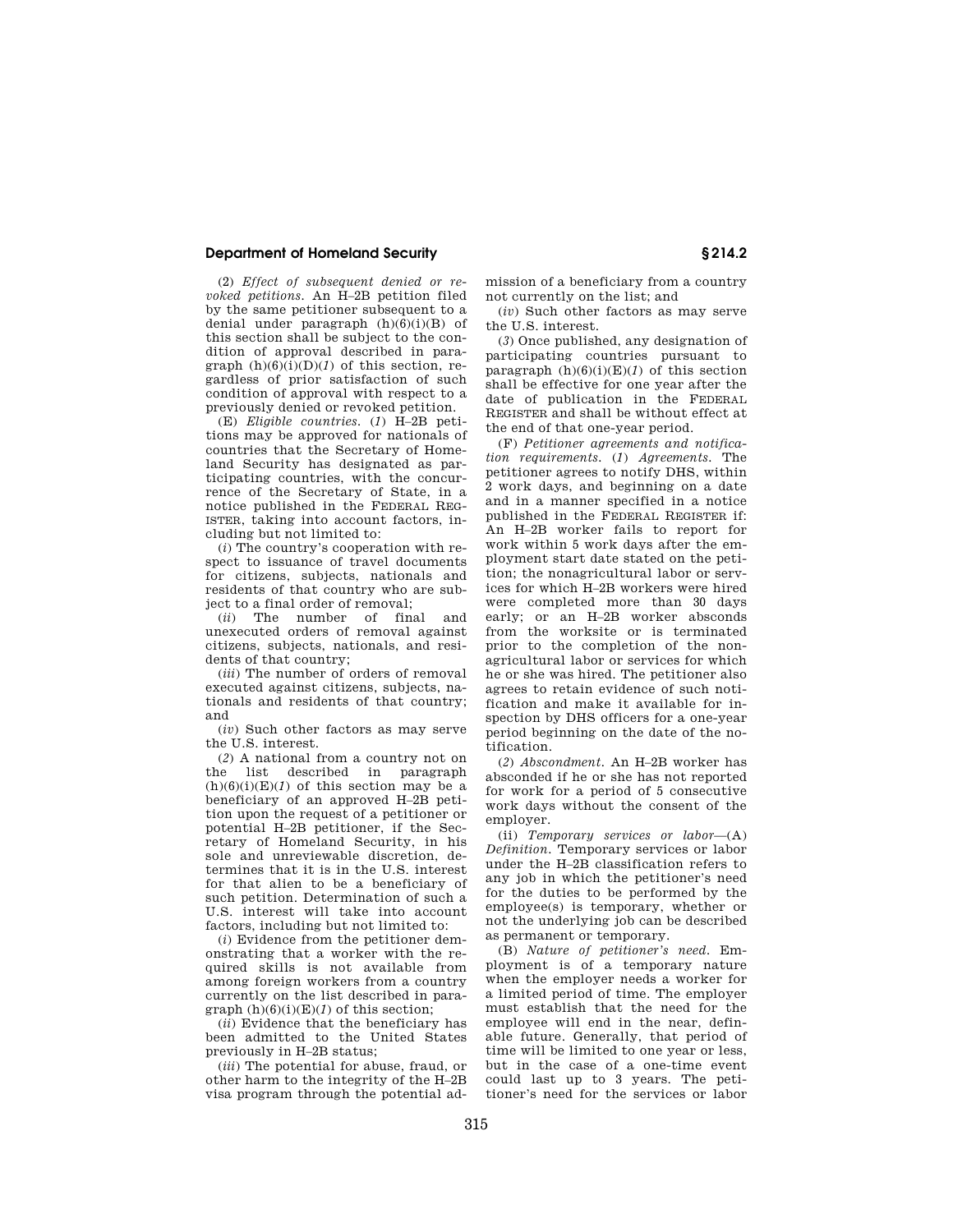(*2*) *Effect of subsequent denied or revoked petitions.* An H–2B petition filed by the same petitioner subsequent to a denial under paragraph (h)(6)(i)(B) of this section shall be subject to the condition of approval described in paragraph (h)(6)(i)(D)(*1*) of this section, regardless of prior satisfaction of such condition of approval with respect to a previously denied or revoked petition.

(E) *Eligible countries.* (*1*) H–2B petitions may be approved for nationals of countries that the Secretary of Homeland Security has designated as participating countries, with the concurrence of the Secretary of State, in a notice published in the FEDERAL REGISTER, taking into account factors, including but not limited to:

(*i*) The country's cooperation with respect to issuance of travel documents for citizens, subjects, nationals and residents of that country who are subject to a final order of removal;

(*ii*) The number of final and unexecuted orders of removal against citizens, subjects, nationals, and residents of that country;

(*iii*) The number of orders of removal executed against citizens, subjects, nationals and residents of that country; and

(*iv*) Such other factors as may serve the U.S. interest.

(*2*) A national from a country not on the list described in paragraph (h)(6)(i)(E)(*1*) of this section may be a beneficiary of an approved H–2B petition upon the request of a petitioner or potential H–2B petitioner, if the Secretary of Homeland Security, in his sole and unreviewable discretion, determines that it is in the U.S. interest for that alien to be a beneficiary of such petition. Determination of such a U.S. interest will take into account factors, including but not limited to:

(*i*) Evidence from the petitioner demonstrating that a worker with the required skills is not available from among foreign workers from a country currently on the list described in paragraph (h)(6)(i)(E)(*1*) of this section;

(*ii*) Evidence that the beneficiary has been admitted to the United States previously in H–2B status;

(*iii*) The potential for abuse, fraud, or other harm to the integrity of the H–2B visa program through the potential admission of a beneficiary from a country not currently on the list; and

(*iv*) Such other factors as may serve the U.S. interest.

(*3*) Once published, any designation of participating countries pursuant to paragraph (h)(6)(i)(E)(*1*) of this section shall be effective for one year after the date of publication in the FEDERAL REGISTER and shall be without effect at the end of that one-year period.

(F) *Petitioner agreements and notification requirements.* (*1*) *Agreements.* The petitioner agrees to notify DHS, within 2 work days, and beginning on a date and in a manner specified in a notice published in the FEDERAL REGISTER if: An H–2B worker fails to report for work within 5 work days after the employment start date stated on the petition; the nonagricultural labor or services for which H–2B workers were hired were completed more than 30 days early; or an H–2B worker absconds from the worksite or is terminated prior to the completion of the nonagricultural labor or services for which he or she was hired. The petitioner also agrees to retain evidence of such notification and make it available for inspection by DHS officers for a one-year period beginning on the date of the notification.

(*2*) *Abscondment.* An H–2B worker has absconded if he or she has not reported for work for a period of 5 consecutive work days without the consent of the employer.

(ii) *Temporary services or labor*—(A) *Definition.* Temporary services or labor under the H–2B classification refers to any job in which the petitioner's need for the duties to be performed by the employee(s) is temporary, whether or not the underlying job can be described as permanent or temporary.

(B) *Nature of petitioner's need.* Employment is of a temporary nature when the employer needs a worker for a limited period of time. The employer must establish that the need for the employee will end in the near, definable future. Generally, that period of time will be limited to one year or less, but in the case of a one-time event could last up to 3 years. The petitioner's need for the services or labor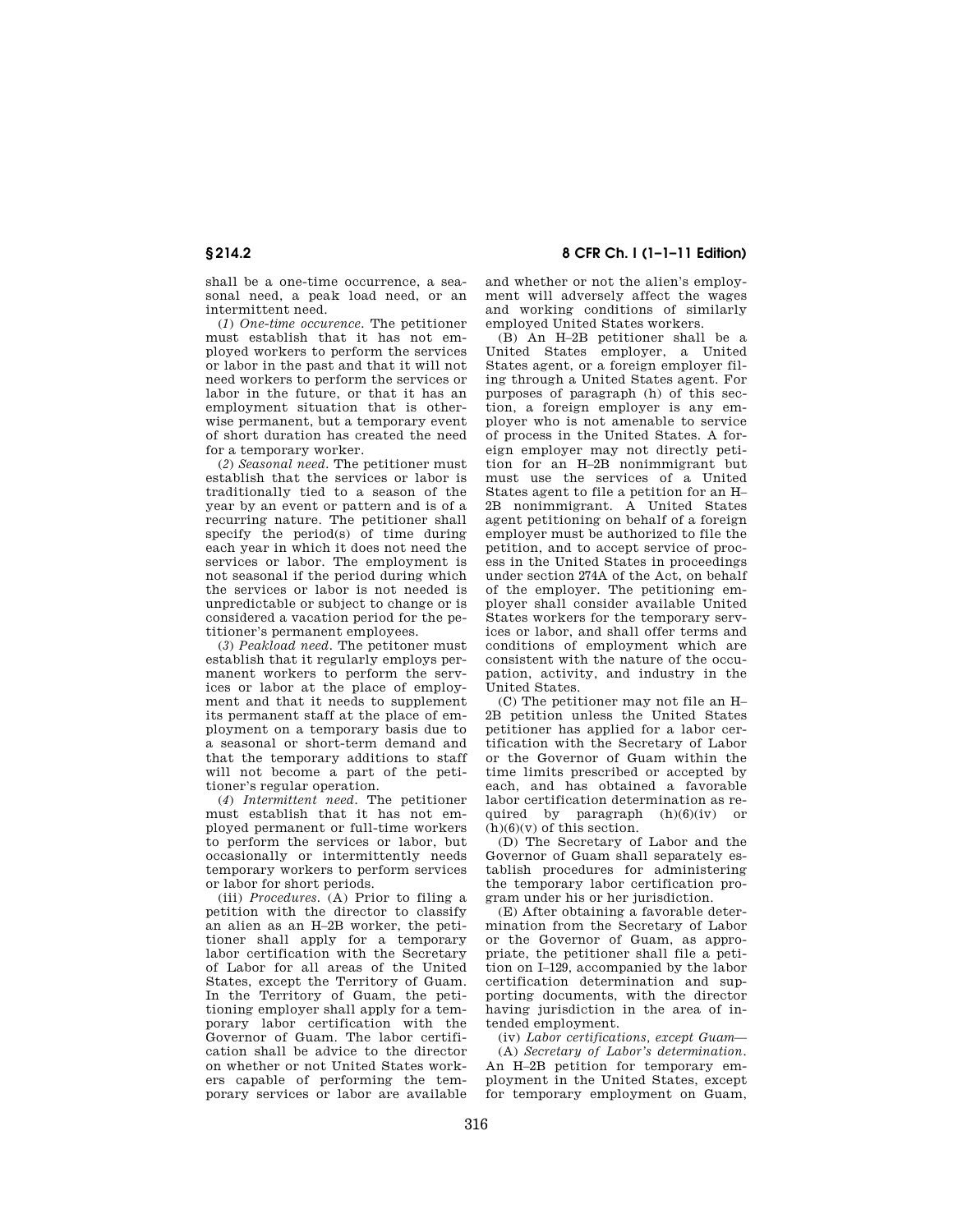shall be a one-time occurrence, a seasonal need, a peak load need, or an intermittent need.

(*1*) *One-time occurence.* The petitioner must establish that it has not employed workers to perform the services or labor in the past and that it will not need workers to perform the services or labor in the future, or that it has an employment situation that is otherwise permanent, but a temporary event of short duration has created the need for a temporary worker.

(*2*) *Seasonal need.* The petitioner must establish that the services or labor is traditionally tied to a season of the year by an event or pattern and is of a recurring nature. The petitioner shall specify the period(s) of time during each year in which it does not need the services or labor. The employment is not seasonal if the period during which the services or labor is not needed is unpredictable or subject to change or is considered a vacation period for the petitioner's permanent employees.

(*3*) *Peakload need.* The petitoner must establish that it regularly employs permanent workers to perform the services or labor at the place of employment and that it needs to supplement its permanent staff at the place of employment on a temporary basis due to a seasonal or short-term demand and that the temporary additions to staff will not become a part of the petitioner's regular operation.

(*4*) *Intermittent need.* The petitioner must establish that it has not employed permanent or full-time workers to perform the services or labor, but occasionally or intermittently needs temporary workers to perform services or labor for short periods.

(iii) *Procedures.* (A) Prior to filing a petition with the director to classify an alien as an H–2B worker, the petitioner shall apply for a temporary labor certification with the Secretary of Labor for all areas of the United States, except the Territory of Guam. In the Territory of Guam, the petitioning employer shall apply for a temporary labor certification with the Governor of Guam. The labor certification shall be advice to the director on whether or not United States workers capable of performing the temporary services or labor are available and whether or not the alien's employment will adversely affect the wages and working conditions of similarly employed United States workers.

(B) An H–2B petitioner shall be a United States employer, a United States agent, or a foreign employer filing through a United States agent. For purposes of paragraph (h) of this section, a foreign employer is any employer who is not amenable to service of process in the United States. A foreign employer may not directly petition for an H–2B nonimmigrant but must use the services of a United States agent to file a petition for an H–2B nonimmigrant. A United States agent petitioning on behalf of a foreign employer must be authorized to file the petition, and to accept service of process in the United States in proceedings under section 274A of the Act, on behalf of the employer. The petitioning employer shall consider available United States workers for the temporary services or labor, and shall offer terms and conditions of employment which are consistent with the nature of the occupation, activity, and industry in the United States.

(C) The petitioner may not file an H–2B petition unless the United States petitioner has applied for a labor certification with the Secretary of Labor or the Governor of Guam within the time limits prescribed or accepted by each, and has obtained a favorable labor certification determination as required by paragraph (h)(6)(iv) or (h)(6)(v) of this section.

(D) The Secretary of Labor and the Governor of Guam shall separately establish procedures for administering the temporary labor certification program under his or her jurisdiction.

(E) After obtaining a favorable determination from the Secretary of Labor or the Governor of Guam, as appropriate, the petitioner shall file a petition on I–129, accompanied by the labor certification determination and supporting documents, with the director having jurisdiction in the area of intended employment.

(iv) *Labor certifications, except Guam*—

(A) *Secretary of Labor's determination.* An H–2B petition for temporary employment in the United States, except for temporary employment on Guam,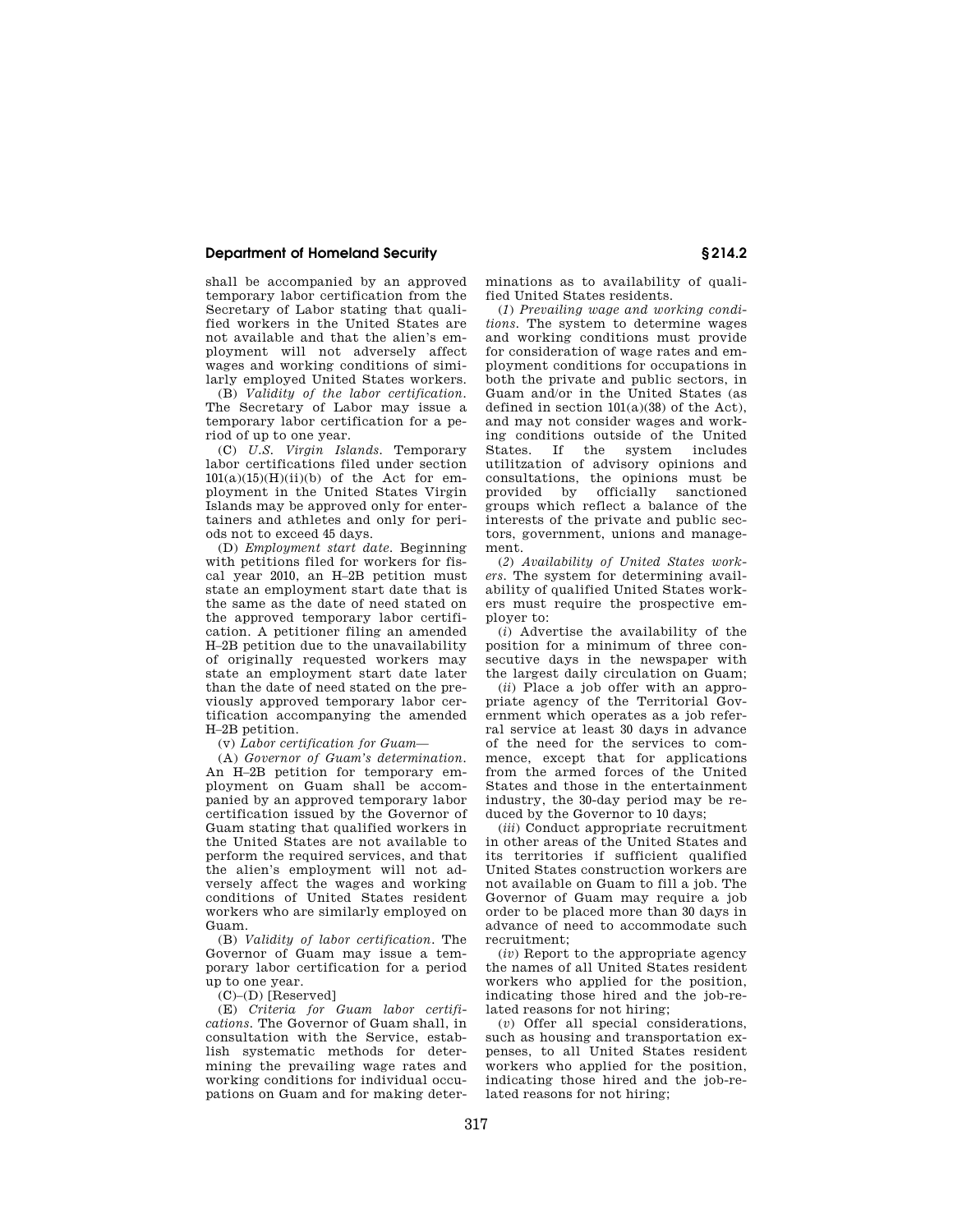shall be accompanied by an approved temporary labor certification from the Secretary of Labor stating that qualified workers in the United States are not available and that the alien's employment will not adversely affect wages and working conditions of similarly employed United States workers.

(B) *Validity of the labor certification.* The Secretary of Labor may issue a temporary labor certification for a period of up to one year.

(C) *U.S. Virgin Islands.* Temporary labor certifications filed under section 101(a)(15)(H)(ii)(b) of the Act for employment in the United States Virgin Islands may be approved only for entertainers and athletes and only for periods not to exceed 45 days.

(D) *Employment start date.* Beginning with petitions filed for workers for fiscal year 2010, an H–2B petition must state an employment start date that is the same as the date of need stated on the approved temporary labor certification. A petitioner filing an amended H–2B petition due to the unavailability of originally requested workers may state an employment start date later than the date of need stated on the previously approved temporary labor certification accompanying the amended H–2B petition.

(v) *Labor certification for Guam*—

(A) *Governor of Guam's determination.* An H–2B petition for temporary employment on Guam shall be accompanied by an approved temporary labor certification issued by the Governor of Guam stating that qualified workers in the United States are not available to perform the required services, and that the alien's employment will not adversely affect the wages and working conditions of United States resident workers who are similarly employed on Guam.

(B) *Validity of labor certification.* The Governor of Guam may issue a temporary labor certification for a period up to one year.

(C)–(D) [Reserved]

(E) *Criteria for Guam labor certifications.* The Governor of Guam shall, in consultation with the Service, establish systematic methods for determining the prevailing wage rates and working conditions for individual occupations on Guam and for making determinations as to availability of qualified United States residents.

(*1*) *Prevailing wage and working conditions.* The system to determine wages and working conditions must provide for consideration of wage rates and employment conditions for occupations in both the private and public sectors, in Guam and/or in the United States (as defined in section 101(a)(38) of the Act), and may not consider wages and working conditions outside of the United States. If the system includes utilitzation of advisory opinions and consultations, the opinions must be provided by officially sanctioned groups which reflect a balance of the interests of the private and public sectors, government, unions and management.

(*2*) *Availability of United States workers.* The system for determining availability of qualified United States workers must require the prospective employer to:

(*i*) Advertise the availability of the position for a minimum of three consecutive days in the newspaper with the largest daily circulation on Guam;

(*ii*) Place a job offer with an appropriate agency of the Territorial Government which operates as a job referral service at least 30 days in advance of the need for the services to commence, except that for applications from the armed forces of the United States and those in the entertainment industry, the 30-day period may be reduced by the Governor to 10 days;

(*iii*) Conduct appropriate recruitment in other areas of the United States and its territories if sufficient qualified United States construction workers are not available on Guam to fill a job. The Governor of Guam may require a job order to be placed more than 30 days in advance of need to accommodate such recruitment;

(*iv*) Report to the appropriate agency the names of all United States resident workers who applied for the position, indicating those hired and the job-related reasons for not hiring;

(*v*) Offer all special considerations, such as housing and transportation expenses, to all United States resident workers who applied for the position, indicating those hired and the job-related reasons for not hiring;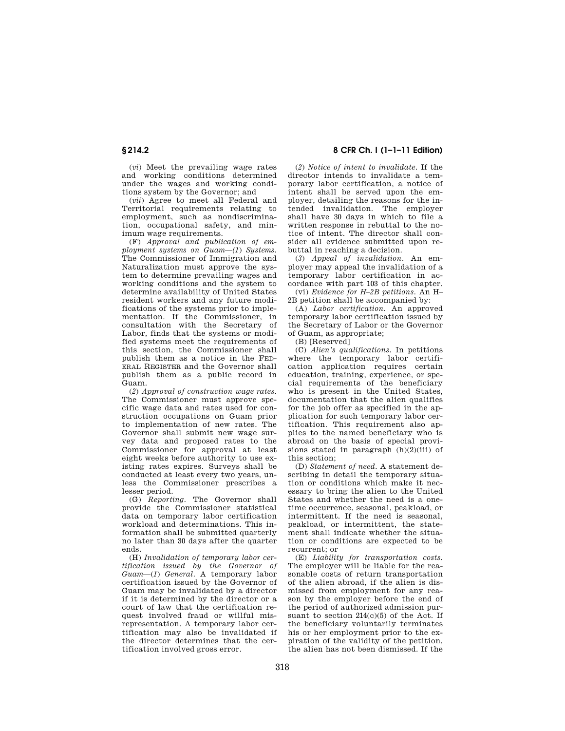(*vi*) Meet the prevailing wage rates and working conditions determined under the wages and working conditions system by the Governor; and

(*vii*) Agree to meet all Federal and Territorial requirements relating to employment, such as nondiscrimination, occupational safety, and minimum wage requirements.

(F) *Approval and publication of employment systems on Guam*—(*1*) *Systems.* The Commissioner of Immigration and Naturalization must approve the system to determine prevailing wages and working conditions and the system to determine availability of United States resident workers and any future modifications of the systems prior to implementation. If the Commissioner, in consultation with the Secretary of Labor, finds that the systems or modified systems meet the requirements of this section, the Commissioner shall publish them as a notice in the FEDERAL REGISTER and the Governor shall publish them as a public record in Guam.

(*2*) *Approval of construction wage rates.* The Commissioner must approve specific wage data and rates used for construction occupations on Guam prior to implementation of new rates. The Governor shall submit new wage survey data and proposed rates to the Commissioner for approval at least eight weeks before authority to use existing rates expires. Surveys shall be conducted at least every two years, unless the Commissioner prescribes a lesser period.

(G) *Reporting.* The Governor shall provide the Commissioner statistical data on temporary labor certification workload and determinations. This information shall be submitted quarterly no later than 30 days after the quarter ends.

(H) *Invalidation of temporary labor certification issued by the Governor of Guam*—(*1*) *General.* A temporary labor certification issued by the Governor of Guam may be invalidated by a director if it is determined by the director or a court of law that the certification request involved fraud or willful misrepresentation. A temporary labor certification may also be invalidated if the director determines that the certification involved gross error.

(*2*) *Notice of intent to invalidate.* If the director intends to invalidate a temporary labor certification, a notice of intent shall be served upon the employer, detailing the reasons for the intended invalidation. The employer shall have 30 days in which to file a written response in rebuttal to the notice of intent. The director shall consider all evidence submitted upon rebuttal in reaching a decision.

(*3*) *Appeal of invalidation.* An employer may appeal the invalidation of a temporary labor certification in accordance with part 103 of this chapter.

(vi) *Evidence for H–2B petitions.* An H–2B petition shall be accompanied by:

(A) *Labor certification.* An approved temporary labor certification issued by the Secretary of Labor or the Governor of Guam, as appropriate;

(B) [Reserved]

(C) *Alien's qualifications.* In petitions where the temporary labor certification application requires certain education, training, experience, or special requirements of the beneficiary who is present in the United States, documentation that the alien qualifies for the job offer as specified in the application for such temporary labor certification. This requirement also applies to the named beneficiary who is abroad on the basis of special provisions stated in paragraph (h)(2)(iii) of this section;

(D) *Statement of need.* A statement describing in detail the temporary situation or conditions which make it necessary to bring the alien to the United States and whether the need is a one-time occurrence, seasonal, peakload, or intermittent. If the need is seasonal, peakload, or intermittent, the statement shall indicate whether the situation or conditions are expected to be recurrent; or

(E) *Liability for transportation costs.* The employer will be liable for the reasonable costs of return transportation of the alien abroad, if the alien is dismissed from employment for any reason by the employer before the end of the period of authorized admission pursuant to section 214(c)(5) of the Act. If the beneficiary voluntarily terminates his or her employment prior to the expiration of the validity of the petition, the alien has not been dismissed. If the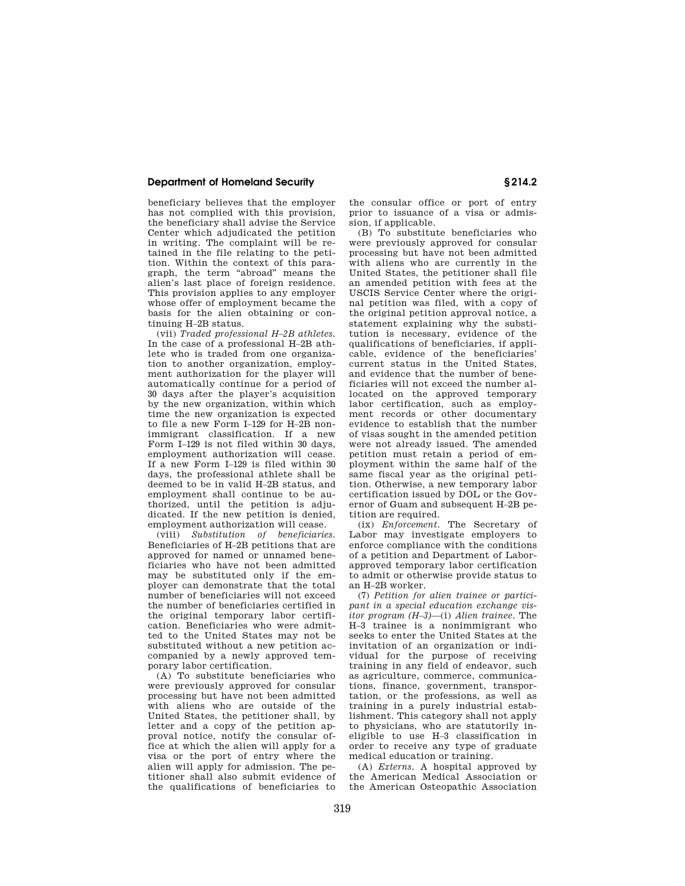beneficiary believes that the employer has not complied with this provision, the beneficiary shall advise the Service Center which adjudicated the petition in writing. The complaint will be retained in the file relating to the petition. Within the context of this paragraph, the term "abroad" means the alien's last place of foreign residence. This provision applies to any employer whose offer of employment became the basis for the alien obtaining or continuing H–2B status.

(vii) *Traded professional H–2B athletes.* In the case of a professional H–2B athlete who is traded from one organization to another organization, employment authorization for the player will automatically continue for a period of 30 days after the player's acquisition by the new organization, within which time the new organization is expected to file a new Form I–129 for H–2B nonimmigrant classification. If a new Form I–129 is not filed within 30 days, employment authorization will cease. If a new Form I–129 is filed within 30 days, the professional athlete shall be deemed to be in valid H–2B status, and employment shall continue to be authorized, until the petition is adjudicated. If the new petition is denied, employment authorization will cease.

(viii) *Substitution of beneficiaries.* Beneficiaries of H–2B petitions that are approved for named or unnamed beneficiaries who have not been admitted may be substituted only if the employer can demonstrate that the total number of beneficiaries will not exceed the number of beneficiaries certified in the original temporary labor certification. Beneficiaries who were admitted to the United States may not be substituted without a new petition accompanied by a newly approved temporary labor certification.

(A) To substitute beneficiaries who were previously approved for consular processing but have not been admitted with aliens who are outside of the United States, the petitioner shall, by letter and a copy of the petition approval notice, notify the consular office at which the alien will apply for a visa or the port of entry where the alien will apply for admission. The petitioner shall also submit evidence of the qualifications of beneficiaries to the consular office or port of entry prior to issuance of a visa or admission, if applicable.

(B) To substitute beneficiaries who were previously approved for consular processing but have not been admitted with aliens who are currently in the United States, the petitioner shall file an amended petition with fees at the USCIS Service Center where the original petition was filed, with a copy of the original petition approval notice, a statement explaining why the substitution is necessary, evidence of the qualifications of beneficiaries, if applicable, evidence of the beneficiaries' current status in the United States, and evidence that the number of beneficiaries will not exceed the number allocated on the approved temporary labor certification, such as employment records or other documentary evidence to establish that the number of visas sought in the amended petition were not already issued. The amended petition must retain a period of employment within the same half of the same fiscal year as the original petition. Otherwise, a new temporary labor certification issued by DOL or the Governor of Guam and subsequent H–2B petition are required.

(ix) *Enforcement.* The Secretary of Labor may investigate employers to enforce compliance with the conditions of a petition and Department of Labor-approved temporary labor certification to admit or otherwise provide status to an H–2B worker.

(7) *Petition for alien trainee or participant in a special education exchange visitor program (H–3)*—(i) *Alien trainee.* The H–3 trainee is a nonimmigrant who seeks to enter the United States at the invitation of an organization or individual for the purpose of receiving training in any field of endeavor, such as agriculture, commerce, communications, finance, government, transportation, or the professions, as well as training in a purely industrial establishment. This category shall not apply to physicians, who are statutorily ineligible to use H–3 classification in order to receive any type of graduate medical education or training.

(A) *Externs.* A hospital approved by the American Medical Association or the American Osteopathic Association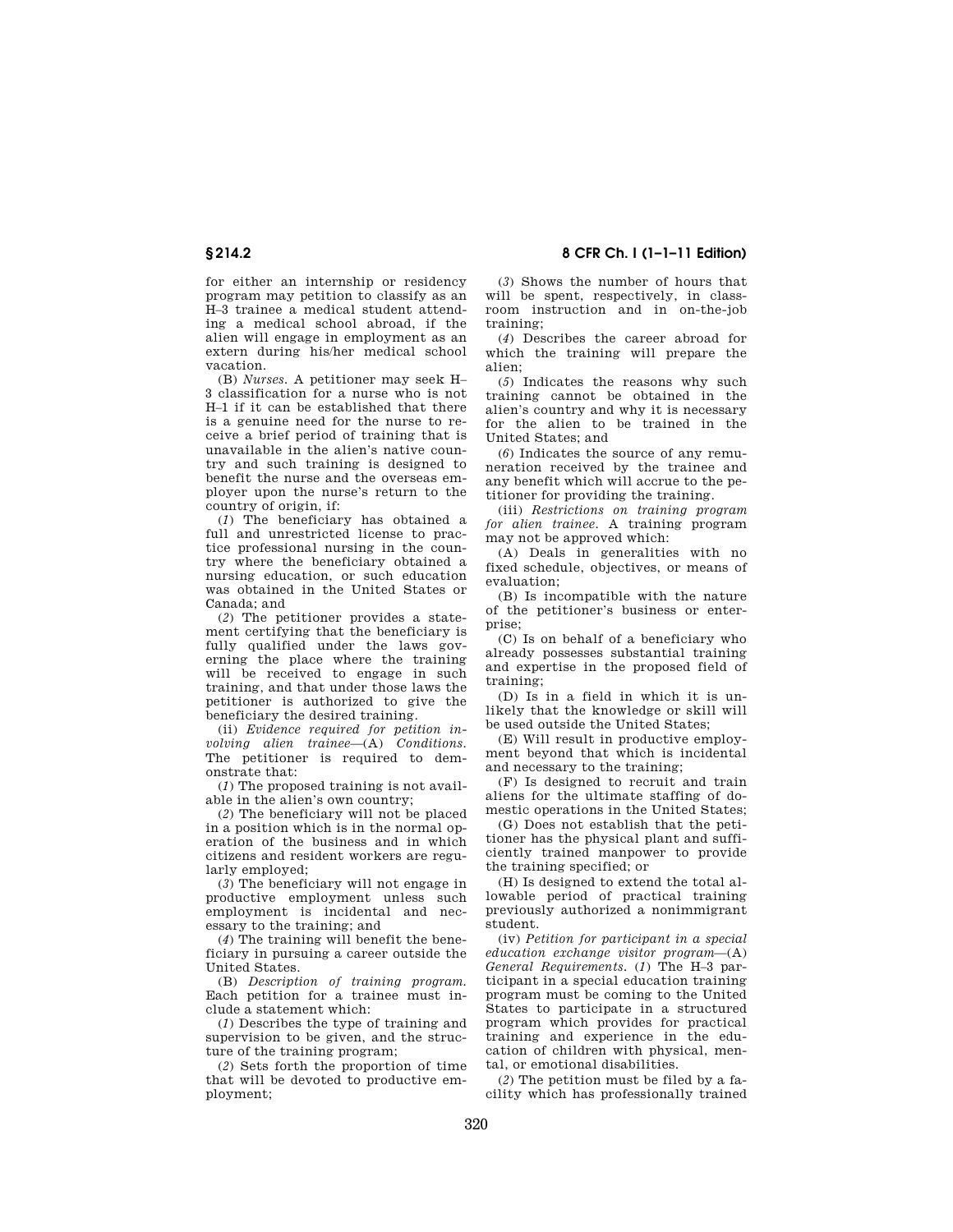for either an internship or residency program may petition to classify as an H–3 trainee a medical student attending a medical school abroad, if the alien will engage in employment as an extern during his/her medical school vacation.

(B) *Nurses.* A petitioner may seek H–3 classification for a nurse who is not H–1 if it can be established that there is a genuine need for the nurse to receive a brief period of training that is unavailable in the alien's native country and such training is designed to benefit the nurse and the overseas employer upon the nurse's return to the country of origin, if:

(*1*) The beneficiary has obtained a full and unrestricted license to practice professional nursing in the country where the beneficiary obtained a nursing education, or such education was obtained in the United States or Canada; and

(*2*) The petitioner provides a statement certifying that the beneficiary is fully qualified under the laws governing the place where the training will be received to engage in such training, and that under those laws the petitioner is authorized to give the beneficiary the desired training.

(ii) *Evidence required for petition involving alien trainee*—(A) *Conditions.* The petitioner is required to demonstrate that:

(*1*) The proposed training is not available in the alien's own country;

(*2*) The beneficiary will not be placed in a position which is in the normal operation of the business and in which citizens and resident workers are regularly employed;

(*3*) The beneficiary will not engage in productive employment unless such employment is incidental and necessary to the training; and

(*4*) The training will benefit the beneficiary in pursuing a career outside the United States.

(B) *Description of training program.* Each petition for a trainee must include a statement which:

(*1*) Describes the type of training and supervision to be given, and the structure of the training program;

(*2*) Sets forth the proportion of time that will be devoted to productive employment;

(*3*) Shows the number of hours that will be spent, respectively, in classroom instruction and in on-the-job training;

(*4*) Describes the career abroad for which the training will prepare the alien;

(*5*) Indicates the reasons why such training cannot be obtained in the alien's country and why it is necessary for the alien to be trained in the United States; and

(*6*) Indicates the source of any remuneration received by the trainee and any benefit which will accrue to the petitioner for providing the training.

(iii) *Restrictions on training program for alien trainee.* A training program may not be approved which:

(A) Deals in generalities with no fixed schedule, objectives, or means of evaluation;

(B) Is incompatible with the nature of the petitioner's business or enterprise;

(C) Is on behalf of a beneficiary who already possesses substantial training and expertise in the proposed field of training;

(D) Is in a field in which it is unlikely that the knowledge or skill will be used outside the United States;

(E) Will result in productive employment beyond that which is incidental and necessary to the training;

(F) Is designed to recruit and train aliens for the ultimate staffing of domestic operations in the United States;

(G) Does not establish that the petitioner has the physical plant and sufficiently trained manpower to provide the training specified; or

(H) Is designed to extend the total allowable period of practical training previously authorized a nonimmigrant student.

(iv) *Petition for participant in a special education exchange visitor program*—(A) *General Requirements.* (*1*) The H–3 participant in a special education training program must be coming to the United States to participate in a structured program which provides for practical training and experience in the education of children with physical, mental, or emotional disabilities.

(*2*) The petition must be filed by a facility which has professionally trained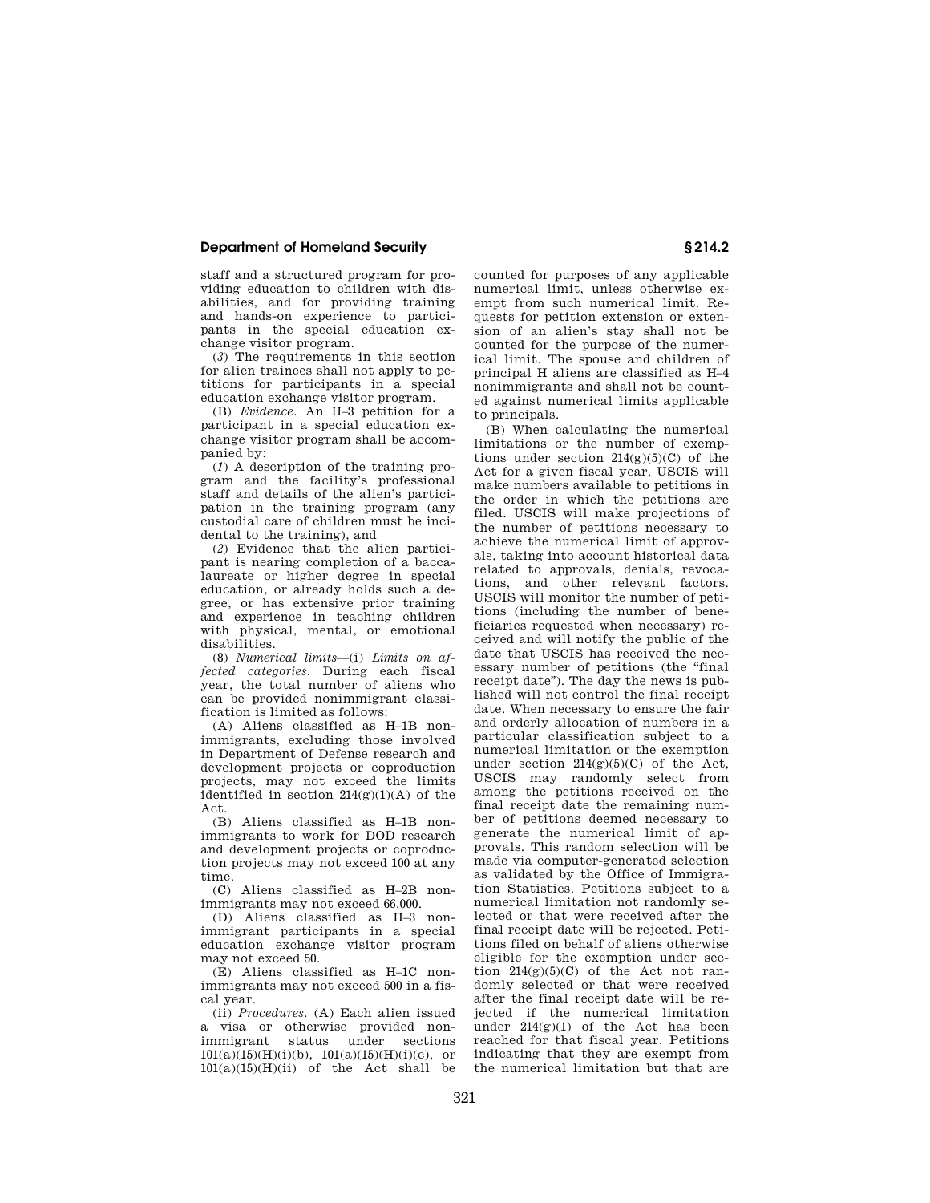staff and a structured program for providing education to children with disabilities, and for providing training and hands-on experience to participants in the special education exchange visitor program.

(*3*) The requirements in this section for alien trainees shall not apply to petitions for participants in a special education exchange visitor program.

(B) *Evidence*. An H–3 petition for a participant in a special education exchange visitor program shall be accompanied by:

(*1*) A description of the training program and the facility's professional staff and details of the alien's participation in the training program (any custodial care of children must be incidental to the training), and

(*2*) Evidence that the alien participant is nearing completion of a baccalaureate or higher degree in special education, or already holds such a degree, or has extensive prior training and experience in teaching children with physical, mental, or emotional disabilities.

(8) *Numerical limits*—(i) *Limits on affected categories*. During each fiscal year, the total number of aliens who can be provided nonimmigrant classification is limited as follows:

(A) Aliens classified as H–1B nonimmigrants, excluding those involved in Department of Defense research and development projects or coproduction projects, may not exceed the limits identified in section 214(g)(1)(A) of the Act.

(B) Aliens classified as H–1B nonimmigrants to work for DOD research and development projects or coproduction projects may not exceed 100 at any time.

(C) Aliens classified as H–2B nonimmigrants may not exceed 66,000.

(D) Aliens classified as H–3 nonimmigrant participants in a special education exchange visitor program may not exceed 50.

(E) Aliens classified as H–1C nonimmigrants may not exceed 500 in a fiscal year.

(ii) *Procedures*. (A) Each alien issued a visa or otherwise provided nonimmigrant status under sections 101(a)(15)(H)(i)(b), 101(a)(15)(H)(i)(c), or 101(a)(15)(H)(ii) of the Act shall be counted for purposes of any applicable numerical limit, unless otherwise exempt from such numerical limit. Requests for petition extension or extension of an alien's stay shall not be counted for the purpose of the numerical limit. The spouse and children of principal H aliens are classified as H–4 nonimmigrants and shall not be counted against numerical limits applicable to principals.

(B) When calculating the numerical limitations or the number of exemptions under section 214(g)(5)(C) of the Act for a given fiscal year, USCIS will make numbers available to petitions in the order in which the petitions are filed. USCIS will make projections of the number of petitions necessary to achieve the numerical limit of approvals, taking into account historical data related to approvals, denials, revocations, and other relevant factors. USCIS will monitor the number of petitions (including the number of beneficiaries requested when necessary) received and will notify the public of the date that USCIS has received the necessary number of petitions (the "final receipt date"). The day the news is published will not control the final receipt date. When necessary to ensure the fair and orderly allocation of numbers in a particular classification subject to a numerical limitation or the exemption under section 214(g)(5)(C) of the Act, USCIS may randomly select from among the petitions received on the final receipt date the remaining number of petitions deemed necessary to generate the numerical limit of approvals. This random selection will be made via computer-generated selection as validated by the Office of Immigration Statistics. Petitions subject to a numerical limitation not randomly selected or that were received after the final receipt date will be rejected. Petitions filed on behalf of aliens otherwise eligible for the exemption under section 214(g)(5)(C) of the Act not randomly selected or that were received after the final receipt date will be rejected if the numerical limitation under 214(g)(1) of the Act has been reached for that fiscal year. Petitions indicating that they are exempt from the numerical limitation but that are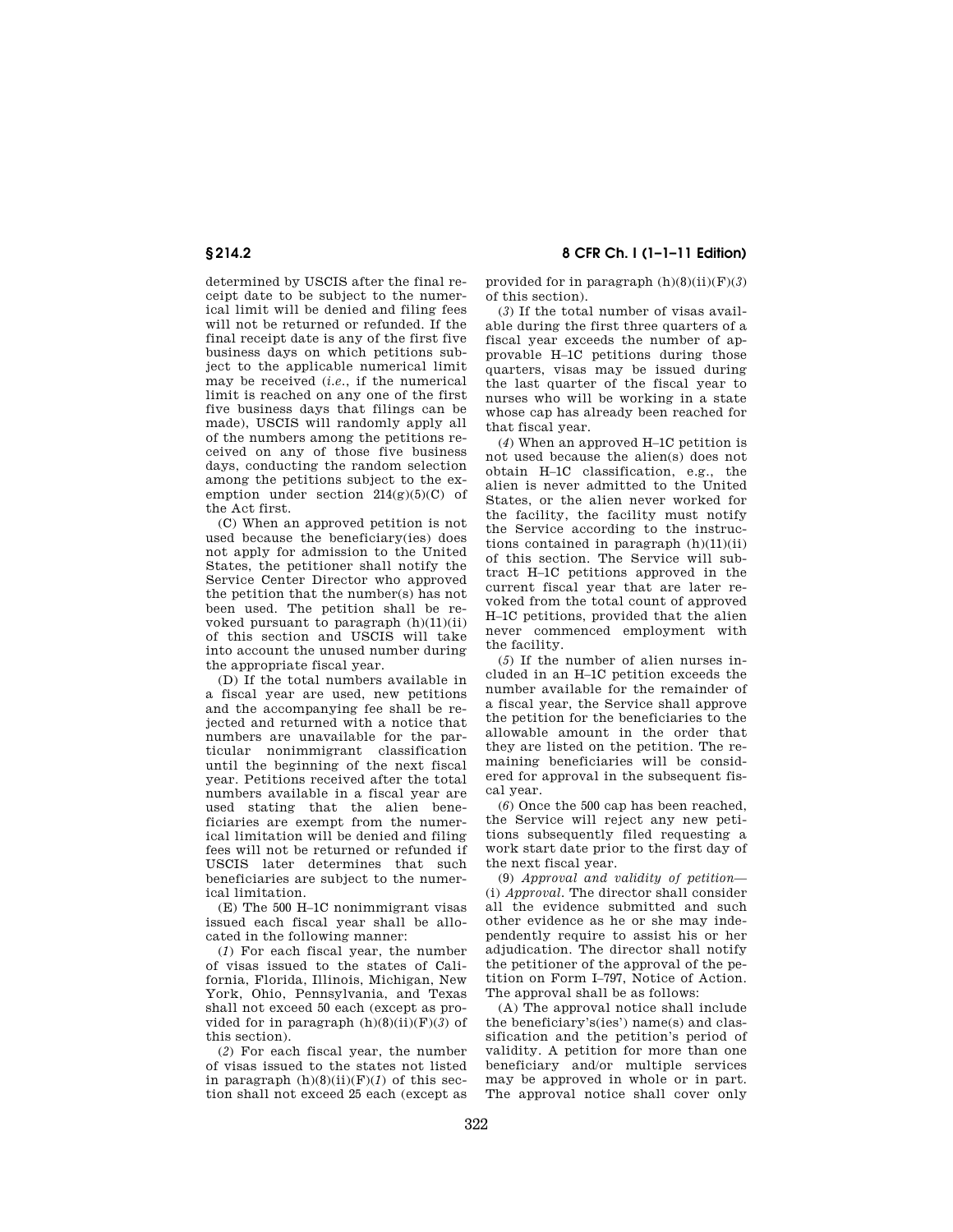determined by USCIS after the final receipt date to be subject to the numerical limit will be denied and filing fees will not be returned or refunded. If the final receipt date is any of the first five business days on which petitions subject to the applicable numerical limit may be received (*i.e.*, if the numerical limit is reached on any one of the first five business days that filings can be made), USCIS will randomly apply all of the numbers among the petitions received on any of those five business days, conducting the random selection among the petitions subject to the exemption under section 214(g)(5)(C) of the Act first.

(C) When an approved petition is not used because the beneficiary(ies) does not apply for admission to the United States, the petitioner shall notify the Service Center Director who approved the petition that the number(s) has not been used. The petition shall be revoked pursuant to paragraph (h)(11)(ii) of this section and USCIS will take into account the unused number during the appropriate fiscal year.

(D) If the total numbers available in a fiscal year are used, new petitions and the accompanying fee shall be rejected and returned with a notice that numbers are unavailable for the particular nonimmigrant classification until the beginning of the next fiscal year. Petitions received after the total numbers available in a fiscal year are used stating that the alien beneficiaries are exempt from the numerical limitation will be denied and filing fees will not be returned or refunded if USCIS later determines that such beneficiaries are subject to the numerical limitation.

(E) The 500 H–1C nonimmigrant visas issued each fiscal year shall be allocated in the following manner:

(*1*) For each fiscal year, the number of visas issued to the states of California, Florida, Illinois, Michigan, New York, Ohio, Pennsylvania, and Texas shall not exceed 50 each (except as provided for in paragraph (h)(8)(ii)(F)(*3*) of this section).

(*2*) For each fiscal year, the number of visas issued to the states not listed in paragraph (h)(8)(ii)(F)(*1*) of this section shall not exceed 25 each (except as provided for in paragraph (h)(8)(ii)(F)(*3*) of this section).

(*3*) If the total number of visas available during the first three quarters of a fiscal year exceeds the number of approvable H–1C petitions during those quarters, visas may be issued during the last quarter of the fiscal year to nurses who will be working in a state whose cap has already been reached for that fiscal year.

(*4*) When an approved H–1C petition is not used because the alien(s) does not obtain H–1C classification, e.g., the alien is never admitted to the United States, or the alien never worked for the facility, the facility must notify the Service according to the instructions contained in paragraph (h)(11)(ii) of this section. The Service will subtract H–1C petitions approved in the current fiscal year that are later revoked from the total count of approved H–1C petitions, provided that the alien never commenced employment with the facility.

(*5*) If the number of alien nurses included in an H–1C petition exceeds the number available for the remainder of a fiscal year, the Service shall approve the petition for the beneficiaries to the allowable amount in the order that they are listed on the petition. The remaining beneficiaries will be considered for approval in the subsequent fiscal year.

(*6*) Once the 500 cap has been reached, the Service will reject any new petitions subsequently filed requesting a work start date prior to the first day of the next fiscal year.

(9) *Approval and validity of petition*—(i) *Approval.* The director shall consider all the evidence submitted and such other evidence as he or she may independently require to assist his or her adjudication. The director shall notify the petitioner of the approval of the petition on Form I–797, Notice of Action. The approval shall be as follows:

(A) The approval notice shall include the beneficiary's(ies') name(s) and classification and the petition's period of validity. A petition for more than one beneficiary and/or multiple services may be approved in whole or in part. The approval notice shall cover only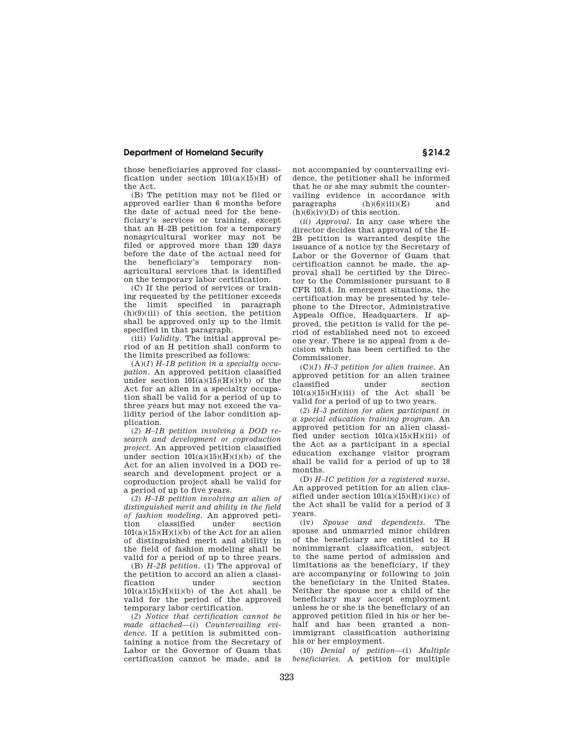those beneficiaries approved for classification under section 101(a)(15)(H) of the Act.

(B) The petition may not be filed or approved earlier than 6 months before the date of actual need for the beneficiary's services or training, except that an H–2B petition for a temporary nonagricultural worker may not be filed or approved more than 120 days before the date of the actual need for the beneficiary's temporary nonagricultural services that is identified on the temporary labor certification.

(C) If the period of services or training requested by the petitioner exceeds the limit specified in paragraph (h)(9)(iii) of this section, the petition shall be approved only up to the limit specified in that paragraph.

(iii) *Validity.* The initial approval period of an H petition shall conform to the limits prescribed as follows:

(A)(*1*) *H–1B petition in a specialty occupation.* An approved petition classified under section 101(a)(15)(H)(i)(b) of the Act for an alien in a specialty occupation shall be valid for a period of up to three years but may not exceed the validity period of the labor condition application.

(*2*) *H–1B petition involving a DOD research and development or coproduction project.* An approved petition classified under section 101(a)(15)(H)(i)(b) of the Act for an alien involved in a DOD research and development project or a coproduction project shall be valid for a period of up to five years.

(*3*) *H–1B petition involving an alien of distinguished merit and ability in the field of fashion modeling.* An approved petition classified under section 101(a)(15)(H)(i)(b) of the Act for an alien of distinguished merit and ability in the field of fashion modeling shall be valid for a period of up to three years.

(B) *H–2B petition.* (1) The approval of the petition to accord an alien a classification under section 101(a)(15)(H)(ii)(b) of the Act shall be valid for the period of the approved temporary labor certification.

(*2*) *Notice that certification cannot be made attached*—(*i*) *Countervailing evidence.* If a petition is submitted containing a notice from the Secretary of Labor or the Governor of Guam that certification cannot be made, and is not accompanied by countervailing evidence, the petitioner shall be informed that he or she may submit the countervailing evidence in accordance with paragraphs (h)(6)(iii)(E) and (h)(6)(iv)(D) of this section.

(*ii*) *Approval.* In any case where the director decides that approval of the H–2B petition is warranted despite the issuance of a notice by the Secretary of Labor or the Governor of Guam that certification cannot be made, the approval shall be certified by the Director to the Commissioner pursuant to 8 CFR 103.4. In emergent situations, the certification may be presented by telephone to the Director, Administrative Appeals Office, Headquarters. If approved, the petition is valid for the period of established need not to exceed one year. There is no appeal from a decision which has been certified to the Commissioner.

(C)(*1*) *H–3 petition for alien trainee.* An approved petition for an alien trainee classified under section 101(a)(15)(H)(iii) of the Act shall be valid for a period of up to two years.

(*2*) *H–3 petition for alien participant in a special education training program.* An approved petition for an alien classified under section 101(a)(15)(H)(iii) of the Act as a participant in a special education exchange visitor program shall be valid for a period of up to 18 months.

(D) *H–1C petition for a registered nurse.* An approved petition for an alien classified under section 101(a)(15)(H)(i)(c) of the Act shall be valid for a period of 3 years.

(iv) *Spouse and dependents.* The spouse and unmarried minor children of the beneficiary are entitled to H nonimmigrant classification, subject to the same period of admission and limitations as the beneficiary, if they are accompanying or following to join the beneficiary in the United States. Neither the spouse nor a child of the beneficiary may accept employment unless he or she is the beneficiary of an approved petition filed in his or her behalf and has been granted a nonimmigrant classification authorizing his or her employment.

(10) *Denial of petition*—(i) *Multiple beneficiaries.* A petition for multiple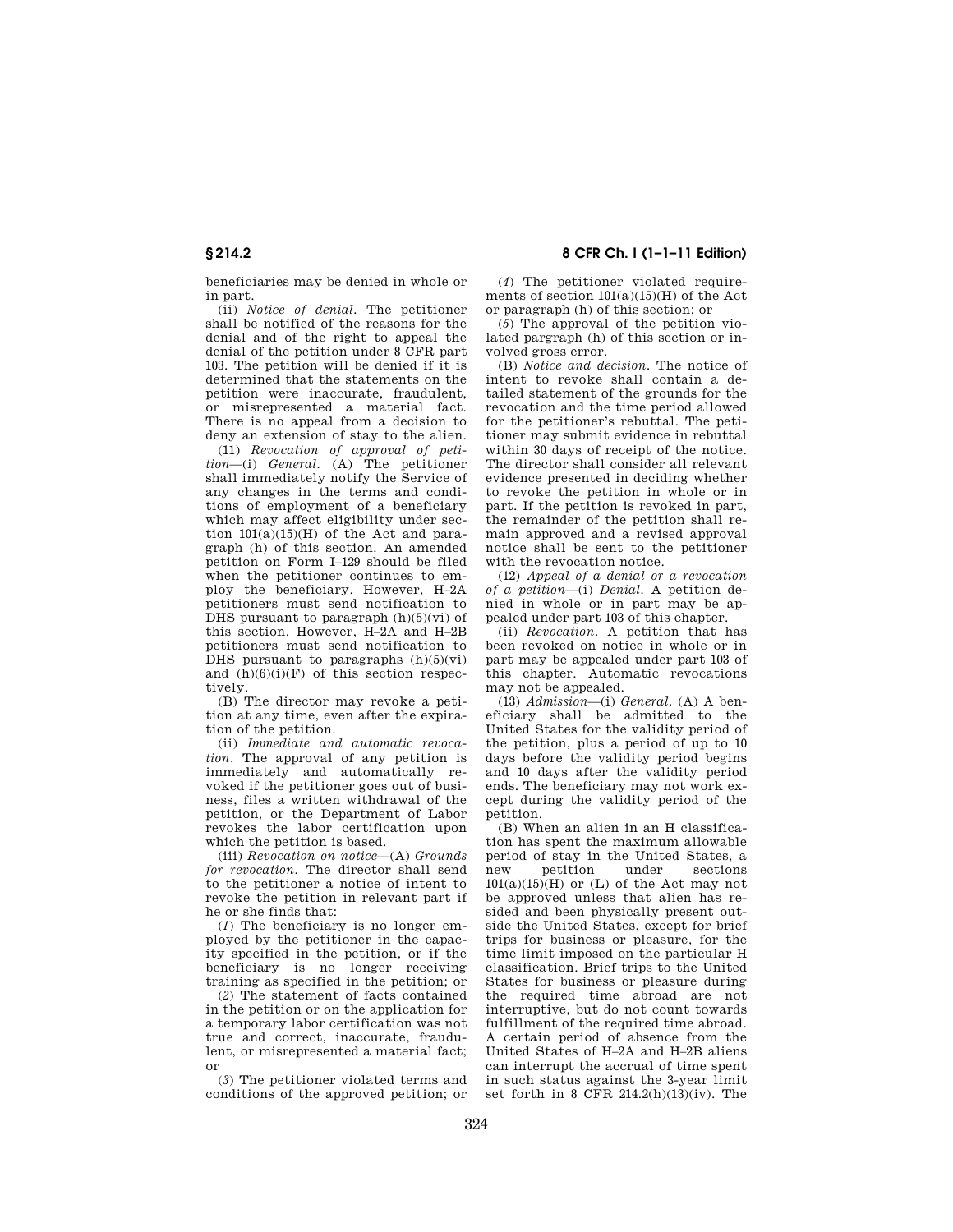beneficiaries may be denied in whole or in part.

(ii) *Notice of denial.* The petitioner shall be notified of the reasons for the denial and of the right to appeal the denial of the petition under 8 CFR part 103. The petition will be denied if it is determined that the statements on the petition were inaccurate, fraudulent, or misrepresented a material fact. There is no appeal from a decision to deny an extension of stay to the alien.

(11) *Revocation of approval of petition*—(i) *General.* (A) The petitioner shall immediately notify the Service of any changes in the terms and conditions of employment of a beneficiary which may affect eligibility under section 101(a)(15)(H) of the Act and paragraph (h) of this section. An amended petition on Form I–129 should be filed when the petitioner continues to employ the beneficiary. However, H–2A petitioners must send notification to DHS pursuant to paragraph (h)(5)(vi) of this section. However, H–2A and H–2B petitioners must send notification to DHS pursuant to paragraphs (h)(5)(vi) and (h)(6)(i)(F) of this section respectively.

(B) The director may revoke a petition at any time, even after the expiration of the petition.

(ii) *Immediate and automatic revocation.* The approval of any petition is immediately and automatically revoked if the petitioner goes out of business, files a written withdrawal of the petition, or the Department of Labor revokes the labor certification upon which the petition is based.

(iii) *Revocation on notice*—(A) *Grounds for revocation.* The director shall send to the petitioner a notice of intent to revoke the petition in relevant part if he or she finds that:

(*1*) The beneficiary is no longer employed by the petitioner in the capacity specified in the petition, or if the beneficiary is no longer receiving training as specified in the petition; or

(*2*) The statement of facts contained in the petition or on the application for a temporary labor certification was not true and correct, inaccurate, fraudulent, or misrepresented a material fact; or

(*3*) The petitioner violated terms and conditions of the approved petition; or

(*4*) The petitioner violated requirements of section 101(a)(15)(H) of the Act or paragraph (h) of this section; or

(*5*) The approval of the petition violated pargraph (h) of this section or involved gross error.

(B) *Notice and decision.* The notice of intent to revoke shall contain a detailed statement of the grounds for the revocation and the time period allowed for the petitioner's rebuttal. The petitioner may submit evidence in rebuttal within 30 days of receipt of the notice. The director shall consider all relevant evidence presented in deciding whether to revoke the petition in whole or in part. If the petition is revoked in part, the remainder of the petition shall remain approved and a revised approval notice shall be sent to the petitioner with the revocation notice.

(12) *Appeal of a denial or a revocation of a petition*—(i) *Denial.* A petition denied in whole or in part may be appealed under part 103 of this chapter.

(ii) *Revocation.* A petition that has been revoked on notice in whole or in part may be appealed under part 103 of this chapter. Automatic revocations may not be appealed.

(13) *Admission*—(i) *General.* (A) A beneficiary shall be admitted to the United States for the validity period of the petition, plus a period of up to 10 days before the validity period begins and 10 days after the validity period ends. The beneficiary may not work except during the validity period of the petition.

(B) When an alien in an H classification has spent the maximum allowable period of stay in the United States, a new petition under sections 101(a)(15)(H) or (L) of the Act may not be approved unless that alien has resided and been physically present outside the United States, except for brief trips for business or pleasure, for the time limit imposed on the particular H classification. Brief trips to the United States for business or pleasure during the required time abroad are not interruptive, but do not count towards fulfillment of the required time abroad. A certain period of absence from the United States of H–2A and H–2B aliens can interrupt the accrual of time spent in such status against the 3-year limit set forth in 8 CFR 214.2(h)(13)(iv). The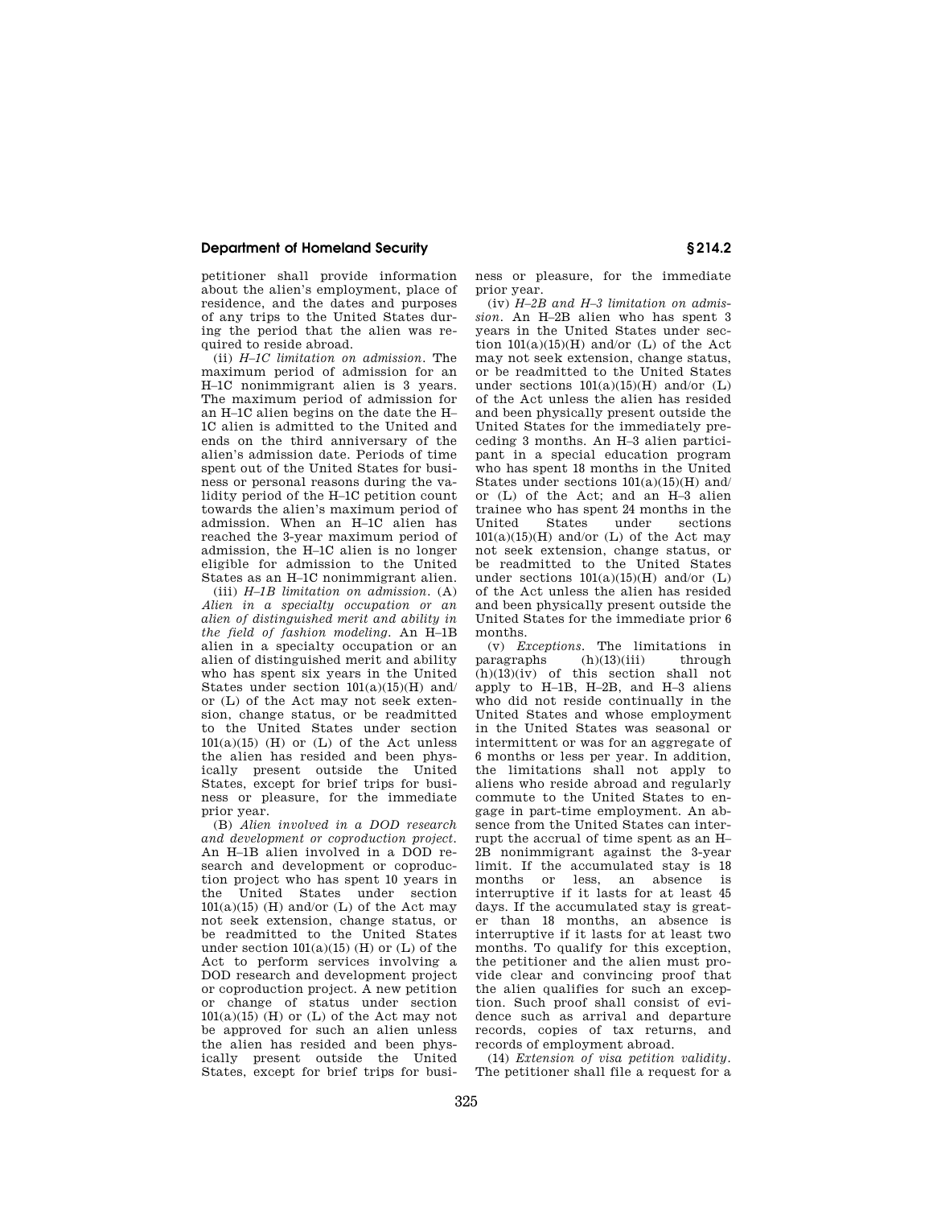petitioner shall provide information about the alien's employment, place of residence, and the dates and purposes of any trips to the United States during the period that the alien was required to reside abroad.

(ii) *H–1C limitation on admission.* The maximum period of admission for an H–1C nonimmigrant alien is 3 years. The maximum period of admission for an H–1C alien begins on the date the H–1C alien is admitted to the United and ends on the third anniversary of the alien's admission date. Periods of time spent out of the United States for business or personal reasons during the validity period of the H–1C petition count towards the alien's maximum period of admission. When an H–1C alien has reached the 3-year maximum period of admission, the H–1C alien is no longer eligible for admission to the United States as an H–1C nonimmigrant alien.

(iii) *H–1B limitation on admission.* (A) *Alien in a specialty occupation or an alien of distinguished merit and ability in the field of fashion modeling.* An H–1B alien in a specialty occupation or an alien of distinguished merit and ability who has spent six years in the United States under section 101(a)(15)(H) and/or (L) of the Act may not seek extension, change status, or be readmitted to the United States under section 101(a)(15) (H) or (L) of the Act unless the alien has resided and been physically present outside the United States, except for brief trips for business or pleasure, for the immediate prior year.

(B) *Alien involved in a DOD research and development or coproduction project.* An H–1B alien involved in a DOD research and development or coproduction project who has spent 10 years in the United States under section 101(a)(15) (H) and/or (L) of the Act may not seek extension, change status, or be readmitted to the United States under section 101(a)(15) (H) or (L) of the Act to perform services involving a DOD research and development project or coproduction project. A new petition or change of status under section 101(a)(15) (H) or (L) of the Act may not be approved for such an alien unless the alien has resided and been physically present outside the United States, except for brief trips for business or pleasure, for the immediate prior year.

(iv) *H–2B and H–3 limitation on admission.* An H–2B alien who has spent 3 years in the United States under section 101(a)(15)(H) and/or (L) of the Act may not seek extension, change status, or be readmitted to the United States under sections 101(a)(15)(H) and/or (L) of the Act unless the alien has resided and been physically present outside the United States for the immediately preceding 3 months. An H–3 alien participant in a special education program who has spent 18 months in the United States under sections 101(a)(15)(H) and/or (L) of the Act; and an H–3 alien trainee who has spent 24 months in the United States under sections 101(a)(15)(H) and/or (L) of the Act may not seek extension, change status, or be readmitted to the United States under sections 101(a)(15)(H) and/or (L) of the Act unless the alien has resided and been physically present outside the United States for the immediate prior 6 months.

(v) *Exceptions.* The limitations in paragraphs (h)(13)(iii) through (h)(13)(iv) of this section shall not apply to H–1B, H–2B, and H–3 aliens who did not reside continually in the United States and whose employment in the United States was seasonal or intermittent or was for an aggregate of 6 months or less per year. In addition, the limitations shall not apply to aliens who reside abroad and regularly commute to the United States to engage in part-time employment. An absence from the United States can interrupt the accrual of time spent as an H–2B nonimmigrant against the 3-year limit. If the accumulated stay is 18 months or less, an absence is interruptive if it lasts for at least 45 days. If the accumulated stay is greater than 18 months, an absence is interruptive if it lasts for at least two months. To qualify for this exception, the petitioner and the alien must provide clear and convincing proof that the alien qualifies for such an exception. Such proof shall consist of evidence such as arrival and departure records, copies of tax returns, and records of employment abroad.

(14) *Extension of visa petition validity.* The petitioner shall file a request for a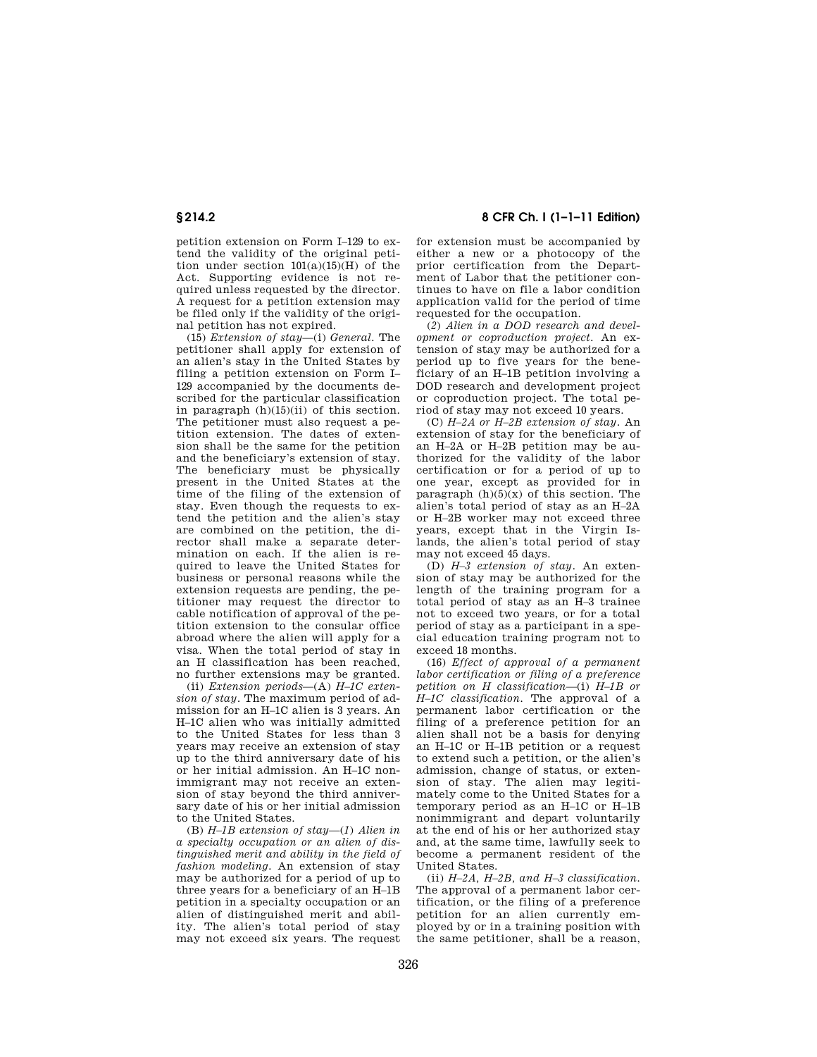petition extension on Form I–129 to extend the validity of the original petition under section 101(a)(15)(H) of the Act. Supporting evidence is not required unless requested by the director. A request for a petition extension may be filed only if the validity of the original petition has not expired.

(15) *Extension of stay*—(i) *General.* The petitioner shall apply for extension of an alien's stay in the United States by filing a petition extension on Form I–129 accompanied by the documents described for the particular classification in paragraph (h)(15)(ii) of this section. The petitioner must also request a petition extension. The dates of extension shall be the same for the petition and the beneficiary's extension of stay. The beneficiary must be physically present in the United States at the time of the filing of the extension of stay. Even though the requests to extend the petition and the alien's stay are combined on the petition, the director shall make a separate determination on each. If the alien is required to leave the United States for business or personal reasons while the extension requests are pending, the petitioner may request the director to cable notification of approval of the petition extension to the consular office abroad where the alien will apply for a visa. When the total period of stay in an H classification has been reached, no further extensions may be granted.

(ii) *Extension periods*—(A) *H–1C extension of stay.* The maximum period of admission for an H–1C alien is 3 years. An H–1C alien who was initially admitted to the United States for less than 3 years may receive an extension of stay up to the third anniversary date of his or her initial admission. An H–1C nonimmigrant may not receive an extension of stay beyond the third anniversary date of his or her initial admission to the United States.

(B) *H–1B extension of stay*—(*1*) *Alien in a specialty occupation or an alien of distinguished merit and ability in the field of fashion modeling.* An extension of stay may be authorized for a period of up to three years for a beneficiary of an H–1B petition in a specialty occupation or an alien of distinguished merit and ability. The alien's total period of stay may not exceed six years. The request for extension must be accompanied by either a new or a photocopy of the prior certification from the Department of Labor that the petitioner continues to have on file a labor condition application valid for the period of time requested for the occupation.

(*2*) *Alien in a DOD research and development or coproduction project.* An extension of stay may be authorized for a period up to five years for the beneficiary of an H–1B petition involving a DOD research and development project or coproduction project. The total period of stay may not exceed 10 years.

(C) *H–2A or H–2B extension of stay.* An extension of stay for the beneficiary of an H–2A or H–2B petition may be authorized for the validity of the labor certification or for a period of up to one year, except as provided for in paragraph (h)(5)(x) of this section. The alien's total period of stay as an H–2A or H–2B worker may not exceed three years, except that in the Virgin Islands, the alien's total period of stay may not exceed 45 days.

(D) *H–3 extension of stay.* An extension of stay may be authorized for the length of the training program for a total period of stay as an H–3 trainee not to exceed two years, or for a total period of stay as a participant in a special education training program not to exceed 18 months.

(16) *Effect of approval of a permanent labor certification or filing of a preference petition on H classification*—(i) *H–1B or H–1C classification.* The approval of a permanent labor certification or the filing of a preference petition for an alien shall not be a basis for denying an H–1C or H–1B petition or a request to extend such a petition, or the alien's admission, change of status, or extension of stay. The alien may legitimately come to the United States for a temporary period as an H–1C or H–1B nonimmigrant and depart voluntarily at the end of his or her authorized stay and, at the same time, lawfully seek to become a permanent resident of the United States.

(ii) *H–2A, H–2B, and H–3 classification.* The approval of a permanent labor certification, or the filing of a preference petition for an alien currently employed by or in a training position with the same petitioner, shall be a reason,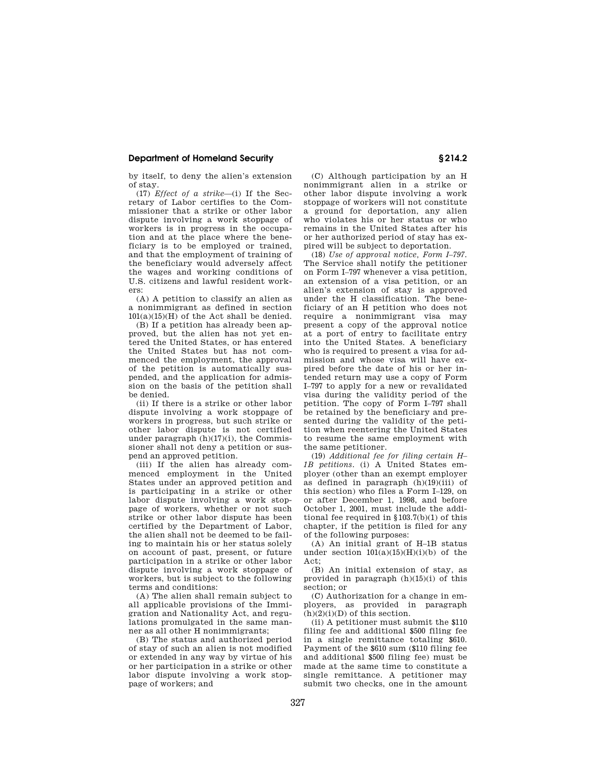by itself, to deny the alien's extension of stay.

(17) *Effect of a strike*—(i) If the Secretary of Labor certifies to the Commissioner that a strike or other labor dispute involving a work stoppage of workers is in progress in the occupation and at the place where the beneficiary is to be employed or trained, and that the employment of training of the beneficiary would adversely affect the wages and working conditions of U.S. citizens and lawful resident workers:

(A) A petition to classify an alien as a nonimmigrant as defined in section 101(a)(15)(H) of the Act shall be denied.

(B) If a petition has already been approved, but the alien has not yet entered the United States, or has entered the United States but has not commenced the employment, the approval of the petition is automatically suspended, and the application for admission on the basis of the petition shall be denied.

(ii) If there is a strike or other labor dispute involving a work stoppage of workers in progress, but such strike or other labor dispute is not certified under paragraph (h)(17)(i), the Commissioner shall not deny a petition or suspend an approved petition.

(iii) If the alien has already commenced employment in the United States under an approved petition and is participating in a strike or other labor dispute involving a work stoppage of workers, whether or not such strike or other labor dispute has been certified by the Department of Labor, the alien shall not be deemed to be failing to maintain his or her status solely on account of past, present, or future participation in a strike or other labor dispute involving a work stoppage of workers, but is subject to the following terms and conditions:

(A) The alien shall remain subject to all applicable provisions of the Immigration and Nationality Act, and regulations promulgated in the same manner as all other H nonimmigrants;

(B) The status and authorized period of stay of such an alien is not modified or extended in any way by virtue of his or her participation in a strike or other labor dispute involving a work stoppage of workers; and

(C) Although participation by an H nonimmigrant alien in a strike or other labor dispute involving a work stoppage of workers will not constitute a ground for deportation, any alien who violates his or her status or who remains in the United States after his or her authorized period of stay has expired will be subject to deportation.

(18) *Use of approval notice, Form I–797*. The Service shall notify the petitioner on Form I–797 whenever a visa petition, an extension of a visa petition, or an alien's extension of stay is approved under the H classification. The beneficiary of an H petition who does not require a nonimmigrant visa may present a copy of the approval notice at a port of entry to facilitate entry into the United States. A beneficiary who is required to present a visa for admission and whose visa will have expired before the date of his or her intended return may use a copy of Form I–797 to apply for a new or revalidated visa during the validity period of the petition. The copy of Form I–797 shall be retained by the beneficiary and presented during the validity of the petition when reentering the United States to resume the same employment with the same petitioner.

(19) *Additional fee for filing certain H–1B petitions*. (i) A United States employer (other than an exempt employer as defined in paragraph (h)(19)(iii) of this section) who files a Form I–129, on or after December 1, 1998, and before October 1, 2001, must include the additional fee required in §103.7(b)(1) of this chapter, if the petition is filed for any of the following purposes:

(A) An initial grant of H–1B status under section 101(a)(15)(H)(i)(b) of the Act;

(B) An initial extension of stay, as provided in paragraph (h)(15)(i) of this section; or

(C) Authorization for a change in employers, as provided in paragraph (h)(2)(i)(D) of this section.

(ii) A petitioner must submit the $110 filing fee and additional $500 filing fee in a single remittance totaling $610. Payment of the $610 sum ($110 filing fee and additional $500 filing fee) must be made at the same time to constitute a single remittance. A petitioner may submit two checks, one in the amount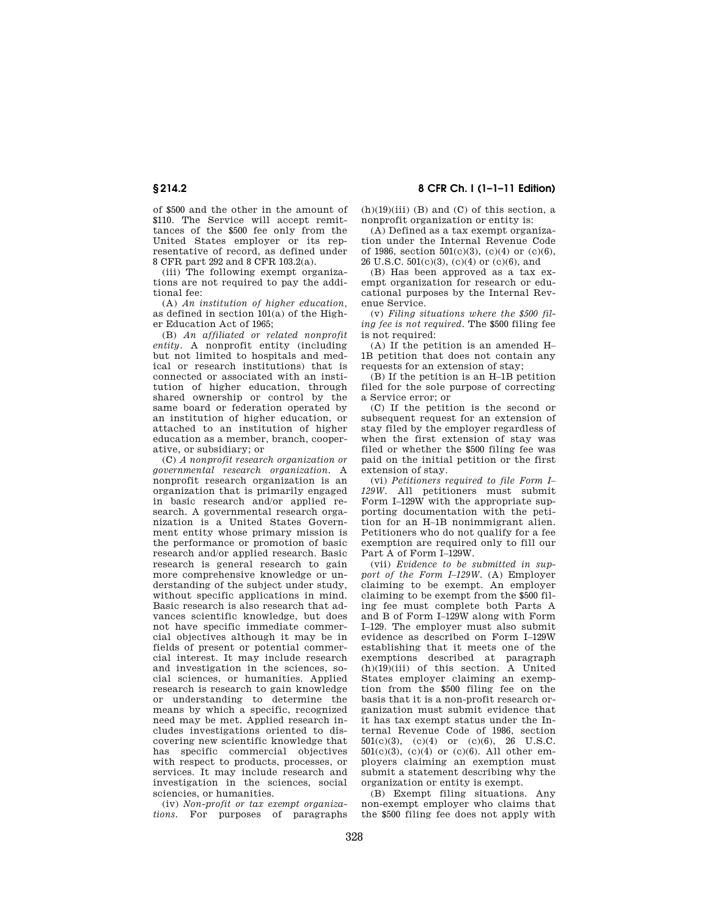of $500 and the other in the amount of $110. The Service will accept remittances of the $500 fee only from the United States employer or its representative of record, as defined under 8 CFR part 292 and 8 CFR 103.2(a).

(iii) The following exempt organizations are not required to pay the additional fee:

(A) *An institution of higher education*, as defined in section 101(a) of the Higher Education Act of 1965;

(B) *An affiliated or related nonprofit entity*. A nonprofit entity (including but not limited to hospitals and medical or research institutions) that is connected or associated with an institution of higher education, through shared ownership or control by the same board or federation operated by an institution of higher education, or attached to an institution of higher education as a member, branch, cooperative, or subsidiary; or

(C) *A nonprofit research organization or governmental research organization*. A nonprofit research organization is an organization that is primarily engaged in basic research and/or applied research. A governmental research organization is a United States Government entity whose primary mission is the performance or promotion of basic research and/or applied research. Basic research is general research to gain more comprehensive knowledge or understanding of the subject under study, without specific applications in mind. Basic research is also research that advances scientific knowledge, but does not have specific immediate commercial objectives although it may be in fields of present or potential commercial interest. It may include research and investigation in the sciences, social sciences, or humanities. Applied research is research to gain knowledge or understanding to determine the means by which a specific, recognized need may be met. Applied research includes investigations oriented to discovering new scientific knowledge that has specific commercial objectives with respect to products, processes, or services. It may include research and investigation in the sciences, social sciencies, or humanities.

(iv) *Non-profit or tax exempt organizations*. For purposes of paragraphs (h)(19)(iii) (B) and (C) of this section, a nonprofit organization or entity is:

(A) Defined as a tax exempt organization under the Internal Revenue Code of 1986, section 501(c)(3), (c)(4) or (c)(6), 26 U.S.C. 501(c)(3), (c)(4) or (c)(6), and

(B) Has been approved as a tax exempt organization for research or educational purposes by the Internal Revenue Service.

(v) *Filing situations where the $500 filing fee is not required*. The $500 filing fee is not required:

(A) If the petition is an amended H–1B petition that does not contain any requests for an extension of stay;

(B) If the petition is an H–1B petition filed for the sole purpose of correcting a Service error; or

(C) If the petition is the second or subsequent request for an extension of stay filed by the employer regardless of when the first extension of stay was filed or whether the $500 filing fee was paid on the initial petition or the first extension of stay.

(vi) *Petitioners required to file Form I–129W*. All petitioners must submit Form I–129W with the appropriate supporting documentation with the petition for an H–1B nonimmigrant alien. Petitioners who do not qualify for a fee exemption are required only to fill our Part A of Form I–129W.

(vii) *Evidence to be submitted in support of the Form I–129W*. (A) Employer claiming to be exempt. An employer claiming to be exempt from the $500 filing fee must complete both Parts A and B of Form I–129W along with Form I–129. The employer must also submit evidence as described on Form I–129W establishing that it meets one of the exemptions described at paragraph (h)(19)(iii) of this section. A United States employer claiming an exemption from the $500 filing fee on the basis that it is a non-profit research organization must submit evidence that it has tax exempt status under the Internal Revenue Code of 1986, section 501(c)(3), (c)(4) or (c)(6), 26 U.S.C. 501(c)(3), (c)(4) or (c)(6). All other employers claiming an exemption must submit a statement describing why the organization or entity is exempt.

(B) Exempt filing situations. Any non-exempt employer who claims that the $500 filing fee does not apply with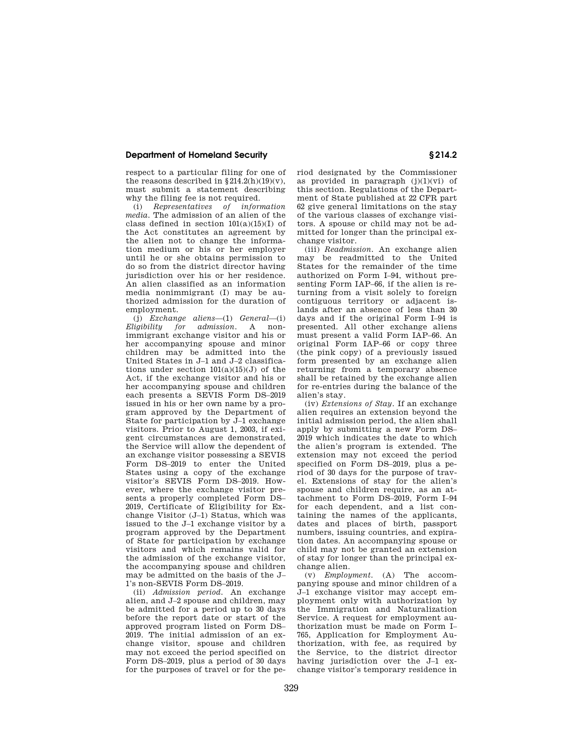respect to a particular filing for one of the reasons described in §214.2(h)(19)(v), must submit a statement describing why the filing fee is not required.

(i) *Representatives of information media.* The admission of an alien of the class defined in section 101(a)(15)(I) of the Act constitutes an agreement by the alien not to change the information medium or his or her employer until he or she obtains permission to do so from the district director having jurisdiction over his or her residence. An alien classified as an information media nonimmigrant (I) may be authorized admission for the duration of employment.

(j) *Exchange aliens*—(1) *General*—(i) *Eligibility for admission.* A nonimmigrant exchange visitor and his or her accompanying spouse and minor children may be admitted into the United States in J–1 and J–2 classifications under section 101(a)(15)(J) of the Act, if the exchange visitor and his or her accompanying spouse and children each presents a SEVIS Form DS–2019 issued in his or her own name by a program approved by the Department of State for participation by J–1 exchange visitors. Prior to August 1, 2003, if exigent circumstances are demonstrated, the Service will allow the dependent of an exchange visitor possessing a SEVIS Form DS–2019 to enter the United States using a copy of the exchange visitor's SEVIS Form DS–2019. However, where the exchange visitor presents a properly completed Form DS–2019, Certificate of Eligibility for Exchange Visitor (J–1) Status, which was issued to the J–1 exchange visitor by a program approved by the Department of State for participation by exchange visitors and which remains valid for the admission of the exchange visitor, the accompanying spouse and children may be admitted on the basis of the J–1's non-SEVIS Form DS–2019.

(ii) *Admission period.* An exchange alien, and J–2 spouse and children, may be admitted for a period up to 30 days before the report date or start of the approved program listed on Form DS–2019. The initial admission of an exchange visitor, spouse and children may not exceed the period specified on Form DS–2019, plus a period of 30 days for the purposes of travel or for the period designated by the Commissioner as provided in paragraph (j)(1)(vi) of this section. Regulations of the Department of State published at 22 CFR part 62 give general limitations on the stay of the various classes of exchange visitors. A spouse or child may not be admitted for longer than the principal exchange visitor.

(iii) *Readmission.* An exchange alien may be readmitted to the United States for the remainder of the time authorized on Form I–94, without presenting Form IAP–66, if the alien is returning from a visit solely to foreign contiguous territory or adjacent islands after an absence of less than 30 days and if the original Form I–94 is presented. All other exchange aliens must present a valid Form IAP–66. An original Form IAP–66 or copy three (the pink copy) of a previously issued form presented by an exchange alien returning from a temporary absence shall be retained by the exchange alien for re-entries during the balance of the alien's stay.

(iv) *Extensions of Stay.* If an exchange alien requires an extension beyond the initial admission period, the alien shall apply by submitting a new Form DS–2019 which indicates the date to which the alien's program is extended. The extension may not exceed the period specified on Form DS–2019, plus a period of 30 days for the purpose of travel. Extensions of stay for the alien's spouse and children require, as an attachment to Form DS–2019, Form I–94 for each dependent, and a list containing the names of the applicants, dates and places of birth, passport numbers, issuing countries, and expiration dates. An accompanying spouse or child may not be granted an extension of stay for longer than the principal exchange alien.

(v) *Employment.* (A) The accompanying spouse and minor children of a J–1 exchange visitor may accept employment only with authorization by the Immigration and Naturalization Service. A request for employment authorization must be made on Form I–765, Application for Employment Authorization, with fee, as required by the Service, to the district director having jurisdiction over the J–1 exchange visitor's temporary residence in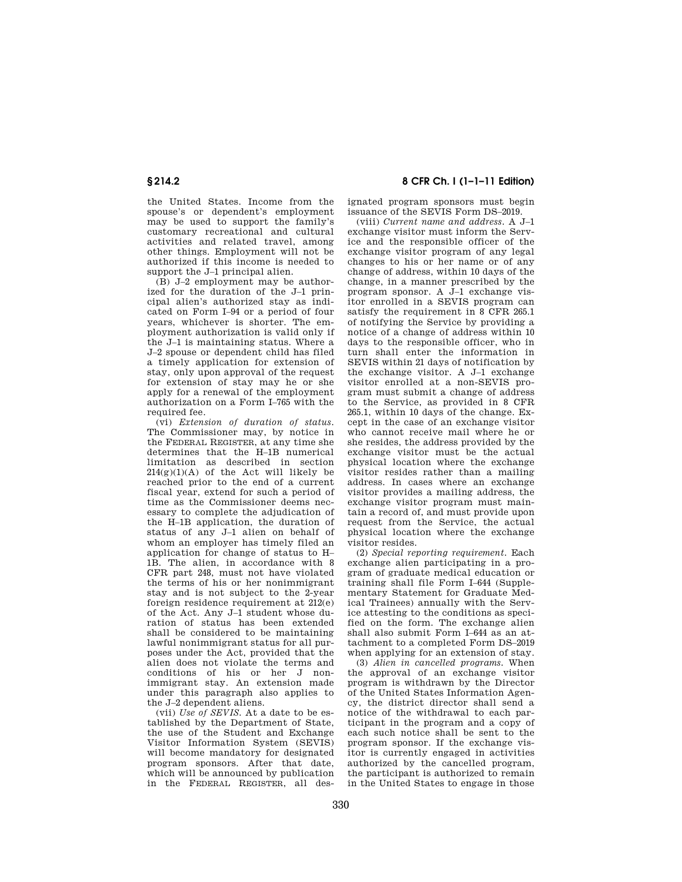the United States. Income from the spouse's or dependent's employment may be used to support the family's customary recreational and cultural activities and related travel, among other things. Employment will not be authorized if this income is needed to support the J–1 principal alien.

(B) J–2 employment may be authorized for the duration of the J–1 principal alien's authorized stay as indicated on Form I–94 or a period of four years, whichever is shorter. The employment authorization is valid only if the J–1 is maintaining status. Where a J–2 spouse or dependent child has filed a timely application for extension of stay, only upon approval of the request for extension of stay may he or she apply for a renewal of the employment authorization on a Form I–765 with the required fee.

(vi) *Extension of duration of status.* The Commissioner may, by notice in the FEDERAL REGISTER, at any time she determines that the H–1B numerical limitation as described in section 214(g)(1)(A) of the Act will likely be reached prior to the end of a current fiscal year, extend for such a period of time as the Commissioner deems necessary to complete the adjudication of the H–1B application, the duration of status of any J–1 alien on behalf of whom an employer has timely filed an application for change of status to H–1B. The alien, in accordance with 8 CFR part 248, must not have violated the terms of his or her nonimmigrant stay and is not subject to the 2-year foreign residence requirement at 212(e) of the Act. Any J–1 student whose duration of status has been extended shall be considered to be maintaining lawful nonimmigrant status for all purposes under the Act, provided that the alien does not violate the terms and conditions of his or her J nonimmigrant stay. An extension made under this paragraph also applies to the J–2 dependent aliens.

(vii) *Use of SEVIS.* At a date to be established by the Department of State, the use of the Student and Exchange Visitor Information System (SEVIS) will become mandatory for designated program sponsors. After that date, which will be announced by publication in the FEDERAL REGISTER, all designated program sponsors must begin issuance of the SEVIS Form DS–2019.

(viii) *Current name and address.* A J–1 exchange visitor must inform the Service and the responsible officer of the exchange visitor program of any legal changes to his or her name or of any change of address, within 10 days of the change, in a manner prescribed by the program sponsor. A J–1 exchange visitor enrolled in a SEVIS program can satisfy the requirement in 8 CFR 265.1 of notifying the Service by providing a notice of a change of address within 10 days to the responsible officer, who in turn shall enter the information in SEVIS within 21 days of notification by the exchange visitor. A J–1 exchange visitor enrolled at a non-SEVIS program must submit a change of address to the Service, as provided in 8 CFR 265.1, within 10 days of the change. Except in the case of an exchange visitor who cannot receive mail where he or she resides, the address provided by the exchange visitor must be the actual physical location where the exchange visitor resides rather than a mailing address. In cases where an exchange visitor provides a mailing address, the exchange visitor program must maintain a record of, and must provide upon request from the Service, the actual physical location where the exchange visitor resides.

(2) *Special reporting requirement.* Each exchange alien participating in a program of graduate medical education or training shall file Form I–644 (Supplementary Statement for Graduate Medical Trainees) annually with the Service attesting to the conditions as specified on the form. The exchange alien shall also submit Form I–644 as an attachment to a completed Form DS–2019 when applying for an extension of stay.

(3) *Alien in cancelled programs.* When the approval of an exchange visitor program is withdrawn by the Director of the United States Information Agency, the district director shall send a notice of the withdrawal to each participant in the program and a copy of each such notice shall be sent to the program sponsor. If the exchange visitor is currently engaged in activities authorized by the cancelled program, the participant is authorized to remain in the United States to engage in those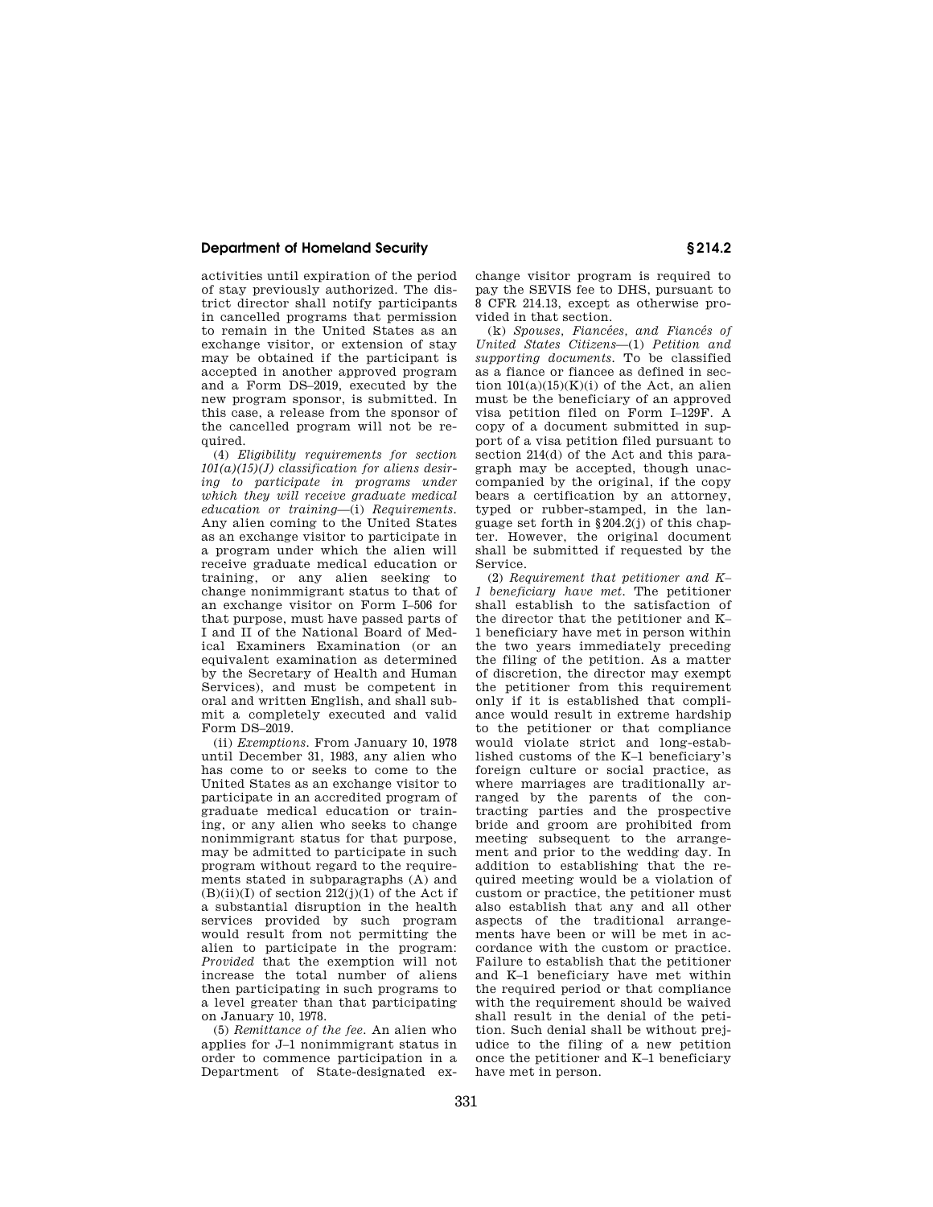activities until expiration of the period of stay previously authorized. The district director shall notify participants in cancelled programs that permission to remain in the United States as an exchange visitor, or extension of stay may be obtained if the participant is accepted in another approved program and a Form DS–2019, executed by the new program sponsor, is submitted. In this case, a release from the sponsor of the cancelled program will not be required.

(4) *Eligibility requirements for section 101(a)(15)(J) classification for aliens desiring to participate in programs under which they will receive graduate medical education or training*—(i) *Requirements.* Any alien coming to the United States as an exchange visitor to participate in a program under which the alien will receive graduate medical education or training, or any alien seeking to change nonimmigrant status to that of an exchange visitor on Form I–506 for that purpose, must have passed parts of I and II of the National Board of Medical Examiners Examination (or an equivalent examination as determined by the Secretary of Health and Human Services), and must be competent in oral and written English, and shall submit a completely executed and valid Form DS–2019.

(ii) *Exemptions.* From January 10, 1978 until December 31, 1983, any alien who has come to or seeks to come to the United States as an exchange visitor to participate in an accredited program of graduate medical education or training, or any alien who seeks to change nonimmigrant status for that purpose, may be admitted to participate in such program without regard to the requirements stated in subparagraphs (A) and (B)(ii)(I) of section 212(j)(1) of the Act if a substantial disruption in the health services provided by such program would result from not permitting the alien to participate in the program: *Provided* that the exemption will not increase the total number of aliens then participating in such programs to a level greater than that participating on January 10, 1978.

(5) *Remittance of the fee.* An alien who applies for J–1 nonimmigrant status in order to commence participation in a Department of State-designated exchange visitor program is required to pay the SEVIS fee to DHS, pursuant to 8 CFR 214.13, except as otherwise provided in that section.

(k) *Spouses, Fiancées, and Fiancés of United States Citizens*—(1) *Petition and supporting documents.* To be classified as a fiance or fiancee as defined in section 101(a)(15)(K)(i) of the Act, an alien must be the beneficiary of an approved visa petition filed on Form I–129F. A copy of a document submitted in support of a visa petition filed pursuant to section 214(d) of the Act and this paragraph may be accepted, though unaccompanied by the original, if the copy bears a certification by an attorney, typed or rubber-stamped, in the language set forth in §204.2(j) of this chapter. However, the original document shall be submitted if requested by the Service.

(2) *Requirement that petitioner and K–1 beneficiary have met.* The petitioner shall establish to the satisfaction of the director that the petitioner and K–1 beneficiary have met in person within the two years immediately preceding the filing of the petition. As a matter of discretion, the director may exempt the petitioner from this requirement only if it is established that compliance would result in extreme hardship to the petitioner or that compliance would violate strict and long-established customs of the K–1 beneficiary's foreign culture or social practice, as where marriages are traditionally arranged by the parents of the contracting parties and the prospective bride and groom are prohibited from meeting subsequent to the arrangement and prior to the wedding day. In addition to establishing that the required meeting would be a violation of custom or practice, the petitioner must also establish that any and all other aspects of the traditional arrangements have been or will be met in accordance with the custom or practice. Failure to establish that the petitioner and K–1 beneficiary have met within the required period or that compliance with the requirement should be waived shall result in the denial of the petition. Such denial shall be without prejudice to the filing of a new petition once the petitioner and K–1 beneficiary have met in person.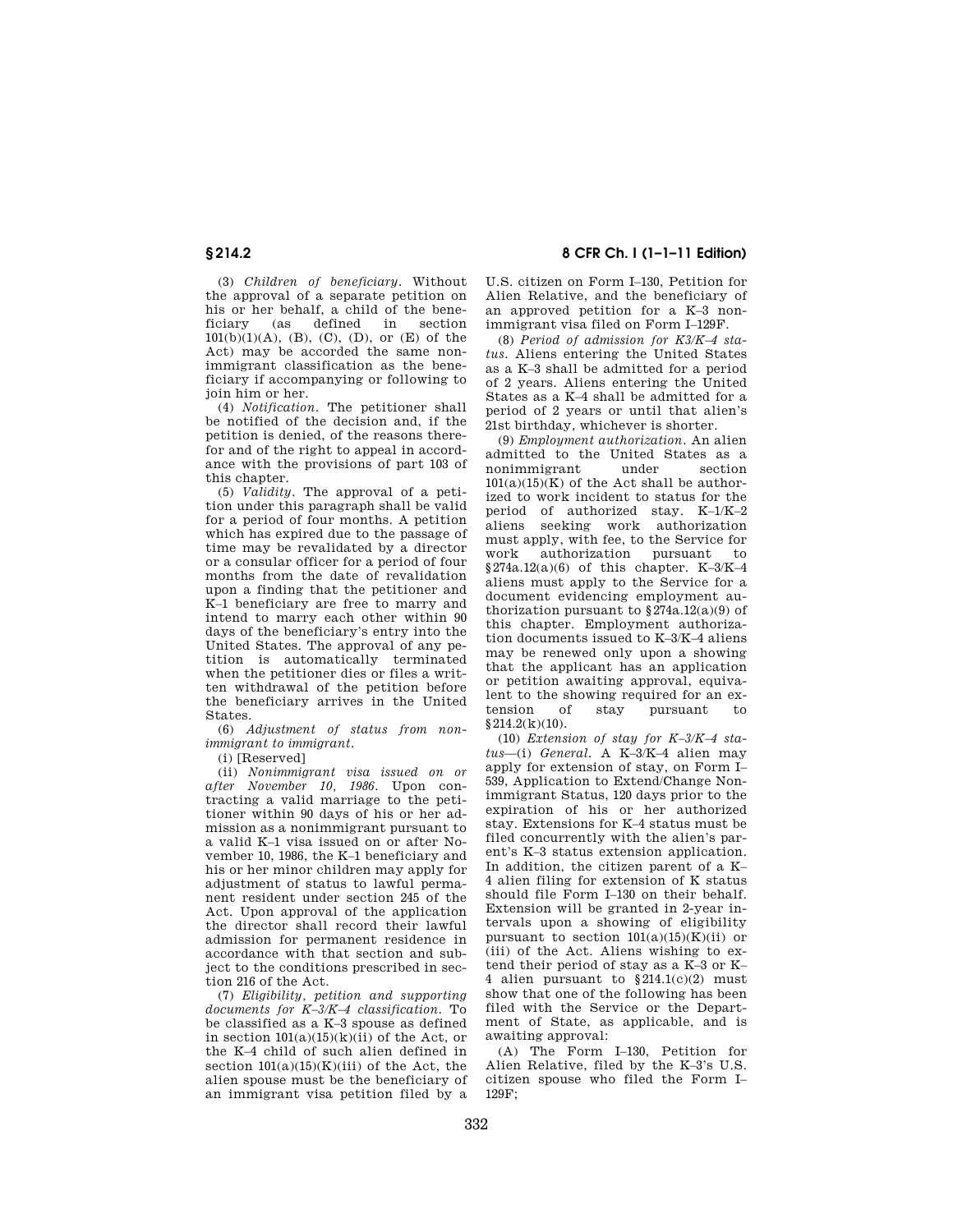(3) *Children of beneficiary*. Without the approval of a separate petition on his or her behalf, a child of the beneficiary (as defined in section 101(b)(1)(A), (B), (C), (D), or (E) of the Act) may be accorded the same nonimmigrant classification as the beneficiary if accompanying or following to join him or her.

(4) *Notification*. The petitioner shall be notified of the decision and, if the petition is denied, of the reasons therefor and of the right to appeal in accordance with the provisions of part 103 of this chapter.

(5) *Validity*. The approval of a petition under this paragraph shall be valid for a period of four months. A petition which has expired due to the passage of time may be revalidated by a director or a consular officer for a period of four months from the date of revalidation upon a finding that the petitioner and K–1 beneficiary are free to marry and intend to marry each other within 90 days of the beneficiary's entry into the United States. The approval of any petition is automatically terminated when the petitioner dies or files a written withdrawal of the petition before the beneficiary arrives in the United States.

(6) *Adjustment of status from nonimmigrant to immigrant*.

(i) [Reserved]

(ii) *Nonimmigrant visa issued on or after November 10, 1986*. Upon contracting a valid marriage to the petitioner within 90 days of his or her admission as a nonimmigrant pursuant to a valid K–1 visa issued on or after November 10, 1986, the K–1 beneficiary and his or her minor children may apply for adjustment of status to lawful permanent resident under section 245 of the Act. Upon approval of the application the director shall record their lawful admission for permanent residence in accordance with that section and subject to the conditions prescribed in section 216 of the Act.

(7) *Eligibility, petition and supporting documents for K–3/K–4 classification*. To be classified as a K–3 spouse as defined in section 101(a)(15)(k)(ii) of the Act, or the K–4 child of such alien defined in section 101(a)(15)(K)(iii) of the Act, the alien spouse must be the beneficiary of an immigrant visa petition filed by a U.S. citizen on Form I–130, Petition for Alien Relative, and the beneficiary of an approved petition for a K–3 nonimmigrant visa filed on Form I–129F.

(8) *Period of admission for K3/K–4 status*. Aliens entering the United States as a K–3 shall be admitted for a period of 2 years. Aliens entering the United States as a K–4 shall be admitted for a period of 2 years or until that alien's 21st birthday, whichever is shorter.

(9) *Employment authorization*. An alien admitted to the United States as a nonimmigrant under section 101(a)(15)(K) of the Act shall be authorized to work incident to status for the period of authorized stay. K–1/K–2 aliens seeking work authorization must apply, with fee, to the Service for work authorization pursuant to §274a.12(a)(6) of this chapter. K–3/K–4 aliens must apply to the Service for a document evidencing employment authorization pursuant to §274a.12(a)(9) of this chapter. Employment authorization documents issued to K–3/K–4 aliens may be renewed only upon a showing that the applicant has an application or petition awaiting approval, equivalent to the showing required for an extension of stay pursuant to §214.2(k)(10).

(10) *Extension of stay for K–3/K–4 status*—(i) *General*. A K–3/K–4 alien may apply for extension of stay, on Form I–539, Application to Extend/Change Nonimmigrant Status, 120 days prior to the expiration of his or her authorized stay. Extensions for K–4 status must be filed concurrently with the alien's parent's K–3 status extension application. In addition, the citizen parent of a K–4 alien filing for extension of K status should file Form I–130 on their behalf. Extension will be granted in 2-year intervals upon a showing of eligibility pursuant to section 101(a)(15)(K)(ii) or (iii) of the Act. Aliens wishing to extend their period of stay as a K–3 or K–4 alien pursuant to §214.1(c)(2) must show that one of the following has been filed with the Service or the Department of State, as applicable, and is awaiting approval:

(A) The Form I–130, Petition for Alien Relative, filed by the K–3's U.S. citizen spouse who filed the Form I–129F;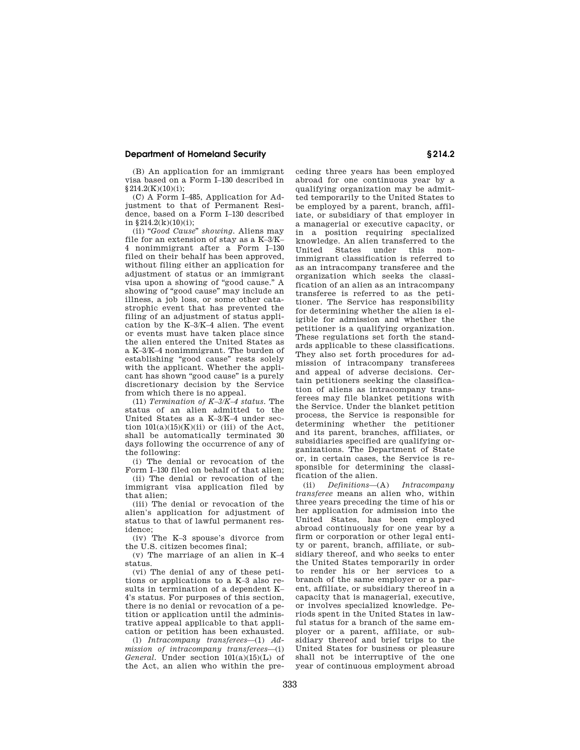(B) An application for an immigrant visa based on a Form I–130 described in §214.2(K)(10)(i);

(C) A Form I–485, Application for Adjustment to that of Permanent Residence, based on a Form I–130 described in §214.2(k)(10)(i);

(ii) "*Good Cause*" *showing*. Aliens may file for an extension of stay as a K–3/K–4 nonimmigrant after a Form I–130 filed on their behalf has been approved, without filing either an application for adjustment of status or an immigrant visa upon a showing of "good cause." A showing of "good cause" may include an illness, a job loss, or some other catastrophic event that has prevented the filing of an adjustment of status application by the K–3/K–4 alien. The event or events must have taken place since the alien entered the United States as a K–3/K–4 nonimmigrant. The burden of establishing "good cause" rests solely with the applicant. Whether the applicant has shown "good cause" is a purely discretionary decision by the Service from which there is no appeal.

(11) *Termination of K–3/K–4 status*. The status of an alien admitted to the United States as a K–3/K–4 under section 101(a)(15)(K)(ii) or (iii) of the Act, shall be automatically terminated 30 days following the occurrence of any of the following:

(i) The denial or revocation of the Form I–130 filed on behalf of that alien;

(ii) The denial or revocation of the immigrant visa application filed by that alien;

(iii) The denial or revocation of the alien's application for adjustment of status to that of lawful permanent residence;

(iv) The K–3 spouse's divorce from the U.S. citizen becomes final;

(v) The marriage of an alien in K–4 status.

(vi) The denial of any of these petitions or applications to a K–3 also results in termination of a dependent K–4's status. For purposes of this section, there is no denial or revocation of a petition or application until the administrative appeal applicable to that application or petition has been exhausted.

(l) *Intracompany transferees*—(1) *Admission of intracompany transferees*—(i) *General*. Under section 101(a)(15)(L) of the Act, an alien who within the preceding three years has been employed abroad for one continuous year by a qualifying organization may be admitted temporarily to the United States to be employed by a parent, branch, affiliate, or subsidiary of that employer in a managerial or executive capacity, or in a position requiring specialized knowledge. An alien transferred to the United States under this nonimmigrant classification is referred to as an intracompany transferee and the organization which seeks the classification of an alien as an intracompany transferee is referred to as the petitioner. The Service has responsibility for determining whether the alien is eligible for admission and whether the petitioner is a qualifying organization. These regulations set forth the standards applicable to these classifications. They also set forth procedures for admission of intracompany transferees and appeal of adverse decisions. Certain petitioners seeking the classification of aliens as intracompany transferees may file blanket petitions with the Service. Under the blanket petition process, the Service is responsible for determining whether the petitioner and its parent, branches, affiliates, or subsidiaries specified are qualifying organizations. The Department of State or, in certain cases, the Service is responsible for determining the classification of the alien.

(ii) *Definitions*—(A) *Intracompany transferee* means an alien who, within three years preceding the time of his or her application for admission into the United States, has been employed abroad continuously for one year by a firm or corporation or other legal entity or parent, branch, affiliate, or subsidiary thereof, and who seeks to enter the United States temporarily in order to render his or her services to a branch of the same employer or a parent, affiliate, or subsidiary thereof in a capacity that is managerial, executive, or involves specialized knowledge. Periods spent in the United States in lawful status for a branch of the same employer or a parent, affiliate, or subsidiary thereof and brief trips to the United States for business or pleasure shall not be interruptive of the one year of continuous employment abroad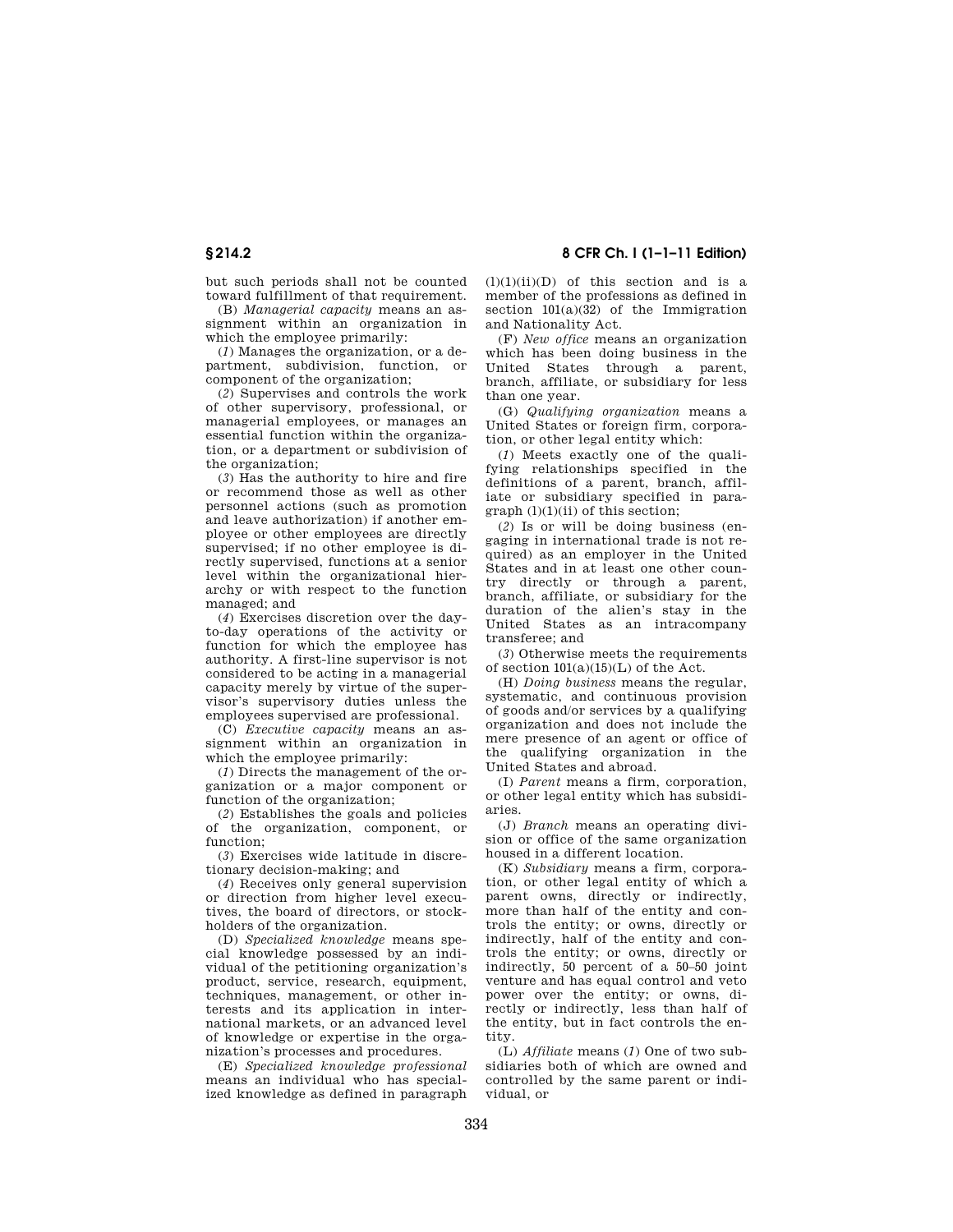but such periods shall not be counted toward fulfillment of that requirement.

(B) *Managerial capacity* means an assignment within an organization in which the employee primarily:

(*1*) Manages the organization, or a department, subdivision, function, or component of the organization;

(*2*) Supervises and controls the work of other supervisory, professional, or managerial employees, or manages an essential function within the organization, or a department or subdivision of the organization;

(*3*) Has the authority to hire and fire or recommend those as well as other personnel actions (such as promotion and leave authorization) if another employee or other employees are directly supervised; if no other employee is directly supervised, functions at a senior level within the organizational hierarchy or with respect to the function managed; and

(*4*) Exercises discretion over the day-to-day operations of the activity or function for which the employee has authority. A first-line supervisor is not considered to be acting in a managerial capacity merely by virtue of the supervisor's supervisory duties unless the employees supervised are professional.

(C) *Executive capacity* means an assignment within an organization in which the employee primarily:

(*1*) Directs the management of the organization or a major component or function of the organization;

(*2*) Establishes the goals and policies of the organization, component, or function;

(*3*) Exercises wide latitude in discretionary decision-making; and

(*4*) Receives only general supervision or direction from higher level executives, the board of directors, or stockholders of the organization.

(D) *Specialized knowledge* means special knowledge possessed by an individual of the petitioning organization's product, service, research, equipment, techniques, management, or other interests and its application in international markets, or an advanced level of knowledge or expertise in the organization's processes and procedures.

(E) *Specialized knowledge professional* means an individual who has specialized knowledge as defined in paragraph (l)(1)(ii)(D) of this section and is a member of the professions as defined in section 101(a)(32) of the Immigration and Nationality Act.

(F) *New office* means an organization which has been doing business in the United States through a parent, branch, affiliate, or subsidiary for less than one year.

(G) *Qualifying organization* means a United States or foreign firm, corporation, or other legal entity which:

(*1*) Meets exactly one of the qualifying relationships specified in the definitions of a parent, branch, affiliate or subsidiary specified in paragraph (l)(1)(ii) of this section;

(*2*) Is or will be doing business (engaging in international trade is not required) as an employer in the United States and in at least one other country directly or through a parent, branch, affiliate, or subsidiary for the duration of the alien's stay in the United States as an intracompany transferee; and

(*3*) Otherwise meets the requirements of section 101(a)(15)(L) of the Act.

(H) *Doing business* means the regular, systematic, and continuous provision of goods and/or services by a qualifying organization and does not include the mere presence of an agent or office of the qualifying organization in the United States and abroad.

(I) *Parent* means a firm, corporation, or other legal entity which has subsidiaries.

(J) *Branch* means an operating division or office of the same organization housed in a different location.

(K) *Subsidiary* means a firm, corporation, or other legal entity of which a parent owns, directly or indirectly, more than half of the entity and controls the entity; or owns, directly or indirectly, half of the entity and controls the entity; or owns, directly or indirectly, 50 percent of a 50–50 joint venture and has equal control and veto power over the entity; or owns, directly or indirectly, less than half of the entity, but in fact controls the entity.

(L) *Affiliate* means (*1*) One of two subsidiaries both of which are owned and controlled by the same parent or individual, or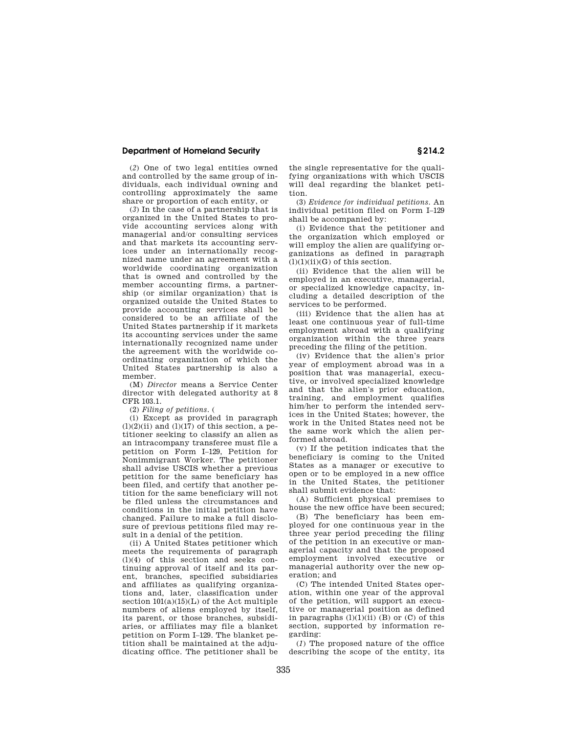(*2*) One of two legal entities owned and controlled by the same group of individuals, each individual owning and controlling approximately the same share or proportion of each entity, or

(*3*) In the case of a partnership that is organized in the United States to provide accounting services along with managerial and/or consulting services and that markets its accounting services under an internationally recognized name under an agreement with a worldwide coordinating organization that is owned and controlled by the member accounting firms, a partnership (or similar organization) that is organized outside the United States to provide accounting services shall be considered to be an affiliate of the United States partnership if it markets its accounting services under the same internationally recognized name under the agreement with the worldwide coordinating organization of which the United States partnership is also a member.

(M) *Director* means a Service Center director with delegated authority at 8 CFR 103.1.

(2) *Filing of petitions.* (

(i) Except as provided in paragraph (l)(2)(ii) and (l)(17) of this section, a petitioner seeking to classify an alien as an intracompany transferee must file a petition on Form I–129, Petition for Nonimmigrant Worker. The petitioner shall advise USCIS whether a previous petition for the same beneficiary has been filed, and certify that another petition for the same beneficiary will not be filed unless the circumstances and conditions in the initial petition have changed. Failure to make a full disclosure of previous petitions filed may result in a denial of the petition.

(ii) A United States petitioner which meets the requirements of paragraph (l)(4) of this section and seeks continuing approval of itself and its parent, branches, specified subsidiaries and affiliates as qualifying organizations and, later, classification under section 101(a)(15)(L) of the Act multiple numbers of aliens employed by itself, its parent, or those branches, subsidiaries, or affiliates may file a blanket petition on Form I–129. The blanket petition shall be maintained at the adjudicating office. The petitioner shall be the single representative for the qualifying organizations with which USCIS will deal regarding the blanket petition.

(3) *Evidence for individual petitions.* An individual petition filed on Form I–129 shall be accompanied by:

(i) Evidence that the petitioner and the organization which employed or will employ the alien are qualifying organizations as defined in paragraph (l)(1)(ii)(G) of this section.

(ii) Evidence that the alien will be employed in an executive, managerial, or specialized knowledge capacity, including a detailed description of the services to be performed.

(iii) Evidence that the alien has at least one continuous year of full-time employment abroad with a qualifying organization within the three years preceding the filing of the petition.

(iv) Evidence that the alien's prior year of employment abroad was in a position that was managerial, executive, or involved specialized knowledge and that the alien's prior education, training, and employment qualifies him/her to perform the intended services in the United States; however, the work in the United States need not be the same work which the alien performed abroad.

(v) If the petition indicates that the beneficiary is coming to the United States as a manager or executive to open or to be employed in a new office in the United States, the petitioner shall submit evidence that:

(A) Sufficient physical premises to house the new office have been secured;

(B) The beneficiary has been employed for one continuous year in the three year period preceding the filing of the petition in an executive or managerial capacity and that the proposed employment involved executive or managerial authority over the new operation; and

(C) The intended United States operation, within one year of the approval of the petition, will support an executive or managerial position as defined in paragraphs (l)(1)(ii) (B) or (C) of this section, supported by information regarding:

(*1*) The proposed nature of the office describing the scope of the entity, its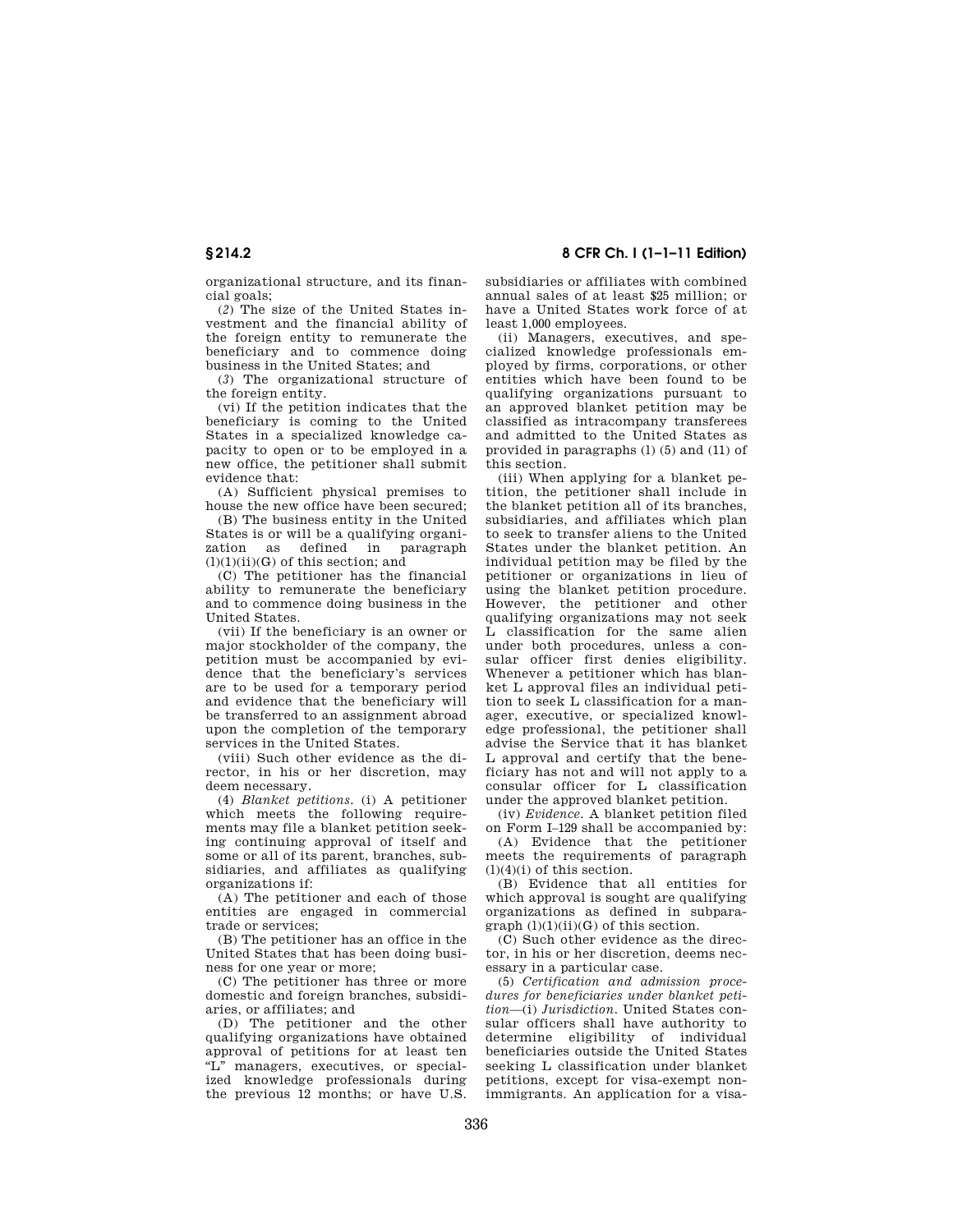organizational structure, and its financial goals;

(*2*) The size of the United States investment and the financial ability of the foreign entity to remunerate the beneficiary and to commence doing business in the United States; and

(*3*) The organizational structure of the foreign entity.

(vi) If the petition indicates that the beneficiary is coming to the United States in a specialized knowledge capacity to open or to be employed in a new office, the petitioner shall submit evidence that:

(A) Sufficient physical premises to house the new office have been secured;

(B) The business entity in the United States is or will be a qualifying organization as defined in paragraph (l)(1)(ii)(G) of this section; and

(C) The petitioner has the financial ability to remunerate the beneficiary and to commence doing business in the United States.

(vii) If the beneficiary is an owner or major stockholder of the company, the petition must be accompanied by evidence that the beneficiary's services are to be used for a temporary period and evidence that the beneficiary will be transferred to an assignment abroad upon the completion of the temporary services in the United States.

(viii) Such other evidence as the director, in his or her discretion, may deem necessary.

(4) *Blanket petitions.* (i) A petitioner which meets the following requirements may file a blanket petition seeking continuing approval of itself and some or all of its parent, branches, subsidiaries, and affiliates as qualifying organizations if:

(A) The petitioner and each of those entities are engaged in commercial trade or services;

(B) The petitioner has an office in the United States that has been doing business for one year or more;

(C) The petitioner has three or more domestic and foreign branches, subsidiaries, or affiliates; and

(D) The petitioner and the other qualifying organizations have obtained approval of petitions for at least ten "L" managers, executives, or specialized knowledge professionals during the previous 12 months; or have U.S. subsidiaries or affiliates with combined annual sales of at least $25 million; or have a United States work force of at least 1,000 employees.

(ii) Managers, executives, and specialized knowledge professionals employed by firms, corporations, or other entities which have been found to be qualifying organizations pursuant to an approved blanket petition may be classified as intracompany transferees and admitted to the United States as provided in paragraphs (l) (5) and (11) of this section.

(iii) When applying for a blanket petition, the petitioner shall include in the blanket petition all of its branches, subsidiaries, and affiliates which plan to seek to transfer aliens to the United States under the blanket petition. An individual petition may be filed by the petitioner or organizations in lieu of using the blanket petition procedure. However, the petitioner and other qualifying organizations may not seek L classification for the same alien under both procedures, unless a consular officer first denies eligibility. Whenever a petitioner which has blanket L approval files an individual petition to seek L classification for a manager, executive, or specialized knowledge professional, the petitioner shall advise the Service that it has blanket L approval and certify that the beneficiary has not and will not apply to a consular officer for L classification under the approved blanket petition.

(iv) *Evidence.* A blanket petition filed on Form I–129 shall be accompanied by:

(A) Evidence that the petitioner meets the requirements of paragraph (l)(4)(i) of this section.

(B) Evidence that all entities for which approval is sought are qualifying organizations as defined in subparagraph (l)(1)(ii)(G) of this section.

(C) Such other evidence as the director, in his or her discretion, deems necessary in a particular case.

(5) *Certification and admission procedures for beneficiaries under blanket petition*—(i) *Jurisdiction.* United States consular officers shall have authority to determine eligibility of individual beneficiaries outside the United States seeking L classification under blanket petitions, except for visa-exempt nonimmigrants. An application for a visa-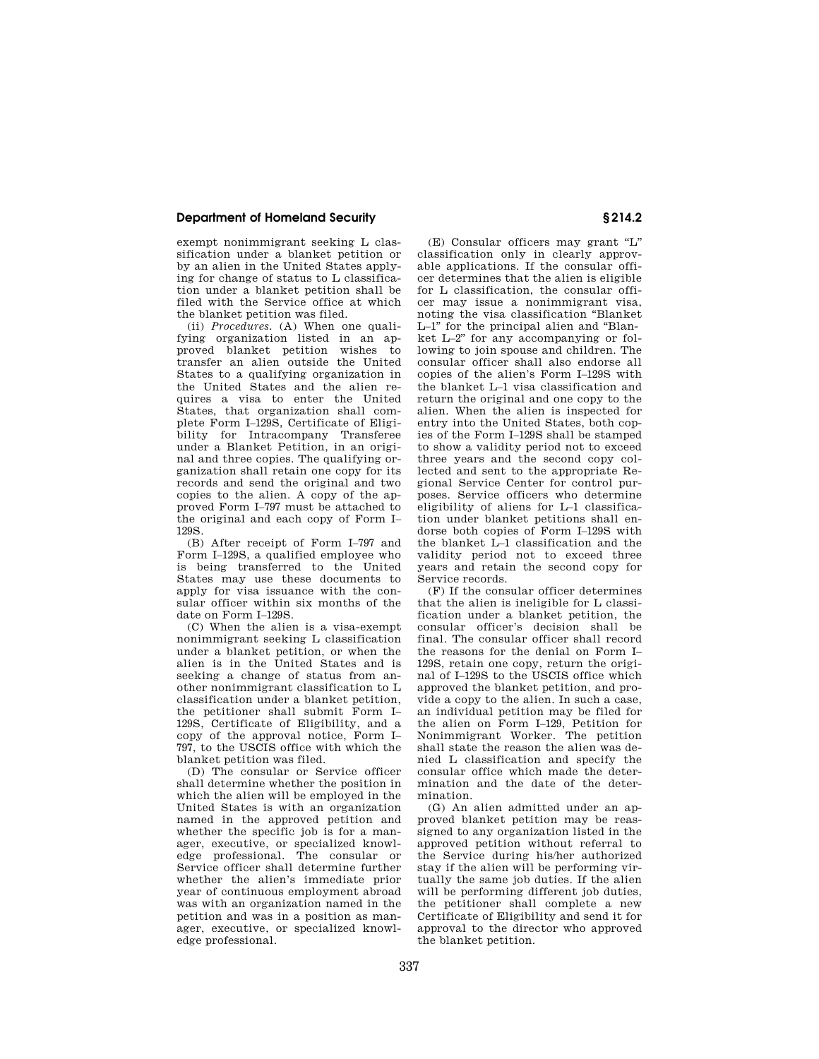exempt nonimmigrant seeking L classification under a blanket petition or by an alien in the United States applying for change of status to L classification under a blanket petition shall be filed with the Service office at which the blanket petition was filed.

(ii) *Procedures.* (A) When one qualifying organization listed in an approved blanket petition wishes to transfer an alien outside the United States to a qualifying organization in the United States and the alien requires a visa to enter the United States, that organization shall complete Form I–129S, Certificate of Eligibility for Intracompany Transferee under a Blanket Petition, in an original and three copies. The qualifying organization shall retain one copy for its records and send the original and two copies to the alien. A copy of the approved Form I–797 must be attached to the original and each copy of Form I–129S.

(B) After receipt of Form I–797 and Form I–129S, a qualified employee who is being transferred to the United States may use these documents to apply for visa issuance with the consular officer within six months of the date on Form I–129S.

(C) When the alien is a visa-exempt nonimmigrant seeking L classification under a blanket petition, or when the alien is in the United States and is seeking a change of status from another nonimmigrant classification to L classification under a blanket petition, the petitioner shall submit Form I–129S, Certificate of Eligibility, and a copy of the approval notice, Form I–797, to the USCIS office with which the blanket petition was filed.

(D) The consular or Service officer shall determine whether the position in which the alien will be employed in the United States is with an organization named in the approved petition and whether the specific job is for a manager, executive, or specialized knowledge professional. The consular or Service officer shall determine further whether the alien's immediate prior year of continuous employment abroad was with an organization named in the petition and was in a position as manager, executive, or specialized knowledge professional.

(E) Consular officers may grant "L" classification only in clearly approvable applications. If the consular officer determines that the alien is eligible for L classification, the consular officer may issue a nonimmigrant visa, noting the visa classification "Blanket L–1" for the principal alien and "Blanket L–2" for any accompanying or following to join spouse and children. The consular officer shall also endorse all copies of the alien's Form I–129S with the blanket L–1 visa classification and return the original and one copy to the alien. When the alien is inspected for entry into the United States, both copies of the Form I–129S shall be stamped to show a validity period not to exceed three years and the second copy collected and sent to the appropriate Regional Service Center for control purposes. Service officers who determine eligibility of aliens for L–1 classification under blanket petitions shall endorse both copies of Form I–129S with the blanket L–1 classification and the validity period not to exceed three years and retain the second copy for Service records.

(F) If the consular officer determines that the alien is ineligible for L classification under a blanket petition, the consular officer's decision shall be final. The consular officer shall record the reasons for the denial on Form I–129S, retain one copy, return the original of I–129S to the USCIS office which approved the blanket petition, and provide a copy to the alien. In such a case, an individual petition may be filed for the alien on Form I–129, Petition for Nonimmigrant Worker. The petition shall state the reason the alien was denied L classification and specify the consular office which made the determination and the date of the determination.

(G) An alien admitted under an approved blanket petition may be reassigned to any organization listed in the approved petition without referral to the Service during his/her authorized stay if the alien will be performing virtually the same job duties. If the alien will be performing different job duties, the petitioner shall complete a new Certificate of Eligibility and send it for approval to the director who approved the blanket petition.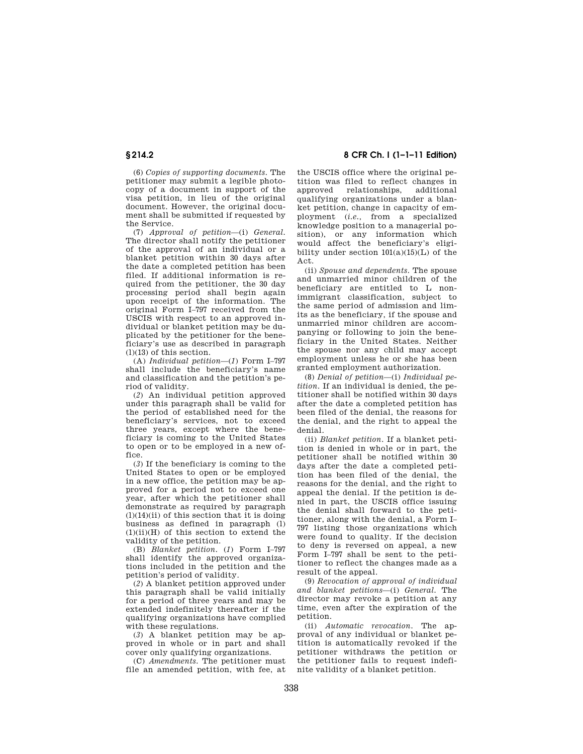(6) *Copies of supporting documents.* The petitioner may submit a legible photocopy of a document in support of the visa petition, in lieu of the original document. However, the original document shall be submitted if requested by the Service.

(7) *Approval of petition*—(i) *General.* The director shall notify the petitioner of the approval of an individual or a blanket petition within 30 days after the date a completed petition has been filed. If additional information is required from the petitioner, the 30 day processing period shall begin again upon receipt of the information. The original Form I–797 received from the USCIS with respect to an approved individual or blanket petition may be duplicated by the petitioner for the beneficiary's use as described in paragraph (l)(13) of this section.

(A) *Individual petition*—(*1*) Form I–797 shall include the beneficiary's name and classification and the petition's period of validity.

(*2*) An individual petition approved under this paragraph shall be valid for the period of established need for the beneficiary's services, not to exceed three years, except where the beneficiary is coming to the United States to open or to be employed in a new office.

(*3*) If the beneficiary is coming to the United States to open or be employed in a new office, the petition may be approved for a period not to exceed one year, after which the petitioner shall demonstrate as required by paragraph (l)(14)(ii) of this section that it is doing business as defined in paragraph (l)(1)(ii)(H) of this section to extend the validity of the petition.

(B) *Blanket petition.* (*1*) Form I–797 shall identify the approved organizations included in the petition and the petition's period of validity.

(*2*) A blanket petition approved under this paragraph shall be valid initially for a period of three years and may be extended indefinitely thereafter if the qualifying organizations have complied with these regulations.

(*3*) A blanket petition may be approved in whole or in part and shall cover only qualifying organizations.

(C) *Amendments.* The petitioner must file an amended petition, with fee, at the USCIS office where the original petition was filed to reflect changes in approved relationships, additional qualifying organizations under a blanket petition, change in capacity of employment (*i.e.*, from a specialized knowledge position to a managerial position), or any information which would affect the beneficiary's eligibility under section 101(a)(15)(L) of the Act.

(ii) *Spouse and dependents.* The spouse and unmarried minor children of the beneficiary are entitled to L nonimmigrant classification, subject to the same period of admission and limits as the beneficiary, if the spouse and unmarried minor children are accompanying or following to join the beneficiary in the United States. Neither the spouse nor any child may accept employment unless he or she has been granted employment authorization.

(8) *Denial of petition*—(i) *Individual petition.* If an individual is denied, the petitioner shall be notified within 30 days after the date a completed petition has been filed of the denial, the reasons for the denial, and the right to appeal the denial.

(ii) *Blanket petition.* If a blanket petition is denied in whole or in part, the petitioner shall be notified within 30 days after the date a completed petition has been filed of the denial, the reasons for the denial, and the right to appeal the denial. If the petition is denied in part, the USCIS office issuing the denial shall forward to the petitioner, along with the denial, a Form I–797 listing those organizations which were found to quality. If the decision to deny is reversed on appeal, a new Form I–797 shall be sent to the petitioner to reflect the changes made as a result of the appeal.

(9) *Revocation of approval of individual and blanket petitions*—(i) *General.* The director may revoke a petition at any time, even after the expiration of the petition.

(ii) *Automatic revocation.* The approval of any individual or blanket petition is automatically revoked if the petitioner withdraws the petition or the petitioner fails to request indefinite validity of a blanket petition.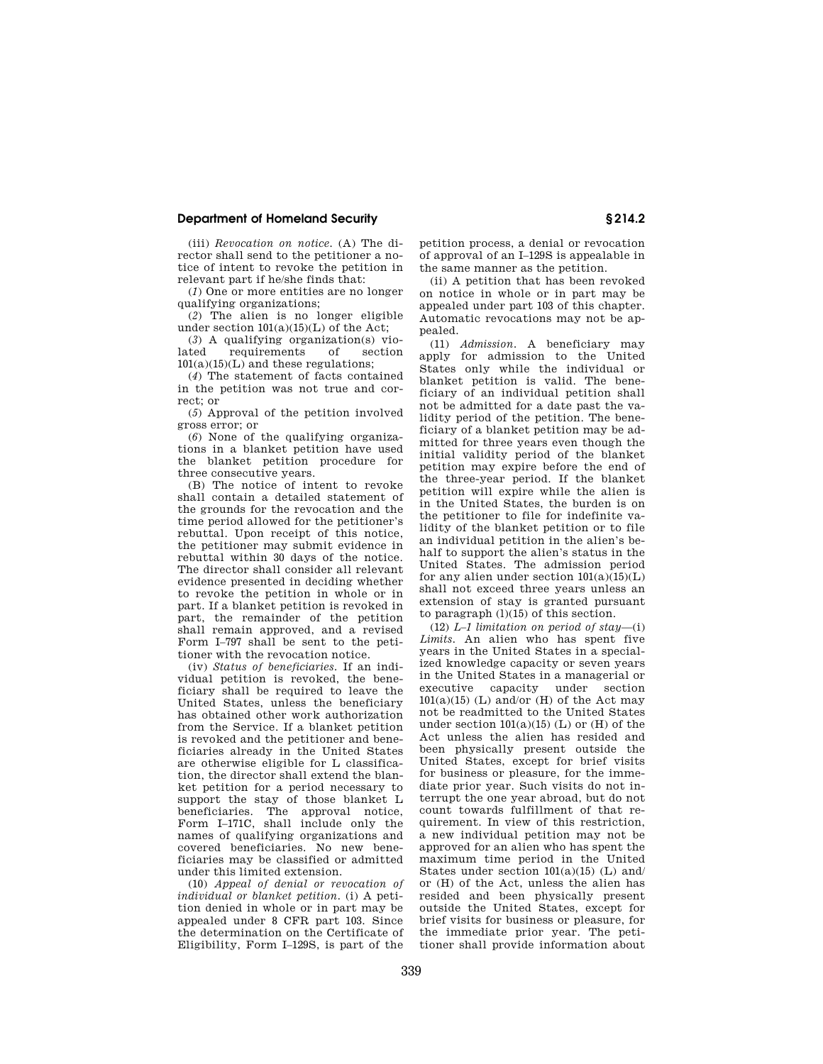(iii) *Revocation on notice.* (A) The director shall send to the petitioner a notice of intent to revoke the petition in relevant part if he/she finds that:

(*1*) One or more entities are no longer qualifying organizations;

(*2*) The alien is no longer eligible under section 101(a)(15)(L) of the Act;

(*3*) A qualifying organization(s) violated requirements of section 101(a)(15)(L) and these regulations;

(*4*) The statement of facts contained in the petition was not true and correct; or

(*5*) Approval of the petition involved gross error; or

(*6*) None of the qualifying organizations in a blanket petition have used the blanket petition procedure for three consecutive years.

(B) The notice of intent to revoke shall contain a detailed statement of the grounds for the revocation and the time period allowed for the petitioner's rebuttal. Upon receipt of this notice, the petitioner may submit evidence in rebuttal within 30 days of the notice. The director shall consider all relevant evidence presented in deciding whether to revoke the petition in whole or in part. If a blanket petition is revoked in part, the remainder of the petition shall remain approved, and a revised Form I–797 shall be sent to the petitioner with the revocation notice.

(iv) *Status of beneficiaries.* If an individual petition is revoked, the beneficiary shall be required to leave the United States, unless the beneficiary has obtained other work authorization from the Service. If a blanket petition is revoked and the petitioner and beneficiaries already in the United States are otherwise eligible for L classification, the director shall extend the blanket petition for a period necessary to support the stay of those blanket L beneficiaries. The approval notice, Form I–171C, shall include only the names of qualifying organizations and covered beneficiaries. No new beneficiaries may be classified or admitted under this limited extension.

(10) *Appeal of denial or revocation of individual or blanket petition.* (i) A petition denied in whole or in part may be appealed under 8 CFR part 103. Since the determination on the Certificate of Eligibility, Form I–129S, is part of the petition process, a denial or revocation of approval of an I–129S is appealable in the same manner as the petition.

(ii) A petition that has been revoked on notice in whole or in part may be appealed under part 103 of this chapter. Automatic revocations may not be appealed.

(11) *Admission.* A beneficiary may apply for admission to the United States only while the individual or blanket petition is valid. The beneficiary of an individual petition shall not be admitted for a date past the validity period of the petition. The beneficiary of a blanket petition may be admitted for three years even though the initial validity period of the blanket petition may expire before the end of the three-year period. If the blanket petition will expire while the alien is in the United States, the burden is on the petitioner to file for indefinite validity of the blanket petition or to file an individual petition in the alien's behalf to support the alien's status in the United States. The admission period for any alien under section 101(a)(15)(L) shall not exceed three years unless an extension of stay is granted pursuant to paragraph (l)(15) of this section.

(12) *L–1 limitation on period of stay*—(i) *Limits.* An alien who has spent five years in the United States in a specialized knowledge capacity or seven years in the United States in a managerial or executive capacity under section 101(a)(15) (L) and/or (H) of the Act may not be readmitted to the United States under section 101(a)(15) (L) or (H) of the Act unless the alien has resided and been physically present outside the United States, except for brief visits for business or pleasure, for the immediate prior year. Such visits do not interrupt the one year abroad, but do not count towards fulfillment of that requirement. In view of this restriction, a new individual petition may not be approved for an alien who has spent the maximum time period in the United States under section 101(a)(15) (L) and/or (H) of the Act, unless the alien has resided and been physically present outside the United States, except for brief visits for business or pleasure, for the immediate prior year. The petitioner shall provide information about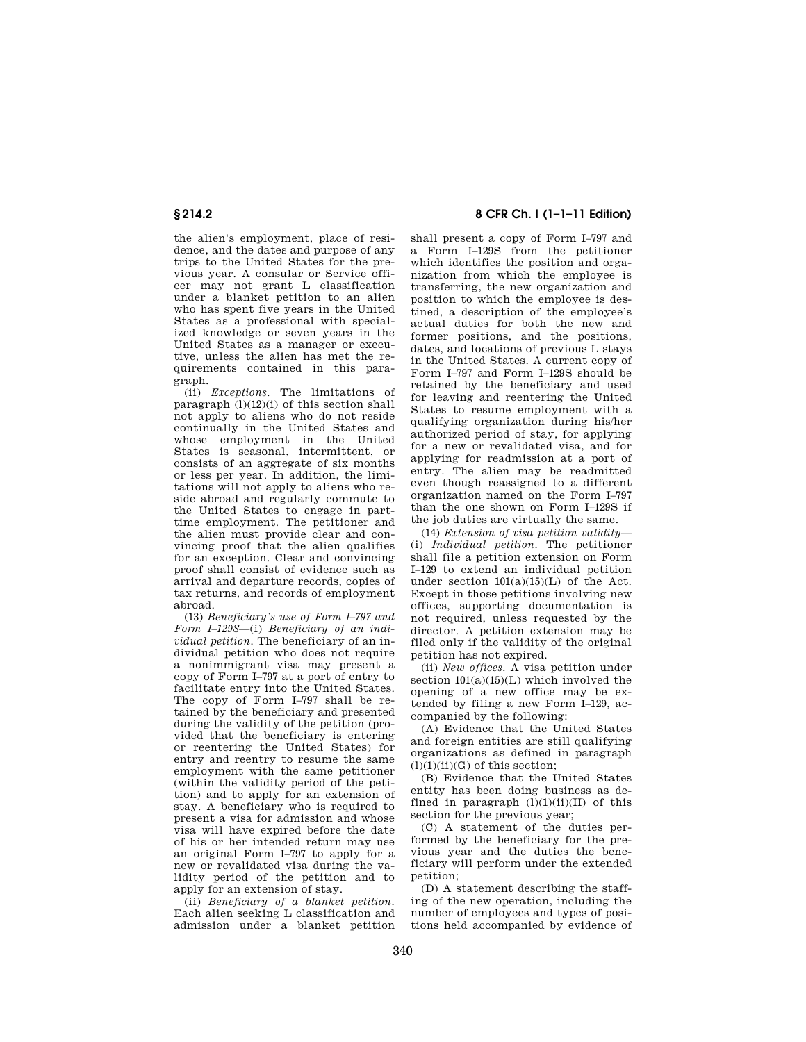the alien's employment, place of residence, and the dates and purpose of any trips to the United States for the previous year. A consular or Service officer may not grant L classification under a blanket petition to an alien who has spent five years in the United States as a professional with specialized knowledge or seven years in the United States as a manager or executive, unless the alien has met the requirements contained in this paragraph.

(ii) *Exceptions.* The limitations of paragraph (l)(12)(i) of this section shall not apply to aliens who do not reside continually in the United States and whose employment in the United States is seasonal, intermittent, or consists of an aggregate of six months or less per year. In addition, the limitations will not apply to aliens who reside abroad and regularly commute to the United States to engage in part-time employment. The petitioner and the alien must provide clear and convincing proof that the alien qualifies for an exception. Clear and convincing proof shall consist of evidence such as arrival and departure records, copies of tax returns, and records of employment abroad.

(13) *Beneficiary's use of Form I–797 and Form I–129S*—(i) *Beneficiary of an individual petition.* The beneficiary of an individual petition who does not require a nonimmigrant visa may present a copy of Form I–797 at a port of entry to facilitate entry into the United States. The copy of Form I–797 shall be retained by the beneficiary and presented during the validity of the petition (provided that the beneficiary is entering or reentering the United States) for entry and reentry to resume the same employment with the same petitioner (within the validity period of the petition) and to apply for an extension of stay. A beneficiary who is required to present a visa for admission and whose visa will have expired before the date of his or her intended return may use an original Form I–797 to apply for a new or revalidated visa during the validity period of the petition and to apply for an extension of stay.

(ii) *Beneficiary of a blanket petition.* Each alien seeking L classification and admission under a blanket petition shall present a copy of Form I–797 and a Form I–129S from the petitioner which identifies the position and organization from which the employee is transferring, the new organization and position to which the employee is destined, a description of the employee's actual duties for both the new and former positions, and the positions, dates, and locations of previous L stays in the United States. A current copy of Form I–797 and Form I–129S should be retained by the beneficiary and used for leaving and reentering the United States to resume employment with a qualifying organization during his/her authorized period of stay, for applying for a new or revalidated visa, and for applying for readmission at a port of entry. The alien may be readmitted even though reassigned to a different organization named on the Form I–797 than the one shown on Form I–129S if the job duties are virtually the same.

(14) *Extension of visa petition validity*—(i) *Individual petition.* The petitioner shall file a petition extension on Form I–129 to extend an individual petition under section 101(a)(15)(L) of the Act. Except in those petitions involving new offices, supporting documentation is not required, unless requested by the director. A petition extension may be filed only if the validity of the original petition has not expired.

(ii) *New offices.* A visa petition under section 101(a)(15)(L) which involved the opening of a new office may be extended by filing a new Form I–129, accompanied by the following:

(A) Evidence that the United States and foreign entities are still qualifying organizations as defined in paragraph (l)(1)(ii)(G) of this section;

(B) Evidence that the United States entity has been doing business as defined in paragraph (l)(1)(ii)(H) of this section for the previous year;

(C) A statement of the duties performed by the beneficiary for the previous year and the duties the beneficiary will perform under the extended petition;

(D) A statement describing the staffing of the new operation, including the number of employees and types of positions held accompanied by evidence of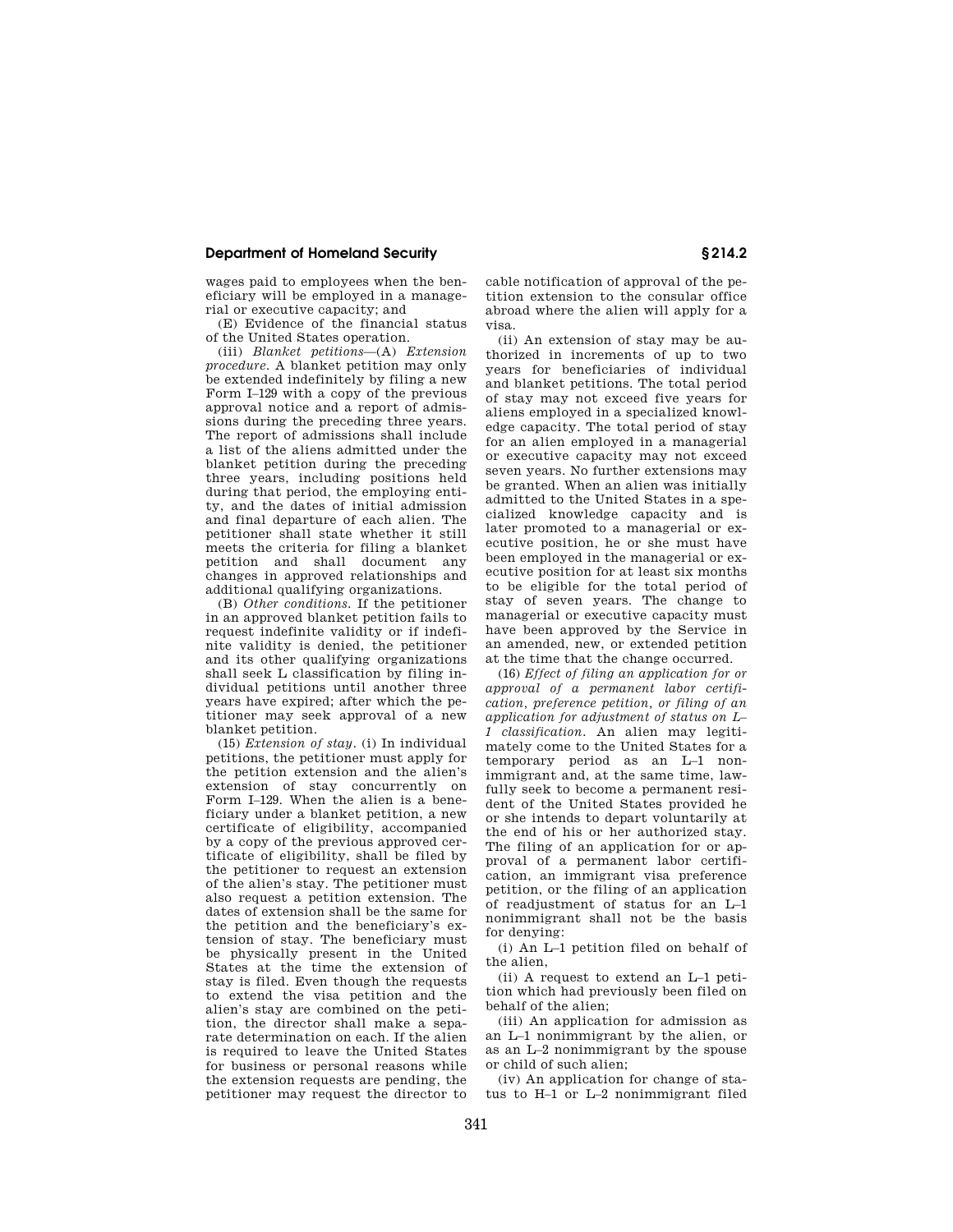wages paid to employees when the beneficiary will be employed in a managerial or executive capacity; and

(E) Evidence of the financial status of the United States operation.

(iii) *Blanket petitions*—(A) *Extension procedure*. A blanket petition may only be extended indefinitely by filing a new Form I–129 with a copy of the previous approval notice and a report of admissions during the preceding three years. The report of admissions shall include a list of the aliens admitted under the blanket petition during the preceding three years, including positions held during that period, the employing entity, and the dates of initial admission and final departure of each alien. The petitioner shall state whether it still meets the criteria for filing a blanket petition and shall document any changes in approved relationships and additional qualifying organizations.

(B) *Other conditions*. If the petitioner in an approved blanket petition fails to request indefinite validity or if indefinite validity is denied, the petitioner and its other qualifying organizations shall seek L classification by filing individual petitions until another three years have expired; after which the petitioner may seek approval of a new blanket petition.

(15) *Extension of stay*. (i) In individual petitions, the petitioner must apply for the petition extension and the alien's extension of stay concurrently on Form I–129. When the alien is a beneficiary under a blanket petition, a new certificate of eligibility, accompanied by a copy of the previous approved certificate of eligibility, shall be filed by the petitioner to request an extension of the alien's stay. The petitioner must also request a petition extension. The dates of extension shall be the same for the petition and the beneficiary's extension of stay. The beneficiary must be physically present in the United States at the time the extension of stay is filed. Even though the requests to extend the visa petition and the alien's stay are combined on the petition, the director shall make a separate determination on each. If the alien is required to leave the United States for business or personal reasons while the extension requests are pending, the petitioner may request the director to cable notification of approval of the petition extension to the consular office abroad where the alien will apply for a visa.

(ii) An extension of stay may be authorized in increments of up to two years for beneficiaries of individual and blanket petitions. The total period of stay may not exceed five years for aliens employed in a specialized knowledge capacity. The total period of stay for an alien employed in a managerial or executive capacity may not exceed seven years. No further extensions may be granted. When an alien was initially admitted to the United States in a specialized knowledge capacity and is later promoted to a managerial or executive position, he or she must have been employed in the managerial or executive position for at least six months to be eligible for the total period of stay of seven years. The change to managerial or executive capacity must have been approved by the Service in an amended, new, or extended petition at the time that the change occurred.

(16) *Effect of filing an application for or approval of a permanent labor certification, preference petition, or filing of an application for adjustment of status on L–1 classification*. An alien may legitimately come to the United States for a temporary period as an L–1 nonimmigrant and, at the same time, lawfully seek to become a permanent resident of the United States provided he or she intends to depart voluntarily at the end of his or her authorized stay. The filing of an application for or approval of a permanent labor certification, an immigrant visa preference petition, or the filing of an application of readjustment of status for an L–1 nonimmigrant shall not be the basis for denying:

(i) An L–1 petition filed on behalf of the alien,

(ii) A request to extend an L–1 petition which had previously been filed on behalf of the alien;

(iii) An application for admission as an L–1 nonimmigrant by the alien, or as an L–2 nonimmigrant by the spouse or child of such alien;

(iv) An application for change of status to H–1 or L–2 nonimmigrant filed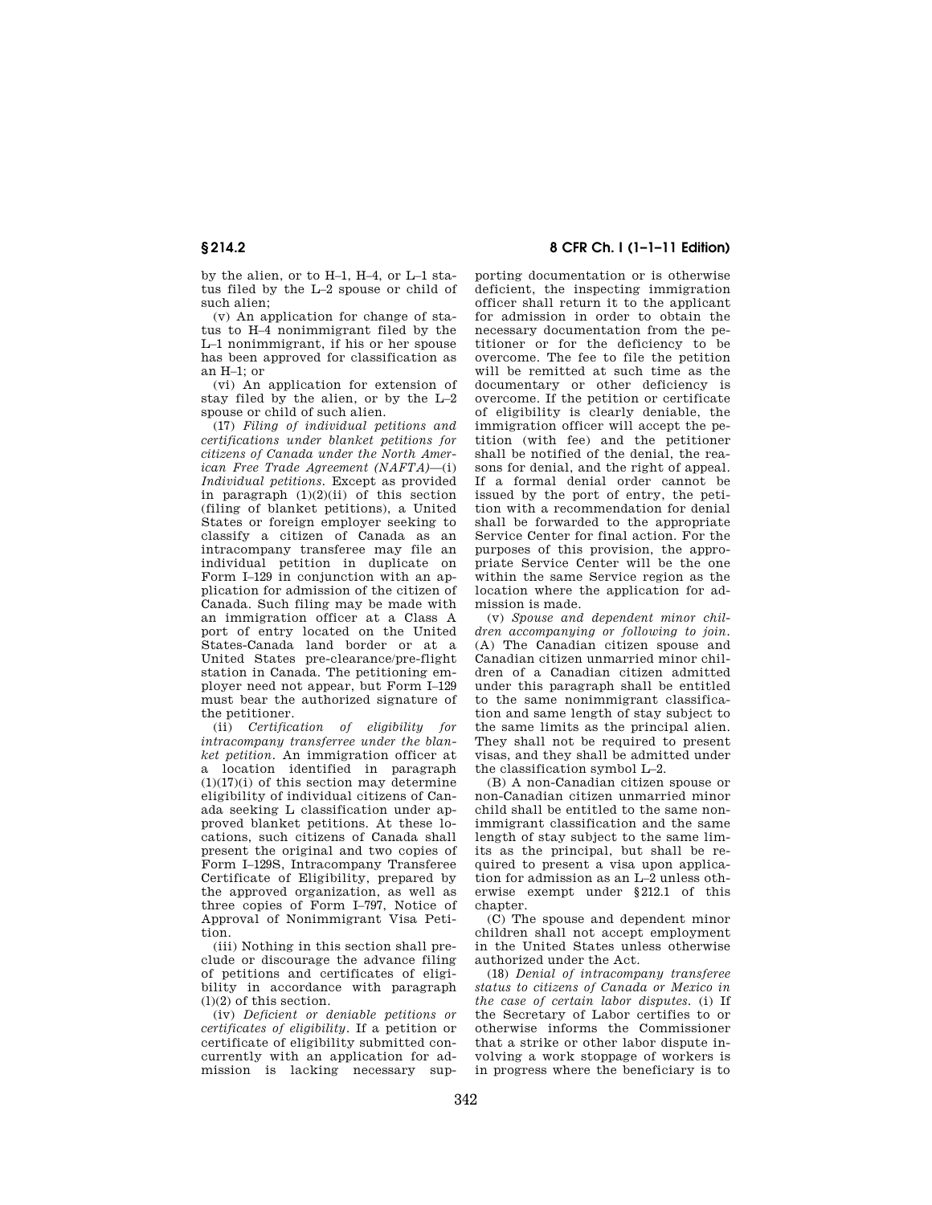by the alien, or to H–1, H–4, or L–1 status filed by the L–2 spouse or child of such alien;

(v) An application for change of status to H–4 nonimmigrant filed by the L–1 nonimmigrant, if his or her spouse has been approved for classification as an H–1; or

(vi) An application for extension of stay filed by the alien, or by the L–2 spouse or child of such alien.

(17) *Filing of individual petitions and certifications under blanket petitions for citizens of Canada under the North American Free Trade Agreement (NAFTA)*—(i) *Individual petitions.* Except as provided in paragraph (1)(2)(ii) of this section (filing of blanket petitions), a United States or foreign employer seeking to classify a citizen of Canada as an intracompany transferee may file an individual petition in duplicate on Form I–129 in conjunction with an application for admission of the citizen of Canada. Such filing may be made with an immigration officer at a Class A port of entry located on the United States-Canada land border or at a United States pre-clearance/pre-flight station in Canada. The petitioning employer need not appear, but Form I–129 must bear the authorized signature of the petitioner.

(ii) *Certification of eligibility for intracompany transferee under the blanket petition.* An immigration officer at a location identified in paragraph (1)(17)(i) of this section may determine eligibility of individual citizens of Canada seeking L classification under approved blanket petitions. At these locations, such citizens of Canada shall present the original and two copies of Form I–129S, Intracompany Transferee Certificate of Eligibility, prepared by the approved organization, as well as three copies of Form I–797, Notice of Approval of Nonimmigrant Visa Petition.

(iii) Nothing in this section shall preclude or discourage the advance filing of petitions and certificates of eligibility in accordance with paragraph (l)(2) of this section.

(iv) *Deficient or deniable petitions or certificates of eligibility.* If a petition or certificate of eligibility submitted concurrently with an application for admission is lacking necessary supporting documentation or is otherwise deficient, the inspecting immigration officer shall return it to the applicant for admission in order to obtain the necessary documentation from the petitioner or for the deficiency to be overcome. The fee to file the petition will be remitted at such time as the documentary or other deficiency is overcome. If the petition or certificate of eligibility is clearly deniable, the immigration officer will accept the petition (with fee) and the petitioner shall be notified of the denial, the reasons for denial, and the right of appeal. If a formal denial order cannot be issued by the port of entry, the petition with a recommendation for denial shall be forwarded to the appropriate Service Center for final action. For the purposes of this provision, the appropriate Service Center will be the one within the same Service region as the location where the application for admission is made.

(v) *Spouse and dependent minor children accompanying or following to join.* (A) The Canadian citizen spouse and Canadian citizen unmarried minor children of a Canadian citizen admitted under this paragraph shall be entitled to the same nonimmigrant classification and same length of stay subject to the same limits as the principal alien. They shall not be required to present visas, and they shall be admitted under the classification symbol L–2.

(B) A non-Canadian citizen spouse or non-Canadian citizen unmarried minor child shall be entitled to the same nonimmigrant classification and the same length of stay subject to the same limits as the principal, but shall be required to present a visa upon application for admission as an L–2 unless otherwise exempt under §212.1 of this chapter.

(C) The spouse and dependent minor children shall not accept employment in the United States unless otherwise authorized under the Act.

(18) *Denial of intracompany transferee status to citizens of Canada or Mexico in the case of certain labor disputes.* (i) If the Secretary of Labor certifies to or otherwise informs the Commissioner that a strike or other labor dispute involving a work stoppage of workers is in progress where the beneficiary is to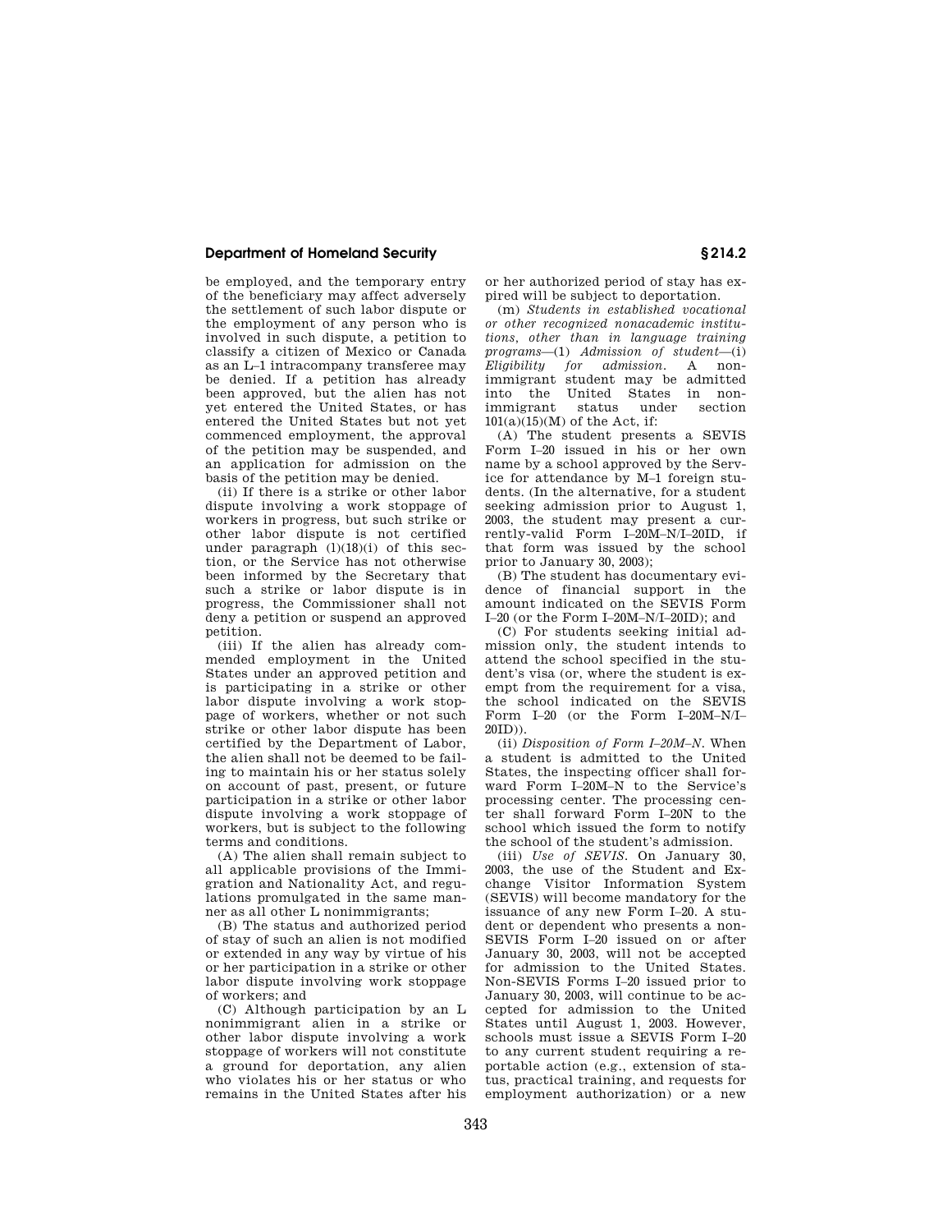be employed, and the temporary entry of the beneficiary may affect adversely the settlement of such labor dispute or the employment of any person who is involved in such dispute, a petition to classify a citizen of Mexico or Canada as an L–1 intracompany transferee may be denied. If a petition has already been approved, but the alien has not yet entered the United States, or has entered the United States but not yet commenced employment, the approval of the petition may be suspended, and an application for admission on the basis of the petition may be denied.

(ii) If there is a strike or other labor dispute involving a work stoppage of workers in progress, but such strike or other labor dispute is not certified under paragraph (l)(18)(i) of this section, or the Service has not otherwise been informed by the Secretary that such a strike or labor dispute is in progress, the Commissioner shall not deny a petition or suspend an approved petition.

(iii) If the alien has already commended employment in the United States under an approved petition and is participating in a strike or other labor dispute involving a work stoppage of workers, whether or not such strike or other labor dispute has been certified by the Department of Labor, the alien shall not be deemed to be failing to maintain his or her status solely on account of past, present, or future participation in a strike or other labor dispute involving a work stoppage of workers, but is subject to the following terms and conditions.

(A) The alien shall remain subject to all applicable provisions of the Immigration and Nationality Act, and regulations promulgated in the same manner as all other L nonimmigrants;

(B) The status and authorized period of stay of such an alien is not modified or extended in any way by virtue of his or her participation in a strike or other labor dispute involving work stoppage of workers; and

(C) Although participation by an L nonimmigrant alien in a strike or other labor dispute involving a work stoppage of workers will not constitute a ground for deportation, any alien who violates his or her status or who remains in the United States after his or her authorized period of stay has expired will be subject to deportation.

(m) *Students in established vocational or other recognized nonacademic institutions, other than in language training programs*—(1) *Admission of student*—(i) *Eligibility for admission.* A nonimmigrant student may be admitted into the United States in nonimmigrant status under section 101(a)(15)(M) of the Act, if:

(A) The student presents a SEVIS Form I–20 issued in his or her own name by a school approved by the Service for attendance by M–1 foreign students. (In the alternative, for a student seeking admission prior to August 1, 2003, the student may present a currently-valid Form I–20M–N/I–20ID, if that form was issued by the school prior to January 30, 2003);

(B) The student has documentary evidence of financial support in the amount indicated on the SEVIS Form I–20 (or the Form I–20M–N/I–20ID); and

(C) For students seeking initial admission only, the student intends to attend the school specified in the student's visa (or, where the student is exempt from the requirement for a visa, the school indicated on the SEVIS Form I–20 (or the Form I–20M–N/I–20ID)).

(ii) *Disposition of Form I–20M–N.* When a student is admitted to the United States, the inspecting officer shall forward Form I–20M–N to the Service's processing center. The processing center shall forward Form I–20N to the school which issued the form to notify the school of the student's admission.

(iii) *Use of SEVIS.* On January 30, 2003, the use of the Student and Exchange Visitor Information System (SEVIS) will become mandatory for the issuance of any new Form I–20. A student or dependent who presents a non-SEVIS Form I–20 issued on or after January 30, 2003, will not be accepted for admission to the United States. Non-SEVIS Forms I–20 issued prior to January 30, 2003, will continue to be accepted for admission to the United States until August 1, 2003. However, schools must issue a SEVIS Form I–20 to any current student requiring a reportable action (e.g., extension of status, practical training, and requests for employment authorization) or a new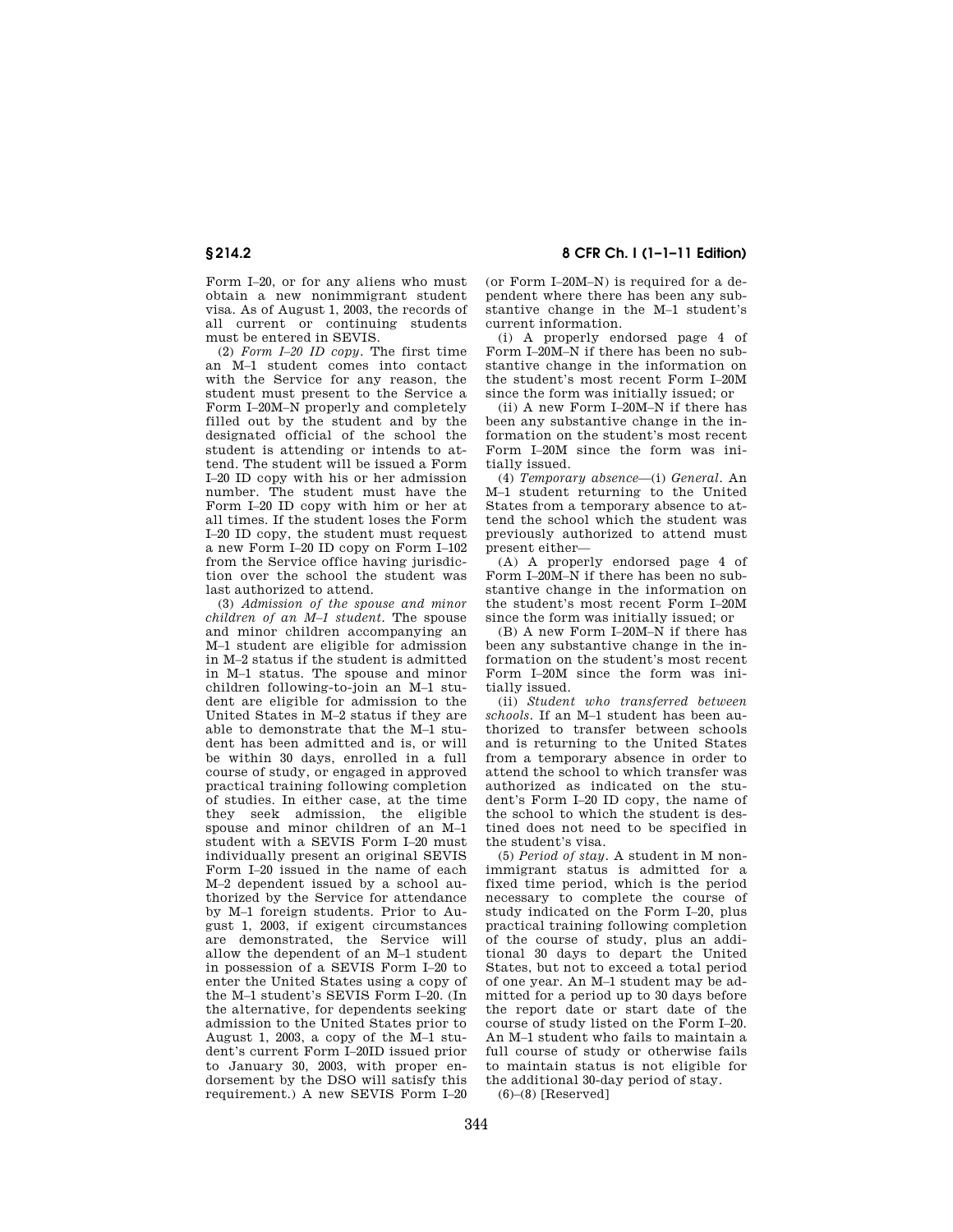Form I–20, or for any aliens who must obtain a new nonimmigrant student visa. As of August 1, 2003, the records of all current or continuing students must be entered in SEVIS.

(2) *Form I–20 ID copy.* The first time an M–1 student comes into contact with the Service for any reason, the student must present to the Service a Form I–20M–N properly and completely filled out by the student and by the designated official of the school the student is attending or intends to attend. The student will be issued a Form I–20 ID copy with his or her admission number. The student must have the Form I–20 ID copy with him or her at all times. If the student loses the Form I–20 ID copy, the student must request a new Form I–20 ID copy on Form I–102 from the Service office having jurisdiction over the school the student was last authorized to attend.

(3) *Admission of the spouse and minor children of an M–1 student.* The spouse and minor children accompanying an M–1 student are eligible for admission in M–2 status if the student is admitted in M–1 status. The spouse and minor children following-to-join an M–1 student are eligible for admission to the United States in M–2 status if they are able to demonstrate that the M–1 student has been admitted and is, or will be within 30 days, enrolled in a full course of study, or engaged in approved practical training following completion of studies. In either case, at the time they seek admission, the eligible spouse and minor children of an M–1 student with a SEVIS Form I–20 must individually present an original SEVIS Form I–20 issued in the name of each M–2 dependent issued by a school authorized by the Service for attendance by M–1 foreign students. Prior to August 1, 2003, if exigent circumstances are demonstrated, the Service will allow the dependent of an M–1 student in possession of a SEVIS Form I–20 to enter the United States using a copy of the M–1 student's SEVIS Form I–20. (In the alternative, for dependents seeking admission to the United States prior to August 1, 2003, a copy of the M–1 student's current Form I–20ID issued prior to January 30, 2003, with proper endorsement by the DSO will satisfy this requirement.) A new SEVIS Form I–20 (or Form I–20M–N) is required for a dependent where there has been any substantive change in the M–1 student's current information.

(i) A properly endorsed page 4 of Form I–20M–N if there has been no substantive change in the information on the student's most recent Form I–20M since the form was initially issued; or

(ii) A new Form I–20M–N if there has been any substantive change in the information on the student's most recent Form I–20M since the form was initially issued.

(4) *Temporary absence*—(i) *General.* An M–1 student returning to the United States from a temporary absence to attend the school which the student was previously authorized to attend must present either—

(A) A properly endorsed page 4 of Form I–20M–N if there has been no substantive change in the information on the student's most recent Form I–20M since the form was initially issued; or

(B) A new Form I–20M–N if there has been any substantive change in the information on the student's most recent Form I–20M since the form was initially issued.

(ii) *Student who transferred between schools.* If an M–1 student has been authorized to transfer between schools and is returning to the United States from a temporary absence in order to attend the school to which transfer was authorized as indicated on the student's Form I–20 ID copy, the name of the school to which the student is destined does not need to be specified in the student's visa.

(5) *Period of stay.* A student in M nonimmigrant status is admitted for a fixed time period, which is the period necessary to complete the course of study indicated on the Form I–20, plus practical training following completion of the course of study, plus an additional 30 days to depart the United States, but not to exceed a total period of one year. An M–1 student may be admitted for a period up to 30 days before the report date or start date of the course of study listed on the Form I–20. An M–1 student who fails to maintain a full course of study or otherwise fails to maintain status is not eligible for the additional 30-day period of stay.

(6)–(8) [Reserved]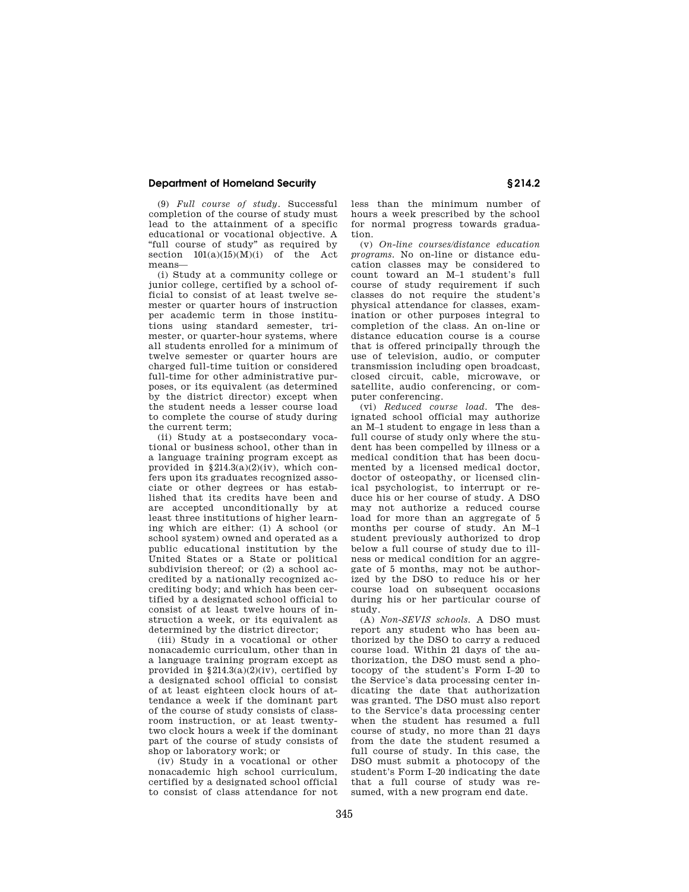(9) *Full course of study*. Successful completion of the course of study must lead to the attainment of a specific educational or vocational objective. A "full course of study" as required by section 101(a)(15)(M)(i) of the Act means—

(i) Study at a community college or junior college, certified by a school official to consist of at least twelve semester or quarter hours of instruction per academic term in those institutions using standard semester, trimester, or quarter-hour systems, where all students enrolled for a minimum of twelve semester or quarter hours are charged full-time tuition or considered full-time for other administrative purposes, or its equivalent (as determined by the district director) except when the student needs a lesser course load to complete the course of study during the current term;

(ii) Study at a postsecondary vocational or business school, other than in a language training program except as provided in §214.3(a)(2)(iv), which confers upon its graduates recognized associate or other degrees or has established that its credits have been and are accepted unconditionally by at least three institutions of higher learning which are either: (1) A school (or school system) owned and operated as a public educational institution by the United States or a State or political subdivision thereof; or (2) a school accredited by a nationally recognized accrediting body; and which has been certified by a designated school official to consist of at least twelve hours of instruction a week, or its equivalent as determined by the district director;

(iii) Study in a vocational or other nonacademic curriculum, other than in a language training program except as provided in §214.3(a)(2)(iv), certified by a designated school official to consist of at least eighteen clock hours of attendance a week if the dominant part of the course of study consists of classroom instruction, or at least twenty-two clock hours a week if the dominant part of the course of study consists of shop or laboratory work; or

(iv) Study in a vocational or other nonacademic high school curriculum, certified by a designated school official to consist of class attendance for not less than the minimum number of hours a week prescribed by the school for normal progress towards graduation.

(v) *On-line courses/distance education programs*. No on-line or distance education classes may be considered to count toward an M–1 student's full course of study requirement if such classes do not require the student's physical attendance for classes, examination or other purposes integral to completion of the class. An on-line or distance education course is a course that is offered principally through the use of television, audio, or computer transmission including open broadcast, closed circuit, cable, microwave, or satellite, audio conferencing, or computer conferencing.

(vi) *Reduced course load*. The designated school official may authorize an M–1 student to engage in less than a full course of study only where the student has been compelled by illness or a medical condition that has been documented by a licensed medical doctor, doctor of osteopathy, or licensed clinical psychologist, to interrupt or reduce his or her course of study. A DSO may not authorize a reduced course load for more than an aggregate of 5 months per course of study. An M–1 student previously authorized to drop below a full course of study due to illness or medical condition for an aggregate of 5 months, may not be authorized by the DSO to reduce his or her course load on subsequent occasions during his or her particular course of study.

(A) *Non-SEVIS schools*. A DSO must report any student who has been authorized by the DSO to carry a reduced course load. Within 21 days of the authorization, the DSO must send a photocopy of the student's Form I–20 to the Service's data processing center indicating the date that authorization was granted. The DSO must also report to the Service's data processing center when the student has resumed a full course of study, no more than 21 days from the date the student resumed a full course of study. In this case, the DSO must submit a photocopy of the student's Form I–20 indicating the date that a full course of study was resumed, with a new program end date.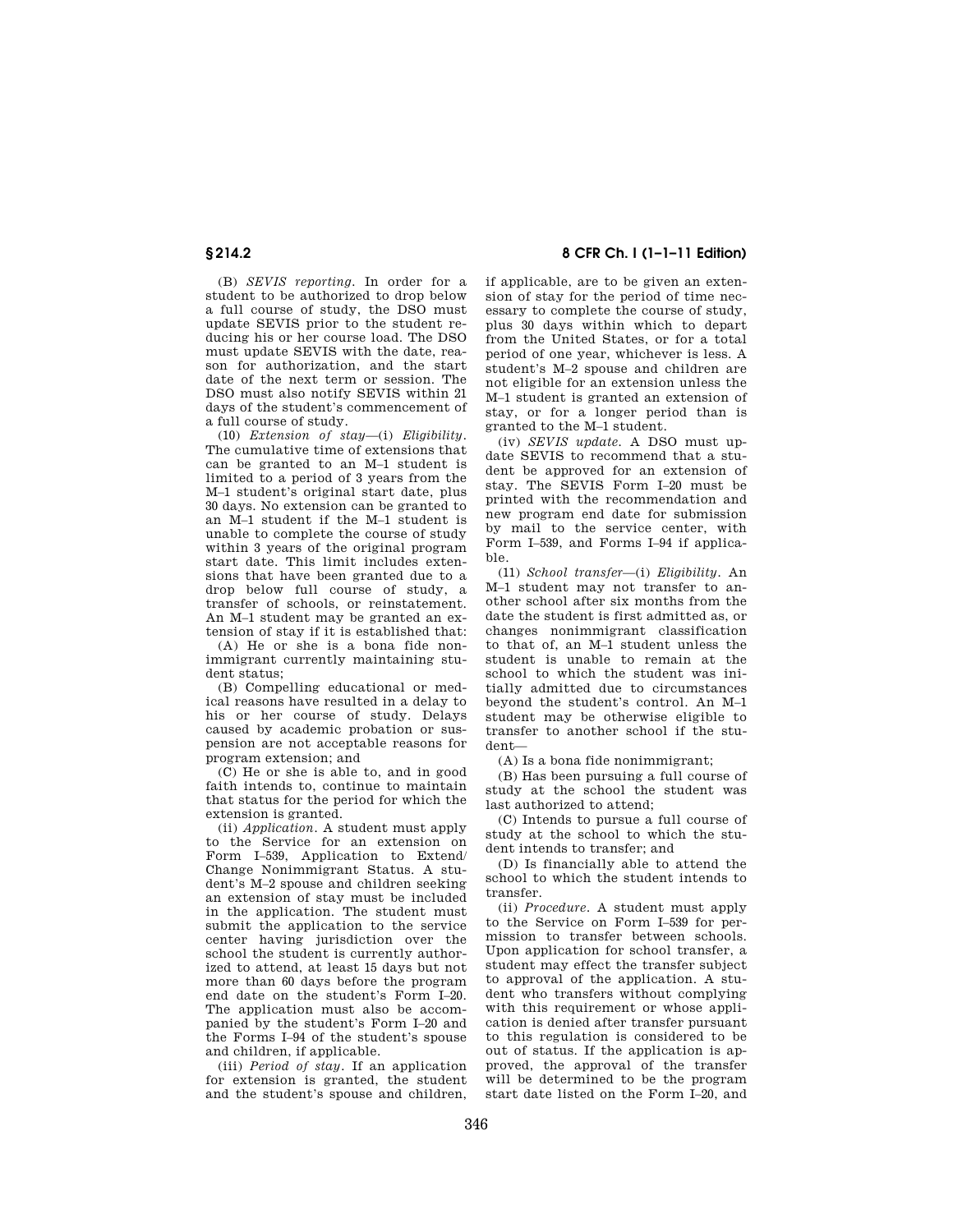(B) *SEVIS reporting*. In order for a student to be authorized to drop below a full course of study, the DSO must update SEVIS prior to the student reducing his or her course load. The DSO must update SEVIS with the date, reason for authorization, and the start date of the next term or session. The DSO must also notify SEVIS within 21 days of the student's commencement of a full course of study.

(10) *Extension of stay*—(i) *Eligibility*. The cumulative time of extensions that can be granted to an M–1 student is limited to a period of 3 years from the M–1 student's original start date, plus 30 days. No extension can be granted to an M–1 student if the M–1 student is unable to complete the course of study within 3 years of the original program start date. This limit includes extensions that have been granted due to a drop below full course of study, a transfer of schools, or reinstatement. An M–1 student may be granted an extension of stay if it is established that:

(A) He or she is a bona fide nonimmigrant currently maintaining student status;

(B) Compelling educational or medical reasons have resulted in a delay to his or her course of study. Delays caused by academic probation or suspension are not acceptable reasons for program extension; and

(C) He or she is able to, and in good faith intends to, continue to maintain that status for the period for which the extension is granted.

(ii) *Application*. A student must apply to the Service for an extension on Form I–539, Application to Extend/Change Nonimmigrant Status. A student's M–2 spouse and children seeking an extension of stay must be included in the application. The student must submit the application to the service center having jurisdiction over the school the student is currently authorized to attend, at least 15 days but not more than 60 days before the program end date on the student's Form I–20. The application must also be accompanied by the student's Form I–20 and the Forms I–94 of the student's spouse and children, if applicable.

(iii) *Period of stay*. If an application for extension is granted, the student and the student's spouse and children, if applicable, are to be given an extension of stay for the period of time necessary to complete the course of study, plus 30 days within which to depart from the United States, or for a total period of one year, whichever is less. A student's M–2 spouse and children are not eligible for an extension unless the M–1 student is granted an extension of stay, or for a longer period than is granted to the M–1 student.

(iv) *SEVIS update*. A DSO must update SEVIS to recommend that a student be approved for an extension of stay. The SEVIS Form I–20 must be printed with the recommendation and new program end date for submission by mail to the service center, with Form I–539, and Forms I–94 if applicable.

(11) *School transfer*—(i) *Eligibility*. An M–1 student may not transfer to another school after six months from the date the student is first admitted as, or changes nonimmigrant classification to that of, an M–1 student unless the student is unable to remain at the school to which the student was initially admitted due to circumstances beyond the student's control. An M–1 student may be otherwise eligible to transfer to another school if the student—

(A) Is a bona fide nonimmigrant;

(B) Has been pursuing a full course of study at the school the student was last authorized to attend;

(C) Intends to pursue a full course of study at the school to which the student intends to transfer; and

(D) Is financially able to attend the school to which the student intends to transfer.

(ii) *Procedure*. A student must apply to the Service on Form I–539 for permission to transfer between schools. Upon application for school transfer, a student may effect the transfer subject to approval of the application. A student who transfers without complying with this requirement or whose application is denied after transfer pursuant to this regulation is considered to be out of status. If the application is approved, the approval of the transfer will be determined to be the program start date listed on the Form I–20, and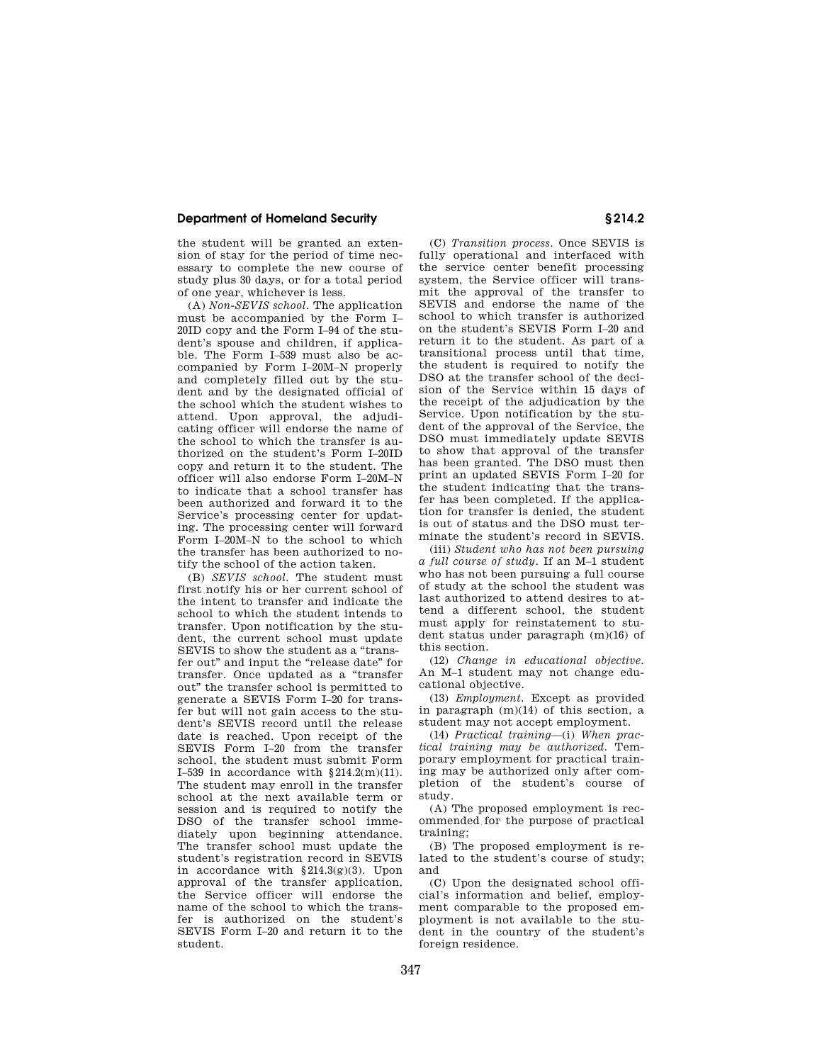the student will be granted an extension of stay for the period of time necessary to complete the new course of study plus 30 days, or for a total period of one year, whichever is less.

(A) *Non-SEVIS school*. The application must be accompanied by the Form I–20ID copy and the Form I–94 of the student's spouse and children, if applicable. The Form I–539 must also be accompanied by Form I–20M–N properly and completely filled out by the student and by the designated official of the school which the student wishes to attend. Upon approval, the adjudicating officer will endorse the name of the school to which the transfer is authorized on the student's Form I–20ID copy and return it to the student. The officer will also endorse Form I–20M–N to indicate that a school transfer has been authorized and forward it to the Service's processing center for updating. The processing center will forward Form I–20M–N to the school to which the transfer has been authorized to notify the school of the action taken.

(B) *SEVIS school*. The student must first notify his or her current school of the intent to transfer and indicate the school to which the student intends to transfer. Upon notification by the student, the current school must update SEVIS to show the student as a "transfer out" and input the "release date" for transfer. Once updated as a "transfer out" the transfer school is permitted to generate a SEVIS Form I–20 for transfer but will not gain access to the student's SEVIS record until the release date is reached. Upon receipt of the SEVIS Form I–20 from the transfer school, the student must submit Form I–539 in accordance with §214.2(m)(11). The student may enroll in the transfer school at the next available term or session and is required to notify the DSO of the transfer school immediately upon beginning attendance. The transfer school must update the student's registration record in SEVIS in accordance with §214.3(g)(3). Upon approval of the transfer application, the Service officer will endorse the name of the school to which the transfer is authorized on the student's SEVIS Form I–20 and return it to the student.

(C) *Transition process*. Once SEVIS is fully operational and interfaced with the service center benefit processing system, the Service officer will transmit the approval of the transfer to SEVIS and endorse the name of the school to which transfer is authorized on the student's SEVIS Form I–20 and return it to the student. As part of a transitional process until that time, the student is required to notify the DSO at the transfer school of the decision of the Service within 15 days of the receipt of the adjudication by the Service. Upon notification by the student of the approval of the Service, the DSO must immediately update SEVIS to show that approval of the transfer has been granted. The DSO must then print an updated SEVIS Form I–20 for the student indicating that the transfer has been completed. If the application for transfer is denied, the student is out of status and the DSO must terminate the student's record in SEVIS.

(iii) *Student who has not been pursuing a full course of study*. If an M–1 student who has not been pursuing a full course of study at the school the student was last authorized to attend desires to attend a different school, the student must apply for reinstatement to student status under paragraph (m)(16) of this section.

(12) *Change in educational objective*. An M–1 student may not change educational objective.

(13) *Employment*. Except as provided in paragraph (m)(14) of this section, a student may not accept employment.

(14) *Practical training*—(i) *When practical training may be authorized*. Temporary employment for practical training may be authorized only after completion of the student's course of study.

(A) The proposed employment is recommended for the purpose of practical training;

(B) The proposed employment is related to the student's course of study; and

(C) Upon the designated school official's information and belief, employment comparable to the proposed employment is not available to the student in the country of the student's foreign residence.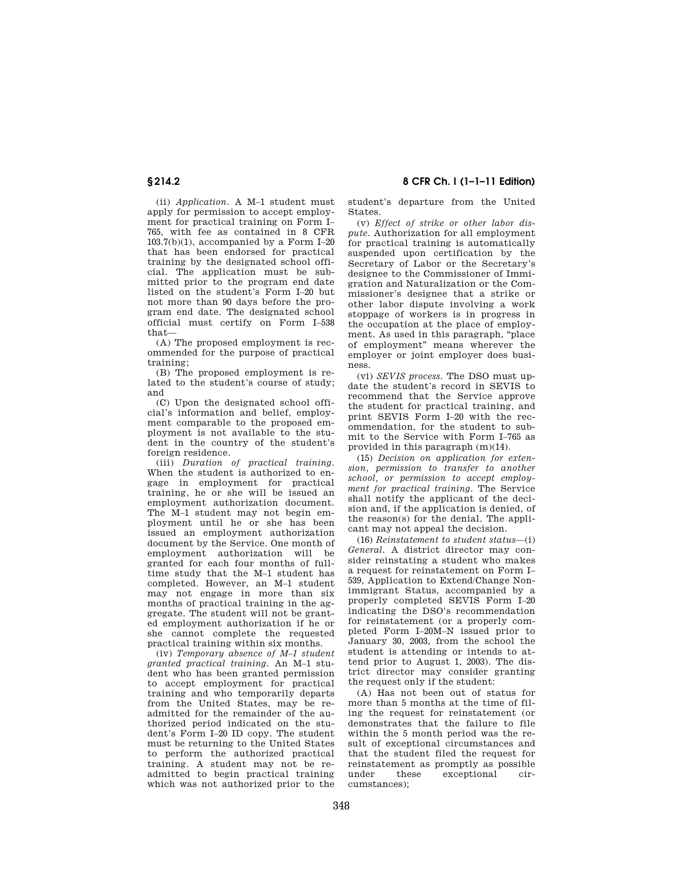(ii) *Application*. A M–1 student must apply for permission to accept employment for practical training on Form I–765, with fee as contained in 8 CFR 103.7(b)(1), accompanied by a Form I–20 that has been endorsed for practical training by the designated school official. The application must be submitted prior to the program end date listed on the student's Form I–20 but not more than 90 days before the program end date. The designated school official must certify on Form I–538 that—

(A) The proposed employment is recommended for the purpose of practical training;

(B) The proposed employment is related to the student's course of study; and

(C) Upon the designated school official's information and belief, employment comparable to the proposed employment is not available to the student in the country of the student's foreign residence.

(iii) *Duration of practical training*. When the student is authorized to engage in employment for practical training, he or she will be issued an employment authorization document. The M–1 student may not begin employment until he or she has been issued an employment authorization document by the Service. One month of employment authorization will be granted for each four months of full-time study that the M–1 student has completed. However, an M–1 student may not engage in more than six months of practical training in the aggregate. The student will not be granted employment authorization if he or she cannot complete the requested practical training within six months.

(iv) *Temporary absence of M–1 student granted practical training*. An M–1 student who has been granted permission to accept employment for practical training and who temporarily departs from the United States, may be readmitted for the remainder of the authorized period indicated on the student's Form I–20 ID copy. The student must be returning to the United States to perform the authorized practical training. A student may not be readmitted to begin practical training which was not authorized prior to the student's departure from the United States.

(v) *Effect of strike or other labor dispute*. Authorization for all employment for practical training is automatically suspended upon certification by the Secretary of Labor or the Secretary's designee to the Commissioner of Immigration and Naturalization or the Commissioner's designee that a strike or other labor dispute involving a work stoppage of workers is in progress in the occupation at the place of employment. As used in this paragraph, "place of employment" means wherever the employer or joint employer does business.

(vi) *SEVIS process*. The DSO must update the student's record in SEVIS to recommend that the Service approve the student for practical training, and print SEVIS Form I–20 with the recommendation, for the student to submit to the Service with Form I–765 as provided in this paragraph (m)(14).

(15) *Decision on application for extension, permission to transfer to another school, or permission to accept employment for practical training*. The Service shall notify the applicant of the decision and, if the application is denied, of the reason(s) for the denial. The applicant may not appeal the decision.

(16) *Reinstatement to student status*—(i) *General*. A district director may consider reinstating a student who makes a request for reinstatement on Form I–539, Application to Extend/Change Nonimmigrant Status, accompanied by a properly completed SEVIS Form I–20 indicating the DSO's recommendation for reinstatement (or a properly completed Form I–20M–N issued prior to January 30, 2003, from the school the student is attending or intends to attend prior to August 1, 2003). The district director may consider granting the request only if the student:

(A) Has not been out of status for more than 5 months at the time of filing the request for reinstatement (or demonstrates that the failure to file within the 5 month period was the result of exceptional circumstances and that the student filed the request for reinstatement as promptly as possible under these exceptional circumstances);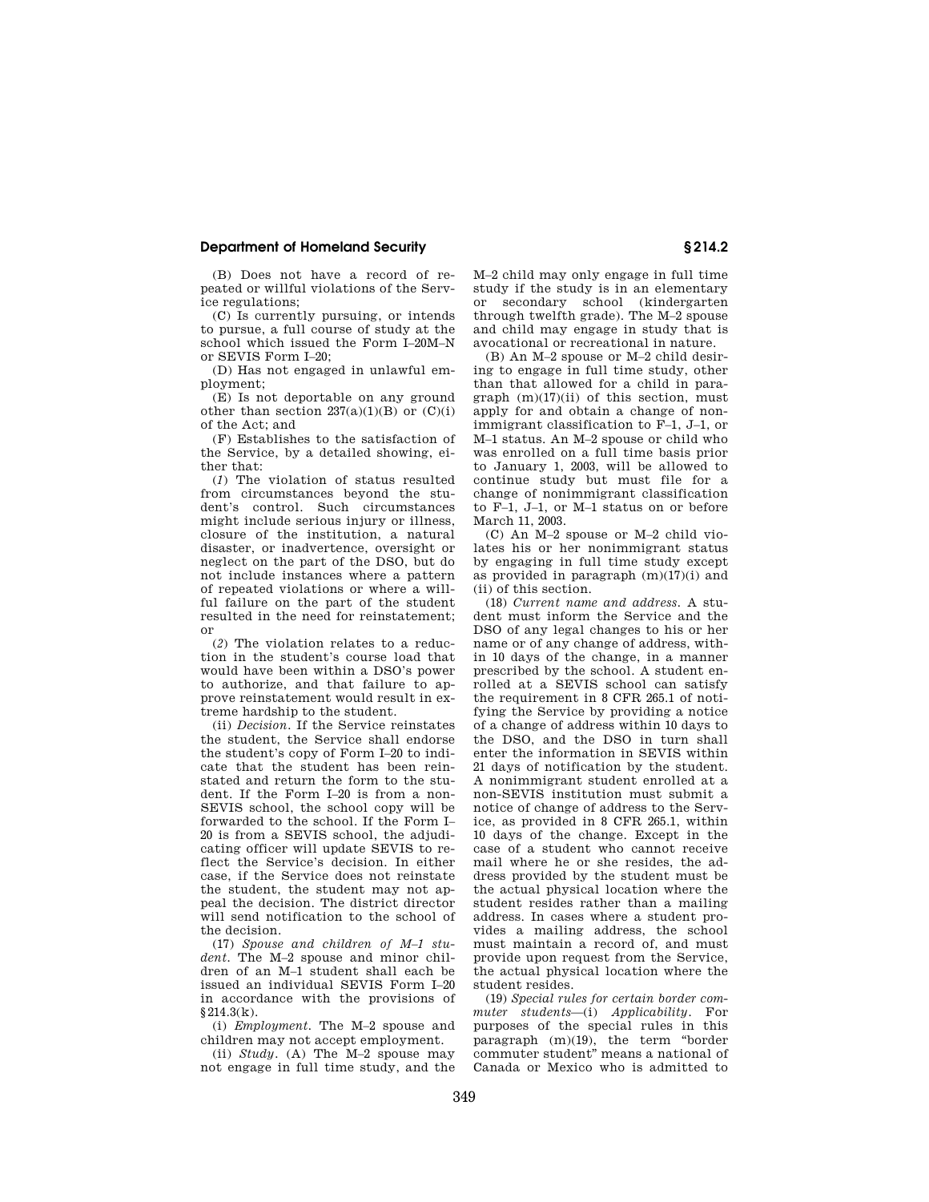(B) Does not have a record of repeated or willful violations of the Service regulations;

(C) Is currently pursuing, or intends to pursue, a full course of study at the school which issued the Form I–20M–N or SEVIS Form I–20;

(D) Has not engaged in unlawful employment;

(E) Is not deportable on any ground other than section 237(a)(1)(B) or (C)(i) of the Act; and

(F) Establishes to the satisfaction of the Service, by a detailed showing, either that:

(*1*) The violation of status resulted from circumstances beyond the student's control. Such circumstances might include serious injury or illness, closure of the institution, a natural disaster, or inadvertence, oversight or neglect on the part of the DSO, but do not include instances where a pattern of repeated violations or where a willful failure on the part of the student resulted in the need for reinstatement; or

(*2*) The violation relates to a reduction in the student's course load that would have been within a DSO's power to authorize, and that failure to approve reinstatement would result in extreme hardship to the student.

(ii) *Decision.* If the Service reinstates the student, the Service shall endorse the student's copy of Form I–20 to indicate that the student has been reinstated and return the form to the student. If the Form I–20 is from a non-SEVIS school, the school copy will be forwarded to the school. If the Form I–20 is from a SEVIS school, the adjudicating officer will update SEVIS to reflect the Service's decision. In either case, if the Service does not reinstate the student, the student may not appeal the decision. The district director will send notification to the school of the decision.

(17) *Spouse and children of M–1 student.* The M–2 spouse and minor children of an M–1 student shall each be issued an individual SEVIS Form I–20 in accordance with the provisions of §214.3(k).

(i) *Employment.* The M–2 spouse and children may not accept employment.

(ii) *Study.* (A) The M–2 spouse may not engage in full time study, and the M–2 child may only engage in full time study if the study is in an elementary or secondary school (kindergarten through twelfth grade). The M–2 spouse and child may engage in study that is avocational or recreational in nature.

(B) An M–2 spouse or M–2 child desiring to engage in full time study, other than that allowed for a child in paragraph (m)(17)(ii) of this section, must apply for and obtain a change of nonimmigrant classification to F–1, J–1, or M–1 status. An M–2 spouse or child who was enrolled on a full time basis prior to January 1, 2003, will be allowed to continue study but must file for a change of nonimmigrant classification to F–1, J–1, or M–1 status on or before March 11, 2003.

(C) An M–2 spouse or M–2 child violates his or her nonimmigrant status by engaging in full time study except as provided in paragraph (m)(17)(i) and (ii) of this section.

(18) *Current name and address.* A student must inform the Service and the DSO of any legal changes to his or her name or of any change of address, within 10 days of the change, in a manner prescribed by the school. A student enrolled at a SEVIS school can satisfy the requirement in 8 CFR 265.1 of notifying the Service by providing a notice of a change of address within 10 days to the DSO, and the DSO in turn shall enter the information in SEVIS within 21 days of notification by the student. A nonimmigrant student enrolled at a non-SEVIS institution must submit a notice of change of address to the Service, as provided in 8 CFR 265.1, within 10 days of the change. Except in the case of a student who cannot receive mail where he or she resides, the address provided by the student must be the actual physical location where the student resides rather than a mailing address. In cases where a student provides a mailing address, the school must maintain a record of, and must provide upon request from the Service, the actual physical location where the student resides.

(19) *Special rules for certain border commuter students*—(i) *Applicability.* For purposes of the special rules in this paragraph (m)(19), the term "border commuter student" means a national of Canada or Mexico who is admitted to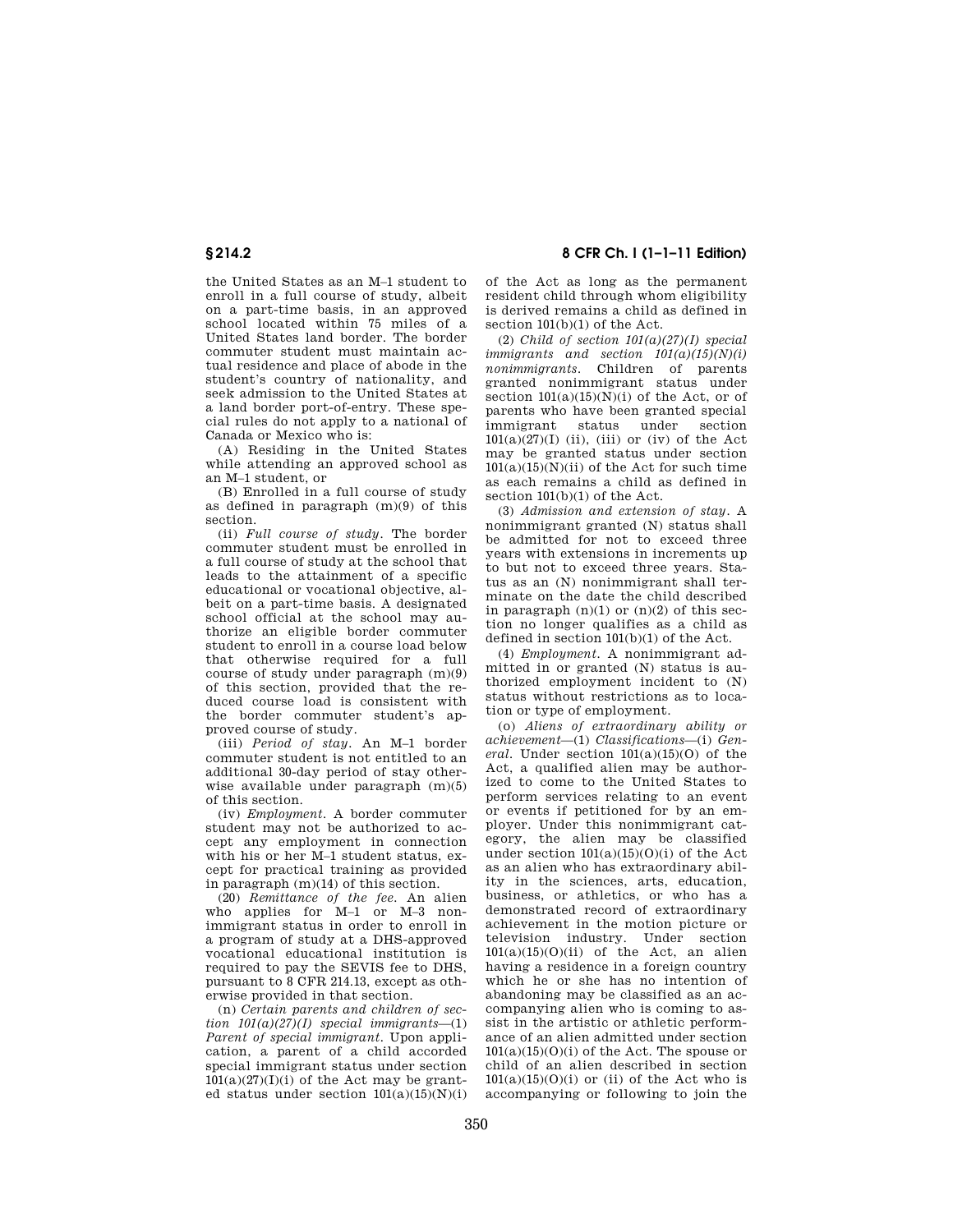the United States as an M–1 student to enroll in a full course of study, albeit on a part-time basis, in an approved school located within 75 miles of a United States land border. The border commuter student must maintain actual residence and place of abode in the student's country of nationality, and seek admission to the United States at a land border port-of-entry. These special rules do not apply to a national of Canada or Mexico who is:

(A) Residing in the United States while attending an approved school as an M–1 student, or

(B) Enrolled in a full course of study as defined in paragraph (m)(9) of this section.

(ii) *Full course of study.* The border commuter student must be enrolled in a full course of study at the school that leads to the attainment of a specific educational or vocational objective, albeit on a part-time basis. A designated school official at the school may authorize an eligible border commuter student to enroll in a course load below that otherwise required for a full course of study under paragraph (m)(9) of this section, provided that the reduced course load is consistent with the border commuter student's approved course of study.

(iii) *Period of stay.* An M–1 border commuter student is not entitled to an additional 30-day period of stay otherwise available under paragraph (m)(5) of this section.

(iv) *Employment.* A border commuter student may not be authorized to accept any employment in connection with his or her M–1 student status, except for practical training as provided in paragraph (m)(14) of this section.

(20) *Remittance of the fee.* An alien who applies for M–1 or M–3 nonimmigrant status in order to enroll in a program of study at a DHS-approved vocational educational institution is required to pay the SEVIS fee to DHS, pursuant to 8 CFR 214.13, except as otherwise provided in that section.

(n) *Certain parents and children of section 101(a)(27)(I) special immigrants*—(1) *Parent of special immigrant.* Upon application, a parent of a child accorded special immigrant status under section 101(a)(27)(I)(i) of the Act may be granted status under section 101(a)(15)(N)(i) of the Act as long as the permanent resident child through whom eligibility is derived remains a child as defined in section 101(b)(1) of the Act.

(2) *Child of section 101(a)(27)(I) special immigrants and section 101(a)(15)(N)(i) nonimmigrants.* Children of parents granted nonimmigrant status under section 101(a)(15)(N)(i) of the Act, or of parents who have been granted special immigrant status under section 101(a)(27)(I) (ii), (iii) or (iv) of the Act may be granted status under section 101(a)(15)(N)(ii) of the Act for such time as each remains a child as defined in section 101(b)(1) of the Act.

(3) *Admission and extension of stay.* A nonimmigrant granted (N) status shall be admitted for not to exceed three years with extensions in increments up to but not to exceed three years. Status as an (N) nonimmigrant shall terminate on the date the child described in paragraph (n)(1) or (n)(2) of this section no longer qualifies as a child as defined in section 101(b)(1) of the Act.

(4) *Employment.* A nonimmigrant admitted in or granted (N) status is authorized employment incident to (N) status without restrictions as to location or type of employment.

(o) *Aliens of extraordinary ability or achievement*—(1) *Classifications*—(i) *General.* Under section 101(a)(15)(O) of the Act, a qualified alien may be authorized to come to the United States to perform services relating to an event or events if petitioned for by an employer. Under this nonimmigrant category, the alien may be classified under section 101(a)(15)(O)(i) of the Act as an alien who has extraordinary ability in the sciences, arts, education, business, or athletics, or who has a demonstrated record of extraordinary achievement in the motion picture or television industry. Under section 101(a)(15)(O)(ii) of the Act, an alien having a residence in a foreign country which he or she has no intention of abandoning may be classified as an accompanying alien who is coming to assist in the artistic or athletic performance of an alien admitted under section 101(a)(15)(O)(i) of the Act. The spouse or child of an alien described in section 101(a)(15)(O)(i) or (ii) of the Act who is accompanying or following to join the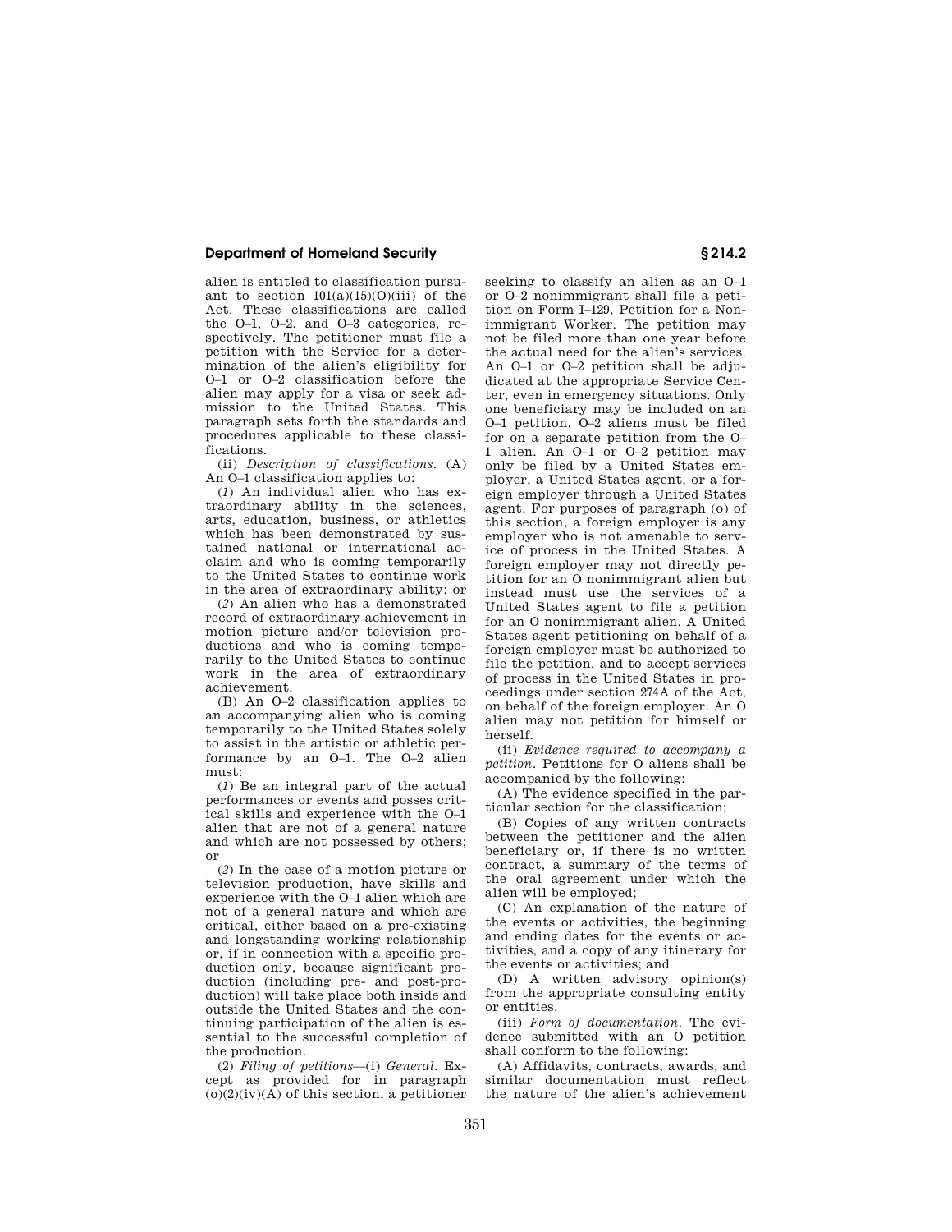alien is entitled to classification pursuant to section 101(a)(15)(O)(iii) of the Act. These classifications are called the O–1, O–2, and O–3 categories, respectively. The petitioner must file a petition with the Service for a determination of the alien's eligibility for O–1 or O–2 classification before the alien may apply for a visa or seek admission to the United States. This paragraph sets forth the standards and procedures applicable to these classifications.

(ii) *Description of classifications.* (A) An O–1 classification applies to:

(*1*) An individual alien who has extraordinary ability in the sciences, arts, education, business, or athletics which has been demonstrated by sustained national or international acclaim and who is coming temporarily to the United States to continue work in the area of extraordinary ability; or

(*2*) An alien who has a demonstrated record of extraordinary achievement in motion picture and/or television productions and who is coming temporarily to the United States to continue work in the area of extraordinary achievement.

(B) An O–2 classification applies to an accompanying alien who is coming temporarily to the United States solely to assist in the artistic or athletic performance by an O–1. The O–2 alien must:

(*1*) Be an integral part of the actual performances or events and posses critical skills and experience with the O–1 alien that are not of a general nature and which are not possessed by others; or

(*2*) In the case of a motion picture or television production, have skills and experience with the O–1 alien which are not of a general nature and which are critical, either based on a pre-existing and longstanding working relationship or, if in connection with a specific production only, because significant production (including pre- and post-production) will take place both inside and outside the United States and the continuing participation of the alien is essential to the successful completion of the production.

(2) *Filing of petitions*—(i) *General.* Except as provided for in paragraph (o)(2)(iv)(A) of this section, a petitioner seeking to classify an alien as an O–1 or O–2 nonimmigrant shall file a petition on Form I–129, Petition for a Nonimmigrant Worker. The petition may not be filed more than one year before the actual need for the alien's services. An O–1 or O–2 petition shall be adjudicated at the appropriate Service Center, even in emergency situations. Only one beneficiary may be included on an O–1 petition. O–2 aliens must be filed for on a separate petition from the O–1 alien. An O–1 or O–2 petition may only be filed by a United States employer, a United States agent, or a foreign employer through a United States agent. For purposes of paragraph (o) of this section, a foreign employer is any employer who is not amenable to service of process in the United States. A foreign employer may not directly petition for an O nonimmigrant alien but instead must use the services of a United States agent to file a petition for an O nonimmigrant alien. A United States agent petitioning on behalf of a foreign employer must be authorized to file the petition, and to accept services of process in the United States in proceedings under section 274A of the Act, on behalf of the foreign employer. An O alien may not petition for himself or herself.

(ii) *Evidence required to accompany a petition.* Petitions for O aliens shall be accompanied by the following:

(A) The evidence specified in the particular section for the classification;

(B) Copies of any written contracts between the petitioner and the alien beneficiary or, if there is no written contract, a summary of the terms of the oral agreement under which the alien will be employed;

(C) An explanation of the nature of the events or activities, the beginning and ending dates for the events or activities, and a copy of any itinerary for the events or activities; and

(D) A written advisory opinion(s) from the appropriate consulting entity or entities.

(iii) *Form of documentation.* The evidence submitted with an O petition shall conform to the following:

(A) Affidavits, contracts, awards, and similar documentation must reflect the nature of the alien's achievement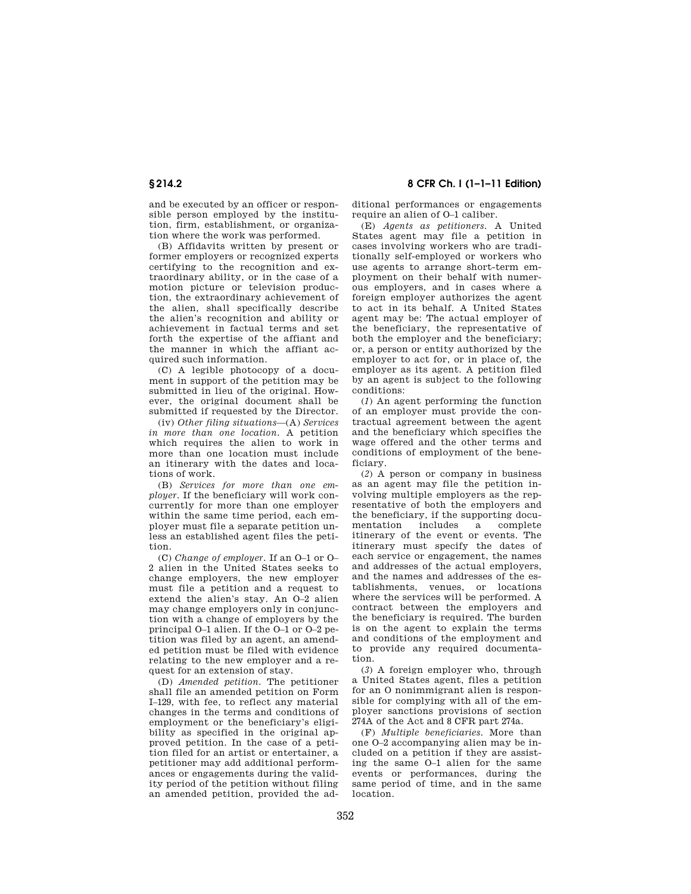and be executed by an officer or responsible person employed by the institution, firm, establishment, or organization where the work was performed.

(B) Affidavits written by present or former employers or recognized experts certifying to the recognition and extraordinary ability, or in the case of a motion picture or television production, the extraordinary achievement of the alien, shall specifically describe the alien's recognition and ability or achievement in factual terms and set forth the expertise of the affiant and the manner in which the affiant acquired such information.

(C) A legible photocopy of a document in support of the petition may be submitted in lieu of the original. However, the original document shall be submitted if requested by the Director.

(iv) *Other filing situations*—(A) *Services in more than one location.* A petition which requires the alien to work in more than one location must include an itinerary with the dates and locations of work.

(B) *Services for more than one employer.* If the beneficiary will work concurrently for more than one employer within the same time period, each employer must file a separate petition unless an established agent files the petition.

(C) *Change of employer.* If an O–1 or O–2 alien in the United States seeks to change employers, the new employer must file a petition and a request to extend the alien's stay. An O–2 alien may change employers only in conjunction with a change of employers by the principal O–1 alien. If the O–1 or O–2 petition was filed by an agent, an amended petition must be filed with evidence relating to the new employer and a request for an extension of stay.

(D) *Amended petition.* The petitioner shall file an amended petition on Form I–129, with fee, to reflect any material changes in the terms and conditions of employment or the beneficiary's eligibility as specified in the original approved petition. In the case of a petition filed for an artist or entertainer, a petitioner may add additional performances or engagements during the validity period of the petition without filing an amended petition, provided the additional performances or engagements require an alien of O–1 caliber.

(E) *Agents as petitioners.* A United States agent may file a petition in cases involving workers who are traditionally self-employed or workers who use agents to arrange short-term employment on their behalf with numerous employers, and in cases where a foreign employer authorizes the agent to act in its behalf. A United States agent may be: The actual employer of the beneficiary, the representative of both the employer and the beneficiary; or, a person or entity authorized by the employer to act for, or in place of, the employer as its agent. A petition filed by an agent is subject to the following conditions:

(*1*) An agent performing the function of an employer must provide the contractual agreement between the agent and the beneficiary which specifies the wage offered and the other terms and conditions of employment of the beneficiary.

(*2*) A person or company in business as an agent may file the petition involving multiple employers as the representative of both the employers and the beneficiary, if the supporting documentation includes a complete itinerary of the event or events. The itinerary must specify the dates of each service or engagement, the names and addresses of the actual employers, and the names and addresses of the establishments, venues, or locations where the services will be performed. A contract between the employers and the beneficiary is required. The burden is on the agent to explain the terms and conditions of the employment and to provide any required documentation.

(*3*) A foreign employer who, through a United States agent, files a petition for an O nonimmigrant alien is responsible for complying with all of the employer sanctions provisions of section 274A of the Act and 8 CFR part 274a.

(F) *Multiple beneficiaries.* More than one O–2 accompanying alien may be included on a petition if they are assisting the same O–1 alien for the same events or performances, during the same period of time, and in the same location.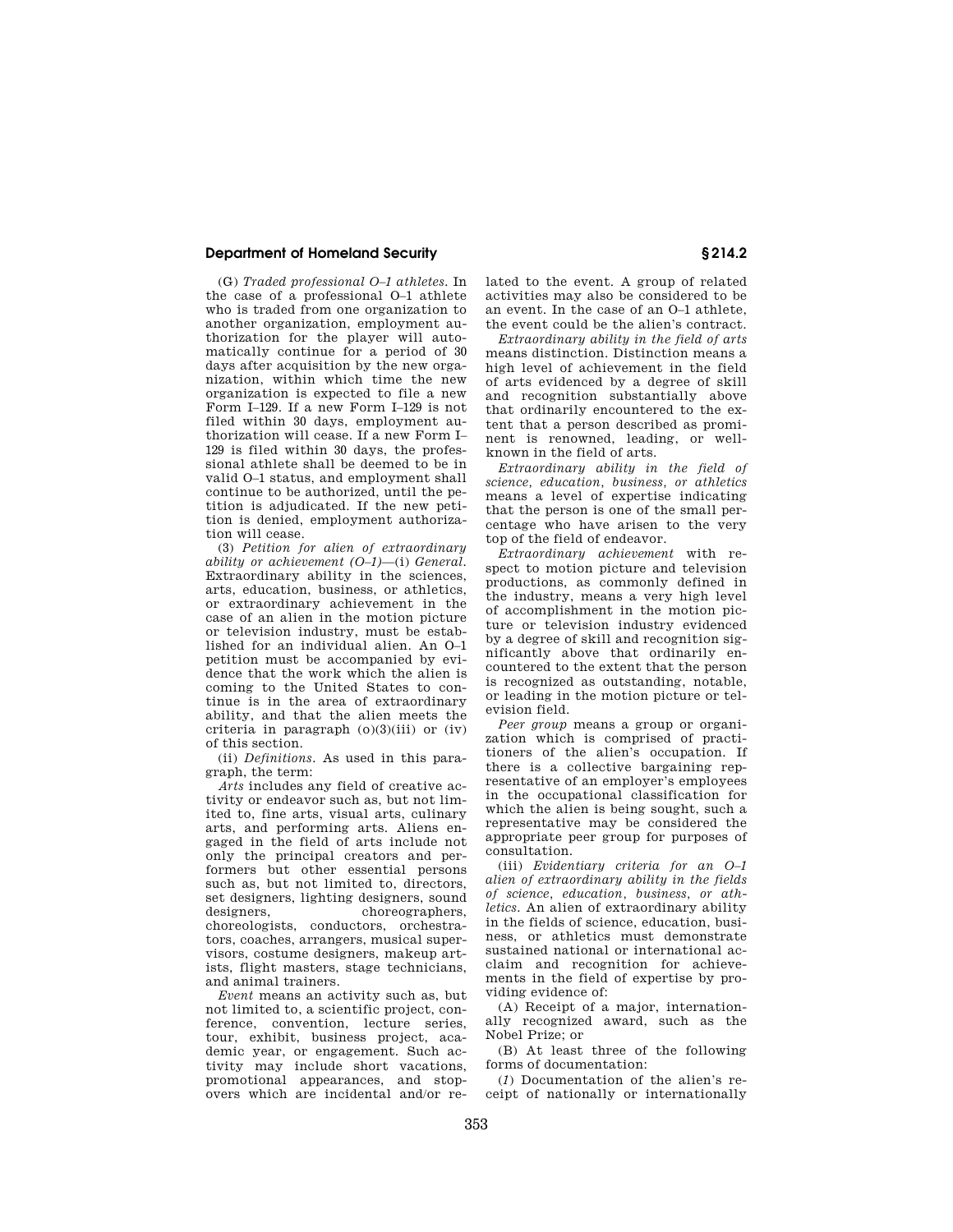(G) *Traded professional O–1 athletes.* In the case of a professional O–1 athlete who is traded from one organization to another organization, employment authorization for the player will automatically continue for a period of 30 days after acquisition by the new organization, within which time the new organization is expected to file a new Form I–129. If a new Form I–129 is not filed within 30 days, employment authorization will cease. If a new Form I–129 is filed within 30 days, the professional athlete shall be deemed to be in valid O–1 status, and employment shall continue to be authorized, until the petition is adjudicated. If the new petition is denied, employment authorization will cease.

(3) *Petition for alien of extraordinary ability or achievement (O–1)*—(i) *General.* Extraordinary ability in the sciences, arts, education, business, or athletics, or extraordinary achievement in the case of an alien in the motion picture or television industry, must be established for an individual alien. An O–1 petition must be accompanied by evidence that the work which the alien is coming to the United States to continue is in the area of extraordinary ability, and that the alien meets the criteria in paragraph (o)(3)(iii) or (iv) of this section.

(ii) *Definitions.* As used in this paragraph, the term:

*Arts* includes any field of creative activity or endeavor such as, but not limited to, fine arts, visual arts, culinary arts, and performing arts. Aliens engaged in the field of arts include not only the principal creators and performers but other essential persons such as, but not limited to, directors, set designers, lighting designers, sound designers, choreographers, choreologists, conductors, orchestrators, coaches, arrangers, musical supervisors, costume designers, makeup artists, flight masters, stage technicians, and animal trainers.

*Event* means an activity such as, but not limited to, a scientific project, conference, convention, lecture series, tour, exhibit, business project, academic year, or engagement. Such activity may include short vacations, promotional appearances, and stopovers which are incidental and/or related to the event. A group of related activities may also be considered to be an event. In the case of an O–1 athlete, the event could be the alien's contract.

*Extraordinary ability in the field of arts* means distinction. Distinction means a high level of achievement in the field of arts evidenced by a degree of skill and recognition substantially above that ordinarily encountered to the extent that a person described as prominent is renowned, leading, or well-known in the field of arts.

*Extraordinary ability in the field of science, education, business, or athletics* means a level of expertise indicating that the person is one of the small percentage who have arisen to the very top of the field of endeavor.

*Extraordinary achievement* with respect to motion picture and television productions, as commonly defined in the industry, means a very high level of accomplishment in the motion picture or television industry evidenced by a degree of skill and recognition significantly above that ordinarily encountered to the extent that the person is recognized as outstanding, notable, or leading in the motion picture or television field.

*Peer group* means a group or organization which is comprised of practitioners of the alien's occupation. If there is a collective bargaining representative of an employer's employees in the occupational classification for which the alien is being sought, such a representative may be considered the appropriate peer group for purposes of consultation.

(iii) *Evidentiary criteria for an O–1 alien of extraordinary ability in the fields of science, education, business, or athletics.* An alien of extraordinary ability in the fields of science, education, business, or athletics must demonstrate sustained national or international acclaim and recognition for achievements in the field of expertise by providing evidence of:

(A) Receipt of a major, internationally recognized award, such as the Nobel Prize; or

(B) At least three of the following forms of documentation:

(*1*) Documentation of the alien's receipt of nationally or internationally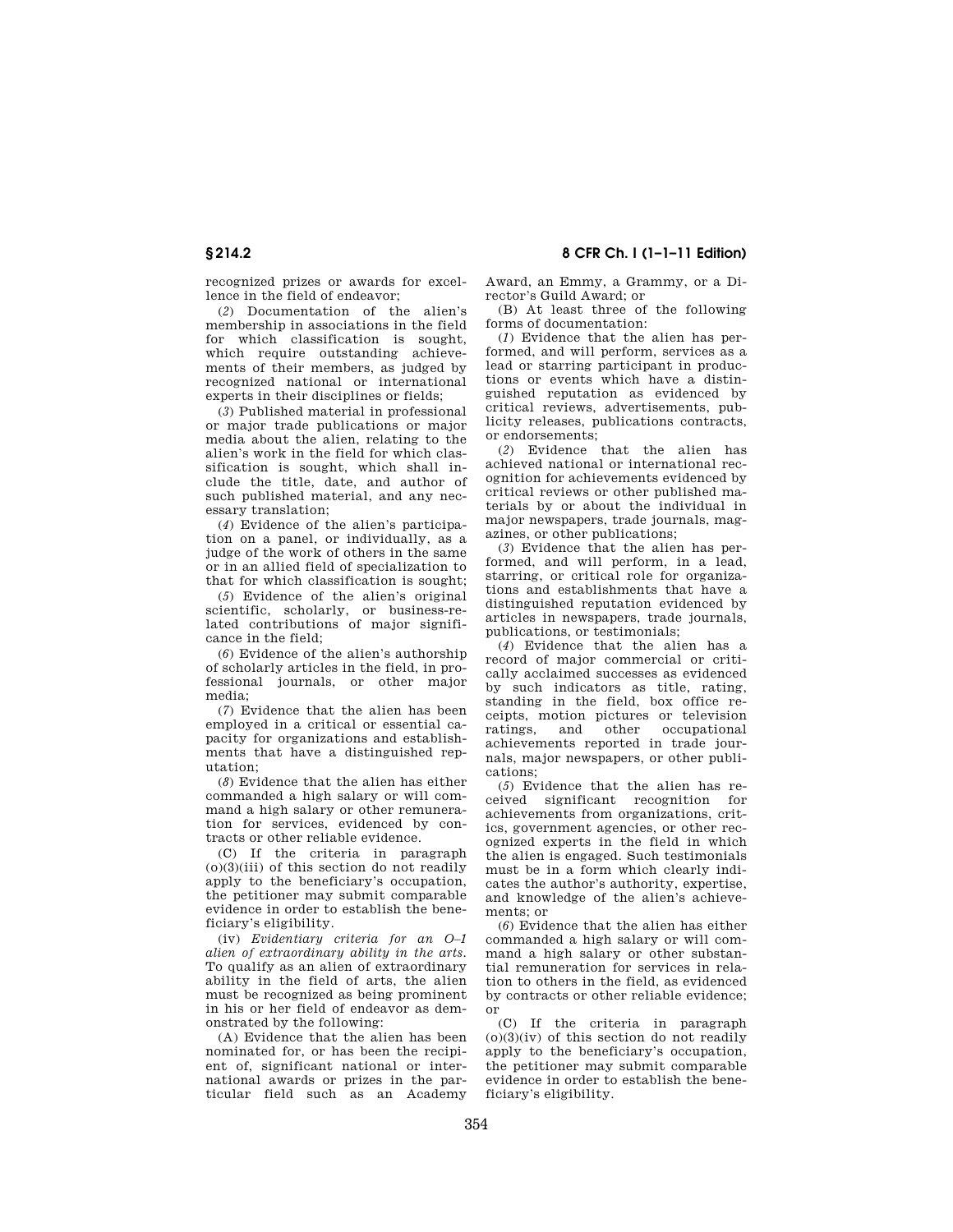recognized prizes or awards for excellence in the field of endeavor;

(*2*) Documentation of the alien's membership in associations in the field for which classification is sought, which require outstanding achievements of their members, as judged by recognized national or international experts in their disciplines or fields;

(*3*) Published material in professional or major trade publications or major media about the alien, relating to the alien's work in the field for which classification is sought, which shall include the title, date, and author of such published material, and any necessary translation;

(*4*) Evidence of the alien's participation on a panel, or individually, as a judge of the work of others in the same or in an allied field of specialization to that for which classification is sought;

(*5*) Evidence of the alien's original scientific, scholarly, or business-related contributions of major significance in the field;

(*6*) Evidence of the alien's authorship of scholarly articles in the field, in professional journals, or other major media;

(*7*) Evidence that the alien has been employed in a critical or essential capacity for organizations and establishments that have a distinguished reputation;

(*8*) Evidence that the alien has either commanded a high salary or will command a high salary or other remuneration for services, evidenced by contracts or other reliable evidence.

(C) If the criteria in paragraph (o)(3)(iii) of this section do not readily apply to the beneficiary's occupation, the petitioner may submit comparable evidence in order to establish the beneficiary's eligibility.

(iv) *Evidentiary criteria for an O–1 alien of extraordinary ability in the arts.* To qualify as an alien of extraordinary ability in the field of arts, the alien must be recognized as being prominent in his or her field of endeavor as demonstrated by the following:

(A) Evidence that the alien has been nominated for, or has been the recipient of, significant national or international awards or prizes in the particular field such as an Academy Award, an Emmy, a Grammy, or a Director's Guild Award; or

(B) At least three of the following forms of documentation:

(*1*) Evidence that the alien has performed, and will perform, services as a lead or starring participant in productions or events which have a distinguished reputation as evidenced by critical reviews, advertisements, publicity releases, publications contracts, or endorsements;

(*2*) Evidence that the alien has achieved national or international recognition for achievements evidenced by critical reviews or other published materials by or about the individual in major newspapers, trade journals, magazines, or other publications;

(*3*) Evidence that the alien has performed, and will perform, in a lead, starring, or critical role for organizations and establishments that have a distinguished reputation evidenced by articles in newspapers, trade journals, publications, or testimonials;

(*4*) Evidence that the alien has a record of major commercial or critically acclaimed successes as evidenced by such indicators as title, rating, standing in the field, box office receipts, motion pictures or television ratings, and other occupational achievements reported in trade journals, major newspapers, or other publications;

(*5*) Evidence that the alien has received significant recognition for achievements from organizations, critics, government agencies, or other recognized experts in the field in which the alien is engaged. Such testimonials must be in a form which clearly indicates the author's authority, expertise, and knowledge of the alien's achievements; or

(*6*) Evidence that the alien has either commanded a high salary or will command a high salary or other substantial remuneration for services in relation to others in the field, as evidenced by contracts or other reliable evidence; or

(C) If the criteria in paragraph (o)(3)(iv) of this section do not readily apply to the beneficiary's occupation, the petitioner may submit comparable evidence in order to establish the beneficiary's eligibility.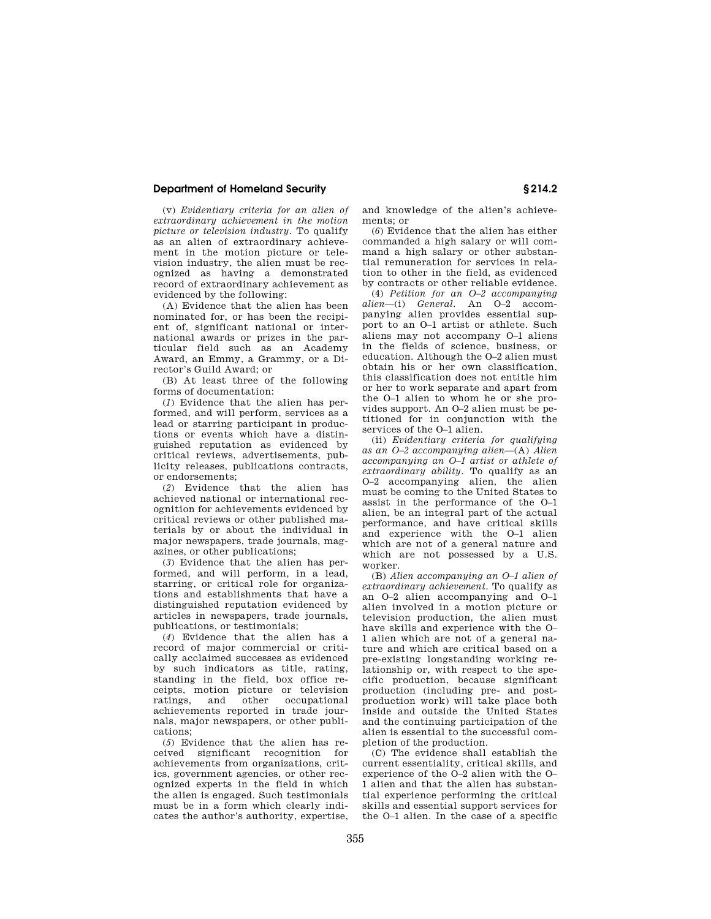(v) *Evidentiary criteria for an alien of extraordinary achievement in the motion picture or television industry.* To qualify as an alien of extraordinary achievement in the motion picture or television industry, the alien must be recognized as having a demonstrated record of extraordinary achievement as evidenced by the following:

(A) Evidence that the alien has been nominated for, or has been the recipient of, significant national or international awards or prizes in the particular field such as an Academy Award, an Emmy, a Grammy, or a Director's Guild Award; or

(B) At least three of the following forms of documentation:

(*1*) Evidence that the alien has performed, and will perform, services as a lead or starring participant in productions or events which have a distinguished reputation as evidenced by critical reviews, advertisements, publicity releases, publications contracts, or endorsements;

(*2*) Evidence that the alien has achieved national or international recognition for achievements evidenced by critical reviews or other published materials by or about the individual in major newspapers, trade journals, magazines, or other publications;

(*3*) Evidence that the alien has performed, and will perform, in a lead, starring, or critical role for organizations and establishments that have a distinguished reputation evidenced by articles in newspapers, trade journals, publications, or testimonials;

(*4*) Evidence that the alien has a record of major commercial or critically acclaimed successes as evidenced by such indicators as title, rating, standing in the field, box office receipts, motion picture or television ratings, and other occupational achievements reported in trade journals, major newspapers, or other publications;

(*5*) Evidence that the alien has received significant recognition for achievements from organizations, critics, government agencies, or other recognized experts in the field in which the alien is engaged. Such testimonials must be in a form which clearly indicates the author's authority, expertise, and knowledge of the alien's achievements; or

(*6*) Evidence that the alien has either commanded a high salary or will command a high salary or other substantial remuneration for services in relation to other in the field, as evidenced by contracts or other reliable evidence.

(4) *Petition for an O–2 accompanying alien*—(i) *General.* An O–2 accompanying alien provides essential support to an O–1 artist or athlete. Such aliens may not accompany O–1 aliens in the fields of science, business, or education. Although the O–2 alien must obtain his or her own classification, this classification does not entitle him or her to work separate and apart from the O–1 alien to whom he or she provides support. An O–2 alien must be petitioned for in conjunction with the services of the O–1 alien.

(ii) *Evidentiary criteria for qualifying as an O–2 accompanying alien*—(A) *Alien accompanying an O–1 artist or athlete of extraordinary ability.* To qualify as an O–2 accompanying alien, the alien must be coming to the United States to assist in the performance of the O–1 alien, be an integral part of the actual performance, and have critical skills and experience with the O–1 alien which are not of a general nature and which are not possessed by a U.S. worker.

(B) *Alien accompanying an O–1 alien of extraordinary achievement.* To qualify as an O–2 alien accompanying and O–1 alien involved in a motion picture or television production, the alien must have skills and experience with the O–1 alien which are not of a general nature and which are critical based on a pre-existing longstanding working relationship or, with respect to the specific production, because significant production (including pre- and post-production work) will take place both inside and outside the United States and the continuing participation of the alien is essential to the successful completion of the production.

(C) The evidence shall establish the current essentiality, critical skills, and experience of the O–2 alien with the O–1 alien and that the alien has substantial experience performing the critical skills and essential support services for the O–1 alien. In the case of a specific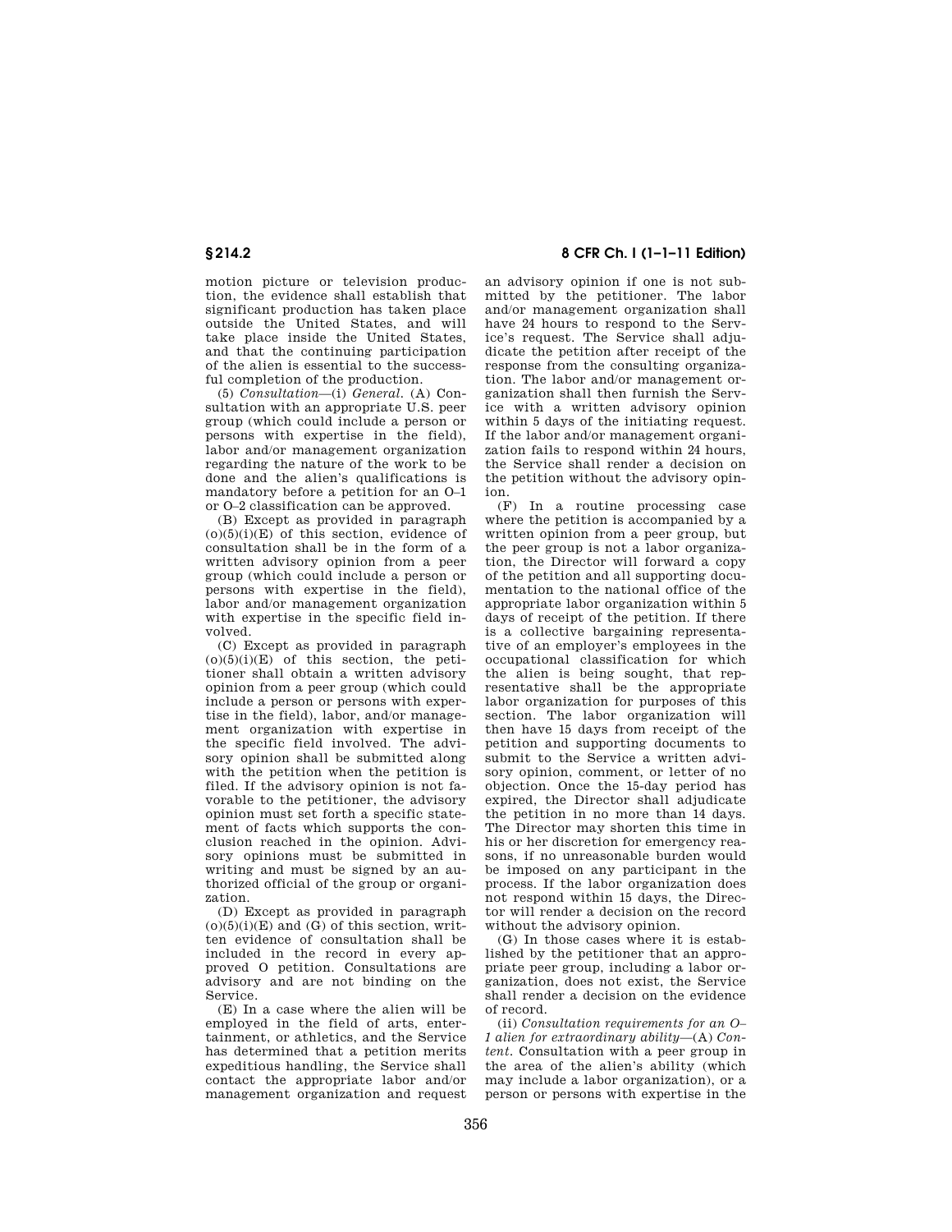motion picture or television production, the evidence shall establish that significant production has taken place outside the United States, and will take place inside the United States, and that the continuing participation of the alien is essential to the successful completion of the production.

(5) *Consultation*—(i) *General.* (A) Consultation with an appropriate U.S. peer group (which could include a person or persons with expertise in the field), labor and/or management organization regarding the nature of the work to be done and the alien's qualifications is mandatory before a petition for an O–1 or O–2 classification can be approved.

(B) Except as provided in paragraph (o)(5)(i)(E) of this section, evidence of consultation shall be in the form of a written advisory opinion from a peer group (which could include a person or persons with expertise in the field), labor and/or management organization with expertise in the specific field involved.

(C) Except as provided in paragraph (o)(5)(i)(E) of this section, the petitioner shall obtain a written advisory opinion from a peer group (which could include a person or persons with expertise in the field), labor, and/or management organization with expertise in the specific field involved. The advisory opinion shall be submitted along with the petition when the petition is filed. If the advisory opinion is not favorable to the petitioner, the advisory opinion must set forth a specific statement of facts which supports the conclusion reached in the opinion. Advisory opinions must be submitted in writing and must be signed by an authorized official of the group or organization.

(D) Except as provided in paragraph (o)(5)(i)(E) and (G) of this section, written evidence of consultation shall be included in the record in every approved O petition. Consultations are advisory and are not binding on the Service.

(E) In a case where the alien will be employed in the field of arts, entertainment, or athletics, and the Service has determined that a petition merits expeditious handling, the Service shall contact the appropriate labor and/or management organization and request an advisory opinion if one is not submitted by the petitioner. The labor and/or management organization shall have 24 hours to respond to the Service's request. The Service shall adjudicate the petition after receipt of the response from the consulting organization. The labor and/or management organization shall then furnish the Service with a written advisory opinion within 5 days of the initiating request. If the labor and/or management organization fails to respond within 24 hours, the Service shall render a decision on the petition without the advisory opinion.

(F) In a routine processing case where the petition is accompanied by a written opinion from a peer group, but the peer group is not a labor organization, the Director will forward a copy of the petition and all supporting documentation to the national office of the appropriate labor organization within 5 days of receipt of the petition. If there is a collective bargaining representative of an employer's employees in the occupational classification for which the alien is being sought, that representative shall be the appropriate labor organization for purposes of this section. The labor organization will then have 15 days from receipt of the petition and supporting documents to submit to the Service a written advisory opinion, comment, or letter of no objection. Once the 15-day period has expired, the Director shall adjudicate the petition in no more than 14 days. The Director may shorten this time in his or her discretion for emergency reasons, if no unreasonable burden would be imposed on any participant in the process. If the labor organization does not respond within 15 days, the Director will render a decision on the record without the advisory opinion.

(G) In those cases where it is established by the petitioner that an appropriate peer group, including a labor organization, does not exist, the Service shall render a decision on the evidence of record.

(ii) *Consultation requirements for an O–1 alien for extraordinary ability*—(A) *Content.* Consultation with a peer group in the area of the alien's ability (which may include a labor organization), or a person or persons with expertise in the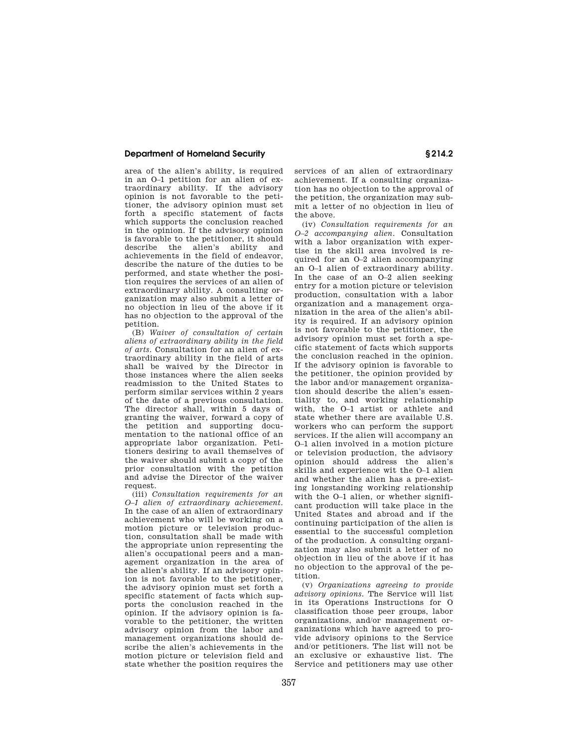area of the alien's ability, is required in an O–1 petition for an alien of extraordinary ability. If the advisory opinion is not favorable to the petitioner, the advisory opinion must set forth a specific statement of facts which supports the conclusion reached in the opinion. If the advisory opinion is favorable to the petitioner, it should describe the alien's ability and achievements in the field of endeavor, describe the nature of the duties to be performed, and state whether the position requires the services of an alien of extraordinary ability. A consulting organization may also submit a letter of no objection in lieu of the above if it has no objection to the approval of the petition.

(B) *Waiver of consultation of certain aliens of extraordinary ability in the field of arts.* Consultation for an alien of extraordinary ability in the field of arts shall be waived by the Director in those instances where the alien seeks readmission to the United States to perform similar services within 2 years of the date of a previous consultation. The director shall, within 5 days of granting the waiver, forward a copy of the petition and supporting documentation to the national office of an appropriate labor organization. Petitioners desiring to avail themselves of the waiver should submit a copy of the prior consultation with the petition and advise the Director of the waiver request.

(iii) *Consultation requirements for an O–1 alien of extraordinary achievement.* In the case of an alien of extraordinary achievement who will be working on a motion picture or television production, consultation shall be made with the appropriate union representing the alien's occupational peers and a management organization in the area of the alien's ability. If an advisory opinion is not favorable to the petitioner, the advisory opinion must set forth a specific statement of facts which supports the conclusion reached in the opinion. If the advisory opinion is favorable to the petitioner, the written advisory opinion from the labor and management organizations should describe the alien's achievements in the motion picture or television field and state whether the position requires the services of an alien of extraordinary achievement. If a consulting organization has no objection to the approval of the petition, the organization may submit a letter of no objection in lieu of the above.

(iv) *Consultation requirements for an O–2 accompanying alien.* Consultation with a labor organization with expertise in the skill area involved is required for an O–2 alien accompanying an O–1 alien of extraordinary ability. In the case of an O–2 alien seeking entry for a motion picture or television production, consultation with a labor organization and a management organization in the area of the alien's ability is required. If an advisory opinion is not favorable to the petitioner, the advisory opinion must set forth a specific statement of facts which supports the conclusion reached in the opinion. If the advisory opinion is favorable to the petitioner, the opinion provided by the labor and/or management organization should describe the alien's essentiality to, and working relationship with, the O–1 artist or athlete and state whether there are available U.S. workers who can perform the support services. If the alien will accompany an O–1 alien involved in a motion picture or television production, the advisory opinion should address the alien's skills and experience wit the O–1 alien and whether the alien has a pre-existing longstanding working relationship with the O–1 alien, or whether significant production will take place in the United States and abroad and if the continuing participation of the alien is essential to the successful completion of the production. A consulting organization may also submit a letter of no objection in lieu of the above if it has no objection to the approval of the petition.

(v) *Organizations agreeing to provide advisory opinions.* The Service will list in its Operations Instructions for O classification those peer groups, labor organizations, and/or management organizations which have agreed to provide advisory opinions to the Service and/or petitioners. The list will not be an exclusive or exhaustive list. The Service and petitioners may use other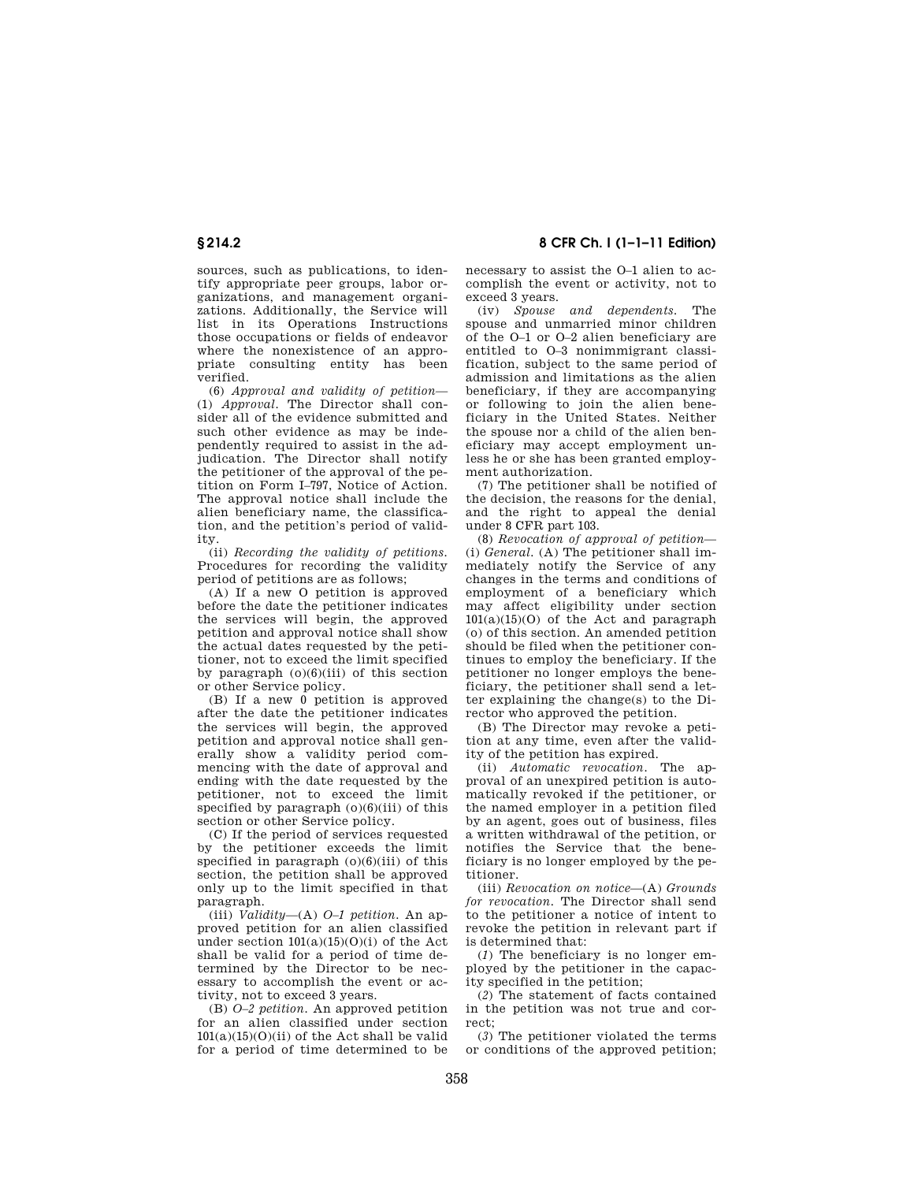sources, such as publications, to identify appropriate peer groups, labor organizations, and management organizations. Additionally, the Service will list in its Operations Instructions those occupations or fields of endeavor where the nonexistence of an appropriate consulting entity has been verified.

(6) *Approval and validity of petition*—(i) *Approval.* The Director shall consider all of the evidence submitted and such other evidence as may be independently required to assist in the adjudication. The Director shall notify the petitioner of the approval of the petition on Form I–797, Notice of Action. The approval notice shall include the alien beneficiary name, the classification, and the petition's period of validity.

(ii) *Recording the validity of petitions.* Procedures for recording the validity period of petitions are as follows;

(A) If a new O petition is approved before the date the petitioner indicates the services will begin, the approved petition and approval notice shall show the actual dates requested by the petitioner, not to exceed the limit specified by paragraph (o)(6)(iii) of this section or other Service policy.

(B) If a new 0 petition is approved after the date the petitioner indicates the services will begin, the approved petition and approval notice shall generally show a validity period commencing with the date of approval and ending with the date requested by the petitioner, not to exceed the limit specified by paragraph (o)(6)(iii) of this section or other Service policy.

(C) If the period of services requested by the petitioner exceeds the limit specified in paragraph (o)(6)(iii) of this section, the petition shall be approved only up to the limit specified in that paragraph.

(iii) *Validity*—(A) *O–1 petition.* An approved petition for an alien classified under section 101(a)(15)(O)(i) of the Act shall be valid for a period of time determined by the Director to be necessary to accomplish the event or activity, not to exceed 3 years.

(B) *O–2 petition.* An approved petition for an alien classified under section 101(a)(15)(O)(ii) of the Act shall be valid for a period of time determined to be necessary to assist the O–1 alien to accomplish the event or activity, not to exceed 3 years.

(iv) *Spouse and dependents.* The spouse and unmarried minor children of the O–1 or O–2 alien beneficiary are entitled to O–3 nonimmigrant classification, subject to the same period of admission and limitations as the alien beneficiary, if they are accompanying or following to join the alien beneficiary in the United States. Neither the spouse nor a child of the alien beneficiary may accept employment unless he or she has been granted employment authorization.

(7) The petitioner shall be notified of the decision, the reasons for the denial, and the right to appeal the denial under 8 CFR part 103.

(8) *Revocation of approval of petition*—(i) *General.* (A) The petitioner shall immediately notify the Service of any changes in the terms and conditions of employment of a beneficiary which may affect eligibility under section 101(a)(15)(O) of the Act and paragraph (o) of this section. An amended petition should be filed when the petitioner continues to employ the beneficiary. If the petitioner no longer employs the beneficiary, the petitioner shall send a letter explaining the change(s) to the Director who approved the petition.

(B) The Director may revoke a petition at any time, even after the validity of the petition has expired.

(ii) *Automatic revocation.* The approval of an unexpired petition is automatically revoked if the petitioner, or the named employer in a petition filed by an agent, goes out of business, files a written withdrawal of the petition, or notifies the Service that the beneficiary is no longer employed by the petitioner.

(iii) *Revocation on notice*—(A) *Grounds for revocation.* The Director shall send to the petitioner a notice of intent to revoke the petition in relevant part if is determined that:

(*1*) The beneficiary is no longer employed by the petitioner in the capacity specified in the petition;

(*2*) The statement of facts contained in the petition was not true and correct;

(*3*) The petitioner violated the terms or conditions of the approved petition;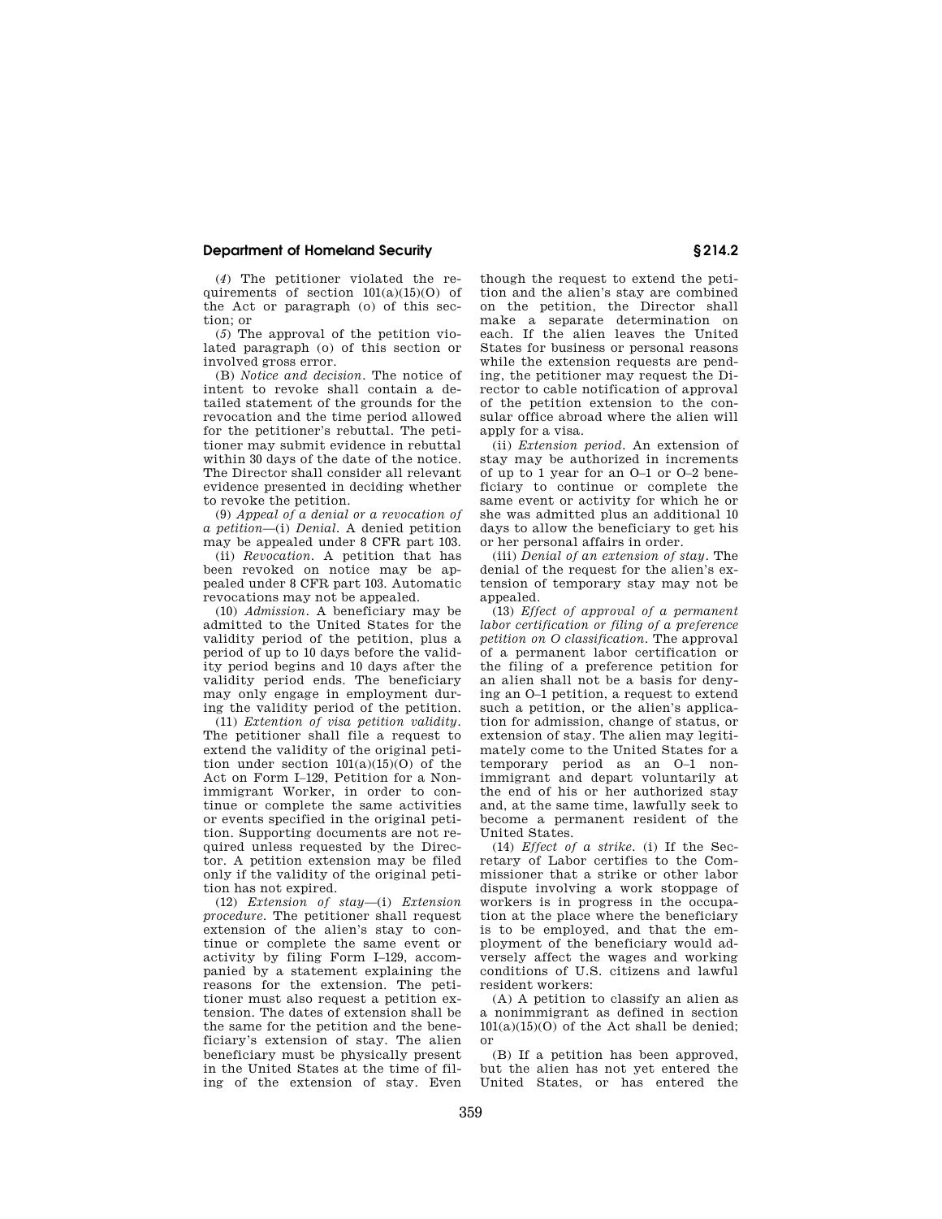(*4*) The petitioner violated the requirements of section 101(a)(15)(O) of the Act or paragraph (o) of this section; or

(*5*) The approval of the petition violated paragraph (o) of this section or involved gross error.

(B) *Notice and decision.* The notice of intent to revoke shall contain a detailed statement of the grounds for the revocation and the time period allowed for the petitioner's rebuttal. The petitioner may submit evidence in rebuttal within 30 days of the date of the notice. The Director shall consider all relevant evidence presented in deciding whether to revoke the petition.

(9) *Appeal of a denial or a revocation of a petition*—(i) *Denial.* A denied petition may be appealed under 8 CFR part 103.

(ii) *Revocation.* A petition that has been revoked on notice may be appealed under 8 CFR part 103. Automatic revocations may not be appealed.

(10) *Admission.* A beneficiary may be admitted to the United States for the validity period of the petition, plus a period of up to 10 days before the validity period begins and 10 days after the validity period ends. The beneficiary may only engage in employment during the validity period of the petition.

(11) *Extention of visa petition validity.* The petitioner shall file a request to extend the validity of the original petition under section 101(a)(15)(O) of the Act on Form I–129, Petition for a Nonimmigrant Worker, in order to continue or complete the same activities or events specified in the original petition. Supporting documents are not required unless requested by the Director. A petition extension may be filed only if the validity of the original petition has not expired.

(12) *Extension of stay*—(i) *Extension procedure.* The petitioner shall request extension of the alien's stay to continue or complete the same event or activity by filing Form I–129, accompanied by a statement explaining the reasons for the extension. The petitioner must also request a petition extension. The dates of extension shall be the same for the petition and the beneficiary's extension of stay. The alien beneficiary must be physically present in the United States at the time of filing of the extension of stay. Even though the request to extend the petition and the alien's stay are combined on the petition, the Director shall make a separate determination on each. If the alien leaves the United States for business or personal reasons while the extension requests are pending, the petitioner may request the Director to cable notification of approval of the petition extension to the consular office abroad where the alien will apply for a visa.

(ii) *Extension period.* An extension of stay may be authorized in increments of up to 1 year for an O–1 or O–2 beneficiary to continue or complete the same event or activity for which he or she was admitted plus an additional 10 days to allow the beneficiary to get his or her personal affairs in order.

(iii) *Denial of an extension of stay.* The denial of the request for the alien's extension of temporary stay may not be appealed.

(13) *Effect of approval of a permanent labor certification or filing of a preference petition on O classification.* The approval of a permanent labor certification or the filing of a preference petition for an alien shall not be a basis for denying an O–1 petition, a request to extend such a petition, or the alien's application for admission, change of status, or extension of stay. The alien may legitimately come to the United States for a temporary period as an O–1 nonimmigrant and depart voluntarily at the end of his or her authorized stay and, at the same time, lawfully seek to become a permanent resident of the United States.

(14) *Effect of a strike.* (i) If the Secretary of Labor certifies to the Commissioner that a strike or other labor dispute involving a work stoppage of workers is in progress in the occupation at the place where the beneficiary is to be employed, and that the employment of the beneficiary would adversely affect the wages and working conditions of U.S. citizens and lawful resident workers:

(A) A petition to classify an alien as a nonimmigrant as defined in section 101(a)(15)(O) of the Act shall be denied; or

(B) If a petition has been approved, but the alien has not yet entered the United States, or has entered the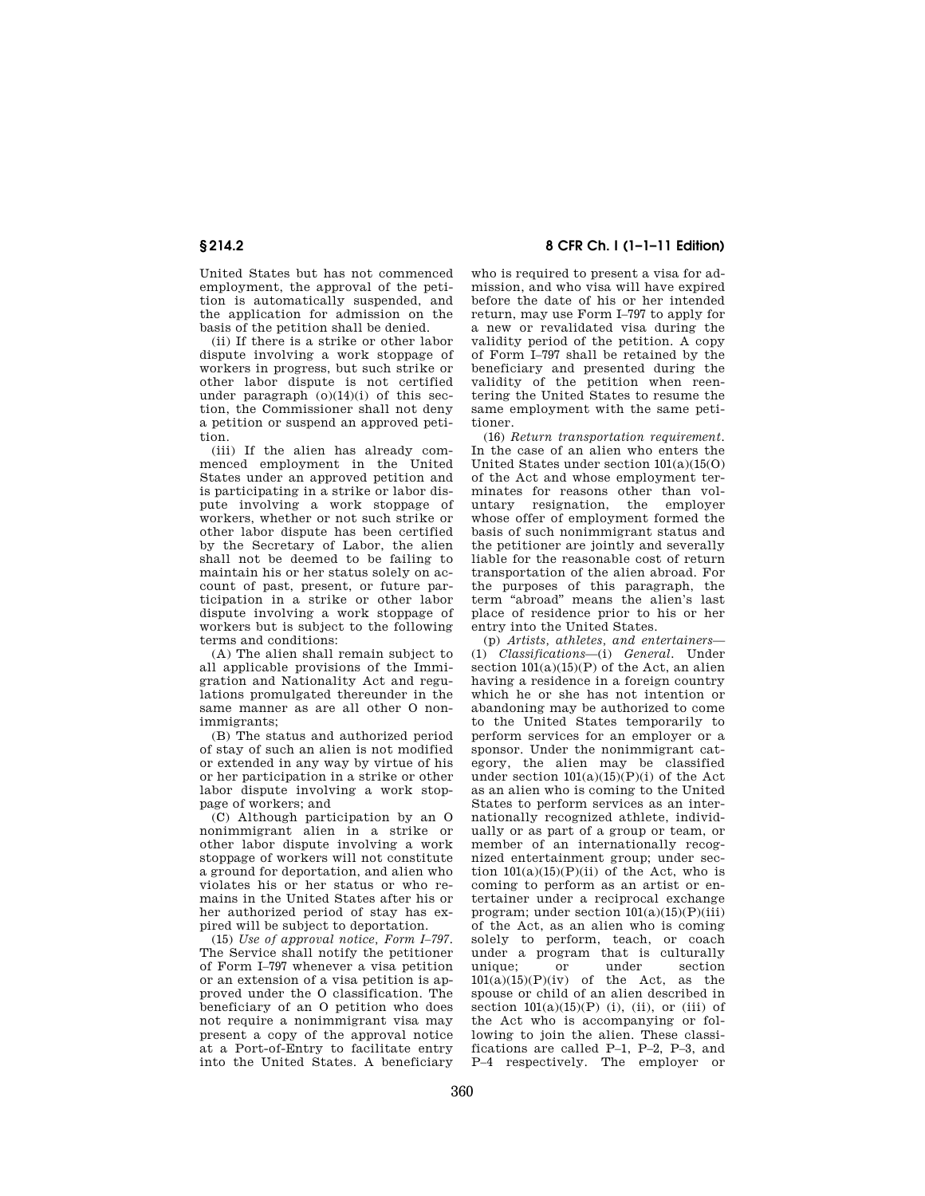United States but has not commenced employment, the approval of the petition is automatically suspended, and the application for admission on the basis of the petition shall be denied.

(ii) If there is a strike or other labor dispute involving a work stoppage of workers in progress, but such strike or other labor dispute is not certified under paragraph (o)(14)(i) of this section, the Commissioner shall not deny a petition or suspend an approved petition.

(iii) If the alien has already commenced employment in the United States under an approved petition and is participating in a strike or labor dispute involving a work stoppage of workers, whether or not such strike or other labor dispute has been certified by the Secretary of Labor, the alien shall not be deemed to be failing to maintain his or her status solely on account of past, present, or future participation in a strike or other labor dispute involving a work stoppage of workers but is subject to the following terms and conditions:

(A) The alien shall remain subject to all applicable provisions of the Immigration and Nationality Act and regulations promulgated thereunder in the same manner as are all other O nonimmigrants;

(B) The status and authorized period of stay of such an alien is not modified or extended in any way by virtue of his or her participation in a strike or other labor dispute involving a work stoppage of workers; and

(C) Although participation by an O nonimmigrant alien in a strike or other labor dispute involving a work stoppage of workers will not constitute a ground for deportation, and alien who violates his or her status or who remains in the United States after his or her authorized period of stay has expired will be subject to deportation.

(15) *Use of approval notice, Form I–797.* The Service shall notify the petitioner of Form I–797 whenever a visa petition or an extension of a visa petition is approved under the O classification. The beneficiary of an O petition who does not require a nonimmigrant visa may present a copy of the approval notice at a Port-of-Entry to facilitate entry into the United States. A beneficiary who is required to present a visa for admission, and who visa will have expired before the date of his or her intended return, may use Form I–797 to apply for a new or revalidated visa during the validity period of the petition. A copy of Form I–797 shall be retained by the beneficiary and presented during the validity of the petition when reentering the United States to resume the same employment with the same petitioner.

(16) *Return transportation requirement.* In the case of an alien who enters the United States under section 101(a)(15(O) of the Act and whose employment terminates for reasons other than voluntary resignation, the employer whose offer of employment formed the basis of such nonimmigrant status and the petitioner are jointly and severally liable for the reasonable cost of return transportation of the alien abroad. For the purposes of this paragraph, the term "abroad" means the alien's last place of residence prior to his or her entry into the United States.

(p) *Artists, athletes, and entertainers*—(1) *Classifications*—(i) *General.* Under section 101(a)(15)(P) of the Act, an alien having a residence in a foreign country which he or she has not intention or abandoning may be authorized to come to the United States temporarily to perform services for an employer or a sponsor. Under the nonimmigrant category, the alien may be classified under section 101(a)(15)(P)(i) of the Act as an alien who is coming to the United States to perform services as an internationally recognized athlete, individually or as part of a group or team, or member of an internationally recognized entertainment group; under section 101(a)(15)(P)(ii) of the Act, who is coming to perform as an artist or entertainer under a reciprocal exchange program; under section 101(a)(15)(P)(iii) of the Act, as an alien who is coming solely to perform, teach, or coach under a program that is culturally unique; or under section 101(a)(15)(P)(iv) of the Act, as the spouse or child of an alien described in section 101(a)(15)(P) (i), (ii), or (iii) of the Act who is accompanying or following to join the alien. These classifications are called P–1, P–2, P–3, and P–4 respectively. The employer or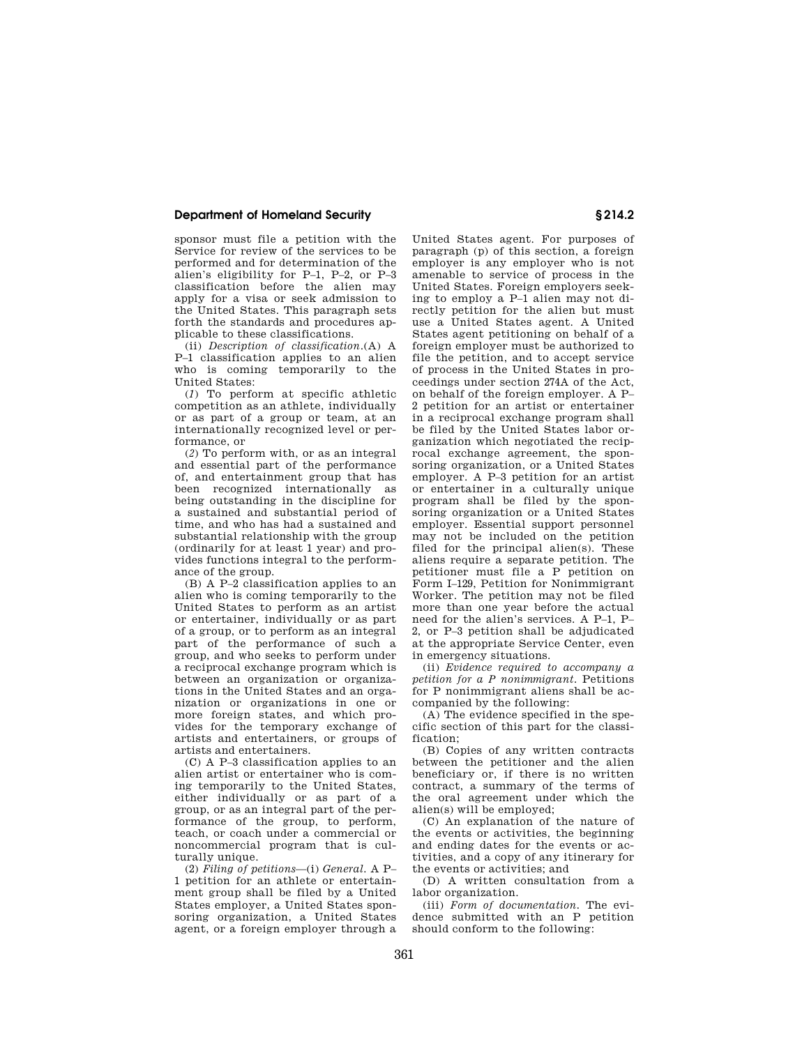sponsor must file a petition with the Service for review of the services to be performed and for determination of the alien's eligibility for P–1, P–2, or P–3 classification before the alien may apply for a visa or seek admission to the United States. This paragraph sets forth the standards and procedures applicable to these classifications.

(ii) *Description of classification.*(A) A P–1 classification applies to an alien who is coming temporarily to the United States:

(*1*) To perform at specific athletic competition as an athlete, individually or as part of a group or team, at an internationally recognized level or performance, or

(*2*) To perform with, or as an integral and essential part of the performance of, and entertainment group that has been recognized internationally as being outstanding in the discipline for a sustained and substantial period of time, and who has had a sustained and substantial relationship with the group (ordinarily for at least 1 year) and provides functions integral to the performance of the group.

(B) A P–2 classification applies to an alien who is coming temporarily to the United States to perform as an artist or entertainer, individually or as part of a group, or to perform as an integral part of the performance of such a group, and who seeks to perform under a reciprocal exchange program which is between an organization or organizations in the United States and an organization or organizations in one or more foreign states, and which provides for the temporary exchange of artists and entertainers, or groups of artists and entertainers.

(C) A P–3 classification applies to an alien artist or entertainer who is coming temporarily to the United States, either individually or as part of a group, or as an integral part of the performance of the group, to perform, teach, or coach under a commercial or noncommercial program that is culturally unique.

(2) *Filing of petitions*—(i) *General.* A P–1 petition for an athlete or entertainment group shall be filed by a United States employer, a United States sponsoring organization, a United States agent, or a foreign employer through a United States agent. For purposes of paragraph (p) of this section, a foreign employer is any employer who is not amenable to service of process in the United States. Foreign employers seeking to employ a P–1 alien may not directly petition for the alien but must use a United States agent. A United States agent petitioning on behalf of a foreign employer must be authorized to file the petition, and to accept service of process in the United States in proceedings under section 274A of the Act, on behalf of the foreign employer. A P–2 petition for an artist or entertainer in a reciprocal exchange program shall be filed by the United States labor organization which negotiated the reciprocal exchange agreement, the sponsoring organization, or a United States employer. A P–3 petition for an artist or entertainer in a culturally unique program shall be filed by the sponsoring organization or a United States employer. Essential support personnel may not be included on the petition filed for the principal alien(s). These aliens require a separate petition. The petitioner must file a P petition on Form I–129, Petition for Nonimmigrant Worker. The petition may not be filed more than one year before the actual need for the alien's services. A P–1, P–2, or P–3 petition shall be adjudicated at the appropriate Service Center, even in emergency situations.

(ii) *Evidence required to accompany a petition for a P nonimmigrant.* Petitions for P nonimmigrant aliens shall be accompanied by the following:

(A) The evidence specified in the specific section of this part for the classification;

(B) Copies of any written contracts between the petitioner and the alien beneficiary or, if there is no written contract, a summary of the terms of the oral agreement under which the alien(s) will be employed;

(C) An explanation of the nature of the events or activities, the beginning and ending dates for the events or activities, and a copy of any itinerary for the events or activities; and

(D) A written consultation from a labor organization.

(iii) *Form of documentation.* The evidence submitted with an P petition should conform to the following: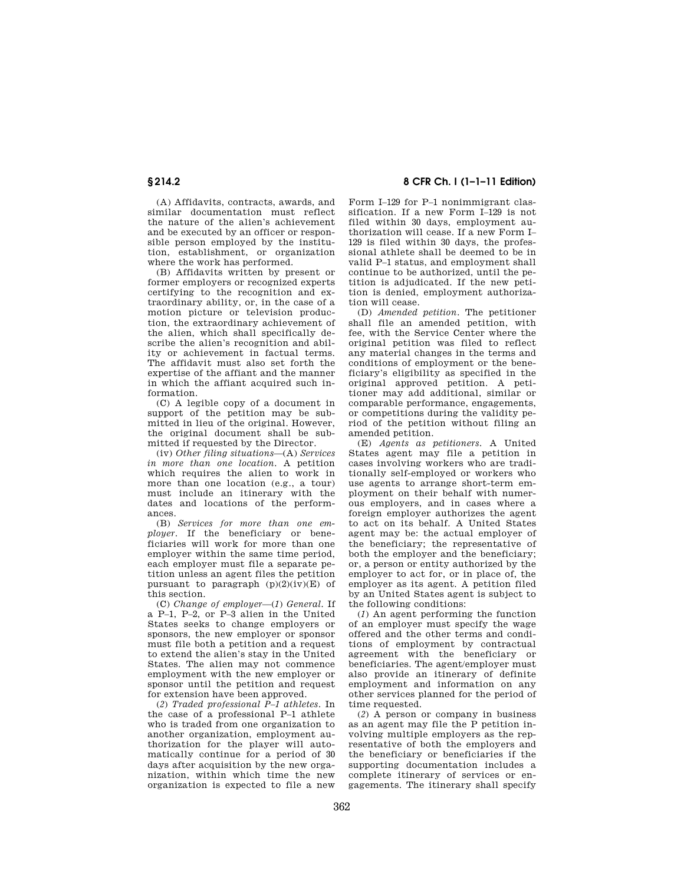(A) Affidavits, contracts, awards, and similar documentation must reflect the nature of the alien's achievement and be executed by an officer or responsible person employed by the institution, establishment, or organization where the work has performed.

(B) Affidavits written by present or former employers or recognized experts certifying to the recognition and extraordinary ability, or, in the case of a motion picture or television production, the extraordinary achievement of the alien, which shall specifically describe the alien's recognition and ability or achievement in factual terms. The affidavit must also set forth the expertise of the affiant and the manner in which the affiant acquired such information.

(C) A legible copy of a document in support of the petition may be submitted in lieu of the original. However, the original document shall be submitted if requested by the Director.

(iv) *Other filing situations*—(A) *Services in more than one location*. A petition which requires the alien to work in more than one location (e.g., a tour) must include an itinerary with the dates and locations of the performances.

(B) *Services for more than one employer*. If the beneficiary or beneficiaries will work for more than one employer within the same time period, each employer must file a separate petition unless an agent files the petition pursuant to paragraph (p)(2)(iv)(E) of this section.

(C) *Change of employer*—(*1*) *General*. If a P–1, P–2, or P–3 alien in the United States seeks to change employers or sponsors, the new employer or sponsor must file both a petition and a request to extend the alien's stay in the United States. The alien may not commence employment with the new employer or sponsor until the petition and request for extension have been approved.

(*2*) *Traded professional P–1 athletes*. In the case of a professional P–1 athlete who is traded from one organization to another organization, employment authorization for the player will automatically continue for a period of 30 days after acquisition by the new organization, within which time the new organization is expected to file a new Form I–129 for P–1 nonimmigrant classification. If a new Form I–129 is not filed within 30 days, employment authorization will cease. If a new Form I–129 is filed within 30 days, the professional athlete shall be deemed to be in valid P–1 status, and employment shall continue to be authorized, until the petition is adjudicated. If the new petition is denied, employment authorization will cease.

(D) *Amended petition*. The petitioner shall file an amended petition, with fee, with the Service Center where the original petition was filed to reflect any material changes in the terms and conditions of employment or the beneficiary's eligibility as specified in the original approved petition. A petitioner may add additional, similar or comparable performance, engagements, or competitions during the validity period of the petition without filing an amended petition.

(E) *Agents as petitioners*. A United States agent may file a petition in cases involving workers who are traditionally self-employed or workers who use agents to arrange short-term employment on their behalf with numerous employers, and in cases where a foreign employer authorizes the agent to act on its behalf. A United States agent may be: the actual employer of the beneficiary; the representative of both the employer and the beneficiary; or, a person or entity authorized by the employer to act for, or in place of, the employer as its agent. A petition filed by an United States agent is subject to the following conditions:

(*1*) An agent performing the function of an employer must specify the wage offered and the other terms and conditions of employment by contractual agreement with the beneficiary or beneficiaries. The agent/employer must also provide an itinerary of definite employment and information on any other services planned for the period of time requested.

(*2*) A person or company in business as an agent may file the P petition involving multiple employers as the representative of both the employers and the beneficiary or beneficiaries if the supporting documentation includes a complete itinerary of services or engagements. The itinerary shall specify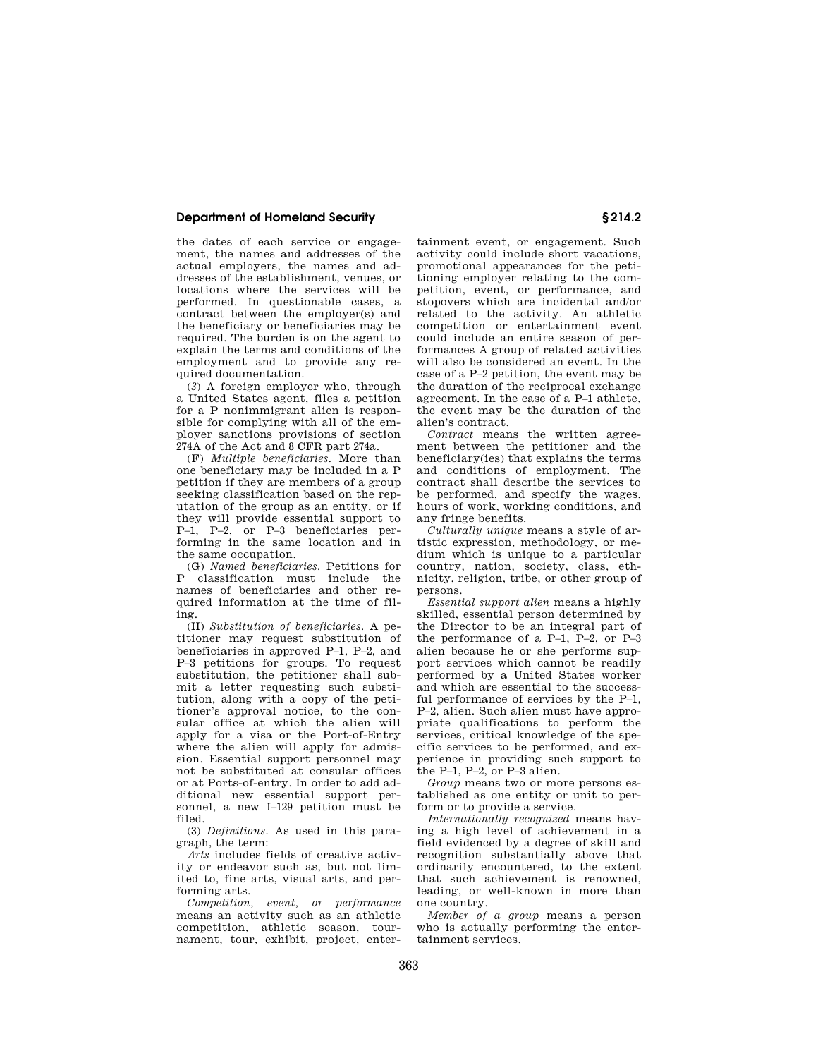the dates of each service or engagement, the names and addresses of the actual employers, the names and addresses of the establishment, venues, or locations where the services will be performed. In questionable cases, a contract between the employer(s) and the beneficiary or beneficiaries may be required. The burden is on the agent to explain the terms and conditions of the employment and to provide any required documentation.

(*3*) A foreign employer who, through a United States agent, files a petition for a P nonimmigrant alien is responsible for complying with all of the employer sanctions provisions of section 274A of the Act and 8 CFR part 274a.

(F) *Multiple beneficiaries.* More than one beneficiary may be included in a P petition if they are members of a group seeking classification based on the reputation of the group as an entity, or if they will provide essential support to P–1, P–2, or P–3 beneficiaries performing in the same location and in the same occupation.

(G) *Named beneficiaries.* Petitions for P classification must include the names of beneficiaries and other required information at the time of filing.

(H) *Substitution of beneficiaries.* A petitioner may request substitution of beneficiaries in approved P–1, P–2, and P–3 petitions for groups. To request substitution, the petitioner shall submit a letter requesting such substitution, along with a copy of the petitioner's approval notice, to the consular office at which the alien will apply for a visa or the Port-of-Entry where the alien will apply for admission. Essential support personnel may not be substituted at consular offices or at Ports-of-entry. In order to add additional new essential support personnel, a new I–129 petition must be filed.

(3) *Definitions.* As used in this paragraph, the term:

*Arts* includes fields of creative activity or endeavor such as, but not limited to, fine arts, visual arts, and performing arts.

*Competition, event, or performance* means an activity such as an athletic competition, athletic season, tournament, tour, exhibit, project, entertainment event, or engagement. Such activity could include short vacations, promotional appearances for the petitioning employer relating to the competition, event, or performance, and stopovers which are incidental and/or related to the activity. An athletic competition or entertainment event could include an entire season of performances A group of related activities will also be considered an event. In the case of a P–2 petition, the event may be the duration of the reciprocal exchange agreement. In the case of a P–1 athlete, the event may be the duration of the alien's contract.

*Contract* means the written agreement between the petitioner and the beneficiary(ies) that explains the terms and conditions of employment. The contract shall describe the services to be performed, and specify the wages, hours of work, working conditions, and any fringe benefits.

*Culturally unique* means a style of artistic expression, methodology, or medium which is unique to a particular country, nation, society, class, ethnicity, religion, tribe, or other group of persons.

*Essential support alien* means a highly skilled, essential person determined by the Director to be an integral part of the performance of a P–1, P–2, or P–3 alien because he or she performs support services which cannot be readily performed by a United States worker and which are essential to the successful performance of services by the P–1, P–2, alien. Such alien must have appropriate qualifications to perform the services, critical knowledge of the specific services to be performed, and experience in providing such support to the P–1, P–2, or P–3 alien.

*Group* means two or more persons established as one entity or unit to perform or to provide a service.

*Internationally recognized* means having a high level of achievement in a field evidenced by a degree of skill and recognition substantially above that ordinarily encountered, to the extent that such achievement is renowned, leading, or well-known in more than one country.

*Member of a group* means a person who is actually performing the entertainment services.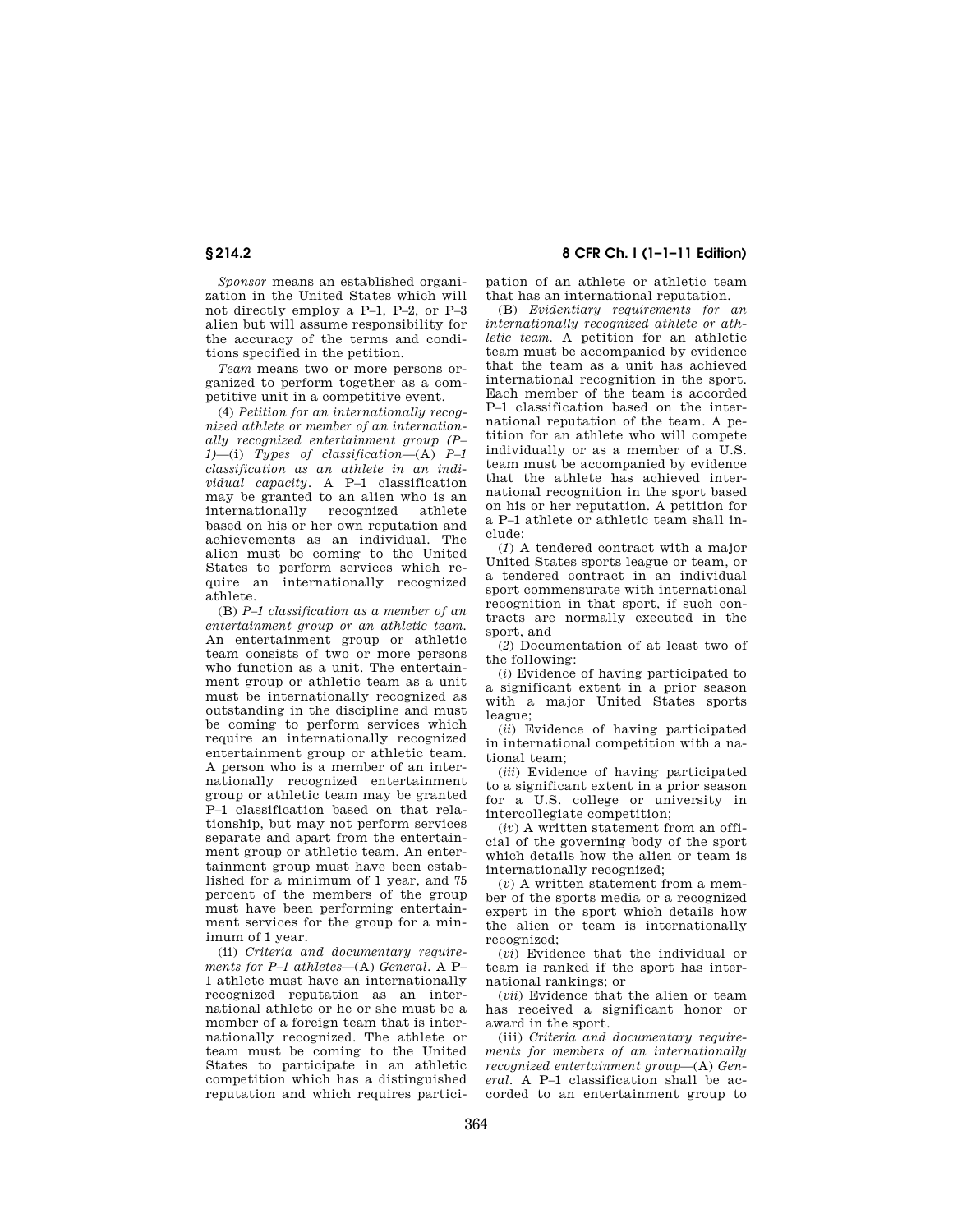*Sponsor* means an established organization in the United States which will not directly employ a P–1, P–2, or P–3 alien but will assume responsibility for the accuracy of the terms and conditions specified in the petition.

*Team* means two or more persons organized to perform together as a competitive unit in a competitive event.

(4) *Petition for an internationally recognized athlete or member of an internationally recognized entertainment group (P–1)*—(i) *Types of classification*—(A) *P–1 classification as an athlete in an individual capacity*. A P–1 classification may be granted to an alien who is an internationally recognized athlete based on his or her own reputation and achievements as an individual. The alien must be coming to the United States to perform services which require an internationally recognized athlete.

(B) *P–1 classification as a member of an entertainment group or an athletic team.* An entertainment group or athletic team consists of two or more persons who function as a unit. The entertainment group or athletic team as a unit must be internationally recognized as outstanding in the discipline and must be coming to perform services which require an internationally recognized entertainment group or athletic team. A person who is a member of an internationally recognized entertainment group or athletic team may be granted P–1 classification based on that relationship, but may not perform services separate and apart from the entertainment group or athletic team. An entertainment group must have been established for a minimum of 1 year, and 75 percent of the members of the group must have been performing entertainment services for the group for a minimum of 1 year.

(ii) *Criteria and documentary requirements for P–1 athletes*—(A) *General.* A P–1 athlete must have an internationally recognized reputation as an international athlete or he or she must be a member of a foreign team that is internationally recognized. The athlete or team must be coming to the United States to participate in an athletic competition which has a distinguished reputation and which requires participation of an athlete or athletic team that has an international reputation.

(B) *Evidentiary requirements for an internationally recognized athlete or athletic team.* A petition for an athletic team must be accompanied by evidence that the team as a unit has achieved international recognition in the sport. Each member of the team is accorded P–1 classification based on the international reputation of the team. A petition for an athlete who will compete individually or as a member of a U.S. team must be accompanied by evidence that the athlete has achieved international recognition in the sport based on his or her reputation. A petition for a P–1 athlete or athletic team shall include:

(*1*) A tendered contract with a major United States sports league or team, or a tendered contract in an individual sport commensurate with international recognition in that sport, if such contracts are normally executed in the sport, and

(*2*) Documentation of at least two of the following:

(*i*) Evidence of having participated to a significant extent in a prior season with a major United States sports league;

(*ii*) Evidence of having participated in international competition with a national team;

(*iii*) Evidence of having participated to a significant extent in a prior season for a U.S. college or university in intercollegiate competition;

(*iv*) A written statement from an official of the governing body of the sport which details how the alien or team is internationally recognized;

(*v*) A written statement from a member of the sports media or a recognized expert in the sport which details how the alien or team is internationally recognized;

(*vi*) Evidence that the individual or team is ranked if the sport has international rankings; or

(*vii*) Evidence that the alien or team has received a significant honor or award in the sport.

(iii) *Criteria and documentary requirements for members of an internationally recognized entertainment group*—(A) *General.* A P–1 classification shall be accorded to an entertainment group to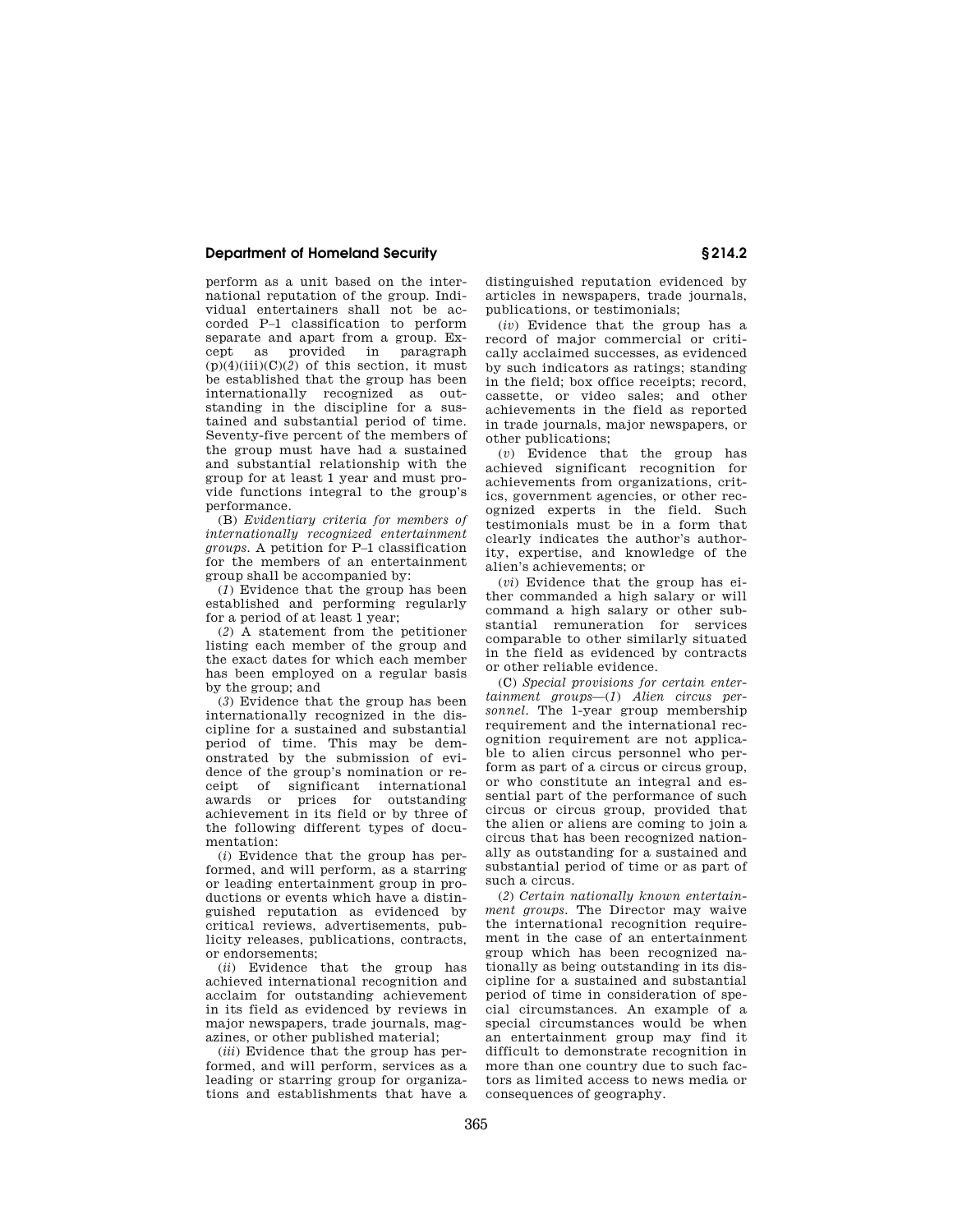perform as a unit based on the international reputation of the group. Individual entertainers shall not be accorded P–1 classification to perform separate and apart from a group. Except as provided in paragraph (p)(4)(iii)(C)(*2*) of this section, it must be established that the group has been internationally recognized as outstanding in the discipline for a sustained and substantial period of time. Seventy-five percent of the members of the group must have had a sustained and substantial relationship with the group for at least 1 year and must provide functions integral to the group's performance.

(B) *Evidentiary criteria for members of internationally recognized entertainment groups.* A petition for P–1 classification for the members of an entertainment group shall be accompanied by:

(*1*) Evidence that the group has been established and performing regularly for a period of at least 1 year;

(*2*) A statement from the petitioner listing each member of the group and the exact dates for which each member has been employed on a regular basis by the group; and

(*3*) Evidence that the group has been internationally recognized in the discipline for a sustained and substantial period of time. This may be demonstrated by the submission of evidence of the group's nomination or receipt of significant international awards or prices for outstanding achievement in its field or by three of the following different types of documentation:

(*i*) Evidence that the group has performed, and will perform, as a starring or leading entertainment group in productions or events which have a distinguished reputation as evidenced by critical reviews, advertisements, publicity releases, publications, contracts, or endorsements;

(*ii*) Evidence that the group has achieved international recognition and acclaim for outstanding achievement in its field as evidenced by reviews in major newspapers, trade journals, magazines, or other published material;

(*iii*) Evidence that the group has performed, and will perform, services as a leading or starring group for organizations and establishments that have a distinguished reputation evidenced by articles in newspapers, trade journals, publications, or testimonials;

(*iv*) Evidence that the group has a record of major commercial or critically acclaimed successes, as evidenced by such indicators as ratings; standing in the field; box office receipts; record, cassette, or video sales; and other achievements in the field as reported in trade journals, major newspapers, or other publications;

(*v*) Evidence that the group has achieved significant recognition for achievements from organizations, critics, government agencies, or other recognized experts in the field. Such testimonials must be in a form that clearly indicates the author's authority, expertise, and knowledge of the alien's achievements; or

(*vi*) Evidence that the group has either commanded a high salary or will command a high salary or other substantial remuneration for services comparable to other similarly situated in the field as evidenced by contracts or other reliable evidence.

(C) *Special provisions for certain entertainment groups*—(*1*) *Alien circus personnel.* The 1-year group membership requirement and the international recognition requirement are not applicable to alien circus personnel who perform as part of a circus or circus group, or who constitute an integral and essential part of the performance of such circus or circus group, provided that the alien or aliens are coming to join a circus that has been recognized nationally as outstanding for a sustained and substantial period of time or as part of such a circus.

(*2*) *Certain nationally known entertainment groups.* The Director may waive the international recognition requirement in the case of an entertainment group which has been recognized nationally as being outstanding in its discipline for a sustained and substantial period of time in consideration of special circumstances. An example of a special circumstances would be when an entertainment group may find it difficult to demonstrate recognition in more than one country due to such factors as limited access to news media or consequences of geography.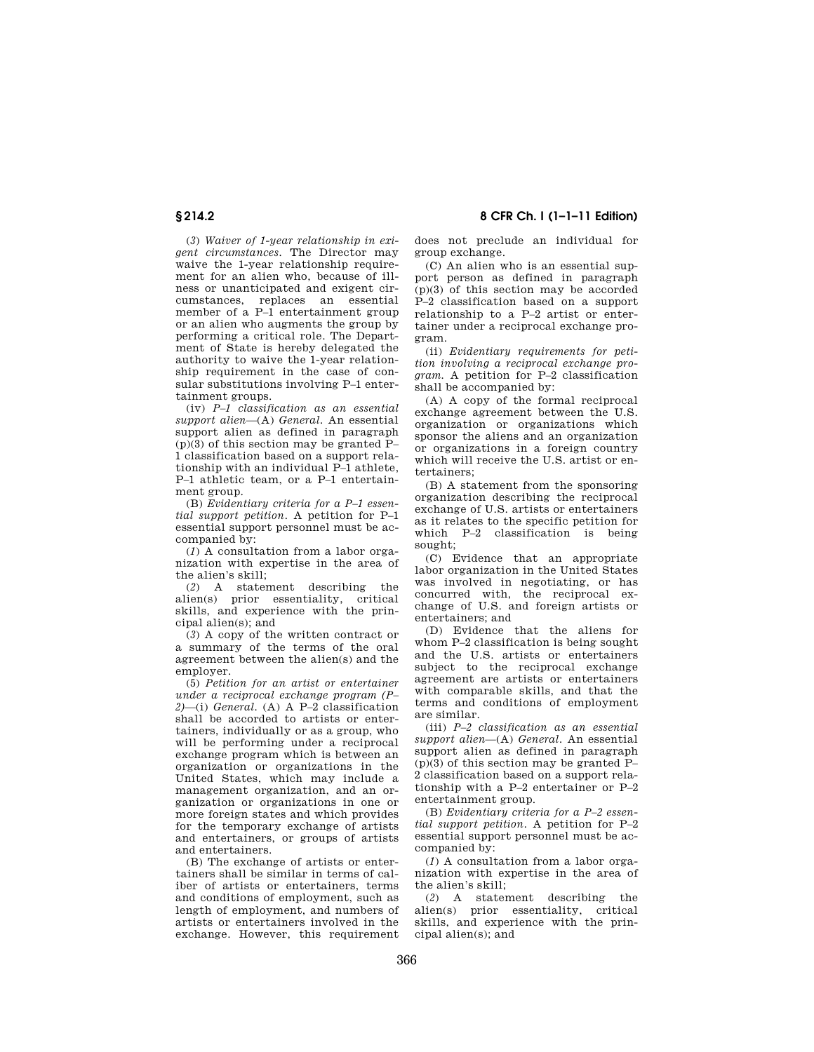(*3*) *Waiver of 1-year relationship in exigent circumstances.* The Director may waive the 1-year relationship requirement for an alien who, because of illness or unanticipated and exigent circumstances, replaces an essential member of a P–1 entertainment group or an alien who augments the group by performing a critical role. The Department of State is hereby delegated the authority to waive the 1-year relationship requirement in the case of consular substitutions involving P–1 entertainment groups.

(iv) *P–1 classification as an essential support alien*—(A) *General.* An essential support alien as defined in paragraph (p)(3) of this section may be granted P–1 classification based on a support relationship with an individual P–1 athlete, P–1 athletic team, or a P–1 entertainment group.

(B) *Evidentiary criteria for a P–1 essential support petition.* A petition for P–1 essential support personnel must be accompanied by:

(*1*) A consultation from a labor organization with expertise in the area of the alien's skill;

(*2*) A statement describing the alien(s) prior essentiality, critical skills, and experience with the principal alien(s); and

(*3*) A copy of the written contract or a summary of the terms of the oral agreement between the alien(s) and the employer.

(5) *Petition for an artist or entertainer under a reciprocal exchange program (P–2)*—(i) *General.* (A) A P–2 classification shall be accorded to artists or entertainers, individually or as a group, who will be performing under a reciprocal exchange program which is between an organization or organizations in the United States, which may include a management organization, and an organization or organizations in one or more foreign states and which provides for the temporary exchange of artists and entertainers, or groups of artists and entertainers.

(B) The exchange of artists or entertainers shall be similar in terms of caliber of artists or entertainers, terms and conditions of employment, such as length of employment, and numbers of artists or entertainers involved in the exchange. However, this requirement does not preclude an individual for group exchange.

(C) An alien who is an essential support person as defined in paragraph (p)(3) of this section may be accorded P–2 classification based on a support relationship to a P–2 artist or entertainer under a reciprocal exchange program.

(ii) *Evidentiary requirements for petition involving a reciprocal exchange program.* A petition for P–2 classification shall be accompanied by:

(A) A copy of the formal reciprocal exchange agreement between the U.S. organization or organizations which sponsor the aliens and an organization or organizations in a foreign country which will receive the U.S. artist or entertainers;

(B) A statement from the sponsoring organization describing the reciprocal exchange of U.S. artists or entertainers as it relates to the specific petition for which P–2 classification is being sought;

(C) Evidence that an appropriate labor organization in the United States was involved in negotiating, or has concurred with, the reciprocal exchange of U.S. and foreign artists or entertainers; and

(D) Evidence that the aliens for whom P–2 classification is being sought and the U.S. artists or entertainers subject to the reciprocal exchange agreement are artists or entertainers with comparable skills, and that the terms and conditions of employment are similar.

(iii) *P–2 classification as an essential support alien*—(A) *General.* An essential support alien as defined in paragraph (p)(3) of this section may be granted P–2 classification based on a support relationship with a P–2 entertainer or P–2 entertainment group.

(B) *Evidentiary criteria for a P–2 essential support petition.* A petition for P–2 essential support personnel must be accompanied by:

(*1*) A consultation from a labor organization with expertise in the area of the alien's skill;

(*2*) A statement describing the alien(s) prior essentiality, critical skills, and experience with the principal alien(s); and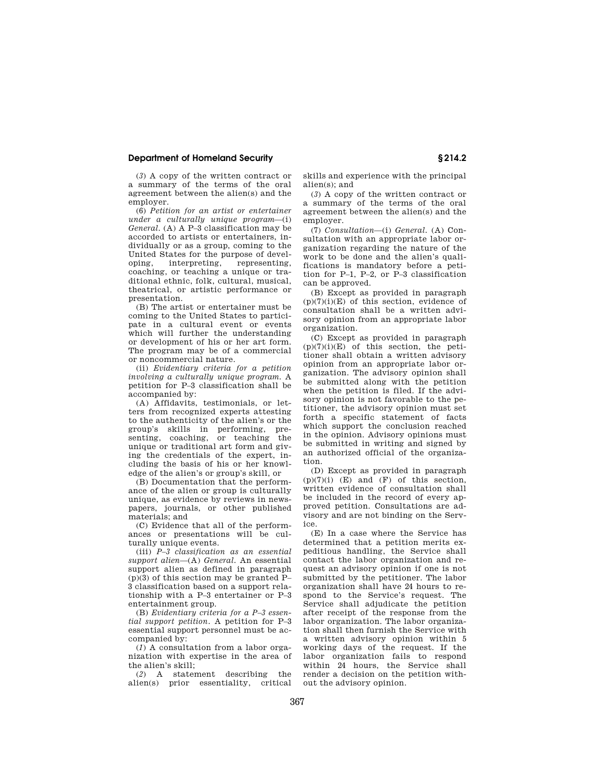(*3*) A copy of the written contract or a summary of the terms of the oral agreement between the alien(s) and the employer.

(6) *Petition for an artist or entertainer under a culturally unique program*—(i) *General.* (A) A P–3 classification may be accorded to artists or entertainers, individually or as a group, coming to the United States for the purpose of developing, interpreting, representing, coaching, or teaching a unique or traditional ethnic, folk, cultural, musical, theatrical, or artistic performance or presentation.

(B) The artist or entertainer must be coming to the United States to participate in a cultural event or events which will further the understanding or development of his or her art form. The program may be of a commercial or noncommercial nature.

(ii) *Evidentiary criteria for a petition involving a culturally unique program.* A petition for P–3 classification shall be accompanied by:

(A) Affidavits, testimonials, or letters from recognized experts attesting to the authenticity of the alien's or the group's skills in performing, presenting, coaching, or teaching the unique or traditional art form and giving the credentials of the expert, including the basis of his or her knowledge of the alien's or group's skill, or

(B) Documentation that the performance of the alien or group is culturally unique, as evidence by reviews in newspapers, journals, or other published materials; and

(C) Evidence that all of the performances or presentations will be culturally unique events.

(iii) *P–3 classification as an essential support alien*—(A) *General.* An essential support alien as defined in paragraph (p)(3) of this section may be granted P–3 classification based on a support relationship with a P–3 entertainer or P–3 entertainment group.

(B) *Evidentiary criteria for a P–3 essential support petition.* A petition for P–3 essential support personnel must be accompanied by:

(*1*) A consultation from a labor organization with expertise in the area of the alien's skill;

(*2*) A statement describing the alien(s) prior essentiality, critical skills and experience with the principal alien(s); and

(*3*) A copy of the written contract or a summary of the terms of the oral agreement between the alien(s) and the employer.

(7) *Consultation*—(i) *General.* (A) Consultation with an appropriate labor organization regarding the nature of the work to be done and the alien's qualifications is mandatory before a petition for P–1, P–2, or P–3 classification can be approved.

(B) Except as provided in paragraph (p)(7)(i)(E) of this section, evidence of consultation shall be a written advisory opinion from an appropriate labor organization.

(C) Except as provided in paragraph (p)(7)(i)(E) of this section, the petitioner shall obtain a written advisory opinion from an appropriate labor organization. The advisory opinion shall be submitted along with the petition when the petition is filed. If the advisory opinion is not favorable to the petitioner, the advisory opinion must set forth a specific statement of facts which support the conclusion reached in the opinion. Advisory opinions must be submitted in writing and signed by an authorized official of the organization.

(D) Except as provided in paragraph (p)(7)(i) (E) and (F) of this section, written evidence of consultation shall be included in the record of every approved petition. Consultations are advisory and are not binding on the Service.

(E) In a case where the Service has determined that a petition merits expeditious handling, the Service shall contact the labor organization and request an advisory opinion if one is not submitted by the petitioner. The labor organization shall have 24 hours to respond to the Service's request. The Service shall adjudicate the petition after receipt of the response from the labor organization. The labor organization shall then furnish the Service with a written advisory opinion within 5 working days of the request. If the labor organization fails to respond within 24 hours, the Service shall render a decision on the petition without the advisory opinion.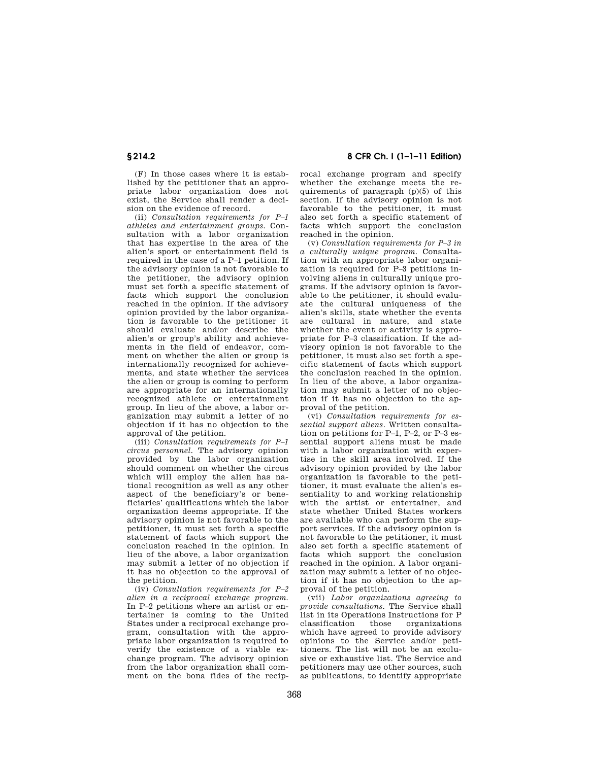(F) In those cases where it is established by the petitioner that an appropriate labor organization does not exist, the Service shall render a decision on the evidence of record.

(ii) *Consultation requirements for P–1 athletes and entertainment groups.* Consultation with a labor organization that has expertise in the area of the alien's sport or entertainment field is required in the case of a P–1 petition. If the advisory opinion is not favorable to the petitioner, the advisory opinion must set forth a specific statement of facts which support the conclusion reached in the opinion. If the advisory opinion provided by the labor organization is favorable to the petitioner it should evaluate and/or describe the alien's or group's ability and achievements in the field of endeavor, comment on whether the alien or group is internationally recognized for achievements, and state whether the services the alien or group is coming to perform are appropriate for an internationally recognized athlete or entertainment group. In lieu of the above, a labor organization may submit a letter of no objection if it has no objection to the approval of the petition.

(iii) *Consultation requirements for P–1 circus personnel.* The advisory opinion provided by the labor organization should comment on whether the circus which will employ the alien has national recognition as well as any other aspect of the beneficiary's or beneficiaries' qualifications which the labor organization deems appropriate. If the advisory opinion is not favorable to the petitioner, it must set forth a specific statement of facts which support the conclusion reached in the opinion. In lieu of the above, a labor organization may submit a letter of no objection if it has no objection to the approval of the petition.

(iv) *Consultation requirements for P–2 alien in a reciprocal exchange program.* In P–2 petitions where an artist or entertainer is coming to the United States under a reciprocal exchange program, consultation with the appropriate labor organization is required to verify the existence of a viable exchange program. The advisory opinion from the labor organization shall comment on the bona fides of the reciprocal exchange program and specify whether the exchange meets the requirements of paragraph (p)(5) of this section. If the advisory opinion is not favorable to the petitioner, it must also set forth a specific statement of facts which support the conclusion reached in the opinion.

(v) *Consultation requirements for P–3 in a culturally unique program.* Consultation with an appropriate labor organization is required for P–3 petitions involving aliens in culturally unique programs. If the advisory opinion is favorable to the petitioner, it should evaluate the cultural uniqueness of the alien's skills, state whether the events are cultural in nature, and state whether the event or activity is appropriate for P–3 classification. If the advisory opinion is not favorable to the petitioner, it must also set forth a specific statement of facts which support the conclusion reached in the opinion. In lieu of the above, a labor organization may submit a letter of no objection if it has no objection to the approval of the petition.

(vi) *Consultation requirements for essential support aliens.* Written consultation on petitions for P–1, P–2, or P–3 essential support aliens must be made with a labor organization with expertise in the skill area involved. If the advisory opinion provided by the labor organization is favorable to the petitioner, it must evaluate the alien's essentiality to and working relationship with the artist or entertainer, and state whether United States workers are available who can perform the support services. If the advisory opinion is not favorable to the petitioner, it must also set forth a specific statement of facts which support the conclusion reached in the opinion. A labor organization may submit a letter of no objection if it has no objection to the approval of the petition.

(vii) *Labor organizations agreeing to provide consultations.* The Service shall list in its Operations Instructions for P classification those organizations which have agreed to provide advisory opinions to the Service and/or petitioners. The list will not be an exclusive or exhaustive list. The Service and petitioners may use other sources, such as publications, to identify appropriate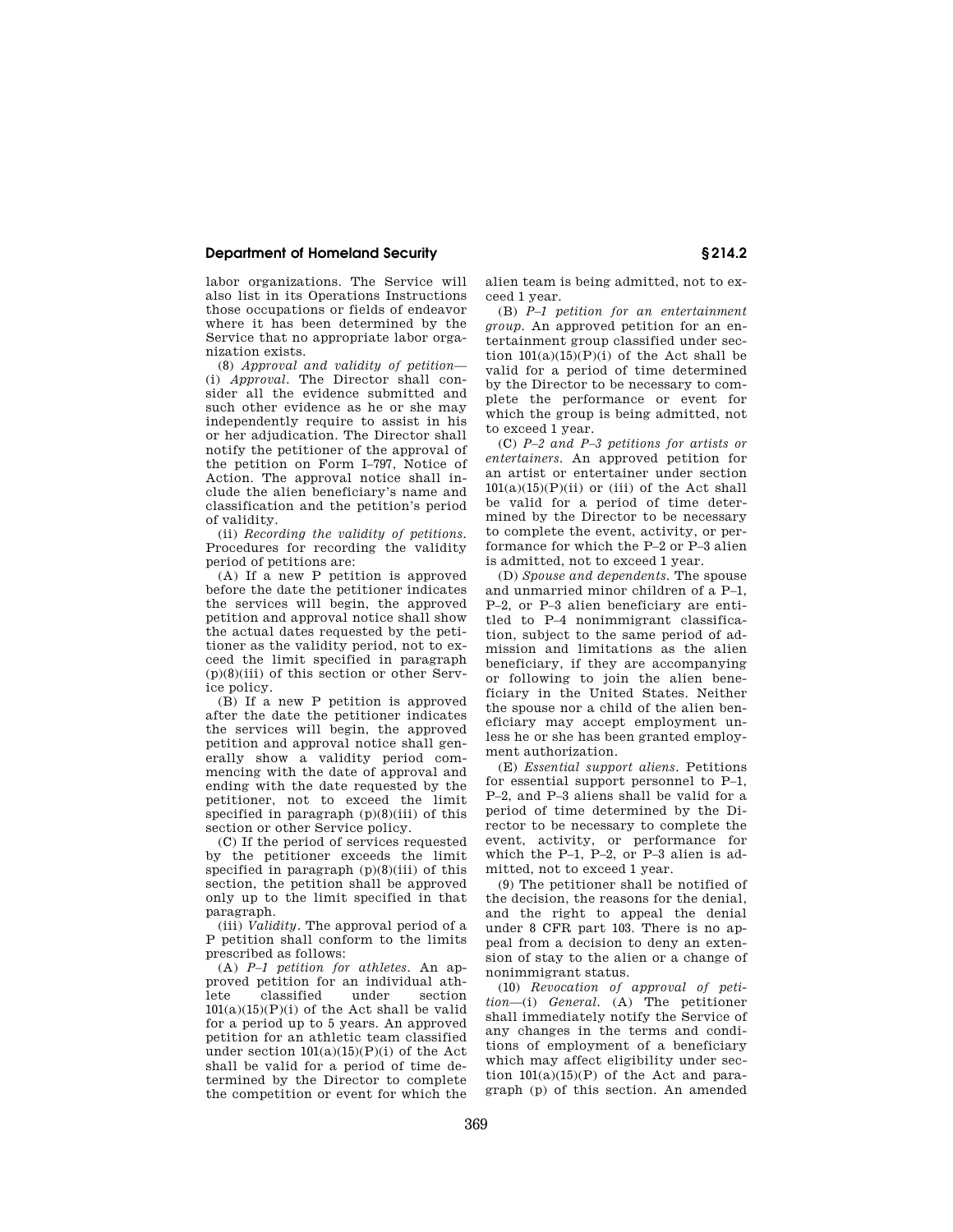labor organizations. The Service will also list in its Operations Instructions those occupations or fields of endeavor where it has been determined by the Service that no appropriate labor organization exists.

(8) *Approval and validity of petition*—(i) *Approval.* The Director shall consider all the evidence submitted and such other evidence as he or she may independently require to assist in his or her adjudication. The Director shall notify the petitioner of the approval of the petition on Form I–797, Notice of Action. The approval notice shall include the alien beneficiary's name and classification and the petition's period of validity.

(ii) *Recording the validity of petitions.* Procedures for recording the validity period of petitions are:

(A) If a new P petition is approved before the date the petitioner indicates the services will begin, the approved petition and approval notice shall show the actual dates requested by the petitioner as the validity period, not to exceed the limit specified in paragraph (p)(8)(iii) of this section or other Service policy.

(B) If a new P petition is approved after the date the petitioner indicates the services will begin, the approved petition and approval notice shall generally show a validity period commencing with the date of approval and ending with the date requested by the petitioner, not to exceed the limit specified in paragraph (p)(8)(iii) of this section or other Service policy.

(C) If the period of services requested by the petitioner exceeds the limit specified in paragraph (p)(8)(iii) of this section, the petition shall be approved only up to the limit specified in that paragraph.

(iii) *Validity.* The approval period of a P petition shall conform to the limits prescribed as follows:

(A) *P–1 petition for athletes.* An approved petition for an individual athlete classified under section 101(a)(15)(P)(i) of the Act shall be valid for a period up to 5 years. An approved petition for an athletic team classified under section 101(a)(15)(P)(i) of the Act shall be valid for a period of time determined by the Director to complete the competition or event for which the alien team is being admitted, not to exceed 1 year.

(B) *P–1 petition for an entertainment group.* An approved petition for an entertainment group classified under section 101(a)(15)(P)(i) of the Act shall be valid for a period of time determined by the Director to be necessary to complete the performance or event for which the group is being admitted, not to exceed 1 year.

(C) *P–2 and P–3 petitions for artists or entertainers.* An approved petition for an artist or entertainer under section 101(a)(15)(P)(ii) or (iii) of the Act shall be valid for a period of time determined by the Director to be necessary to complete the event, activity, or performance for which the P–2 or P–3 alien is admitted, not to exceed 1 year.

(D) *Spouse and dependents.* The spouse and unmarried minor children of a P–1, P–2, or P–3 alien beneficiary are entitled to P–4 nonimmigrant classification, subject to the same period of admission and limitations as the alien beneficiary, if they are accompanying or following to join the alien beneficiary in the United States. Neither the spouse nor a child of the alien beneficiary may accept employment unless he or she has been granted employment authorization.

(E) *Essential support aliens.* Petitions for essential support personnel to P–1, P–2, and P–3 aliens shall be valid for a period of time determined by the Director to be necessary to complete the event, activity, or performance for which the P–1, P–2, or P–3 alien is admitted, not to exceed 1 year.

(9) The petitioner shall be notified of the decision, the reasons for the denial, and the right to appeal the denial under 8 CFR part 103. There is no appeal from a decision to deny an extension of stay to the alien or a change of nonimmigrant status.

(10) *Revocation of approval of petition*—(i) *General.* (A) The petitioner shall immediately notify the Service of any changes in the terms and conditions of employment of a beneficiary which may affect eligibility under section 101(a)(15)(P) of the Act and paragraph (p) of this section. An amended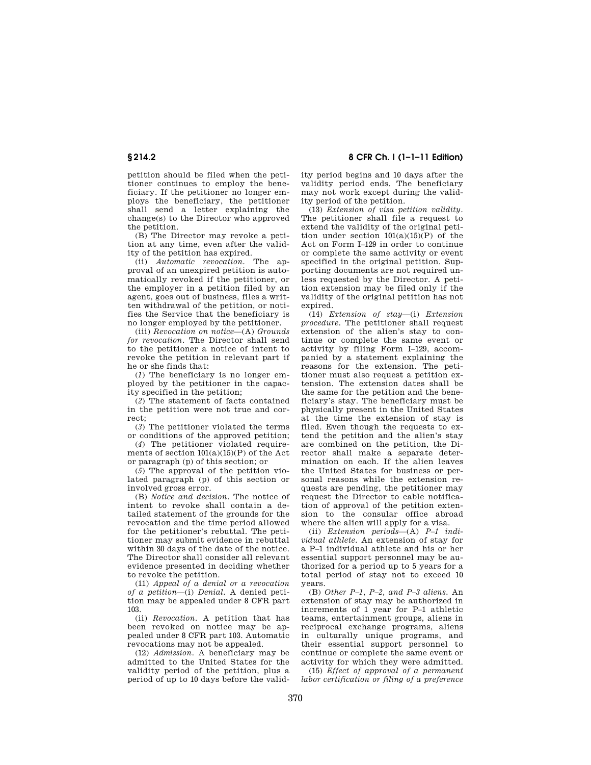petition should be filed when the petitioner continues to employ the beneficiary. If the petitioner no longer employs the beneficiary, the petitioner shall send a letter explaining the change(s) to the Director who approved the petition.

(B) The Director may revoke a petition at any time, even after the validity of the petition has expired.

(ii) *Automatic revocation.* The approval of an unexpired petition is automatically revoked if the petitioner, or the employer in a petition filed by an agent, goes out of business, files a written withdrawal of the petition, or notifies the Service that the beneficiary is no longer employed by the petitioner.

(iii) *Revocation on notice*—(A) *Grounds for revocation.* The Director shall send to the petitioner a notice of intent to revoke the petition in relevant part if he or she finds that:

(*1*) The beneficiary is no longer employed by the petitioner in the capacity specified in the petition;

(*2*) The statement of facts contained in the petition were not true and correct;

(*3*) The petitioner violated the terms or conditions of the approved petition;

(*4*) The petitioner violated requirements of section 101(a)(15)(P) of the Act or paragraph (p) of this section; or

(*5*) The approval of the petition violated paragraph (p) of this section or involved gross error.

(B) *Notice and decision.* The notice of intent to revoke shall contain a detailed statement of the grounds for the revocation and the time period allowed for the petitioner's rebuttal. The petitioner may submit evidence in rebuttal within 30 days of the date of the notice. The Director shall consider all relevant evidence presented in deciding whether to revoke the petition.

(11) *Appeal of a denial or a revocation of a petition*—(i) *Denial.* A denied petition may be appealed under 8 CFR part 103.

(ii) *Revocation.* A petition that has been revoked on notice may be appealed under 8 CFR part 103. Automatic revocations may not be appealed.

(12) *Admission.* A beneficiary may be admitted to the United States for the validity period of the petition, plus a period of up to 10 days before the validity period begins and 10 days after the validity period ends. The beneficiary may not work except during the validity period of the petition.

(13) *Extension of visa petition validity.* The petitioner shall file a request to extend the validity of the original petition under section 101(a)(15)(P) of the Act on Form I–129 in order to continue or complete the same activity or event specified in the original petition. Supporting documents are not required unless requested by the Director. A petition extension may be filed only if the validity of the original petition has not expired.

(14) *Extension of stay*—(i) *Extension procedure.* The petitioner shall request extension of the alien's stay to continue or complete the same event or activity by filing Form I–129, accompanied by a statement explaining the reasons for the extension. The petitioner must also request a petition extension. The extension dates shall be the same for the petition and the beneficiary's stay. The beneficiary must be physically present in the United States at the time the extension of stay is filed. Even though the requests to extend the petition and the alien's stay are combined on the petition, the Director shall make a separate determination on each. If the alien leaves the United States for business or personal reasons while the extension requests are pending, the petitioner may request the Director to cable notification of approval of the petition extension to the consular office abroad where the alien will apply for a visa.

(ii) *Extension periods*—(A) *P–1 individual athlete.* An extension of stay for a P–1 individual athlete and his or her essential support personnel may be authorized for a period up to 5 years for a total period of stay not to exceed 10 years.

(B) *Other P–1, P–2, and P–3 aliens.* An extension of stay may be authorized in increments of 1 year for P–1 athletic teams, entertainment groups, aliens in reciprocal exchange programs, aliens in culturally unique programs, and their essential support personnel to continue or complete the same event or activity for which they were admitted.

(15) *Effect of approval of a permanent labor certification or filing of a preference*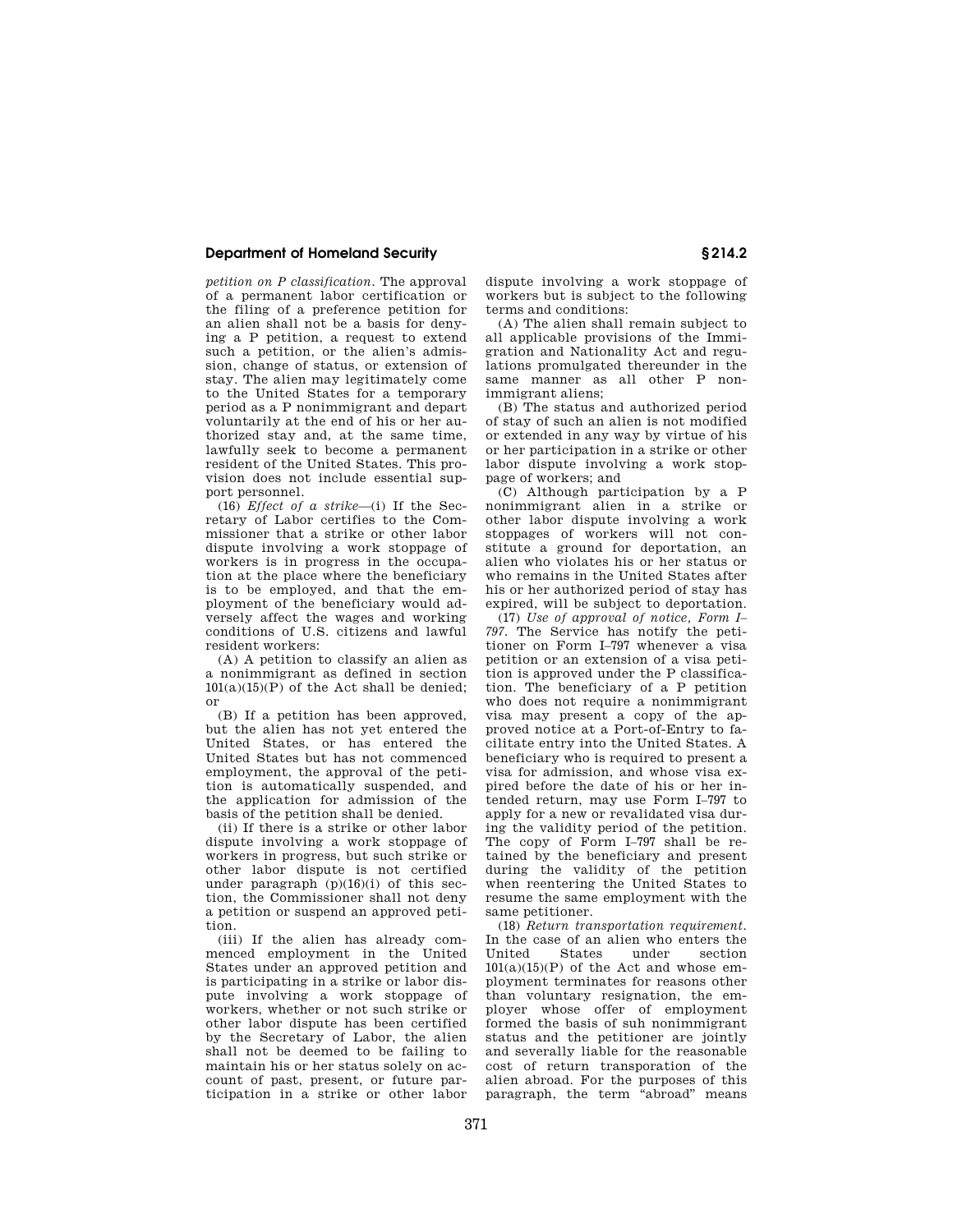*petition on P classification.* The approval of a permanent labor certification or the filing of a preference petition for an alien shall not be a basis for denying a P petition, a request to extend such a petition, or the alien's admission, change of status, or extension of stay. The alien may legitimately come to the United States for a temporary period as a P nonimmigrant and depart voluntarily at the end of his or her authorized stay and, at the same time, lawfully seek to become a permanent resident of the United States. This provision does not include essential support personnel.

(16) *Effect of a strike*—(i) If the Secretary of Labor certifies to the Commissioner that a strike or other labor dispute involving a work stoppage of workers is in progress in the occupation at the place where the beneficiary is to be employed, and that the employment of the beneficiary would adversely affect the wages and working conditions of U.S. citizens and lawful resident workers:

(A) A petition to classify an alien as a nonimmigrant as defined in section 101(a)(15)(P) of the Act shall be denied; or

(B) If a petition has been approved, but the alien has not yet entered the United States, or has entered the United States but has not commenced employment, the approval of the petition is automatically suspended, and the application for admission of the basis of the petition shall be denied.

(ii) If there is a strike or other labor dispute involving a work stoppage of workers in progress, but such strike or other labor dispute is not certified under paragraph (p)(16)(i) of this section, the Commissioner shall not deny a petition or suspend an approved petition.

(iii) If the alien has already commenced employment in the United States under an approved petition and is participating in a strike or labor dispute involving a work stoppage of workers, whether or not such strike or other labor dispute has been certified by the Secretary of Labor, the alien shall not be deemed to be failing to maintain his or her status solely on account of past, present, or future participation in a strike or other labor dispute involving a work stoppage of workers but is subject to the following terms and conditions:

(A) The alien shall remain subject to all applicable provisions of the Immigration and Nationality Act and regulations promulgated thereunder in the same manner as all other P nonimmigrant aliens;

(B) The status and authorized period of stay of such an alien is not modified or extended in any way by virtue of his or her participation in a strike or other labor dispute involving a work stoppage of workers; and

(C) Although participation by a P nonimmigrant alien in a strike or other labor dispute involving a work stoppages of workers will not constitute a ground for deportation, an alien who violates his or her status or who remains in the United States after his or her authorized period of stay has expired, will be subject to deportation.

(17) *Use of approval of notice, Form I–797.* The Service has notify the petitioner on Form I–797 whenever a visa petition or an extension of a visa petition is approved under the P classification. The beneficiary of a P petition who does not require a nonimmigrant visa may present a copy of the approved notice at a Port-of-Entry to facilitate entry into the United States. A beneficiary who is required to present a visa for admission, and whose visa expired before the date of his or her intended return, may use Form I–797 to apply for a new or revalidated visa during the validity period of the petition. The copy of Form I–797 shall be retained by the beneficiary and present during the validity of the petition when reentering the United States to resume the same employment with the same petitioner.

(18) *Return transportation requirement.* In the case of an alien who enters the United States under section 101(a)(15)(P) of the Act and whose employment terminates for reasons other than voluntary resignation, the employer whose offer of employment formed the basis of suh nonimmigrant status and the petitioner are jointly and severally liable for the reasonable cost of return transporation of the alien abroad. For the purposes of this paragraph, the term "abroad" means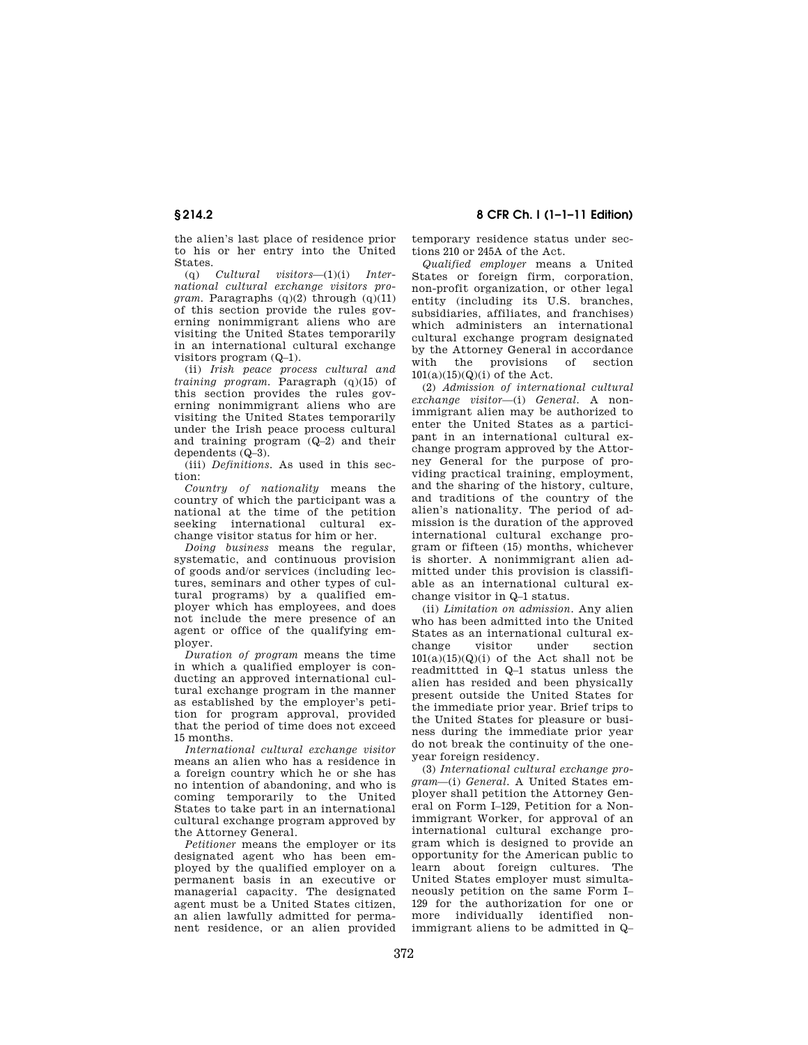the alien's last place of residence prior to his or her entry into the United States.

(q) *Cultural visitors*—(1)(i) *International cultural exchange visitors program.* Paragraphs (q)(2) through (q)(11) of this section provide the rules governing nonimmigrant aliens who are visiting the United States temporarily in an international cultural exchange visitors program (Q–1).

(ii) *Irish peace process cultural and training program.* Paragraph (q)(15) of this section provides the rules governing nonimmigrant aliens who are visiting the United States temporarily under the Irish peace process cultural and training program (Q–2) and their dependents (Q–3).

(iii) *Definitions.* As used in this section:

*Country of nationality* means the country of which the participant was a national at the time of the petition seeking international cultural exchange visitor status for him or her.

*Doing business* means the regular, systematic, and continuous provision of goods and/or services (including lectures, seminars and other types of cultural programs) by a qualified employer which has employees, and does not include the mere presence of an agent or office of the qualifying employer.

*Duration of program* means the time in which a qualified employer is conducting an approved international cultural exchange program in the manner as established by the employer's petition for program approval, provided that the period of time does not exceed 15 months.

*International cultural exchange visitor* means an alien who has a residence in a foreign country which he or she has no intention of abandoning, and who is coming temporarily to the United States to take part in an international cultural exchange program approved by the Attorney General.

*Petitioner* means the employer or its designated agent who has been employed by the qualified employer on a permanent basis in an executive or managerial capacity. The designated agent must be a United States citizen, an alien lawfully admitted for permanent residence, or an alien provided temporary residence status under sections 210 or 245A of the Act.

*Qualified employer* means a United States or foreign firm, corporation, non-profit organization, or other legal entity (including its U.S. branches, subsidiaries, affiliates, and franchises) which administers an international cultural exchange program designated by the Attorney General in accordance with the provisions of section 101(a)(15)(Q)(i) of the Act.

(2) *Admission of international cultural exchange visitor*—(i) *General.* A nonimmigrant alien may be authorized to enter the United States as a participant in an international cultural exchange program approved by the Attorney General for the purpose of providing practical training, employment, and the sharing of the history, culture, and traditions of the country of the alien's nationality. The period of admission is the duration of the approved international cultural exchange program or fifteen (15) months, whichever is shorter. A nonimmigrant alien admitted under this provision is classifiable as an international cultural exchange visitor in Q–1 status.

(ii) *Limitation on admission.* Any alien who has been admitted into the United States as an international cultural exchange visitor under section 101(a)(15)(Q)(i) of the Act shall not be readmittted in Q–1 status unless the alien has resided and been physically present outside the United States for the immediate prior year. Brief trips to the United States for pleasure or business during the immediate prior year do not break the continuity of the one-year foreign residency.

(3) *International cultural exchange program*—(i) *General.* A United States employer shall petition the Attorney General on Form I–129, Petition for a Nonimmigrant Worker, for approval of an international cultural exchange program which is designed to provide an opportunity for the American public to learn about foreign cultures. The United States employer must simultaneously petition on the same Form I–129 for the authorization for one or more individually identified nonimmigrant aliens to be admitted in Q–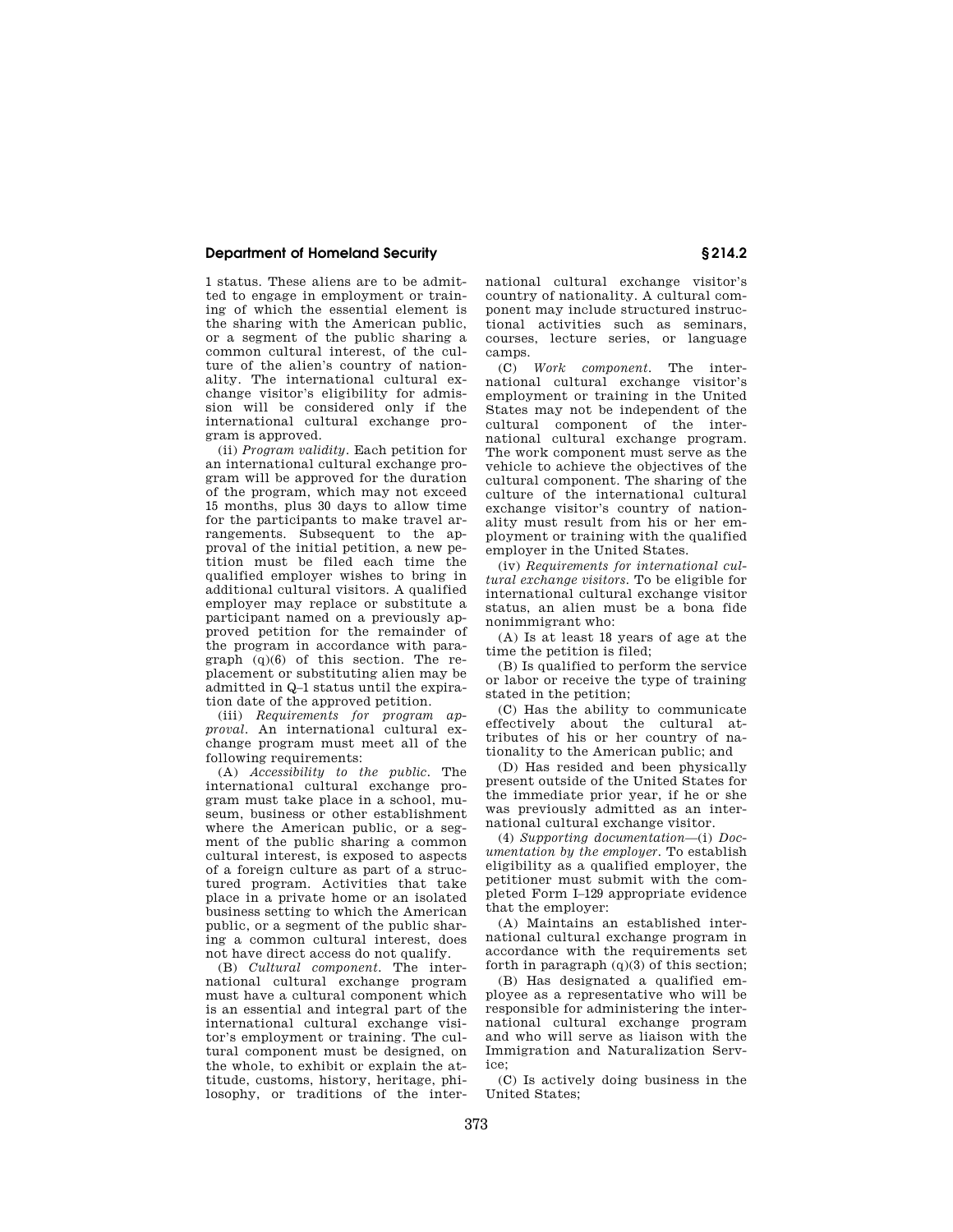1 status. These aliens are to be admitted to engage in employment or training of which the essential element is the sharing with the American public, or a segment of the public sharing a common cultural interest, of the culture of the alien's country of nationality. The international cultural exchange visitor's eligibility for admission will be considered only if the international cultural exchange program is approved.

(ii) *Program validity*. Each petition for an international cultural exchange program will be approved for the duration of the program, which may not exceed 15 months, plus 30 days to allow time for the participants to make travel arrangements. Subsequent to the approval of the initial petition, a new petition must be filed each time the qualified employer wishes to bring in additional cultural visitors. A qualified employer may replace or substitute a participant named on a previously approved petition for the remainder of the program in accordance with paragraph (q)(6) of this section. The replacement or substituting alien may be admitted in Q–1 status until the expiration date of the approved petition.

(iii) *Requirements for program approval*. An international cultural exchange program must meet all of the following requirements:

(A) *Accessibility to the public*. The international cultural exchange program must take place in a school, museum, business or other establishment where the American public, or a segment of the public sharing a common cultural interest, is exposed to aspects of a foreign culture as part of a structured program. Activities that take place in a private home or an isolated business setting to which the American public, or a segment of the public sharing a common cultural interest, does not have direct access do not qualify.

(B) *Cultural component*. The international cultural exchange program must have a cultural component which is an essential and integral part of the international cultural exchange visitor's employment or training. The cultural component must be designed, on the whole, to exhibit or explain the attitude, customs, history, heritage, philosophy, or traditions of the international cultural exchange visitor's country of nationality. A cultural component may include structured instructional activities such as seminars, courses, lecture series, or language camps.

(C) *Work component*. The international cultural exchange visitor's employment or training in the United States may not be independent of the cultural component of the international cultural exchange program. The work component must serve as the vehicle to achieve the objectives of the cultural component. The sharing of the culture of the international cultural exchange visitor's country of nationality must result from his or her employment or training with the qualified employer in the United States.

(iv) *Requirements for international cultural exchange visitors*. To be eligible for international cultural exchange visitor status, an alien must be a bona fide nonimmigrant who:

(A) Is at least 18 years of age at the time the petition is filed;

(B) Is qualified to perform the service or labor or receive the type of training stated in the petition;

(C) Has the ability to communicate effectively about the cultural attributes of his or her country of nationality to the American public; and

(D) Has resided and been physically present outside of the United States for the immediate prior year, if he or she was previously admitted as an international cultural exchange visitor.

(4) *Supporting documentation*—(i) *Documentation by the employer*. To establish eligibility as a qualified employer, the petitioner must submit with the completed Form I–129 appropriate evidence that the employer:

(A) Maintains an established international cultural exchange program in accordance with the requirements set forth in paragraph (q)(3) of this section;

(B) Has designated a qualified employee as a representative who will be responsible for administering the international cultural exchange program and who will serve as liaison with the Immigration and Naturalization Service;

(C) Is actively doing business in the United States;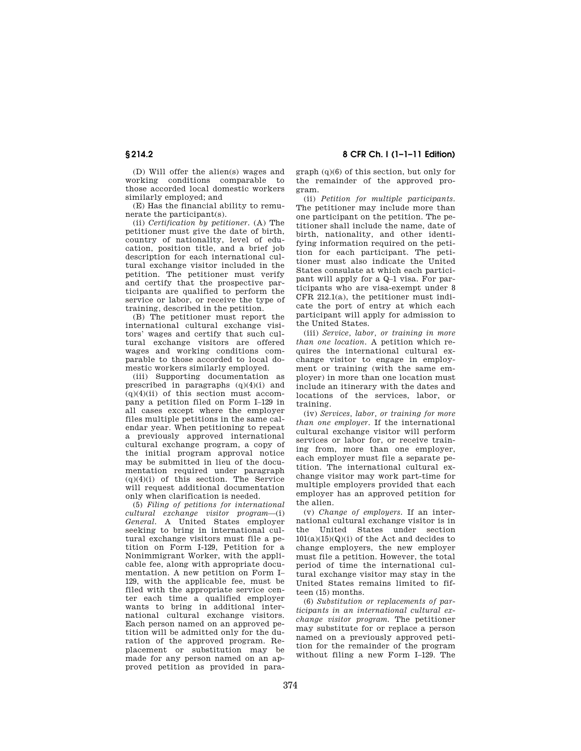(D) Will offer the alien(s) wages and working conditions comparable to those accorded local domestic workers similarly employed; and

(E) Has the financial ability to remunerate the participant(s).

(ii) *Certification by petitioner*. (A) The petitioner must give the date of birth, country of nationality, level of education, position title, and a brief job description for each international cultural exchange visitor included in the petition. The petitioner must verify and certify that the prospective participants are qualified to perform the service or labor, or receive the type of training, described in the petition.

(B) The petitioner must report the international cultural exchange visitors' wages and certify that such cultural exchange visitors are offered wages and working conditions comparable to those accorded to local domestic workers similarly employed.

(iii) Supporting documentation as prescribed in paragraphs (q)(4)(i) and (q)(4)(ii) of this section must accompany a petition filed on Form I–129 in all cases except where the employer files multiple petitions in the same calendar year. When petitioning to repeat a previously approved international cultural exchange program, a copy of the initial program approval notice may be submitted in lieu of the documentation required under paragraph (q)(4)(i) of this section. The Service will request additional documentation only when clarification is needed.

(5) *Filing of petitions for international cultural exchange visitor program*—(i) *General*. A United States employer seeking to bring in international cultural exchange visitors must file a petition on Form I-129, Petition for a Nonimmigrant Worker, with the applicable fee, along with appropriate documentation. A new petition on Form I–129, with the applicable fee, must be filed with the appropriate service center each time a qualified employer wants to bring in additional international cultural exchange visitors. Each person named on an approved petition will be admitted only for the duration of the approved program. Replacement or substitution may be made for any person named on an approved petition as provided in paragraph (q)(6) of this section, but only for the remainder of the approved program.

(ii) *Petition for multiple participants*. The petitioner may include more than one participant on the petition. The petitioner shall include the name, date of birth, nationality, and other identifying information required on the petition for each participant. The petitioner must also indicate the United States consulate at which each participant will apply for a Q–1 visa. For participants who are visa-exempt under 8 CFR 212.1(a), the petitioner must indicate the port of entry at which each participant will apply for admission to the United States.

(iii) *Service, labor, or training in more than one location*. A petition which requires the international cultural exchange visitor to engage in employment or training (with the same employer) in more than one location must include an itinerary with the dates and locations of the services, labor, or training.

(iv) *Services, labor, or training for more than one employer*. If the international cultural exchange visitor will perform services or labor for, or receive training from, more than one employer, each employer must file a separate petition. The international cultural exchange visitor may work part-time for multiple employers provided that each employer has an approved petition for the alien.

(v) *Change of employers*. If an international cultural exchange visitor is in the United States under section 101(a)(15)(Q)(i) of the Act and decides to change employers, the new employer must file a petition. However, the total period of time the international cultural exchange visitor may stay in the United States remains limited to fifteen (15) months.

(6) *Substitution or replacements of participants in an international cultural exchange visitor program*. The petitioner may substitute for or replace a person named on a previously approved petition for the remainder of the program without filing a new Form I–129. The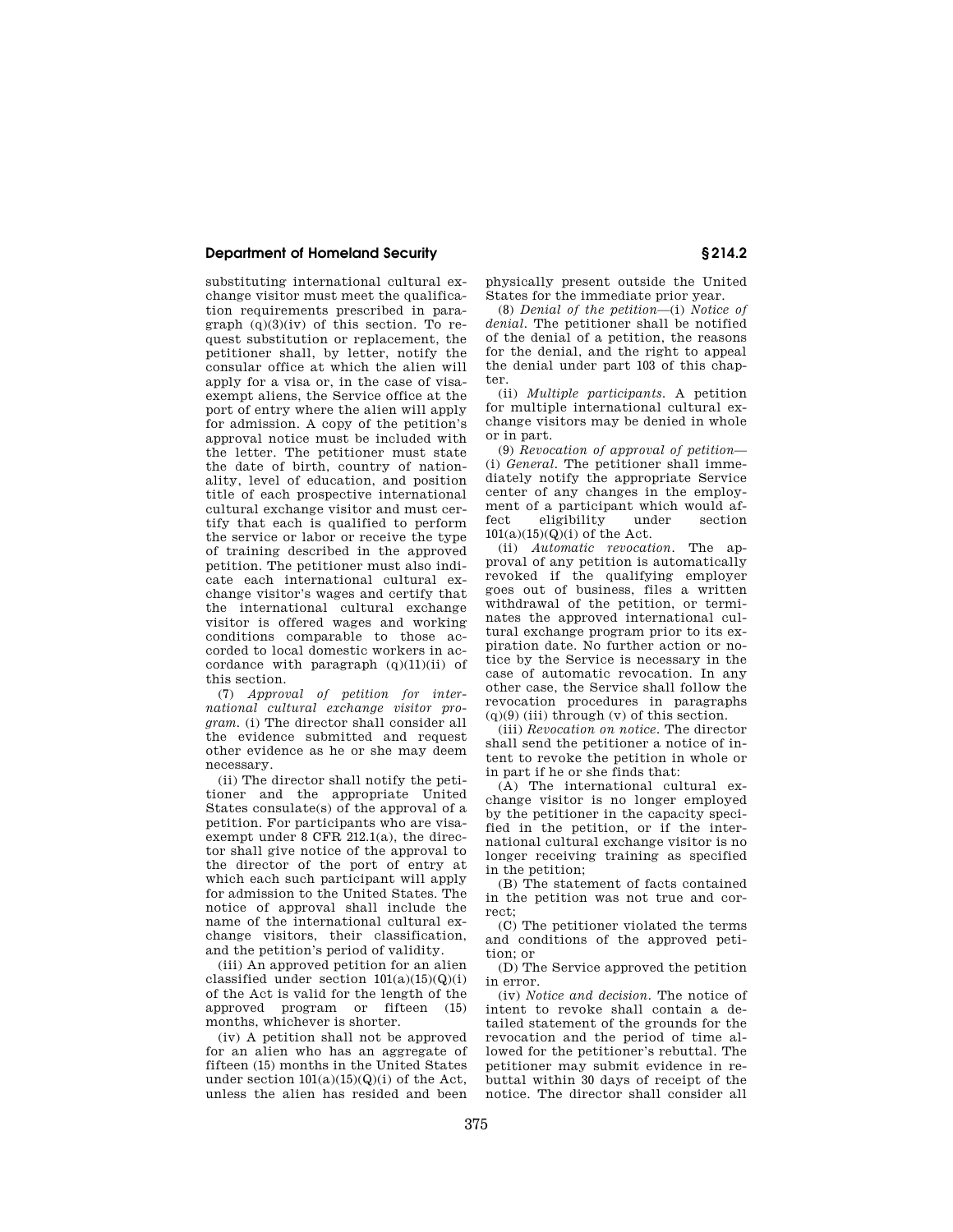substituting international cultural exchange visitor must meet the qualification requirements prescribed in paragraph (q)(3)(iv) of this section. To request substitution or replacement, the petitioner shall, by letter, notify the consular office at which the alien will apply for a visa or, in the case of visa-exempt aliens, the Service office at the port of entry where the alien will apply for admission. A copy of the petition's approval notice must be included with the letter. The petitioner must state the date of birth, country of nationality, level of education, and position title of each prospective international cultural exchange visitor and must certify that each is qualified to perform the service or labor or receive the type of training described in the approved petition. The petitioner must also indicate each international cultural exchange visitor's wages and certify that the international cultural exchange visitor is offered wages and working conditions comparable to those accorded to local domestic workers in accordance with paragraph (q)(11)(ii) of this section.

(7) *Approval of petition for international cultural exchange visitor program.* (i) The director shall consider all the evidence submitted and request other evidence as he or she may deem necessary.

(ii) The director shall notify the petitioner and the appropriate United States consulate(s) of the approval of a petition. For participants who are visa-exempt under 8 CFR 212.1(a), the director shall give notice of the approval to the director of the port of entry at which each such participant will apply for admission to the United States. The notice of approval shall include the name of the international cultural exchange visitors, their classification, and the petition's period of validity.

(iii) An approved petition for an alien classified under section 101(a)(15)(Q)(i) of the Act is valid for the length of the approved program or fifteen (15) months, whichever is shorter.

(iv) A petition shall not be approved for an alien who has an aggregate of fifteen (15) months in the United States under section 101(a)(15)(Q)(i) of the Act, unless the alien has resided and been physically present outside the United States for the immediate prior year.

(8) *Denial of the petition*—(i) *Notice of denial.* The petitioner shall be notified of the denial of a petition, the reasons for the denial, and the right to appeal the denial under part 103 of this chapter.

(ii) *Multiple participants.* A petition for multiple international cultural exchange visitors may be denied in whole or in part.

(9) *Revocation of approval of petition*—(i) *General.* The petitioner shall immediately notify the appropriate Service center of any changes in the employment of a participant which would affect eligibility under section 101(a)(15)(Q)(i) of the Act.

(ii) *Automatic revocation.* The approval of any petition is automatically revoked if the qualifying employer goes out of business, files a written withdrawal of the petition, or terminates the approved international cultural exchange program prior to its expiration date. No further action or notice by the Service is necessary in the case of automatic revocation. In any other case, the Service shall follow the revocation procedures in paragraphs (q)(9) (iii) through (v) of this section.

(iii) *Revocation on notice.* The director shall send the petitioner a notice of intent to revoke the petition in whole or in part if he or she finds that:

(A) The international cultural exchange visitor is no longer employed by the petitioner in the capacity specified in the petition, or if the international cultural exchange visitor is no longer receiving training as specified in the petition;

(B) The statement of facts contained in the petition was not true and correct;

(C) The petitioner violated the terms and conditions of the approved petition; or

(D) The Service approved the petition in error.

(iv) *Notice and decision.* The notice of intent to revoke shall contain a detailed statement of the grounds for the revocation and the period of time allowed for the petitioner's rebuttal. The petitioner may submit evidence in rebuttal within 30 days of receipt of the notice. The director shall consider all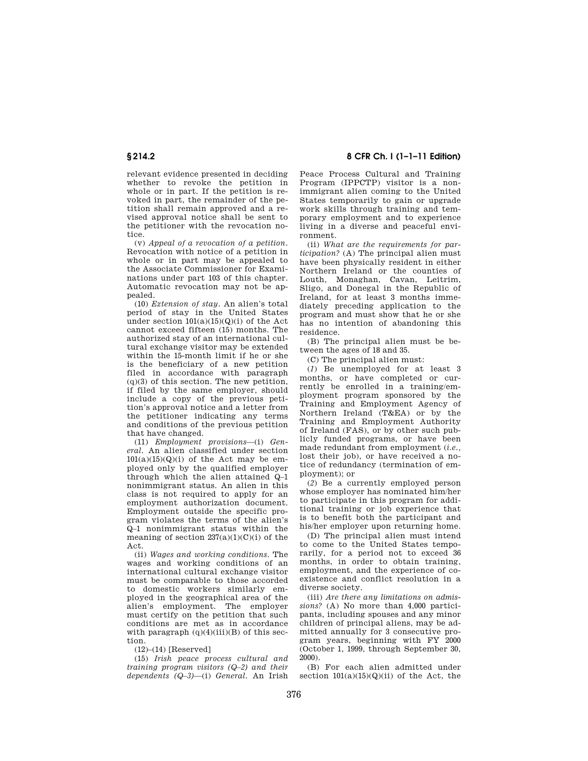relevant evidence presented in deciding whether to revoke the petition in whole or in part. If the petition is revoked in part, the remainder of the petition shall remain approved and a revised approval notice shall be sent to the petitioner with the revocation notice.

(v) *Appeal of a revocation of a petition.* Revocation with notice of a petition in whole or in part may be appealed to the Associate Commissioner for Examinations under part 103 of this chapter. Automatic revocation may not be appealed.

(10) *Extension of stay.* An alien's total period of stay in the United States under section 101(a)(15)(Q)(i) of the Act cannot exceed fifteen (15) months. The authorized stay of an international cultural exchange visitor may be extended within the 15-month limit if he or she is the beneficiary of a new petition filed in accordance with paragraph (q)(3) of this section. The new petition, if filed by the same employer, should include a copy of the previous petition's approval notice and a letter from the petitioner indicating any terms and conditions of the previous petition that have changed.

(11) *Employment provisions*—(i) *General.* An alien classified under section 101(a)(15)(Q)(i) of the Act may be employed only by the qualified employer through which the alien attained Q–1 nonimmigrant status. An alien in this class is not required to apply for an employment authorization document. Employment outside the specific program violates the terms of the alien's Q–1 nonimmigrant status within the meaning of section 237(a)(1)(C)(i) of the Act.

(ii) *Wages and working conditions.* The wages and working conditions of an international cultural exchange visitor must be comparable to those accorded to domestic workers similarly employed in the geographical area of the alien's employment. The employer must certify on the petition that such conditions are met as in accordance with paragraph (q)(4)(iii)(B) of this section.

(12)–(14) [Reserved]

(15) *Irish peace process cultural and training program visitors (Q–2) and their dependents (Q–3)*—(i) *General.* An Irish Peace Process Cultural and Training Program (IPPCTP) visitor is a nonimmigrant alien coming to the United States temporarily to gain or upgrade work skills through training and temporary employment and to experience living in a diverse and peaceful environment.

(ii) *What are the requirements for participation?* (A) The principal alien must have been physically resident in either Northern Ireland or the counties of Louth, Monaghan, Cavan, Leitrim, Sligo, and Donegal in the Republic of Ireland, for at least 3 months immediately preceding application to the program and must show that he or she has no intention of abandoning this residence.

(B) The principal alien must be between the ages of 18 and 35.

(C) The principal alien must:

(*1*) Be unemployed for at least 3 months, or have completed or currently be enrolled in a training/employment program sponsored by the Training and Employment Agency of Northern Ireland (T&EA) or by the Training and Employment Authority of Ireland (FAS), or by other such publicly funded programs, or have been made redundant from employment (*i.e.*, lost their job), or have received a notice of redundancy (termination of employment); or

(*2*) Be a currently employed person whose employer has nominated him/her to participate in this program for additional training or job experience that is to benefit both the participant and his/her employer upon returning home.

(D) The principal alien must intend to come to the United States temporarily, for a period not to exceed 36 months, in order to obtain training, employment, and the experience of coexistence and conflict resolution in a diverse society.

(iii) *Are there any limitations on admissions?* (A) No more than 4,000 participants, including spouses and any minor children of principal aliens, may be admitted annually for 3 consecutive program years, beginning with FY 2000 (October 1, 1999, through September 30, 2000).

(B) For each alien admitted under section 101(a)(15)(Q)(ii) of the Act, the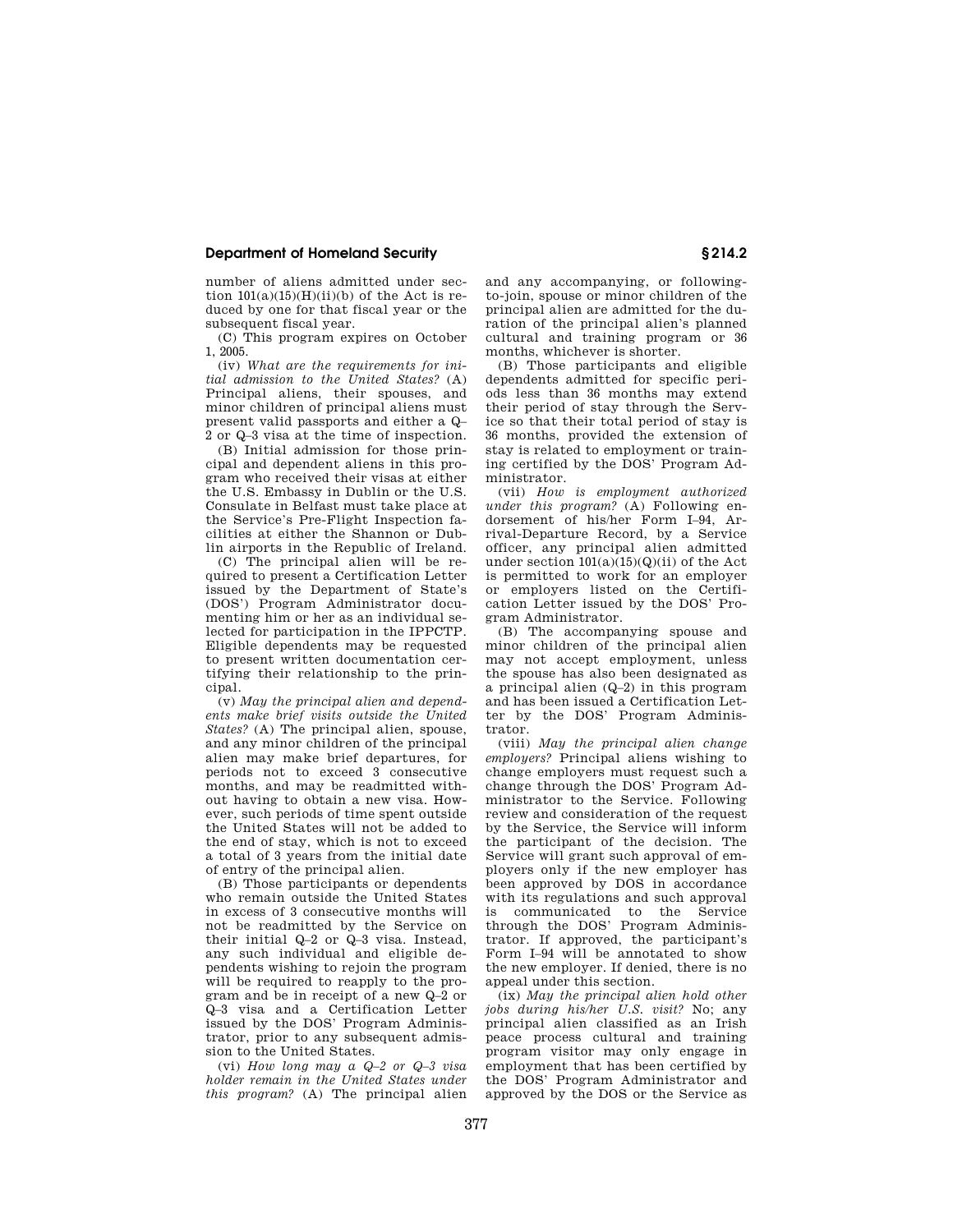number of aliens admitted under section 101(a)(15)(H)(ii)(b) of the Act is reduced by one for that fiscal year or the subsequent fiscal year.

(C) This program expires on October 1, 2005.

(iv) *What are the requirements for initial admission to the United States?* (A) Principal aliens, their spouses, and minor children of principal aliens must present valid passports and either a Q–2 or Q–3 visa at the time of inspection.

(B) Initial admission for those principal and dependent aliens in this program who received their visas at either the U.S. Embassy in Dublin or the U.S. Consulate in Belfast must take place at the Service's Pre-Flight Inspection facilities at either the Shannon or Dublin airports in the Republic of Ireland.

(C) The principal alien will be required to present a Certification Letter issued by the Department of State's (DOS') Program Administrator documenting him or her as an individual selected for participation in the IPPCTP. Eligible dependents may be requested to present written documentation certifying their relationship to the principal.

(v) *May the principal alien and dependents make brief visits outside the United States?* (A) The principal alien, spouse, and any minor children of the principal alien may make brief departures, for periods not to exceed 3 consecutive months, and may be readmitted without having to obtain a new visa. However, such periods of time spent outside the United States will not be added to the end of stay, which is not to exceed a total of 3 years from the initial date of entry of the principal alien.

(B) Those participants or dependents who remain outside the United States in excess of 3 consecutive months will not be readmitted by the Service on their initial Q–2 or Q–3 visa. Instead, any such individual and eligible dependents wishing to rejoin the program will be required to reapply to the program and be in receipt of a new Q–2 or Q–3 visa and a Certification Letter issued by the DOS' Program Administrator, prior to any subsequent admission to the United States.

(vi) *How long may a Q–2 or Q–3 visa holder remain in the United States under this program?* (A) The principal alien and any accompanying, or following-to-join, spouse or minor children of the principal alien are admitted for the duration of the principal alien's planned cultural and training program or 36 months, whichever is shorter.

(B) Those participants and eligible dependents admitted for specific periods less than 36 months may extend their period of stay through the Service so that their total period of stay is 36 months, provided the extension of stay is related to employment or training certified by the DOS' Program Administrator.

(vii) *How is employment authorized under this program?* (A) Following endorsement of his/her Form I–94, Arrival-Departure Record, by a Service officer, any principal alien admitted under section 101(a)(15)(Q)(ii) of the Act is permitted to work for an employer or employers listed on the Certification Letter issued by the DOS' Program Administrator.

(B) The accompanying spouse and minor children of the principal alien may not accept employment, unless the spouse has also been designated as a principal alien (Q–2) in this program and has been issued a Certification Letter by the DOS' Program Administrator.

(viii) *May the principal alien change employers?* Principal aliens wishing to change employers must request such a change through the DOS' Program Administrator to the Service. Following review and consideration of the request by the Service, the Service will inform the participant of the decision. The Service will grant such approval of employers only if the new employer has been approved by DOS in accordance with its regulations and such approval is communicated to the Service through the DOS' Program Administrator. If approved, the participant's Form I–94 will be annotated to show the new employer. If denied, there is no appeal under this section.

(ix) *May the principal alien hold other jobs during his/her U.S. visit?* No; any principal alien classified as an Irish peace process cultural and training program visitor may only engage in employment that has been certified by the DOS' Program Administrator and approved by the DOS or the Service as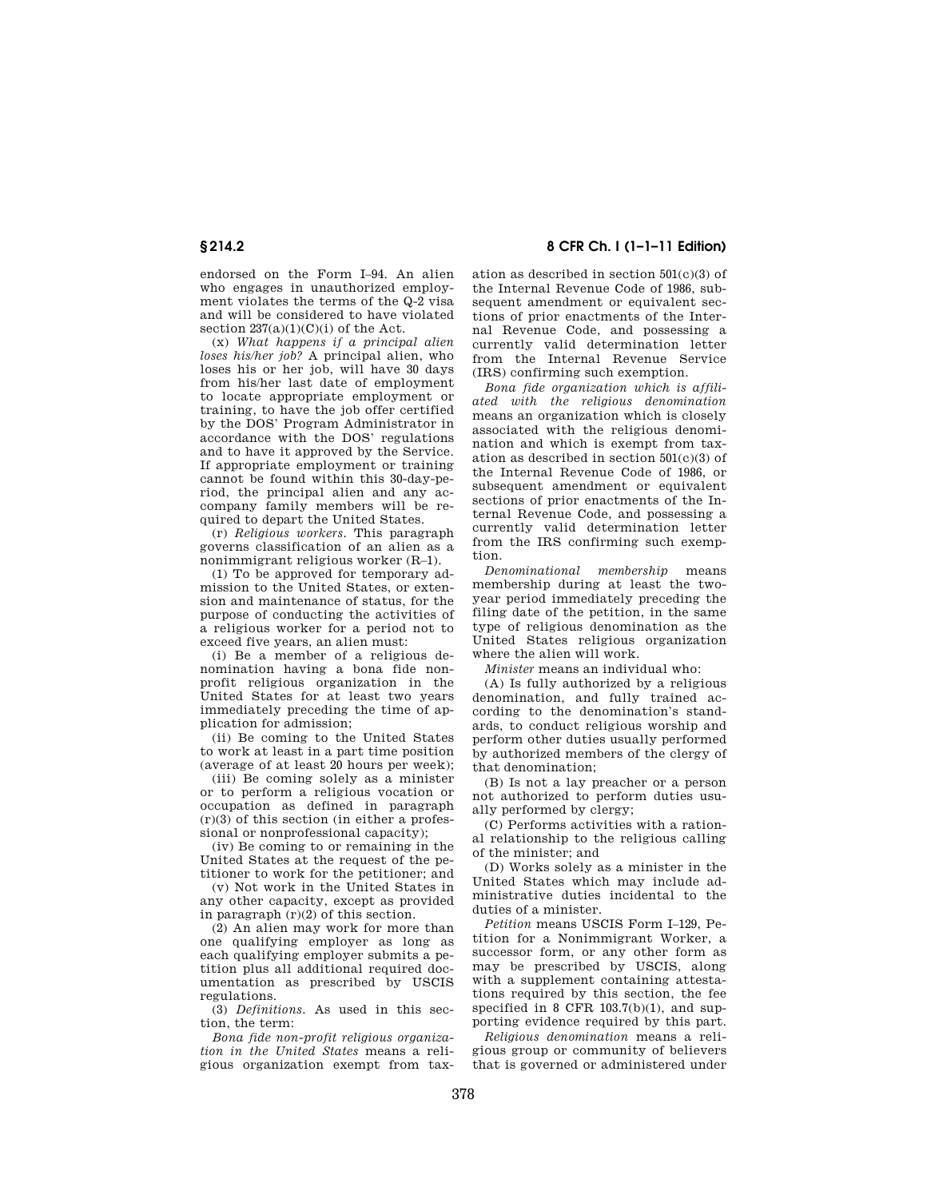endorsed on the Form I–94. An alien who engages in unauthorized employment violates the terms of the Q-2 visa and will be considered to have violated section 237(a)(1)(C)(i) of the Act.

(x) *What happens if a principal alien loses his/her job?* A principal alien, who loses his or her job, will have 30 days from his/her last date of employment to locate appropriate employment or training, to have the job offer certified by the DOS' Program Administrator in accordance with the DOS' regulations and to have it approved by the Service. If appropriate employment or training cannot be found within this 30-day-period, the principal alien and any accompany family members will be required to depart the United States.

(r) *Religious workers.* This paragraph governs classification of an alien as a nonimmigrant religious worker (R–1).

(1) To be approved for temporary admission to the United States, or extension and maintenance of status, for the purpose of conducting the activities of a religious worker for a period not to exceed five years, an alien must:

(i) Be a member of a religious denomination having a bona fide non-profit religious organization in the United States for at least two years immediately preceding the time of application for admission;

(ii) Be coming to the United States to work at least in a part time position (average of at least 20 hours per week);

(iii) Be coming solely as a minister or to perform a religious vocation or occupation as defined in paragraph (r)(3) of this section (in either a professional or nonprofessional capacity);

(iv) Be coming to or remaining in the United States at the request of the petitioner to work for the petitioner; and

(v) Not work in the United States in any other capacity, except as provided in paragraph (r)(2) of this section.

(2) An alien may work for more than one qualifying employer as long as each qualifying employer submits a petition plus all additional required documentation as prescribed by USCIS regulations.

(3) *Definitions.* As used in this section, the term:

*Bona fide non-profit religious organization in the United States* means a religious organization exempt from taxation as described in section 501(c)(3) of the Internal Revenue Code of 1986, subsequent amendment or equivalent sections of prior enactments of the Internal Revenue Code, and possessing a currently valid determination letter from the Internal Revenue Service (IRS) confirming such exemption.

*Bona fide organization which is affiliated with the religious denomination* means an organization which is closely associated with the religious denomination and which is exempt from taxation as described in section 501(c)(3) of the Internal Revenue Code of 1986, or subsequent amendment or equivalent sections of prior enactments of the Internal Revenue Code, and possessing a currently valid determination letter from the IRS confirming such exemption.

*Denominational membership* means membership during at least the two-year period immediately preceding the filing date of the petition, in the same type of religious denomination as the United States religious organization where the alien will work.

*Minister* means an individual who:

(A) Is fully authorized by a religious denomination, and fully trained according to the denomination's standards, to conduct religious worship and perform other duties usually performed by authorized members of the clergy of that denomination;

(B) Is not a lay preacher or a person not authorized to perform duties usually performed by clergy;

(C) Performs activities with a rational relationship to the religious calling of the minister; and

(D) Works solely as a minister in the United States which may include administrative duties incidental to the duties of a minister.

*Petition* means USCIS Form I–129, Petition for a Nonimmigrant Worker, a successor form, or any other form as may be prescribed by USCIS, along with a supplement containing attestations required by this section, the fee specified in 8 CFR 103.7(b)(1), and supporting evidence required by this part.

*Religious denomination* means a religious group or community of believers that is governed or administered under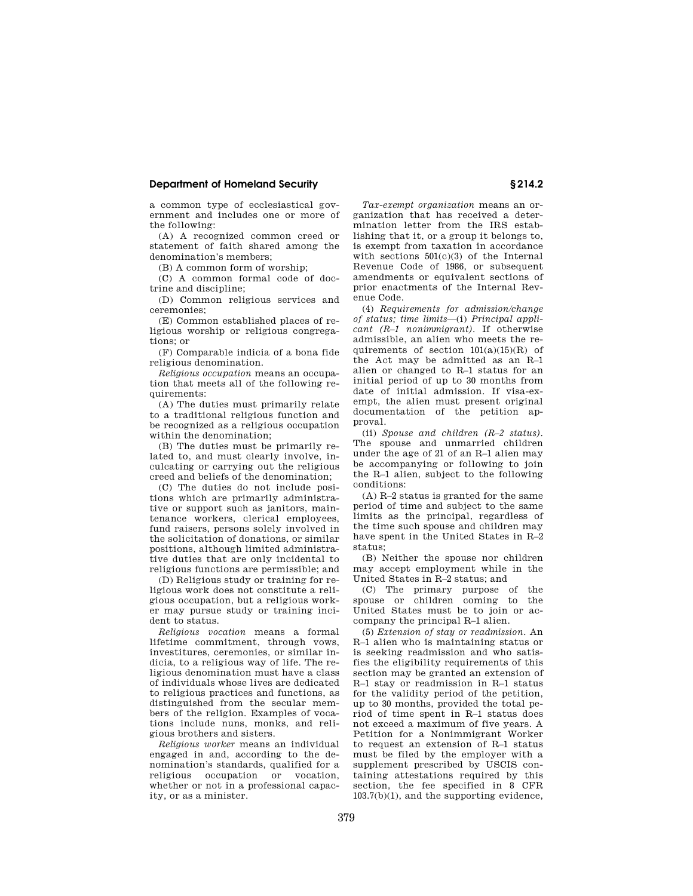a common type of ecclesiastical government and includes one or more of the following:

(A) A recognized common creed or statement of faith shared among the denomination's members;

(B) A common form of worship;

(C) A common formal code of doctrine and discipline;

(D) Common religious services and ceremonies;

(E) Common established places of religious worship or religious congregations; or

(F) Comparable indicia of a bona fide religious denomination.

*Religious occupation* means an occupation that meets all of the following requirements:

(A) The duties must primarily relate to a traditional religious function and be recognized as a religious occupation within the denomination;

(B) The duties must be primarily related to, and must clearly involve, inculcating or carrying out the religious creed and beliefs of the denomination;

(C) The duties do not include positions which are primarily administrative or support such as janitors, maintenance workers, clerical employees, fund raisers, persons solely involved in the solicitation of donations, or similar positions, although limited administrative duties that are only incidental to religious functions are permissible; and

(D) Religious study or training for religious work does not constitute a religious occupation, but a religious worker may pursue study or training incident to status.

*Religious vocation* means a formal lifetime commitment, through vows, investitures, ceremonies, or similar indicia, to a religious way of life. The religious denomination must have a class of individuals whose lives are dedicated to religious practices and functions, as distinguished from the secular members of the religion. Examples of vocations include nuns, monks, and religious brothers and sisters.

*Religious worker* means an individual engaged in and, according to the denomination's standards, qualified for a religious occupation or vocation, whether or not in a professional capacity, or as a minister.

*Tax-exempt organization* means an organization that has received a determination letter from the IRS establishing that it, or a group it belongs to, is exempt from taxation in accordance with sections 501(c)(3) of the Internal Revenue Code of 1986, or subsequent amendments or equivalent sections of prior enactments of the Internal Revenue Code.

(4) *Requirements for admission/change of status; time limits*—(i) *Principal applicant (R–1 nonimmigrant)*. If otherwise admissible, an alien who meets the requirements of section 101(a)(15)(R) of the Act may be admitted as an R–1 alien or changed to R–1 status for an initial period of up to 30 months from date of initial admission. If visa-exempt, the alien must present original documentation of the petition approval.

(ii) *Spouse and children (R–2 status)*. The spouse and unmarried children under the age of 21 of an R–1 alien may be accompanying or following to join the R–1 alien, subject to the following conditions:

(A) R–2 status is granted for the same period of time and subject to the same limits as the principal, regardless of the time such spouse and children may have spent in the United States in R–2 status;

(B) Neither the spouse nor children may accept employment while in the United States in R–2 status; and

(C) The primary purpose of the spouse or children coming to the United States must be to join or accompany the principal R–1 alien.

(5) *Extension of stay or readmission*. An R–1 alien who is maintaining status or is seeking readmission and who satisfies the eligibility requirements of this section may be granted an extension of R–1 stay or readmission in R–1 status for the validity period of the petition, up to 30 months, provided the total period of time spent in R–1 status does not exceed a maximum of five years. A Petition for a Nonimmigrant Worker to request an extension of R–1 status must be filed by the employer with a supplement prescribed by USCIS containing attestations required by this section, the fee specified in 8 CFR 103.7(b)(1), and the supporting evidence,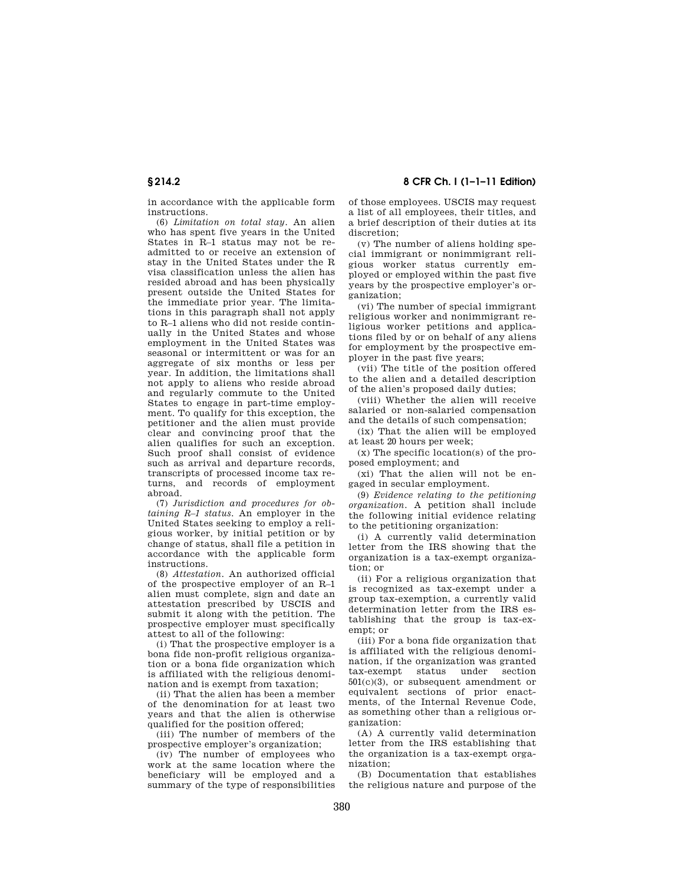in accordance with the applicable form instructions.

(6) *Limitation on total stay*. An alien who has spent five years in the United States in R–1 status may not be readmitted to or receive an extension of stay in the United States under the R visa classification unless the alien has resided abroad and has been physically present outside the United States for the immediate prior year. The limitations in this paragraph shall not apply to R–1 aliens who did not reside continually in the United States and whose employment in the United States was seasonal or intermittent or was for an aggregate of six months or less per year. In addition, the limitations shall not apply to aliens who reside abroad and regularly commute to the United States to engage in part-time employment. To qualify for this exception, the petitioner and the alien must provide clear and convincing proof that the alien qualifies for such an exception. Such proof shall consist of evidence such as arrival and departure records, transcripts of processed income tax returns, and records of employment abroad.

(7) *Jurisdiction and procedures for obtaining R–1 status*. An employer in the United States seeking to employ a religious worker, by initial petition or by change of status, shall file a petition in accordance with the applicable form instructions.

(8) *Attestation*. An authorized official of the prospective employer of an R–1 alien must complete, sign and date an attestation prescribed by USCIS and submit it along with the petition. The prospective employer must specifically attest to all of the following:

(i) That the prospective employer is a bona fide non-profit religious organization or a bona fide organization which is affiliated with the religious denomination and is exempt from taxation;

(ii) That the alien has been a member of the denomination for at least two years and that the alien is otherwise qualified for the position offered;

(iii) The number of members of the prospective employer's organization;

(iv) The number of employees who work at the same location where the beneficiary will be employed and a summary of the type of responsibilities of those employees. USCIS may request a list of all employees, their titles, and a brief description of their duties at its discretion;

(v) The number of aliens holding special immigrant or nonimmigrant religious worker status currently employed or employed within the past five years by the prospective employer's organization;

(vi) The number of special immigrant religious worker and nonimmigrant religious worker petitions and applications filed by or on behalf of any aliens for employment by the prospective employer in the past five years;

(vii) The title of the position offered to the alien and a detailed description of the alien's proposed daily duties;

(viii) Whether the alien will receive salaried or non-salaried compensation and the details of such compensation;

(ix) That the alien will be employed at least 20 hours per week;

(x) The specific location(s) of the proposed employment; and

(xi) That the alien will not be engaged in secular employment.

(9) *Evidence relating to the petitioning organization*. A petition shall include the following initial evidence relating to the petitioning organization:

(i) A currently valid determination letter from the IRS showing that the organization is a tax-exempt organization; or

(ii) For a religious organization that is recognized as tax-exempt under a group tax-exemption, a currently valid determination letter from the IRS establishing that the group is tax-exempt; or

(iii) For a bona fide organization that is affiliated with the religious denomination, if the organization was granted tax-exempt status under section 501(c)(3), or subsequent amendment or equivalent sections of prior enactments, of the Internal Revenue Code, as something other than a religious organization:

(A) A currently valid determination letter from the IRS establishing that the organization is a tax-exempt organization;

(B) Documentation that establishes the religious nature and purpose of the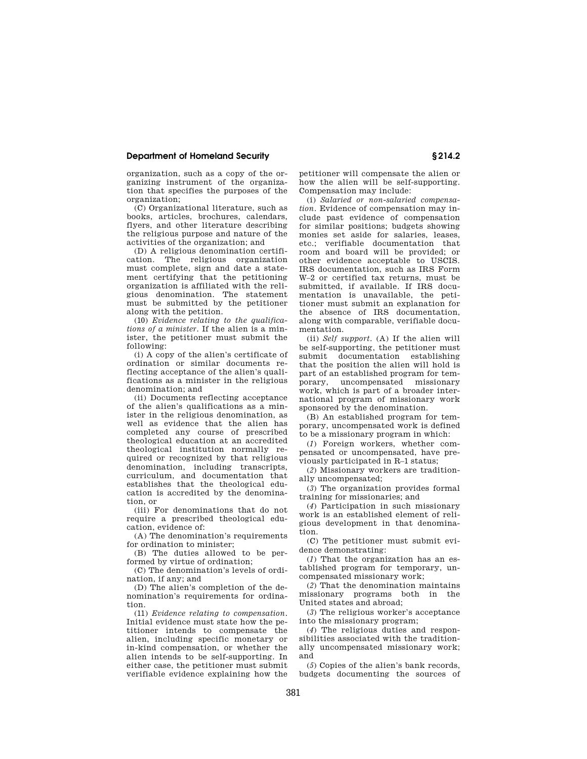organization, such as a copy of the organizing instrument of the organization that specifies the purposes of the organization;

(C) Organizational literature, such as books, articles, brochures, calendars, flyers, and other literature describing the religious purpose and nature of the activities of the organization; and

(D) A religious denomination certification. The religious organization must complete, sign and date a statement certifying that the petitioning organization is affiliated with the religious denomination. The statement must be submitted by the petitioner along with the petition.

(10) *Evidence relating to the qualifications of a minister.* If the alien is a minister, the petitioner must submit the following:

(i) A copy of the alien's certificate of ordination or similar documents reflecting acceptance of the alien's qualifications as a minister in the religious denomination; and

(ii) Documents reflecting acceptance of the alien's qualifications as a minister in the religious denomination, as well as evidence that the alien has completed any course of prescribed theological education at an accredited theological institution normally required or recognized by that religious denomination, including transcripts, curriculum, and documentation that establishes that the theological education is accredited by the denomination, or

(iii) For denominations that do not require a prescribed theological education, evidence of:

(A) The denomination's requirements for ordination to minister;

(B) The duties allowed to be performed by virtue of ordination;

(C) The denomination's levels of ordination, if any; and

(D) The alien's completion of the denomination's requirements for ordination.

(11) *Evidence relating to compensation.* Initial evidence must state how the petitioner intends to compensate the alien, including specific monetary or in-kind compensation, or whether the alien intends to be self-supporting. In either case, the petitioner must submit verifiable evidence explaining how the petitioner will compensate the alien or how the alien will be self-supporting. Compensation may include:

(i) *Salaried or non-salaried compensation.* Evidence of compensation may include past evidence of compensation for similar positions; budgets showing monies set aside for salaries, leases, etc.; verifiable documentation that room and board will be provided; or other evidence acceptable to USCIS. IRS documentation, such as IRS Form W–2 or certified tax returns, must be submitted, if available. If IRS documentation is unavailable, the petitioner must submit an explanation for the absence of IRS documentation, along with comparable, verifiable documentation.

(ii) *Self support.* (A) If the alien will be self-supporting, the petitioner must submit documentation establishing that the position the alien will hold is part of an established program for temporary, uncompensated missionary work, which is part of a broader international program of missionary work sponsored by the denomination.

(B) An established program for temporary, uncompensated work is defined to be a missionary program in which:

(*1*) Foreign workers, whether compensated or uncompensated, have previously participated in R–1 status;

(*2*) Missionary workers are traditionally uncompensated;

(*3*) The organization provides formal training for missionaries; and

(*4*) Participation in such missionary work is an established element of religious development in that denomination.

(C) The petitioner must submit evidence demonstrating:

(*1*) That the organization has an established program for temporary, uncompensated missionary work;

(*2*) That the denomination maintains missionary programs both in the United states and abroad;

(*3*) The religious worker's acceptance into the missionary program;

(*4*) The religious duties and responsibilities associated with the traditionally uncompensated missionary work; and

(*5*) Copies of the alien's bank records, budgets documenting the sources of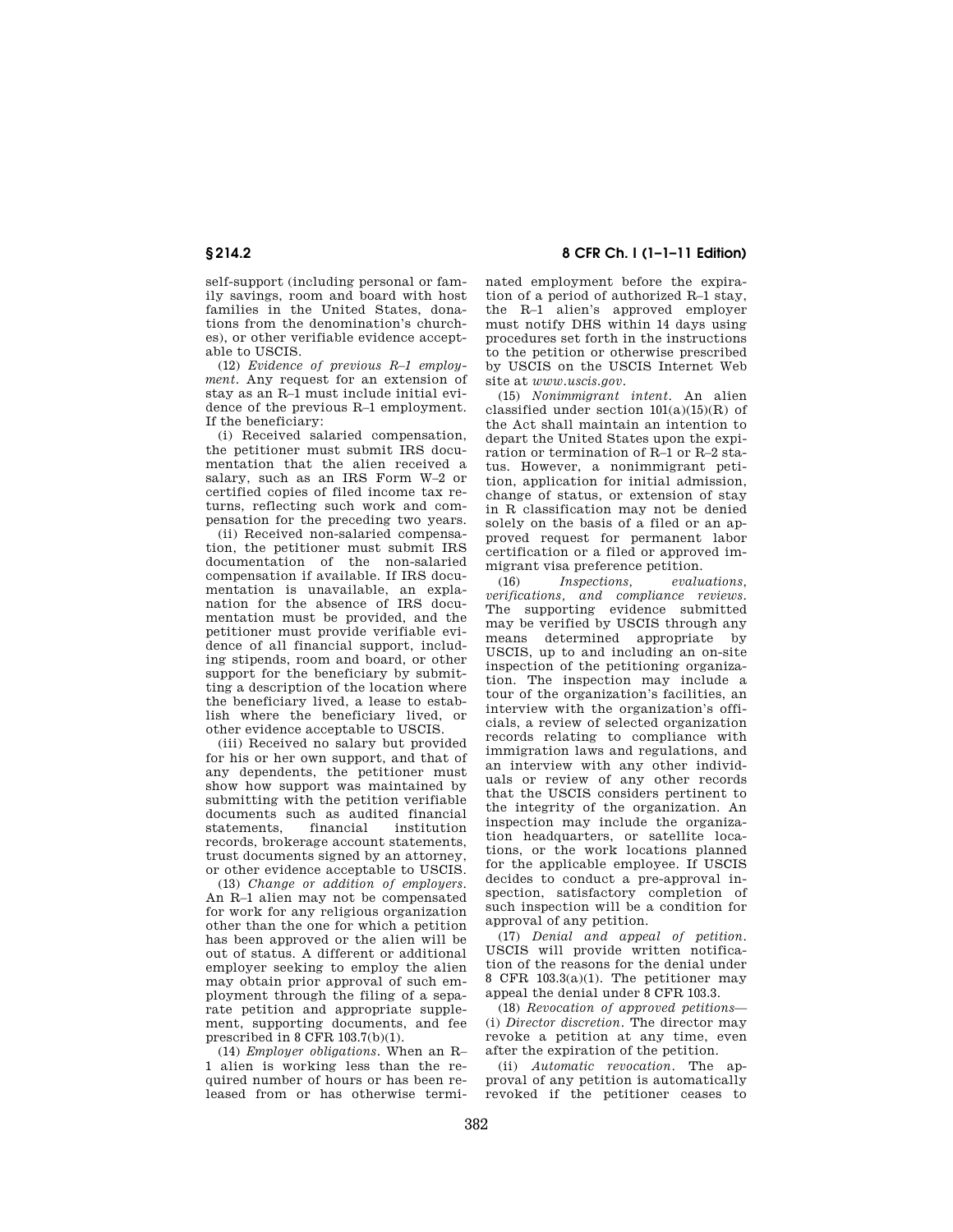self-support (including personal or family savings, room and board with host families in the United States, donations from the denomination's churches), or other verifiable evidence acceptable to USCIS.

(12) *Evidence of previous R–1 employment.* Any request for an extension of stay as an R–1 must include initial evidence of the previous R–1 employment. If the beneficiary:

(i) Received salaried compensation, the petitioner must submit IRS documentation that the alien received a salary, such as an IRS Form W–2 or certified copies of filed income tax returns, reflecting such work and compensation for the preceding two years.

(ii) Received non-salaried compensation, the petitioner must submit IRS documentation of the non-salaried compensation if available. If IRS documentation is unavailable, an explanation for the absence of IRS documentation must be provided, and the petitioner must provide verifiable evidence of all financial support, including stipends, room and board, or other support for the beneficiary by submitting a description of the location where the beneficiary lived, a lease to establish where the beneficiary lived, or other evidence acceptable to USCIS.

(iii) Received no salary but provided for his or her own support, and that of any dependents, the petitioner must show how support was maintained by submitting with the petition verifiable documents such as audited financial statements, financial institution records, brokerage account statements, trust documents signed by an attorney, or other evidence acceptable to USCIS.

(13) *Change or addition of employers.* An R–1 alien may not be compensated for work for any religious organization other than the one for which a petition has been approved or the alien will be out of status. A different or additional employer seeking to employ the alien may obtain prior approval of such employment through the filing of a separate petition and appropriate supplement, supporting documents, and fee prescribed in 8 CFR 103.7(b)(1).

(14) *Employer obligations.* When an R–1 alien is working less than the required number of hours or has been released from or has otherwise terminated employment before the expiration of a period of authorized R–1 stay, the R–1 alien's approved employer must notify DHS within 14 days using procedures set forth in the instructions to the petition or otherwise prescribed by USCIS on the USCIS Internet Web site at *www.uscis.gov*.

(15) *Nonimmigrant intent.* An alien classified under section 101(a)(15)(R) of the Act shall maintain an intention to depart the United States upon the expiration or termination of R–1 or R–2 status. However, a nonimmigrant petition, application for initial admission, change of status, or extension of stay in R classification may not be denied solely on the basis of a filed or an approved request for permanent labor certification or a filed or approved immigrant visa preference petition.

(16) *Inspections, evaluations, verifications, and compliance reviews.* The supporting evidence submitted may be verified by USCIS through any means determined appropriate by USCIS, up to and including an on-site inspection of the petitioning organization. The inspection may include a tour of the organization's facilities, an interview with the organization's officials, a review of selected organization records relating to compliance with immigration laws and regulations, and an interview with any other individuals or review of any other records that the USCIS considers pertinent to the integrity of the organization. An inspection may include the organization headquarters, or satellite locations, or the work locations planned for the applicable employee. If USCIS decides to conduct a pre-approval inspection, satisfactory completion of such inspection will be a condition for approval of any petition.

(17) *Denial and appeal of petition.* USCIS will provide written notification of the reasons for the denial under 8 CFR 103.3(a)(1). The petitioner may appeal the denial under 8 CFR 103.3.

(18) *Revocation of approved petitions*—(i) *Director discretion.* The director may revoke a petition at any time, even after the expiration of the petition.

(ii) *Automatic revocation.* The approval of any petition is automatically revoked if the petitioner ceases to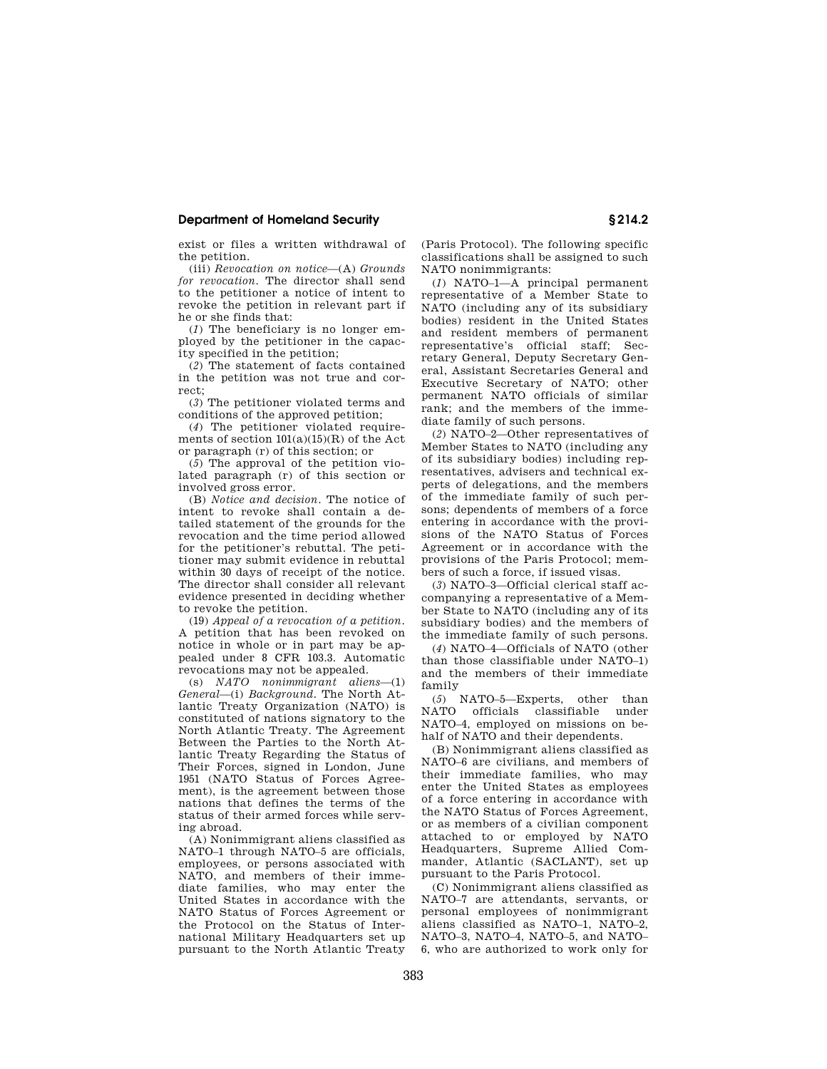exist or files a written withdrawal of the petition.

(iii) *Revocation on notice*—(A) *Grounds for revocation*. The director shall send to the petitioner a notice of intent to revoke the petition in relevant part if he or she finds that:

(*1*) The beneficiary is no longer employed by the petitioner in the capacity specified in the petition;

(*2*) The statement of facts contained in the petition was not true and correct;

(*3*) The petitioner violated terms and conditions of the approved petition;

(*4*) The petitioner violated requirements of section 101(a)(15)(R) of the Act or paragraph (r) of this section; or

(*5*) The approval of the petition violated paragraph (r) of this section or involved gross error.

(B) *Notice and decision*. The notice of intent to revoke shall contain a detailed statement of the grounds for the revocation and the time period allowed for the petitioner's rebuttal. The petitioner may submit evidence in rebuttal within 30 days of receipt of the notice. The director shall consider all relevant evidence presented in deciding whether to revoke the petition.

(19) *Appeal of a revocation of a petition*. A petition that has been revoked on notice in whole or in part may be appealed under 8 CFR 103.3. Automatic revocations may not be appealed.

(s) *NATO nonimmigrant aliens*—(1) *General*—(i) *Background*. The North Atlantic Treaty Organization (NATO) is constituted of nations signatory to the North Atlantic Treaty. The Agreement Between the Parties to the North Atlantic Treaty Regarding the Status of Their Forces, signed in London, June 1951 (NATO Status of Forces Agreement), is the agreement between those nations that defines the terms of the status of their armed forces while serving abroad.

(A) Nonimmigrant aliens classified as NATO–1 through NATO–5 are officials, employees, or persons associated with NATO, and members of their immediate families, who may enter the United States in accordance with the NATO Status of Forces Agreement or the Protocol on the Status of International Military Headquarters set up pursuant to the North Atlantic Treaty (Paris Protocol). The following specific classifications shall be assigned to such NATO nonimmigrants:

(*1*) NATO–1—A principal permanent representative of a Member State to NATO (including any of its subsidiary bodies) resident in the United States and resident members of permanent representative's official staff; Secretary General, Deputy Secretary General, Assistant Secretaries General and Executive Secretary of NATO; other permanent NATO officials of similar rank; and the members of the immediate family of such persons.

(*2*) NATO–2—Other representatives of Member States to NATO (including any of its subsidiary bodies) including representatives, advisers and technical experts of delegations, and the members of the immediate family of such persons; dependents of members of a force entering in accordance with the provisions of the NATO Status of Forces Agreement or in accordance with the provisions of the Paris Protocol; members of such a force, if issued visas.

(*3*) NATO–3—Official clerical staff accompanying a representative of a Member State to NATO (including any of its subsidiary bodies) and the members of the immediate family of such persons.

(*4*) NATO–4—Officials of NATO (other than those classifiable under NATO–1) and the members of their immediate family

(*5*) NATO–5—Experts, other than NATO officials classifiable under NATO–4, employed on missions on behalf of NATO and their dependents.

(B) Nonimmigrant aliens classified as NATO–6 are civilians, and members of their immediate families, who may enter the United States as employees of a force entering in accordance with the NATO Status of Forces Agreement, or as members of a civilian component attached to or employed by NATO Headquarters, Supreme Allied Commander, Atlantic (SACLANT), set up pursuant to the Paris Protocol.

(C) Nonimmigrant aliens classified as NATO–7 are attendants, servants, or personal employees of nonimmigrant aliens classified as NATO–1, NATO–2, NATO–3, NATO–4, NATO–5, and NATO–6, who are authorized to work only for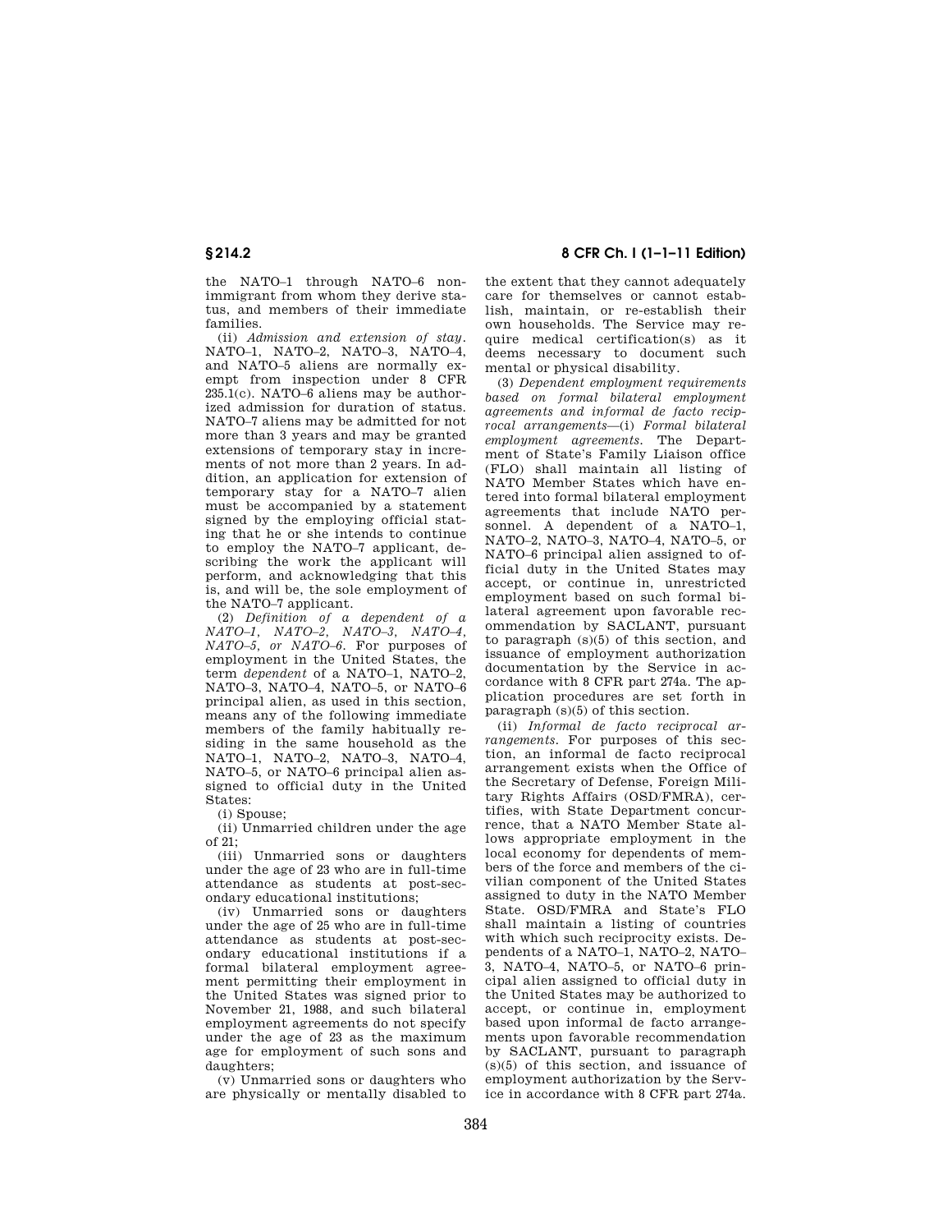the NATO–1 through NATO–6 nonimmigrant from whom they derive status, and members of their immediate families.

(ii) *Admission and extension of stay*. NATO–1, NATO–2, NATO–3, NATO–4, and NATO–5 aliens are normally exempt from inspection under 8 CFR 235.1(c). NATO–6 aliens may be authorized admission for duration of status. NATO–7 aliens may be admitted for not more than 3 years and may be granted extensions of temporary stay in increments of not more than 2 years. In addition, an application for extension of temporary stay for a NATO–7 alien must be accompanied by a statement signed by the employing official stating that he or she intends to continue to employ the NATO–7 applicant, describing the work the applicant will perform, and acknowledging that this is, and will be, the sole employment of the NATO–7 applicant.

(2) *Definition of a dependent of a NATO–1, NATO–2, NATO–3, NATO–4, NATO–5, or NATO–6*. For purposes of employment in the United States, the term *dependent* of a NATO–1, NATO–2, NATO–3, NATO–4, NATO–5, or NATO–6 principal alien, as used in this section, means any of the following immediate members of the family habitually residing in the same household as the NATO–1, NATO–2, NATO–3, NATO–4, NATO–5, or NATO–6 principal alien assigned to official duty in the United States:

(i) Spouse;

(ii) Unmarried children under the age of 21;

(iii) Unmarried sons or daughters under the age of 23 who are in full-time attendance as students at post-secondary educational institutions;

(iv) Unmarried sons or daughters under the age of 25 who are in full-time attendance as students at post-secondary educational institutions if a formal bilateral employment agreement permitting their employment in the United States was signed prior to November 21, 1988, and such bilateral employment agreements do not specify under the age of 23 as the maximum age for employment of such sons and daughters;

(v) Unmarried sons or daughters who are physically or mentally disabled to the extent that they cannot adequately care for themselves or cannot establish, maintain, or re-establish their own households. The Service may require medical certification(s) as it deems necessary to document such mental or physical disability.

(3) *Dependent employment requirements based on formal bilateral employment agreements and informal de facto reciprocal arrangements*—(i) *Formal bilateral employment agreements*. The Department of State's Family Liaison office (FLO) shall maintain all listing of NATO Member States which have entered into formal bilateral employment agreements that include NATO personnel. A dependent of a NATO–1, NATO–2, NATO–3, NATO–4, NATO–5, or NATO–6 principal alien assigned to official duty in the United States may accept, or continue in, unrestricted employment based on such formal bilateral agreement upon favorable recommendation by SACLANT, pursuant to paragraph (s)(5) of this section, and issuance of employment authorization documentation by the Service in accordance with 8 CFR part 274a. The application procedures are set forth in paragraph (s)(5) of this section.

(ii) *Informal de facto reciprocal arrangements*. For purposes of this section, an informal de facto reciprocal arrangement exists when the Office of the Secretary of Defense, Foreign Military Rights Affairs (OSD/FMRA), certifies, with State Department concurrence, that a NATO Member State allows appropriate employment in the local economy for dependents of members of the force and members of the civilian component of the United States assigned to duty in the NATO Member State. OSD/FMRA and State's FLO shall maintain a listing of countries with which such reciprocity exists. Dependents of a NATO–1, NATO–2, NATO–3, NATO–4, NATO–5, or NATO–6 principal alien assigned to official duty in the United States may be authorized to accept, or continue in, employment based upon informal de facto arrangements upon favorable recommendation by SACLANT, pursuant to paragraph (s)(5) of this section, and issuance of employment authorization by the Service in accordance with 8 CFR part 274a.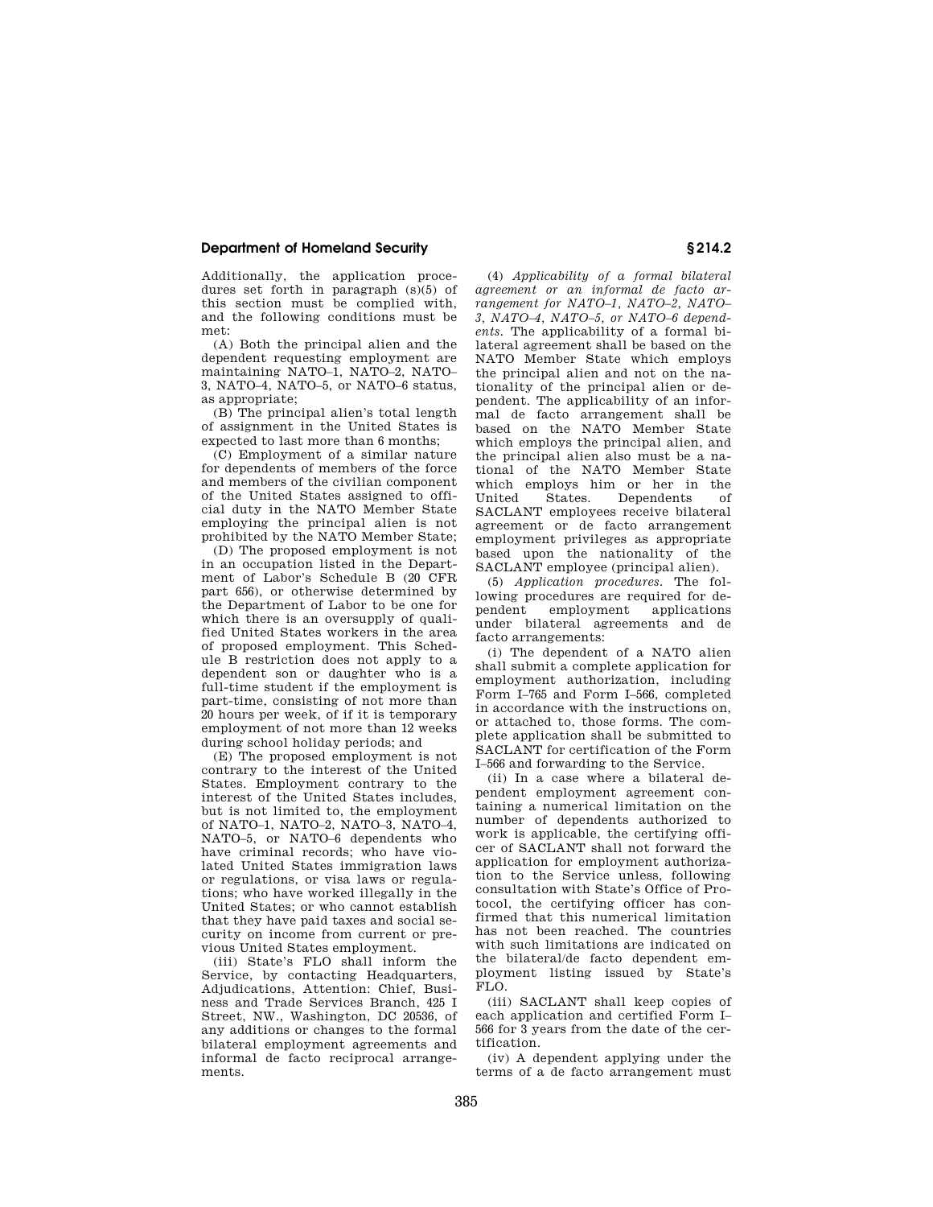Additionally, the application procedures set forth in paragraph (s)(5) of this section must be complied with, and the following conditions must be met:

(A) Both the principal alien and the dependent requesting employment are maintaining NATO–1, NATO–2, NATO–3, NATO–4, NATO–5, or NATO–6 status, as appropriate;

(B) The principal alien's total length of assignment in the United States is expected to last more than 6 months;

(C) Employment of a similar nature for dependents of members of the force and members of the civilian component of the United States assigned to official duty in the NATO Member State employing the principal alien is not prohibited by the NATO Member State;

(D) The proposed employment is not in an occupation listed in the Department of Labor's Schedule B (20 CFR part 656), or otherwise determined by the Department of Labor to be one for which there is an oversupply of qualified United States workers in the area of proposed employment. This Schedule B restriction does not apply to a dependent son or daughter who is a full-time student if the employment is part-time, consisting of not more than 20 hours per week, of if it is temporary employment of not more than 12 weeks during school holiday periods; and

(E) The proposed employment is not contrary to the interest of the United States. Employment contrary to the interest of the United States includes, but is not limited to, the employment of NATO–1, NATO–2, NATO–3, NATO–4, NATO–5, or NATO–6 dependents who have criminal records; who have violated United States immigration laws or regulations, or visa laws or regulations; who have worked illegally in the United States; or who cannot establish that they have paid taxes and social security on income from current or previous United States employment.

(iii) State's FLO shall inform the Service, by contacting Headquarters, Adjudications, Attention: Chief, Business and Trade Services Branch, 425 I Street, NW., Washington, DC 20536, of any additions or changes to the formal bilateral employment agreements and informal de facto reciprocal arrangements.

(4) *Applicability of a formal bilateral agreement or an informal de facto arrangement for NATO–1, NATO–2, NATO–3, NATO–4, NATO–5, or NATO–6 dependents.* The applicability of a formal bilateral agreement shall be based on the NATO Member State which employs the principal alien and not on the nationality of the principal alien or dependent. The applicability of an informal de facto arrangement shall be based on the NATO Member State which employs the principal alien, and the principal alien also must be a national of the NATO Member State which employs him or her in the United States. Dependents of SACLANT employees receive bilateral agreement or de facto arrangement employment privileges as appropriate based upon the nationality of the SACLANT employee (principal alien).

(5) *Application procedures.* The following procedures are required for dependent employment applications under bilateral agreements and de facto arrangements:

(i) The dependent of a NATO alien shall submit a complete application for employment authorization, including Form I–765 and Form I–566, completed in accordance with the instructions on, or attached to, those forms. The complete application shall be submitted to SACLANT for certification of the Form I–566 and forwarding to the Service.

(ii) In a case where a bilateral dependent employment agreement containing a numerical limitation on the number of dependents authorized to work is applicable, the certifying officer of SACLANT shall not forward the application for employment authorization to the Service unless, following consultation with State's Office of Protocol, the certifying officer has confirmed that this numerical limitation has not been reached. The countries with such limitations are indicated on the bilateral/de facto dependent employment listing issued by State's FLO.

(iii) SACLANT shall keep copies of each application and certified Form I–566 for 3 years from the date of the certification.

(iv) A dependent applying under the terms of a de facto arrangement must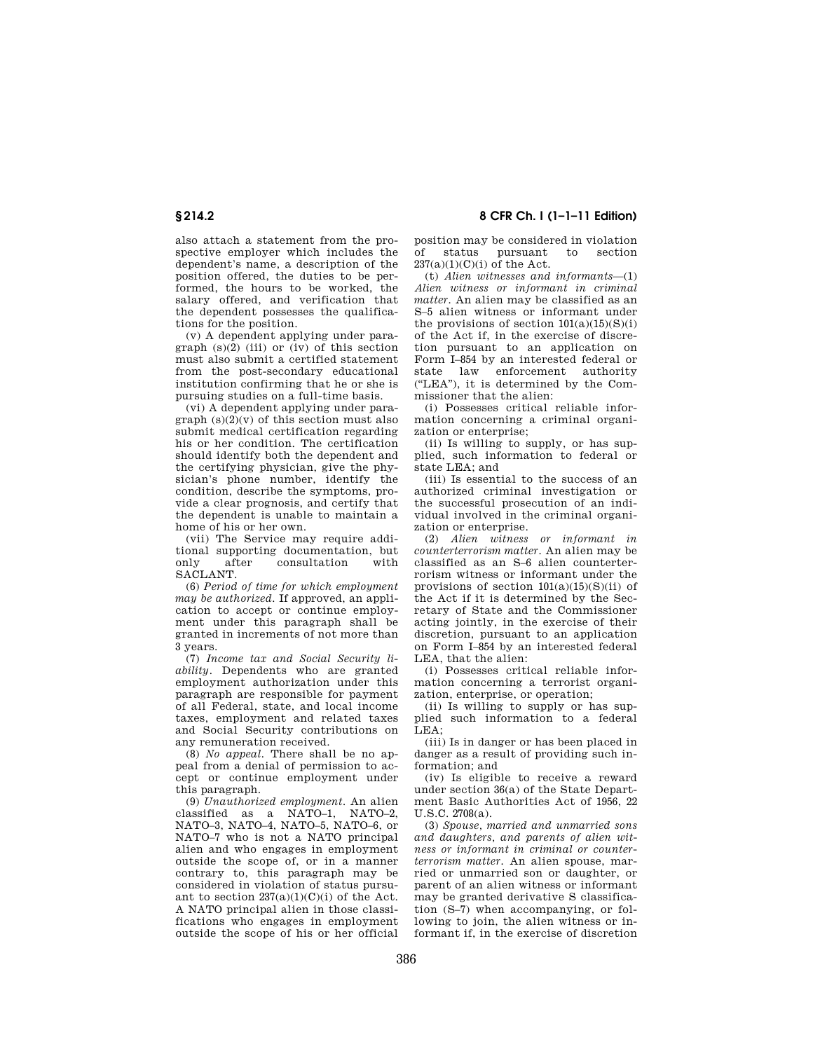also attach a statement from the prospective employer which includes the dependent's name, a description of the position offered, the duties to be performed, the hours to be worked, the salary offered, and verification that the dependent possesses the qualifications for the position.

(v) A dependent applying under paragraph (s)(2) (iii) or (iv) of this section must also submit a certified statement from the post-secondary educational institution confirming that he or she is pursuing studies on a full-time basis.

(vi) A dependent applying under paragraph (s)(2)(v) of this section must also submit medical certification regarding his or her condition. The certification should identify both the dependent and the certifying physician, give the physician's phone number, identify the condition, describe the symptoms, provide a clear prognosis, and certify that the dependent is unable to maintain a home of his or her own.

(vii) The Service may require additional supporting documentation, but only after consultation with SACLANT.

(6) *Period of time for which employment may be authorized.* If approved, an application to accept or continue employment under this paragraph shall be granted in increments of not more than 3 years.

(7) *Income tax and Social Security liability.* Dependents who are granted employment authorization under this paragraph are responsible for payment of all Federal, state, and local income taxes, employment and related taxes and Social Security contributions on any remuneration received.

(8) *No appeal.* There shall be no appeal from a denial of permission to accept or continue employment under this paragraph.

(9) *Unauthorized employment.* An alien classified as a NATO–1, NATO–2, NATO–3, NATO–4, NATO–5, NATO–6, or NATO–7 who is not a NATO principal alien and who engages in employment outside the scope of, or in a manner contrary to, this paragraph may be considered in violation of status pursuant to section 237(a)(1)(C)(i) of the Act. A NATO principal alien in those classifications who engages in employment outside the scope of his or her official position may be considered in violation of status pursuant to section 237(a)(1)(C)(i) of the Act.

(t) *Alien witnesses and informants*—(1) *Alien witness or informant in criminal matter.* An alien may be classified as an S–5 alien witness or informant under the provisions of section 101(a)(15)(S)(i) of the Act if, in the exercise of discretion pursuant to an application on Form I–854 by an interested federal or state law enforcement authority ("LEA"), it is determined by the Commissioner that the alien:

(i) Possesses critical reliable information concerning a criminal organization or enterprise;

(ii) Is willing to supply, or has supplied, such information to federal or state LEA; and

(iii) Is essential to the success of an authorized criminal investigation or the successful prosecution of an individual involved in the criminal organization or enterprise.

(2) *Alien witness or informant in counterterrorism matter.* An alien may be classified as an S–6 alien counterterrorism witness or informant under the provisions of section 101(a)(15)(S)(ii) of the Act if it is determined by the Secretary of State and the Commissioner acting jointly, in the exercise of their discretion, pursuant to an application on Form I–854 by an interested federal LEA, that the alien:

(i) Possesses critical reliable information concerning a terrorist organization, enterprise, or operation;

(ii) Is willing to supply or has supplied such information to a federal LEA;

(iii) Is in danger or has been placed in danger as a result of providing such information; and

(iv) Is eligible to receive a reward under section 36(a) of the State Department Basic Authorities Act of 1956, 22 U.S.C. 2708(a).

(3) *Spouse, married and unmarried sons and daughters, and parents of alien witness or informant in criminal or counterterrorism matter.* An alien spouse, married or unmarried son or daughter, or parent of an alien witness or informant may be granted derivative S classification (S–7) when accompanying, or following to join, the alien witness or informant if, in the exercise of discretion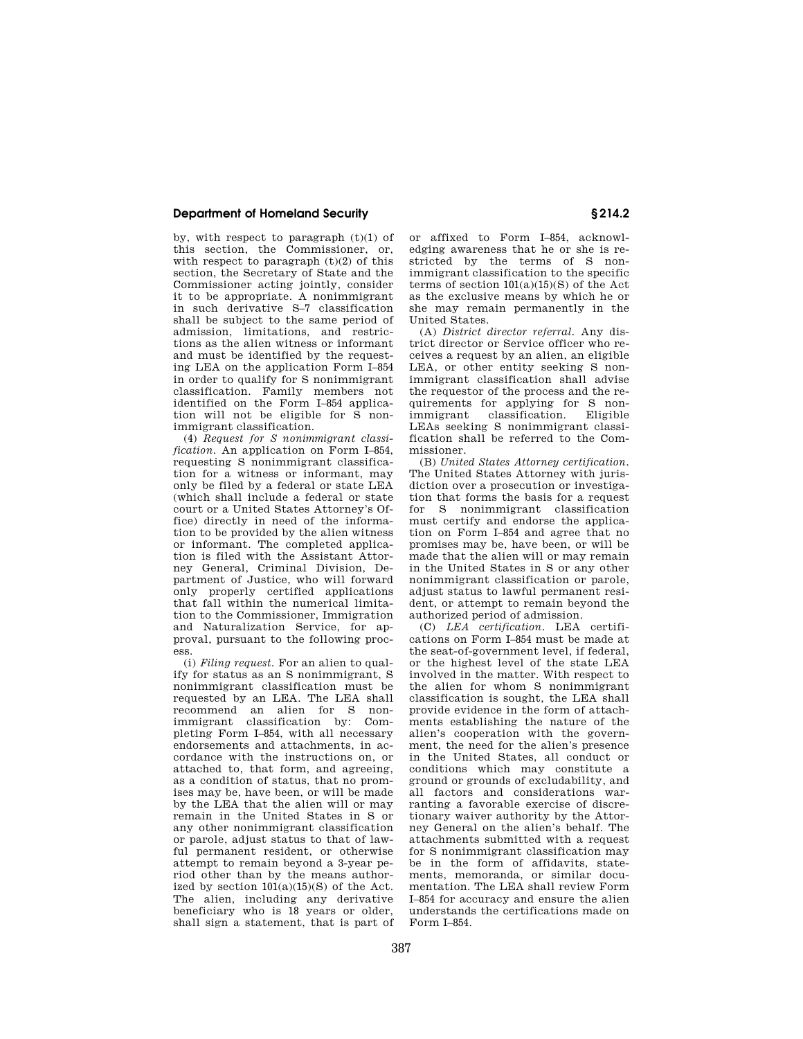by, with respect to paragraph (t)(1) of this section, the Commissioner, or, with respect to paragraph (t)(2) of this section, the Secretary of State and the Commissioner acting jointly, consider it to be appropriate. A nonimmigrant in such derivative S–7 classification shall be subject to the same period of admission, limitations, and restrictions as the alien witness or informant and must be identified by the requesting LEA on the application Form I–854 in order to qualify for S nonimmigrant classification. Family members not identified on the Form I–854 application will not be eligible for S nonimmigrant classification.

(4) *Request for S nonimmigrant classification.* An application on Form I–854, requesting S nonimmigrant classification for a witness or informant, may only be filed by a federal or state LEA (which shall include a federal or state court or a United States Attorney's Office) directly in need of the information to be provided by the alien witness or informant. The completed application is filed with the Assistant Attorney General, Criminal Division, Department of Justice, who will forward only properly certified applications that fall within the numerical limitation to the Commissioner, Immigration and Naturalization Service, for approval, pursuant to the following process.

(i) *Filing request.* For an alien to qualify for status as an S nonimmigrant, S nonimmigrant classification must be requested by an LEA. The LEA shall recommend an alien for S nonimmigrant classification by: Completing Form I–854, with all necessary endorsements and attachments, in accordance with the instructions on, or attached to, that form, and agreeing, as a condition of status, that no promises may be, have been, or will be made by the LEA that the alien will or may remain in the United States in S or any other nonimmigrant classification or parole, adjust status to that of lawful permanent resident, or otherwise attempt to remain beyond a 3-year period other than by the means authorized by section 101(a)(15)(S) of the Act. The alien, including any derivative beneficiary who is 18 years or older, shall sign a statement, that is part of or affixed to Form I–854, acknowledging awareness that he or she is restricted by the terms of S nonimmigrant classification to the specific terms of section 101(a)(15)(S) of the Act as the exclusive means by which he or she may remain permanently in the United States.

(A) *District director referral.* Any district director or Service officer who receives a request by an alien, an eligible LEA, or other entity seeking S nonimmigrant classification shall advise the requestor of the process and the requirements for applying for S nonimmigrant classification. Eligible LEAs seeking S nonimmigrant classification shall be referred to the Commissioner.

(B) *United States Attorney certification.* The United States Attorney with jurisdiction over a prosecution or investigation that forms the basis for a request for S nonimmigrant classification must certify and endorse the application on Form I–854 and agree that no promises may be, have been, or will be made that the alien will or may remain in the United States in S or any other nonimmigrant classification or parole, adjust status to lawful permanent resident, or attempt to remain beyond the authorized period of admission.

(C) *LEA certification.* LEA certifications on Form I–854 must be made at the seat-of-government level, if federal, or the highest level of the state LEA involved in the matter. With respect to the alien for whom S nonimmigrant classification is sought, the LEA shall provide evidence in the form of attachments establishing the nature of the alien's cooperation with the government, the need for the alien's presence in the United States, all conduct or conditions which may constitute a ground or grounds of excludability, and all factors and considerations warranting a favorable exercise of discretionary waiver authority by the Attorney General on the alien's behalf. The attachments submitted with a request for S nonimmigrant classification may be in the form of affidavits, statements, memoranda, or similar documentation. The LEA shall review Form I–854 for accuracy and ensure the alien understands the certifications made on Form I–854.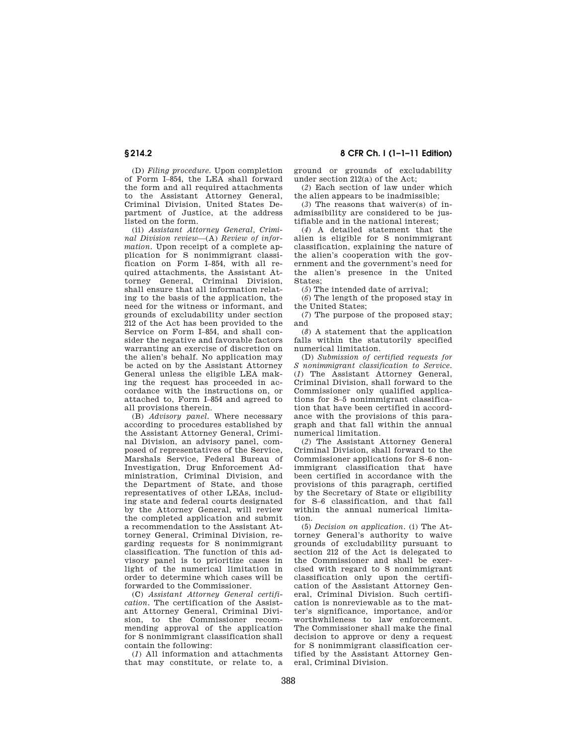(D) *Filing procedure.* Upon completion of Form I–854, the LEA shall forward the form and all required attachments to the Assistant Attorney General, Criminal Division, United States Department of Justice, at the address listed on the form.

(ii) *Assistant Attorney General, Criminal Division review*—(A) *Review of information.* Upon receipt of a complete application for S nonimmigrant classification on Form I–854, with all required attachments, the Assistant Attorney General, Criminal Division, shall ensure that all information relating to the basis of the application, the need for the witness or informant, and grounds of excludability under section 212 of the Act has been provided to the Service on Form I–854, and shall consider the negative and favorable factors warranting an exercise of discretion on the alien's behalf. No application may be acted on by the Assistant Attorney General unless the eligible LEA making the request has proceeded in accordance with the instructions on, or attached to, Form I–854 and agreed to all provisions therein.

(B) *Advisory panel.* Where necessary according to procedures established by the Assistant Attorney General, Criminal Division, an advisory panel, composed of representatives of the Service, Marshals Service, Federal Bureau of Investigation, Drug Enforcement Administration, Criminal Division, and the Department of State, and those representatives of other LEAs, including state and federal courts designated by the Attorney General, will review the completed application and submit a recommendation to the Assistant Attorney General, Criminal Division, regarding requests for S nonimmigrant classification. The function of this advisory panel is to prioritize cases in light of the numerical limitation in order to determine which cases will be forwarded to the Commissioner.

(C) *Assistant Attorney General certification.* The certification of the Assistant Attorney General, Criminal Division, to the Commissioner recommending approval of the application for S nonimmigrant classification shall contain the following:

(*1*) All information and attachments that may constitute, or relate to, a ground or grounds of excludability under section 212(a) of the Act;

(*2*) Each section of law under which the alien appears to be inadmissible;

(*3*) The reasons that waiver(s) of inadmissibility are considered to be justifiable and in the national interest;

(*4*) A detailed statement that the alien is eligible for S nonimmigrant classification, explaining the nature of the alien's cooperation with the government and the government's need for the alien's presence in the United States;

(*5*) The intended date of arrival;

(*6*) The length of the proposed stay in the United States;

(*7*) The purpose of the proposed stay; and

(*8*) A statement that the application falls within the statutorily specified numerical limitation.

(D) *Submission of certified requests for S nonimmigrant classification to Service.* (*1*) The Assistant Attorney General, Criminal Division, shall forward to the Commissioner only qualified applications for S–5 nonimmigrant classification that have been certified in accordance with the provisions of this paragraph and that fall within the annual numerical limitation.

(*2*) The Assistant Attorney General Criminal Division, shall forward to the Commissioner applications for S–6 nonimmigrant classification that have been certified in accordance with the provisions of this paragraph, certified by the Secretary of State or eligibility for S–6 classification, and that fall within the annual numerical limitation.

(5) *Decision on application.* (i) The Attorney General's authority to waive grounds of excludability pursuant to section 212 of the Act is delegated to the Commissioner and shall be exercised with regard to S nonimmigrant classification only upon the certification of the Assistant Attorney General, Criminal Division. Such certification is nonreviewable as to the matter's significance, importance, and/or worthwhileness to law enforcement. The Commissioner shall make the final decision to approve or deny a request for S nonimmigrant classification certified by the Assistant Attorney General, Criminal Division.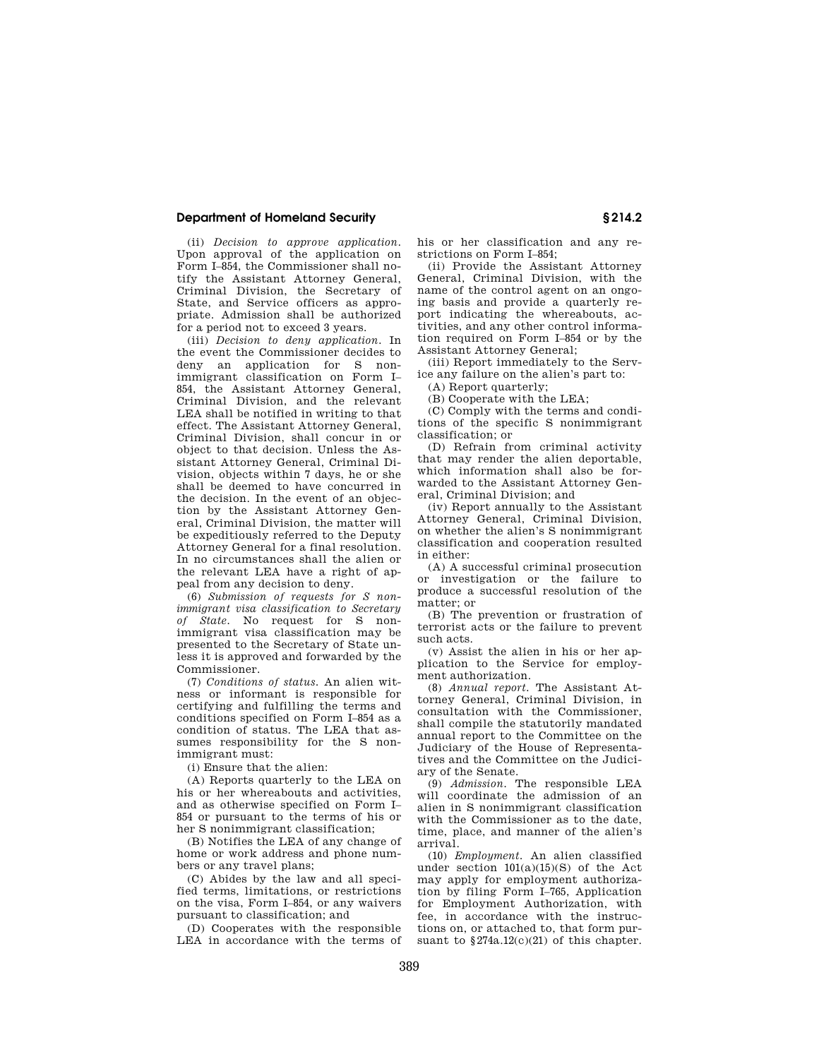(ii) *Decision to approve application.* Upon approval of the application on Form I–854, the Commissioner shall notify the Assistant Attorney General, Criminal Division, the Secretary of State, and Service officers as appropriate. Admission shall be authorized for a period not to exceed 3 years.

(iii) *Decision to deny application.* In the event the Commissioner decides to deny an application for S nonimmigrant classification on Form I–854, the Assistant Attorney General, Criminal Division, and the relevant LEA shall be notified in writing to that effect. The Assistant Attorney General, Criminal Division, shall concur in or object to that decision. Unless the Assistant Attorney General, Criminal Division, objects within 7 days, he or she shall be deemed to have concurred in the decision. In the event of an objection by the Assistant Attorney General, Criminal Division, the matter will be expeditiously referred to the Deputy Attorney General for a final resolution. In no circumstances shall the alien or the relevant LEA have a right of appeal from any decision to deny.

(6) *Submission of requests for S nonimmigrant visa classification to Secretary of State.* No request for S nonimmigrant visa classification may be presented to the Secretary of State unless it is approved and forwarded by the Commissioner.

(7) *Conditions of status.* An alien witness or informant is responsible for certifying and fulfilling the terms and conditions specified on Form I–854 as a condition of status. The LEA that assumes responsibility for the S nonimmigrant must:

(i) Ensure that the alien:

(A) Reports quarterly to the LEA on his or her whereabouts and activities, and as otherwise specified on Form I–854 or pursuant to the terms of his or her S nonimmigrant classification;

(B) Notifies the LEA of any change of home or work address and phone numbers or any travel plans;

(C) Abides by the law and all specified terms, limitations, or restrictions on the visa, Form I–854, or any waivers pursuant to classification; and

(D) Cooperates with the responsible LEA in accordance with the terms of his or her classification and any restrictions on Form I–854;

(ii) Provide the Assistant Attorney General, Criminal Division, with the name of the control agent on an ongoing basis and provide a quarterly report indicating the whereabouts, activities, and any other control information required on Form I–854 or by the Assistant Attorney General;

(iii) Report immediately to the Service any failure on the alien's part to:

(A) Report quarterly;

(B) Cooperate with the LEA;

(C) Comply with the terms and conditions of the specific S nonimmigrant classification; or

(D) Refrain from criminal activity that may render the alien deportable, which information shall also be forwarded to the Assistant Attorney General, Criminal Division; and

(iv) Report annually to the Assistant Attorney General, Criminal Division, on whether the alien's S nonimmigrant classification and cooperation resulted in either:

(A) A successful criminal prosecution or investigation or the failure to produce a successful resolution of the matter; or

(B) The prevention or frustration of terrorist acts or the failure to prevent such acts.

(v) Assist the alien in his or her application to the Service for employment authorization.

(8) *Annual report.* The Assistant Attorney General, Criminal Division, in consultation with the Commissioner, shall compile the statutorily mandated annual report to the Committee on the Judiciary of the House of Representatives and the Committee on the Judiciary of the Senate.

(9) *Admission.* The responsible LEA will coordinate the admission of an alien in S nonimmigrant classification with the Commissioner as to the date, time, place, and manner of the alien's arrival.

(10) *Employment.* An alien classified under section 101(a)(15)(S) of the Act may apply for employment authorization by filing Form I–765, Application for Employment Authorization, with fee, in accordance with the instructions on, or attached to, that form pursuant to §274a.12(c)(21) of this chapter.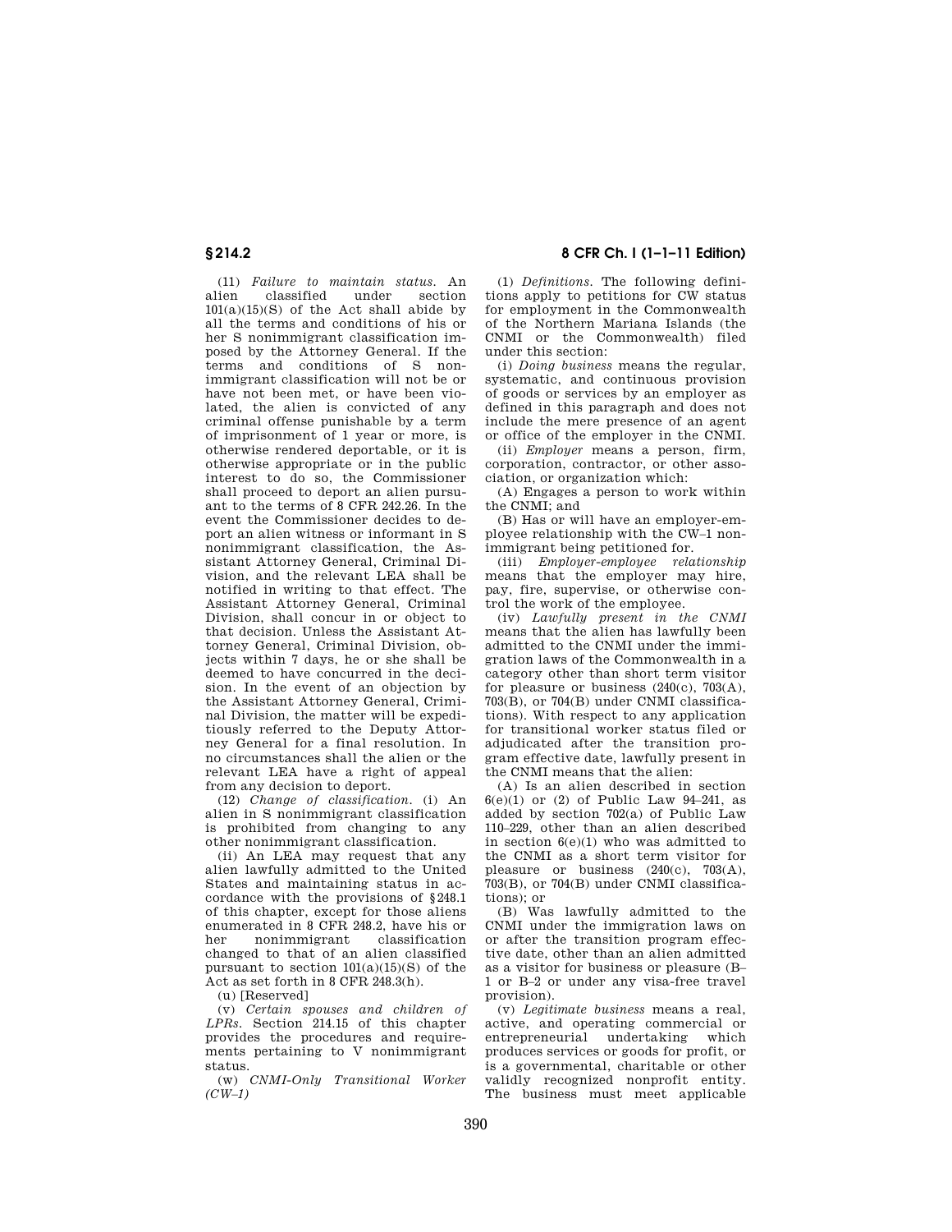(11) *Failure to maintain status.* An alien classified under section 101(a)(15)(S) of the Act shall abide by all the terms and conditions of his or her S nonimmigrant classification imposed by the Attorney General. If the terms and conditions of S nonimmigrant classification will not be or have not been met, or have been violated, the alien is convicted of any criminal offense punishable by a term of imprisonment of 1 year or more, is otherwise rendered deportable, or it is otherwise appropriate or in the public interest to do so, the Commissioner shall proceed to deport an alien pursuant to the terms of 8 CFR 242.26. In the event the Commissioner decides to deport an alien witness or informant in S nonimmigrant classification, the Assistant Attorney General, Criminal Division, and the relevant LEA shall be notified in writing to that effect. The Assistant Attorney General, Criminal Division, shall concur in or object to that decision. Unless the Assistant Attorney General, Criminal Division, objects within 7 days, he or she shall be deemed to have concurred in the decision. In the event of an objection by the Assistant Attorney General, Criminal Division, the matter will be expeditiously referred to the Deputy Attorney General for a final resolution. In no circumstances shall the alien or the relevant LEA have a right of appeal from any decision to deport.

(12) *Change of classification.* (i) An alien in S nonimmigrant classification is prohibited from changing to any other nonimmigrant classification.

(ii) An LEA may request that any alien lawfully admitted to the United States and maintaining status in accordance with the provisions of §248.1 of this chapter, except for those aliens enumerated in 8 CFR 248.2, have his or her nonimmigrant classification changed to that of an alien classified pursuant to section 101(a)(15)(S) of the Act as set forth in 8 CFR 248.3(h).

(u) [Reserved]

(v) *Certain spouses and children of LPRs.* Section 214.15 of this chapter provides the procedures and requirements pertaining to V nonimmigrant status.

(w) *CNMI-Only Transitional Worker (CW–1)*

(1) *Definitions.* The following definitions apply to petitions for CW status for employment in the Commonwealth of the Northern Mariana Islands (the CNMI or the Commonwealth) filed under this section:

(i) *Doing business* means the regular, systematic, and continuous provision of goods or services by an employer as defined in this paragraph and does not include the mere presence of an agent or office of the employer in the CNMI.

(ii) *Employer* means a person, firm, corporation, contractor, or other association, or organization which:

(A) Engages a person to work within the CNMI; and

(B) Has or will have an employer-employee relationship with the CW–1 nonimmigrant being petitioned for.

(iii) *Employer-employee relationship* means that the employer may hire, pay, fire, supervise, or otherwise control the work of the employee.

(iv) *Lawfully present in the CNMI* means that the alien has lawfully been admitted to the CNMI under the immigration laws of the Commonwealth in a category other than short term visitor for pleasure or business (240(c), 703(A), 703(B), or 704(B) under CNMI classifications). With respect to any application for transitional worker status filed or adjudicated after the transition program effective date, lawfully present in the CNMI means that the alien:

(A) Is an alien described in section 6(e)(1) or (2) of Public Law 94–241, as added by section 702(a) of Public Law 110–229, other than an alien described in section 6(e)(1) who was admitted to the CNMI as a short term visitor for pleasure or business (240(c), 703(A), 703(B), or 704(B) under CNMI classifications); or

(B) Was lawfully admitted to the CNMI under the immigration laws on or after the transition program effective date, other than an alien admitted as a visitor for business or pleasure (B–1 or B–2 or under any visa-free travel provision).

(v) *Legitimate business* means a real, active, and operating commercial or entrepreneurial undertaking which produces services or goods for profit, or is a governmental, charitable or other validly recognized nonprofit entity. The business must meet applicable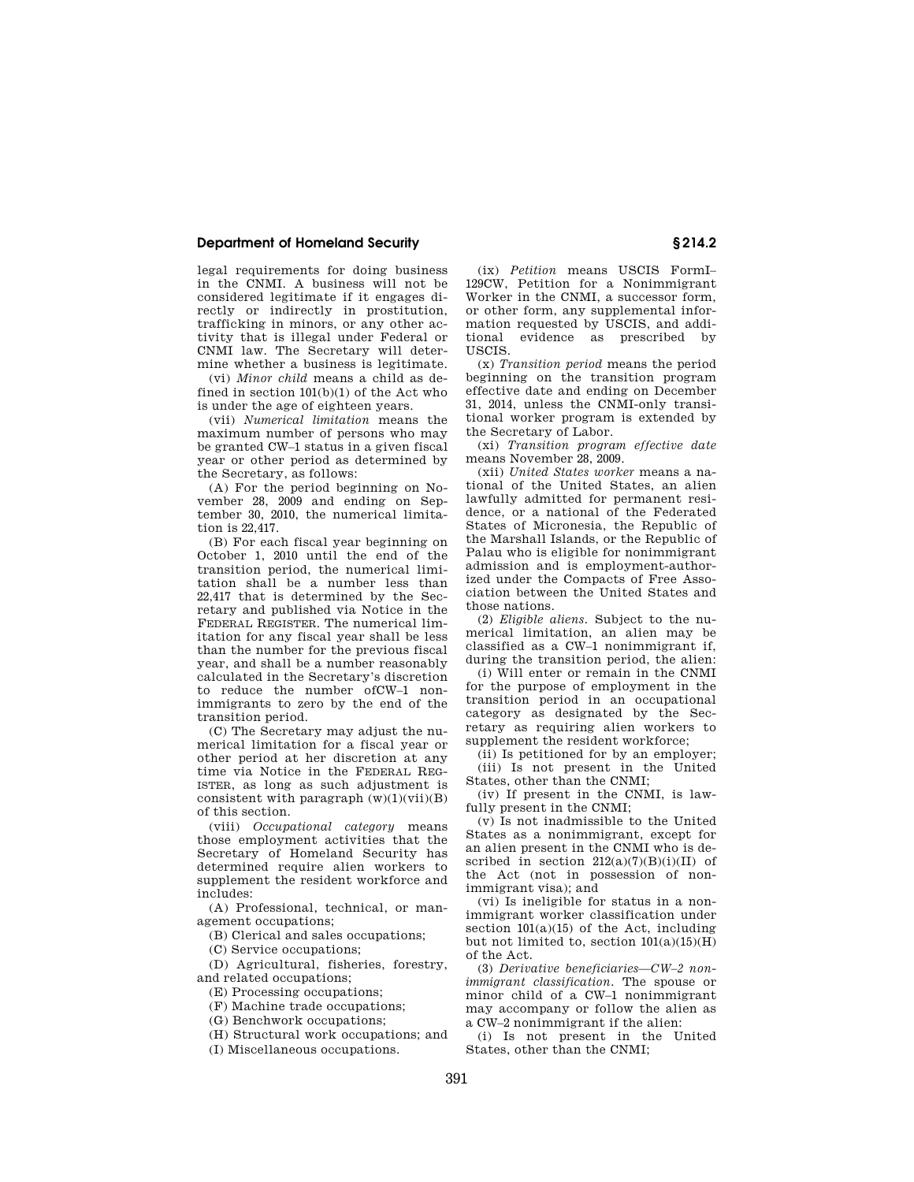legal requirements for doing business in the CNMI. A business will not be considered legitimate if it engages directly or indirectly in prostitution, trafficking in minors, or any other activity that is illegal under Federal or CNMI law. The Secretary will determine whether a business is legitimate.

(vi) *Minor child* means a child as defined in section 101(b)(1) of the Act who is under the age of eighteen years.

(vii) *Numerical limitation* means the maximum number of persons who may be granted CW–1 status in a given fiscal year or other period as determined by the Secretary, as follows:

(A) For the period beginning on November 28, 2009 and ending on September 30, 2010, the numerical limitation is 22,417.

(B) For each fiscal year beginning on October 1, 2010 until the end of the transition period, the numerical limitation shall be a number less than 22,417 that is determined by the Secretary and published via Notice in the FEDERAL REGISTER. The numerical limitation for any fiscal year shall be less than the number for the previous fiscal year, and shall be a number reasonably calculated in the Secretary's discretion to reduce the number ofCW–1 nonimmigrants to zero by the end of the transition period.

(C) The Secretary may adjust the numerical limitation for a fiscal year or other period at her discretion at any time via Notice in the FEDERAL REGISTER, as long as such adjustment is consistent with paragraph (w)(1)(vii)(B) of this section.

(viii) *Occupational category* means those employment activities that the Secretary of Homeland Security has determined require alien workers to supplement the resident workforce and includes:

(A) Professional, technical, or management occupations;

(B) Clerical and sales occupations;

(C) Service occupations;

(D) Agricultural, fisheries, forestry, and related occupations;

(E) Processing occupations;

(F) Machine trade occupations;

(G) Benchwork occupations;

(H) Structural work occupations; and

(I) Miscellaneous occupations.

(ix) *Petition* means USCIS FormI–129CW, Petition for a Nonimmigrant Worker in the CNMI, a successor form, or other form, any supplemental information requested by USCIS, and additional evidence as prescribed by USCIS.

(x) *Transition period* means the period beginning on the transition program effective date and ending on December 31, 2014, unless the CNMI-only transitional worker program is extended by the Secretary of Labor.

(xi) *Transition program effective date* means November 28, 2009.

(xii) *United States worker* means a national of the United States, an alien lawfully admitted for permanent residence, or a national of the Federated States of Micronesia, the Republic of the Marshall Islands, or the Republic of Palau who is eligible for nonimmigrant admission and is employment-authorized under the Compacts of Free Association between the United States and those nations.

(2) *Eligible aliens.* Subject to the numerical limitation, an alien may be classified as a CW–1 nonimmigrant if, during the transition period, the alien:

(i) Will enter or remain in the CNMI for the purpose of employment in the transition period in an occupational category as designated by the Secretary as requiring alien workers to supplement the resident workforce;

(ii) Is petitioned for by an employer;

(iii) Is not present in the United States, other than the CNMI;

(iv) If present in the CNMI, is lawfully present in the CNMI;

(v) Is not inadmissible to the United States as a nonimmigrant, except for an alien present in the CNMI who is described in section 212(a)(7)(B)(i)(II) of the Act (not in possession of nonimmigrant visa); and

(vi) Is ineligible for status in a nonimmigrant worker classification under section 101(a)(15) of the Act, including but not limited to, section 101(a)(15)(H) of the Act.

(3) *Derivative beneficiaries—CW–2 nonimmigrant classification.* The spouse or minor child of a CW–1 nonimmigrant may accompany or follow the alien as a CW–2 nonimmigrant if the alien:

(i) Is not present in the United States, other than the CNMI;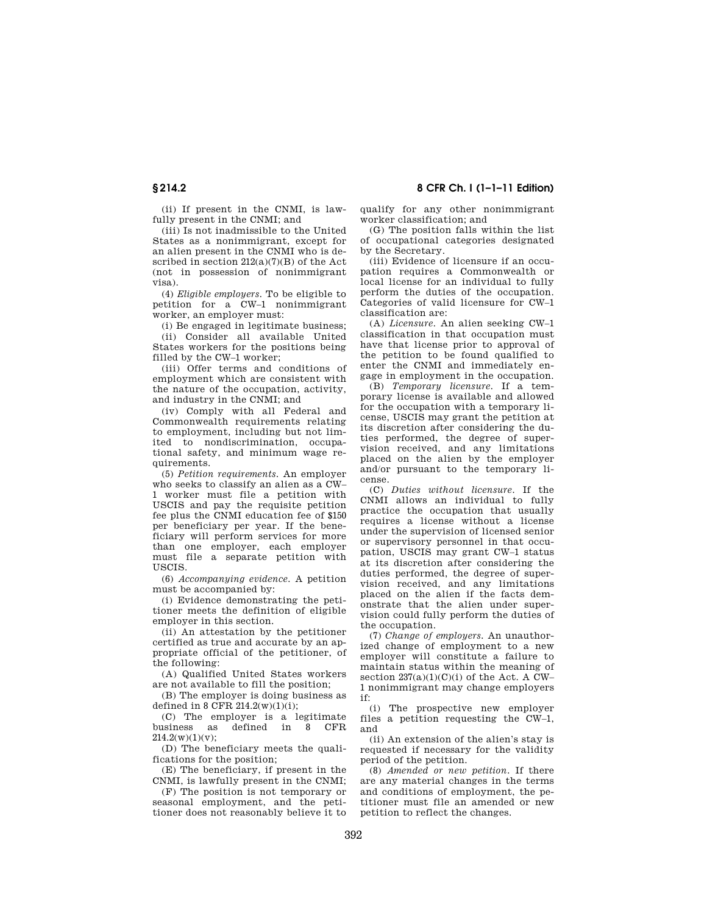(ii) If present in the CNMI, is lawfully present in the CNMI; and

(iii) Is not inadmissible to the United States as a nonimmigrant, except for an alien present in the CNMI who is described in section 212(a)(7)(B) of the Act (not in possession of nonimmigrant visa).

(4) *Eligible employers.* To be eligible to petition for a CW–1 nonimmigrant worker, an employer must:

(i) Be engaged in legitimate business;

(ii) Consider all available United States workers for the positions being filled by the CW–1 worker;

(iii) Offer terms and conditions of employment which are consistent with the nature of the occupation, activity, and industry in the CNMI; and

(iv) Comply with all Federal and Commonwealth requirements relating to employment, including but not limited to nondiscrimination, occupational safety, and minimum wage requirements.

(5) *Petition requirements.* An employer who seeks to classify an alien as a CW–1 worker must file a petition with USCIS and pay the requisite petition fee plus the CNMI education fee of $150 per beneficiary per year. If the beneficiary will perform services for more than one employer, each employer must file a separate petition with USCIS.

(6) *Accompanying evidence.* A petition must be accompanied by:

(i) Evidence demonstrating the petitioner meets the definition of eligible employer in this section.

(ii) An attestation by the petitioner certified as true and accurate by an appropriate official of the petitioner, of the following:

(A) Qualified United States workers are not available to fill the position;

(B) The employer is doing business as defined in 8 CFR 214.2(w)(1)(i);

(C) The employer is a legitimate business as defined in 8 CFR 214.2(w)(1)(v);

(D) The beneficiary meets the qualifications for the position;

(E) The beneficiary, if present in the CNMI, is lawfully present in the CNMI;

(F) The position is not temporary or seasonal employment, and the petitioner does not reasonably believe it to qualify for any other nonimmigrant worker classification; and

(G) The position falls within the list of occupational categories designated by the Secretary.

(iii) Evidence of licensure if an occupation requires a Commonwealth or local license for an individual to fully perform the duties of the occupation. Categories of valid licensure for CW–1 classification are:

(A) *Licensure.* An alien seeking CW–1 classification in that occupation must have that license prior to approval of the petition to be found qualified to enter the CNMI and immediately engage in employment in the occupation.

(B) *Temporary licensure.* If a temporary license is available and allowed for the occupation with a temporary license, USCIS may grant the petition at its discretion after considering the duties performed, the degree of supervision received, and any limitations placed on the alien by the employer and/or pursuant to the temporary license.

(C) *Duties without licensure.* If the CNMI allows an individual to fully practice the occupation that usually requires a license without a license under the supervision of licensed senior or supervisory personnel in that occupation, USCIS may grant CW–1 status at its discretion after considering the duties performed, the degree of supervision received, and any limitations placed on the alien if the facts demonstrate that the alien under supervision could fully perform the duties of the occupation.

(7) *Change of employers.* An unauthorized change of employment to a new employer will constitute a failure to maintain status within the meaning of section 237(a)(1)(C)(i) of the Act. A CW–1 nonimmigrant may change employers if:

(i) The prospective new employer files a petition requesting the CW–1, and

(ii) An extension of the alien's stay is requested if necessary for the validity period of the petition.

(8) *Amended or new petition.* If there are any material changes in the terms and conditions of employment, the petitioner must file an amended or new petition to reflect the changes.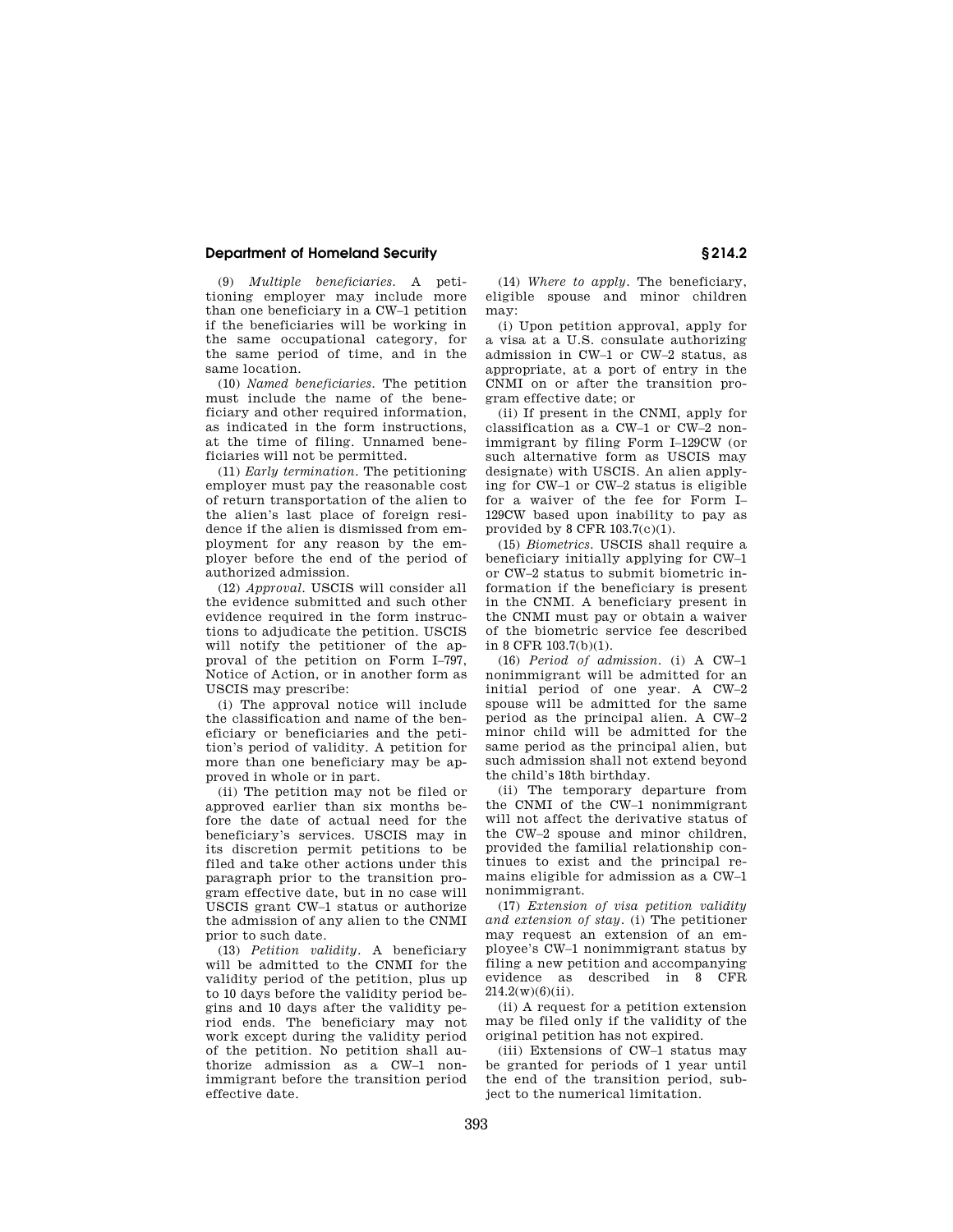(9) *Multiple beneficiaries.* A petitioning employer may include more than one beneficiary in a CW–1 petition if the beneficiaries will be working in the same occupational category, for the same period of time, and in the same location.

(10) *Named beneficiaries.* The petition must include the name of the beneficiary and other required information, as indicated in the form instructions, at the time of filing. Unnamed beneficiaries will not be permitted.

(11) *Early termination.* The petitioning employer must pay the reasonable cost of return transportation of the alien to the alien's last place of foreign residence if the alien is dismissed from employment for any reason by the employer before the end of the period of authorized admission.

(12) *Approval.* USCIS will consider all the evidence submitted and such other evidence required in the form instructions to adjudicate the petition. USCIS will notify the petitioner of the approval of the petition on Form I–797, Notice of Action, or in another form as USCIS may prescribe:

(i) The approval notice will include the classification and name of the beneficiary or beneficiaries and the petition's period of validity. A petition for more than one beneficiary may be approved in whole or in part.

(ii) The petition may not be filed or approved earlier than six months before the date of actual need for the beneficiary's services. USCIS may in its discretion permit petitions to be filed and take other actions under this paragraph prior to the transition program effective date, but in no case will USCIS grant CW–1 status or authorize the admission of any alien to the CNMI prior to such date.

(13) *Petition validity.* A beneficiary will be admitted to the CNMI for the validity period of the petition, plus up to 10 days before the validity period begins and 10 days after the validity period ends. The beneficiary may not work except during the validity period of the petition. No petition shall authorize admission as a CW–1 nonimmigrant before the transition period effective date.

(14) *Where to apply.* The beneficiary, eligible spouse and minor children may:

(i) Upon petition approval, apply for a visa at a U.S. consulate authorizing admission in CW–1 or CW–2 status, as appropriate, at a port of entry in the CNMI on or after the transition program effective date; or

(ii) If present in the CNMI, apply for classification as a CW–1 or CW–2 nonimmigrant by filing Form I–129CW (or such alternative form as USCIS may designate) with USCIS. An alien applying for CW–1 or CW–2 status is eligible for a waiver of the fee for Form I–129CW based upon inability to pay as provided by 8 CFR 103.7(c)(1).

(15) *Biometrics.* USCIS shall require a beneficiary initially applying for CW–1 or CW–2 status to submit biometric information if the beneficiary is present in the CNMI. A beneficiary present in the CNMI must pay or obtain a waiver of the biometric service fee described in 8 CFR 103.7(b)(1).

(16) *Period of admission.* (i) A CW–1 nonimmigrant will be admitted for an initial period of one year. A CW–2 spouse will be admitted for the same period as the principal alien. A CW–2 minor child will be admitted for the same period as the principal alien, but such admission shall not extend beyond the child's 18th birthday.

(ii) The temporary departure from the CNMI of the CW–1 nonimmigrant will not affect the derivative status of the CW–2 spouse and minor children, provided the familial relationship continues to exist and the principal remains eligible for admission as a CW–1 nonimmigrant.

(17) *Extension of visa petition validity and extension of stay.* (i) The petitioner may request an extension of an employee's CW–1 nonimmigrant status by filing a new petition and accompanying evidence as described in 8 CFR 214.2(w)(6)(ii).

(ii) A request for a petition extension may be filed only if the validity of the original petition has not expired.

(iii) Extensions of CW–1 status may be granted for periods of 1 year until the end of the transition period, subject to the numerical limitation.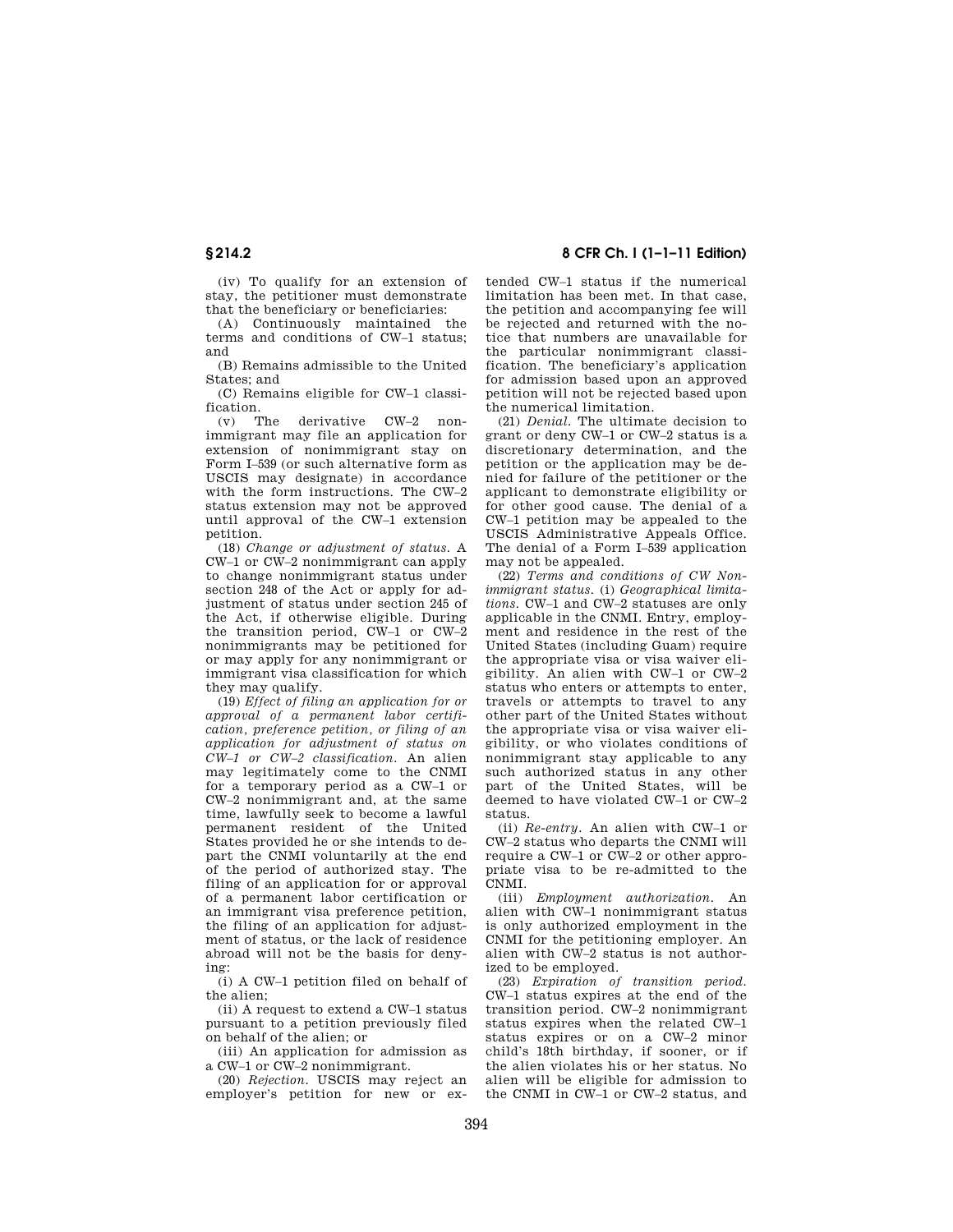(iv) To qualify for an extension of stay, the petitioner must demonstrate that the beneficiary or beneficiaries:

(A) Continuously maintained the terms and conditions of CW–1 status; and

(B) Remains admissible to the United States; and

(C) Remains eligible for CW–1 classification.

(v) The derivative CW–2 nonimmigrant may file an application for extension of nonimmigrant stay on Form I–539 (or such alternative form as USCIS may designate) in accordance with the form instructions. The CW–2 status extension may not be approved until approval of the CW–1 extension petition.

(18) *Change or adjustment of status.* A CW–1 or CW–2 nonimmigrant can apply to change nonimmigrant status under section 248 of the Act or apply for adjustment of status under section 245 of the Act, if otherwise eligible. During the transition period, CW–1 or CW–2 nonimmigrants may be petitioned for or may apply for any nonimmigrant or immigrant visa classification for which they may qualify.

(19) *Effect of filing an application for or approval of a permanent labor certification, preference petition, or filing of an application for adjustment of status on CW–1 or CW–2 classification.* An alien may legitimately come to the CNMI for a temporary period as a CW–1 or CW–2 nonimmigrant and, at the same time, lawfully seek to become a lawful permanent resident of the United States provided he or she intends to depart the CNMI voluntarily at the end of the period of authorized stay. The filing of an application for or approval of a permanent labor certification or an immigrant visa preference petition, the filing of an application for adjustment of status, or the lack of residence abroad will not be the basis for denying:

(i) A CW–1 petition filed on behalf of the alien;

(ii) A request to extend a CW–1 status pursuant to a petition previously filed on behalf of the alien; or

(iii) An application for admission as a CW–1 or CW–2 nonimmigrant.

(20) *Rejection.* USCIS may reject an employer's petition for new or extended CW–1 status if the numerical limitation has been met. In that case, the petition and accompanying fee will be rejected and returned with the notice that numbers are unavailable for the particular nonimmigrant classification. The beneficiary's application for admission based upon an approved petition will not be rejected based upon the numerical limitation.

(21) *Denial.* The ultimate decision to grant or deny CW–1 or CW–2 status is a discretionary determination, and the petition or the application may be denied for failure of the petitioner or the applicant to demonstrate eligibility or for other good cause. The denial of a CW–1 petition may be appealed to the USCIS Administrative Appeals Office. The denial of a Form I–539 application may not be appealed.

(22) *Terms and conditions of CW Nonimmigrant status.* (i) *Geographical limitations.* CW–1 and CW–2 statuses are only applicable in the CNMI. Entry, employment and residence in the rest of the United States (including Guam) require the appropriate visa or visa waiver eligibility. An alien with CW–1 or CW–2 status who enters or attempts to enter, travels or attempts to travel to any other part of the United States without the appropriate visa or visa waiver eligibility, or who violates conditions of nonimmigrant stay applicable to any such authorized status in any other part of the United States, will be deemed to have violated CW–1 or CW–2 status.

(ii) *Re-entry.* An alien with CW–1 or CW–2 status who departs the CNMI will require a CW–1 or CW–2 or other appropriate visa to be re-admitted to the CNMI.

(iii) *Employment authorization.* An alien with CW–1 nonimmigrant status is only authorized employment in the CNMI for the petitioning employer. An alien with CW–2 status is not authorized to be employed.

(23) *Expiration of transition period.* CW–1 status expires at the end of the transition period. CW–2 nonimmigrant status expires when the related CW–1 status expires or on a CW–2 minor child's 18th birthday, if sooner, or if the alien violates his or her status. No alien will be eligible for admission to the CNMI in CW–1 or CW–2 status, and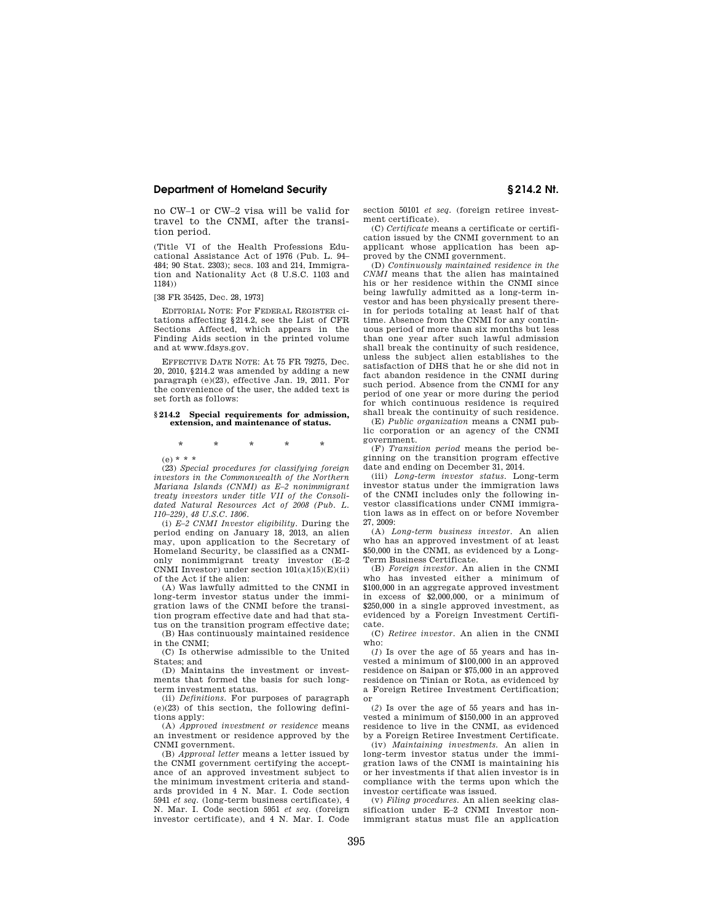no CW–1 or CW–2 visa will be valid for travel to the CNMI, after the transition period.

(Title VI of the Health Professions Educational Assistance Act of 1976 (Pub. L. 94–484; 90 Stat. 2303); secs. 103 and 214, Immigration and Nationality Act (8 U.S.C. 1103 and 1184))

[38 FR 35425, Dec. 28, 1973]

EDITORIAL NOTE: For FEDERAL REGISTER citations affecting §214.2, see the List of CFR Sections Affected, which appears in the Finding Aids section in the printed volume and at www.fdsys.gov.

EFFECTIVE DATE NOTE: At 75 FR 79275, Dec. 20, 2010, §214.2 was amended by adding a new paragraph (e)(23), effective Jan. 19, 2011. For the convenience of the user, the added text is set forth as follows:

**§214.2 Special requirements for admission, extension, and maintenance of status.**

\* \* \* \* \*

(e) \* \* \*

(23) *Special procedures for classifying foreign investors in the Commonwealth of the Northern Mariana Islands (CNMI) as E–2 nonimmigrant treaty investors under title VII of the Consolidated Natural Resources Act of 2008 (Pub. L. 110–229), 48 U.S.C. 1806.*

(i) *E–2 CNMI Investor eligibility.* During the period ending on January 18, 2013, an alien may, upon application to the Secretary of Homeland Security, be classified as a CNMI-only nonimmigrant treaty investor (E–2 CNMI Investor) under section 101(a)(15)(E)(ii) of the Act if the alien:

(A) Was lawfully admitted to the CNMI in long-term investor status under the immigration laws of the CNMI before the transition program effective date and had that status on the transition program effective date;

(B) Has continuously maintained residence in the CNMI;

(C) Is otherwise admissible to the United States; and

(D) Maintains the investment or investments that formed the basis for such long-term investment status.

(ii) *Definitions.* For purposes of paragraph (e)(23) of this section, the following definitions apply:

(A) *Approved investment or residence* means an investment or residence approved by the CNMI government.

(B) *Approval letter* means a letter issued by the CNMI government certifying the acceptance of an approved investment subject to the minimum investment criteria and standards provided in 4 N. Mar. I. Code section 5941 *et seq.* (long-term business certificate), 4 N. Mar. I. Code section 5951 *et seq.* (foreign investor certificate), and 4 N. Mar. I. Code section 50101 *et seq.* (foreign retiree investment certificate).

(C) *Certificate* means a certificate or certification issued by the CNMI government to an applicant whose application has been approved by the CNMI government.

(D) *Continuously maintained residence in the CNMI* means that the alien has maintained his or her residence within the CNMI since being lawfully admitted as a long-term investor and has been physically present therein for periods totaling at least half of that time. Absence from the CNMI for any continuous period of more than six months but less than one year after such lawful admission shall break the continuity of such residence, unless the subject alien establishes to the satisfaction of DHS that he or she did not in fact abandon residence in the CNMI during such period. Absence from the CNMI for any period of one year or more during the period for which continuous residence is required shall break the continuity of such residence.

(E) *Public organization* means a CNMI public corporation or an agency of the CNMI government.

(F) *Transition period* means the period beginning on the transition program effective date and ending on December 31, 2014.

(iii) *Long-term investor status.* Long-term investor status under the immigration laws of the CNMI includes only the following investor classifications under CNMI immigration laws as in effect on or before November 27, 2009:

(A) *Long-term business investor.* An alien who has an approved investment of at least $50,000 in the CNMI, as evidenced by a Long-Term Business Certificate.

(B) *Foreign investor.* An alien in the CNMI who has invested either a minimum of $100,000 in an aggregate approved investment in excess of $2,000,000, or a minimum of $250,000 in a single approved investment, as evidenced by a Foreign Investment Certificate.

(C) *Retiree investor.* An alien in the CNMI who:

(*1*) Is over the age of 55 years and has invested a minimum of $100,000 in an approved residence on Saipan or $75,000 in an approved residence on Tinian or Rota, as evidenced by a Foreign Retiree Investment Certification; or

(*2*) Is over the age of 55 years and has invested a minimum of $150,000 in an approved residence to live in the CNMI, as evidenced by a Foreign Retiree Investment Certificate.

(iv) *Maintaining investments.* An alien in long-term investor status under the immigration laws of the CNMI is maintaining his or her investments if that alien investor is in compliance with the terms upon which the investor certificate was issued.

(v) *Filing procedures.* An alien seeking classification under E–2 CNMI Investor nonimmigrant status must file an application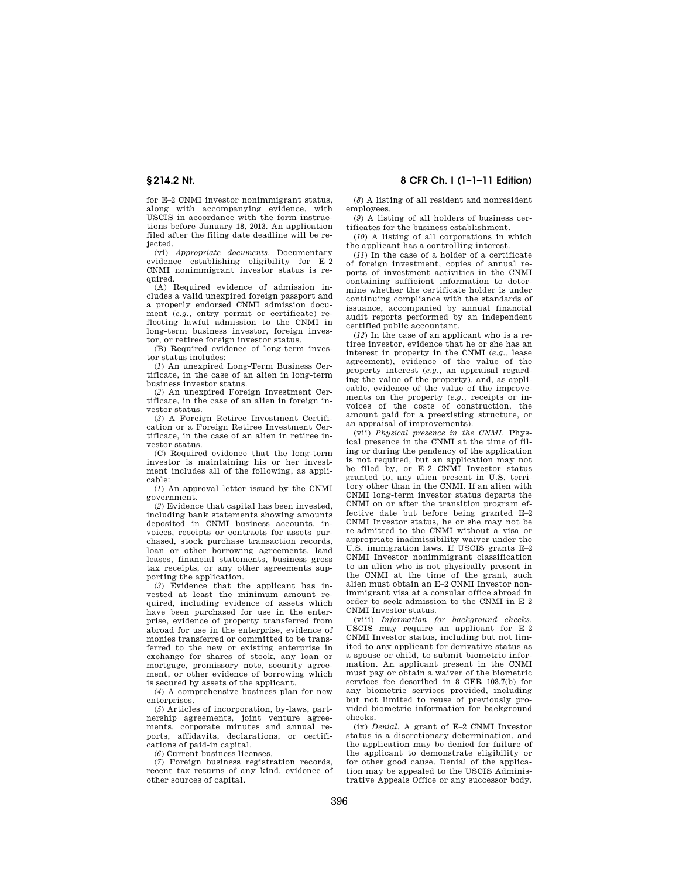for E–2 CNMI investor nonimmigrant status, along with accompanying evidence, with USCIS in accordance with the form instructions before January 18, 2013. An application filed after the filing date deadline will be rejected.

(vi) *Appropriate documents.* Documentary evidence establishing eligibility for E–2 CNMI nonimmigrant investor status is required.

(A) Required evidence of admission includes a valid unexpired foreign passport and a properly endorsed CNMI admission document (*e.g.*, entry permit or certificate) reflecting lawful admission to the CNMI in long-term business investor, foreign investor, or retiree foreign investor status.

(B) Required evidence of long-term investor status includes:

(*1*) An unexpired Long-Term Business Certificate, in the case of an alien in long-term business investor status.

(*2*) An unexpired Foreign Investment Certificate, in the case of an alien in foreign investor status.

(*3*) A Foreign Retiree Investment Certification or a Foreign Retiree Investment Certificate, in the case of an alien in retiree investor status.

(C) Required evidence that the long-term investor is maintaining his or her investment includes all of the following, as applicable:

(*1*) An approval letter issued by the CNMI government.

(*2*) Evidence that capital has been invested, including bank statements showing amounts deposited in CNMI business accounts, invoices, receipts or contracts for assets purchased, stock purchase transaction records, loan or other borrowing agreements, land leases, financial statements, business gross tax receipts, or any other agreements supporting the application.

(*3*) Evidence that the applicant has invested at least the minimum amount required, including evidence of assets which have been purchased for use in the enterprise, evidence of property transferred from abroad for use in the enterprise, evidence of monies transferred or committed to be transferred to the new or existing enterprise in exchange for shares of stock, any loan or mortgage, promissory note, security agreement, or other evidence of borrowing which is secured by assets of the applicant.

(*4*) A comprehensive business plan for new enterprises.

(*5*) Articles of incorporation, by-laws, partnership agreements, joint venture agreements, corporate minutes and annual reports, affidavits, declarations, or certifications of paid-in capital.

(*6*) Current business licenses.

(*7*) Foreign business registration records, recent tax returns of any kind, evidence of other sources of capital.

(*8*) A listing of all resident and nonresident employees.

(*9*) A listing of all holders of business certificates for the business establishment.

(*10*) A listing of all corporations in which the applicant has a controlling interest.

(*11*) In the case of a holder of a certificate of foreign investment, copies of annual reports of investment activities in the CNMI containing sufficient information to determine whether the certificate holder is under continuing compliance with the standards of issuance, accompanied by annual financial audit reports performed by an independent certified public accountant.

(*12*) In the case of an applicant who is a retiree investor, evidence that he or she has an interest in property in the CNMI (*e.g.*, lease agreement), evidence of the value of the property interest (*e.g.*, an appraisal regarding the value of the property), and, as applicable, evidence of the value of the improvements on the property (*e.g.*, receipts or invoices of the costs of construction, the amount paid for a preexisting structure, or an appraisal of improvements).

(vii) *Physical presence in the CNMI.* Physical presence in the CNMI at the time of filing or during the pendency of the application is not required, but an application may not be filed by, or E–2 CNMI Investor status granted to, any alien present in U.S. territory other than in the CNMI. If an alien with CNMI long-term investor status departs the CNMI on or after the transition program effective date but before being granted E–2 CNMI Investor status, he or she may not be re-admitted to the CNMI without a visa or appropriate inadmissibility waiver under the U.S. immigration laws. If USCIS grants E–2 CNMI Investor nonimmigrant classification to an alien who is not physically present in the CNMI at the time of the grant, such alien must obtain an E–2 CNMI Investor nonimmigrant visa at a consular office abroad in order to seek admission to the CNMI in E–2 CNMI Investor status.

(viii) *Information for background checks.* USCIS may require an applicant for E–2 CNMI Investor status, including but not limited to any applicant for derivative status as a spouse or child, to submit biometric information. An applicant present in the CNMI must pay or obtain a waiver of the biometric services fee described in 8 CFR 103.7(b) for any biometric services provided, including but not limited to reuse of previously provided biometric information for background checks.

(ix) *Denial.* A grant of E–2 CNMI Investor status is a discretionary determination, and the application may be denied for failure of the applicant to demonstrate eligibility or for other good cause. Denial of the application may be appealed to the USCIS Administrative Appeals Office or any successor body.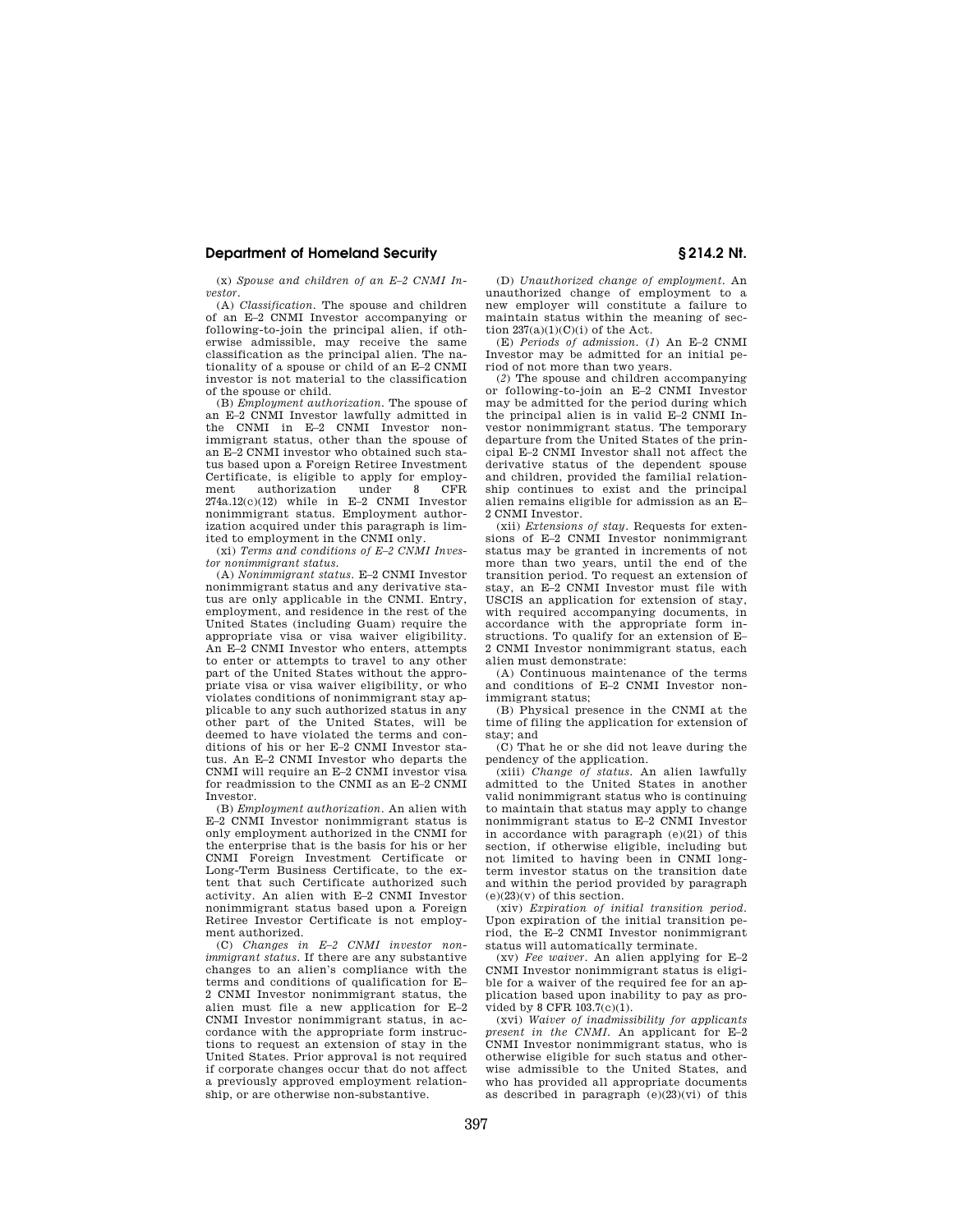(x) *Spouse and children of an E–2 CNMI Investor*.

(A) *Classification*. The spouse and children of an E–2 CNMI Investor accompanying or following-to-join the principal alien, if otherwise admissible, may receive the same classification as the principal alien. The nationality of a spouse or child of an E–2 CNMI investor is not material to the classification of the spouse or child.

(B) *Employment authorization*. The spouse of an E–2 CNMI Investor lawfully admitted in the CNMI in E–2 CNMI Investor nonimmigrant status, other than the spouse of an E–2 CNMI investor who obtained such status based upon a Foreign Retiree Investment Certificate, is eligible to apply for employment authorization under 8 CFR 274a.12(c)(12) while in E–2 CNMI Investor nonimmigrant status. Employment authorization acquired under this paragraph is limited to employment in the CNMI only.

(xi) *Terms and conditions of E–2 CNMI Investor nonimmigrant status*.

(A) *Nonimmigrant status*. E–2 CNMI Investor nonimmigrant status and any derivative status are only applicable in the CNMI. Entry, employment, and residence in the rest of the United States (including Guam) require the appropriate visa or visa waiver eligibility. An E–2 CNMI Investor who enters, attempts to enter or attempts to travel to any other part of the United States without the appropriate visa or visa waiver eligibility, or who violates conditions of nonimmigrant stay applicable to any such authorized status in any other part of the United States, will be deemed to have violated the terms and conditions of his or her E–2 CNMI Investor status. An E–2 CNMI Investor who departs the CNMI will require an E–2 CNMI investor visa for readmission to the CNMI as an E–2 CNMI Investor.

(B) *Employment authorization*. An alien with E–2 CNMI Investor nonimmigrant status is only employment authorized in the CNMI for the enterprise that is the basis for his or her CNMI Foreign Investment Certificate or Long-Term Business Certificate, to the extent that such Certificate authorized such activity. An alien with E–2 CNMI Investor nonimmigrant status based upon a Foreign Retiree Investor Certificate is not employment authorized.

(C) *Changes in E–2 CNMI investor nonimmigrant status*. If there are any substantive changes to an alien's compliance with the terms and conditions of qualification for E–2 CNMI Investor nonimmigrant status, the alien must file a new application for E–2 CNMI Investor nonimmigrant status, in accordance with the appropriate form instructions to request an extension of stay in the United States. Prior approval is not required if corporate changes occur that do not affect a previously approved employment relationship, or are otherwise non-substantive.

(D) *Unauthorized change of employment*. An unauthorized change of employment to a new employer will constitute a failure to maintain status within the meaning of section 237(a)(1)(C)(i) of the Act.

(E) *Periods of admission*. (*1*) An E–2 CNMI Investor may be admitted for an initial period of not more than two years.

(*2*) The spouse and children accompanying or following-to-join an E–2 CNMI Investor may be admitted for the period during which the principal alien is in valid E–2 CNMI Investor nonimmigrant status. The temporary departure from the United States of the principal E–2 CNMI Investor shall not affect the derivative status of the dependent spouse and children, provided the familial relationship continues to exist and the principal alien remains eligible for admission as an E–2 CNMI Investor.

(xii) *Extensions of stay*. Requests for extensions of E–2 CNMI Investor nonimmigrant status may be granted in increments of not more than two years, until the end of the transition period. To request an extension of stay, an E–2 CNMI Investor must file with USCIS an application for extension of stay, with required accompanying documents, in accordance with the appropriate form instructions. To qualify for an extension of E–2 CNMI Investor nonimmigrant status, each alien must demonstrate:

(A) Continuous maintenance of the terms and conditions of E–2 CNMI Investor nonimmigrant status;

(B) Physical presence in the CNMI at the time of filing the application for extension of stay; and

(C) That he or she did not leave during the pendency of the application.

(xiii) *Change of status*. An alien lawfully admitted to the United States in another valid nonimmigrant status who is continuing to maintain that status may apply to change nonimmigrant status to E–2 CNMI Investor in accordance with paragraph (e)(21) of this section, if otherwise eligible, including but not limited to having been in CNMI long-term investor status on the transition date and within the period provided by paragraph (e)(23)(v) of this section.

(xiv) *Expiration of initial transition period*. Upon expiration of the initial transition period, the E–2 CNMI Investor nonimmigrant status will automatically terminate.

(xv) *Fee waiver*. An alien applying for E–2 CNMI Investor nonimmigrant status is eligible for a waiver of the required fee for an application based upon inability to pay as provided by 8 CFR 103.7(c)(1).

(xvi) *Waiver of inadmissibility for applicants present in the CNMI*. An applicant for E–2 CNMI Investor nonimmigrant status, who is otherwise eligible for such status and otherwise admissible to the United States, and who has provided all appropriate documents as described in paragraph (e)(23)(vi) of this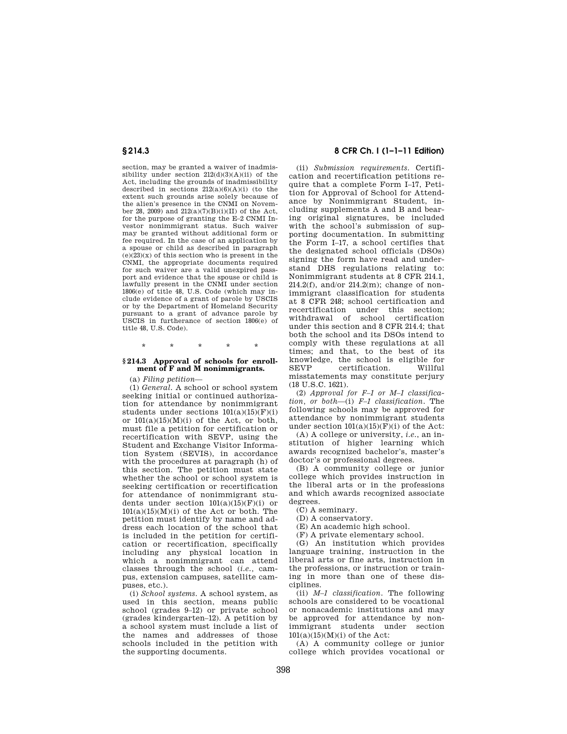section, may be granted a waiver of inadmissibility under section 212(d)(3)(A)(ii) of the Act, including the grounds of inadmissibility described in sections 212(a)(6)(A)(i) (to the extent such grounds arise solely because of the alien's presence in the CNMI on November 28, 2009) and 212(a)(7)(B)(i)(II) of the Act, for the purpose of granting the E–2 CNMI Investor nonimmigrant status. Such waiver may be granted without additional form or fee required. In the case of an application by a spouse or child as described in paragraph (e)(23)(x) of this section who is present in the CNMI, the appropriate documents required for such waiver are a valid unexpired passport and evidence that the spouse or child is lawfully present in the CNMI under section 1806(e) of title 48, U.S. Code (which may include evidence of a grant of parole by USCIS or by the Department of Homeland Security pursuant to a grant of advance parole by USCIS in furtherance of section 1806(e) of title 48, U.S. Code).

\* \* \* \* \*

### § 214.3 Approval of schools for enrollment of F and M nonimmigrants.

(a) *Filing petition*—

(1) *General.* A school or school system seeking initial or continued authorization for attendance by nonimmigrant students under sections 101(a)(15)(F)(i) or 101(a)(15)(M)(i) of the Act, or both, must file a petition for certification or recertification with SEVP, using the Student and Exchange Visitor Information System (SEVIS), in accordance with the procedures at paragraph (h) of this section. The petition must state whether the school or school system is seeking certification or recertification for attendance of nonimmigrant students under section 101(a)(15)(F)(i) or 101(a)(15)(M)(i) of the Act or both. The petition must identify by name and address each location of the school that is included in the petition for certification or recertification, specifically including any physical location in which a nonimmigrant can attend classes through the school (*i.e.*, campus, extension campuses, satellite campuses, etc.).

(i) *School systems.* A school system, as used in this section, means public school (grades 9–12) or private school (grades kindergarten–12). A petition by a school system must include a list of the names and addresses of those schools included in the petition with the supporting documents.

(ii) *Submission requirements.* Certification and recertification petitions require that a complete Form I–17, Petition for Approval of School for Attendance by Nonimmigrant Student, including supplements A and B and bearing original signatures, be included with the school's submission of supporting documentation. In submitting the Form I–17, a school certifies that the designated school officials (DSOs) signing the form have read and understand DHS regulations relating to: Nonimmigrant students at 8 CFR 214.1, 214.2(f), and/or 214.2(m); change of nonimmigrant classification for students at 8 CFR 248; school certification and recertification under this section; withdrawal of school certification under this section and 8 CFR 214.4; that both the school and its DSOs intend to comply with these regulations at all times; and that, to the best of its knowledge, the school is eligible for SEVP certification. Willful misstatements may constitute perjury (18 U.S.C. 1621).

(2) *Approval for F–1 or M–1 classification, or both*—(i) *F–1 classification.* The following schools may be approved for attendance by nonimmigrant students under section 101(a)(15)(F)(i) of the Act:

(A) A college or university, *i.e.*, an institution of higher learning which awards recognized bachelor's, master's doctor's or professional degrees.

(B) A community college or junior college which provides instruction in the liberal arts or in the professions and which awards recognized associate degrees.

(C) A seminary.

(D) A conservatory.

(E) An academic high school.

(F) A private elementary school.

(G) An institution which provides language training, instruction in the liberal arts or fine arts, instruction in the professions, or instruction or training in more than one of these disciplines.

(ii) *M–1 classification.* The following schools are considered to be vocational or nonacademic institutions and may be approved for attendance by nonimmigrant students under section 101(a)(15)(M)(i) of the Act:

(A) A community college or junior college which provides vocational or